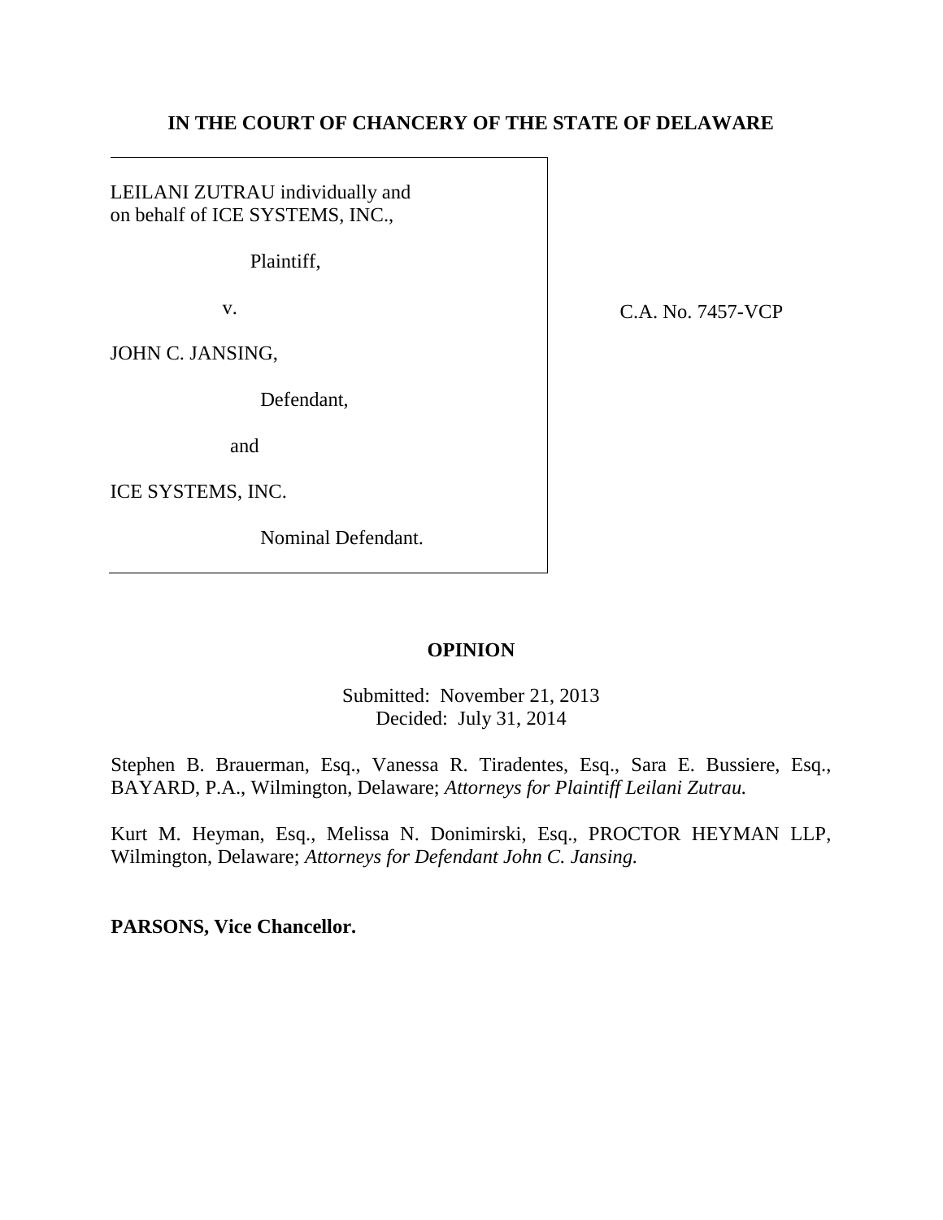**IN THE COURT OF CHANCERY OF THE STATE OF DELAWARE**

LEILANI ZUTRAU individually and on behalf of ICE SYSTEMS, INC.,

Plaintiff,

v.

JOHN C. JANSING,

Defendant,

and

ICE SYSTEMS, INC.

Nominal Defendant.

C.A. No. 7457-VCP

**OPINION**

Submitted: November 21, 2013
Decided: July 31, 2014

Stephen B. Brauerman, Esq., Vanessa R. Tiradentes, Esq., Sara E. Bussiere, Esq., BAYARD, P.A., Wilmington, Delaware; *Attorneys for Plaintiff Leilani Zutrau.*

Kurt M. Heyman, Esq., Melissa N. Donimirski, Esq., PROCTOR HEYMAN LLP, Wilmington, Delaware; *Attorneys for Defendant John C. Jansing.*

**PARSONS, Vice Chancellor.**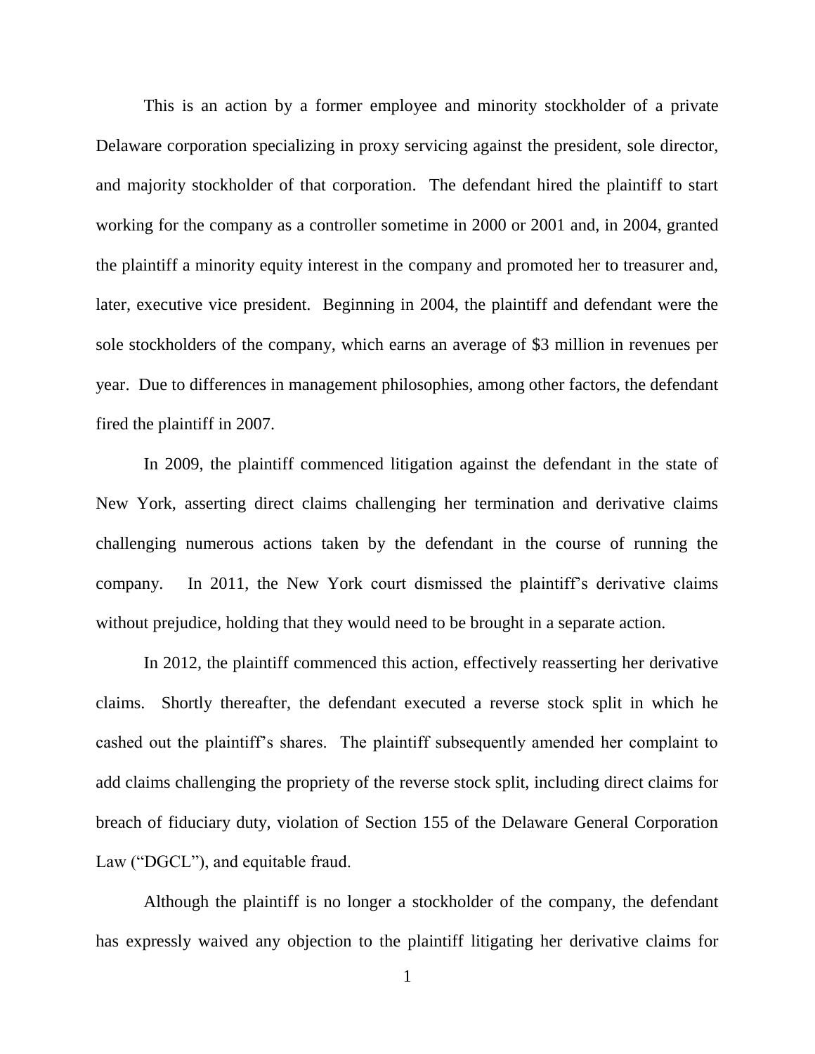This is an action by a former employee and minority stockholder of a private Delaware corporation specializing in proxy servicing against the president, sole director, and majority stockholder of that corporation. The defendant hired the plaintiff to start working for the company as a controller sometime in 2000 or 2001 and, in 2004, granted the plaintiff a minority equity interest in the company and promoted her to treasurer and, later, executive vice president. Beginning in 2004, the plaintiff and defendant were the sole stockholders of the company, which earns an average of $3 million in revenues per year. Due to differences in management philosophies, among other factors, the defendant fired the plaintiff in 2007.

In 2009, the plaintiff commenced litigation against the defendant in the state of New York, asserting direct claims challenging her termination and derivative claims challenging numerous actions taken by the defendant in the course of running the company. In 2011, the New York court dismissed the plaintiff's derivative claims without prejudice, holding that they would need to be brought in a separate action.

In 2012, the plaintiff commenced this action, effectively reasserting her derivative claims. Shortly thereafter, the defendant executed a reverse stock split in which he cashed out the plaintiff's shares. The plaintiff subsequently amended her complaint to add claims challenging the propriety of the reverse stock split, including direct claims for breach of fiduciary duty, violation of Section 155 of the Delaware General Corporation Law ("DGCL"), and equitable fraud.

Although the plaintiff is no longer a stockholder of the company, the defendant has expressly waived any objection to the plaintiff litigating her derivative claims for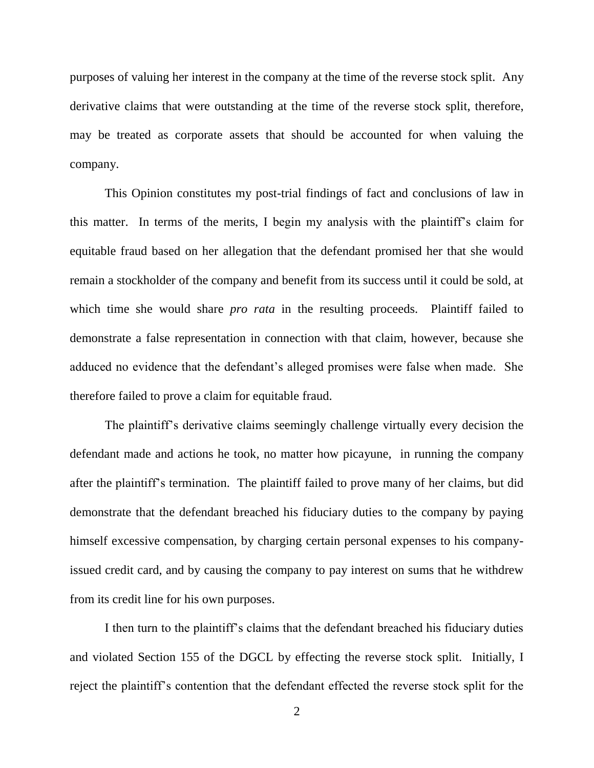purposes of valuing her interest in the company at the time of the reverse stock split. Any derivative claims that were outstanding at the time of the reverse stock split, therefore, may be treated as corporate assets that should be accounted for when valuing the company.

This Opinion constitutes my post-trial findings of fact and conclusions of law in this matter. In terms of the merits, I begin my analysis with the plaintiff's claim for equitable fraud based on her allegation that the defendant promised her that she would remain a stockholder of the company and benefit from its success until it could be sold, at which time she would share *pro rata* in the resulting proceeds. Plaintiff failed to demonstrate a false representation in connection with that claim, however, because she adduced no evidence that the defendant's alleged promises were false when made. She therefore failed to prove a claim for equitable fraud.

The plaintiff's derivative claims seemingly challenge virtually every decision the defendant made and actions he took, no matter how picayune, in running the company after the plaintiff's termination. The plaintiff failed to prove many of her claims, but did demonstrate that the defendant breached his fiduciary duties to the company by paying himself excessive compensation, by charging certain personal expenses to his company-issued credit card, and by causing the company to pay interest on sums that he withdrew from its credit line for his own purposes.

I then turn to the plaintiff's claims that the defendant breached his fiduciary duties and violated Section 155 of the DGCL by effecting the reverse stock split. Initially, I reject the plaintiff's contention that the defendant effected the reverse stock split for the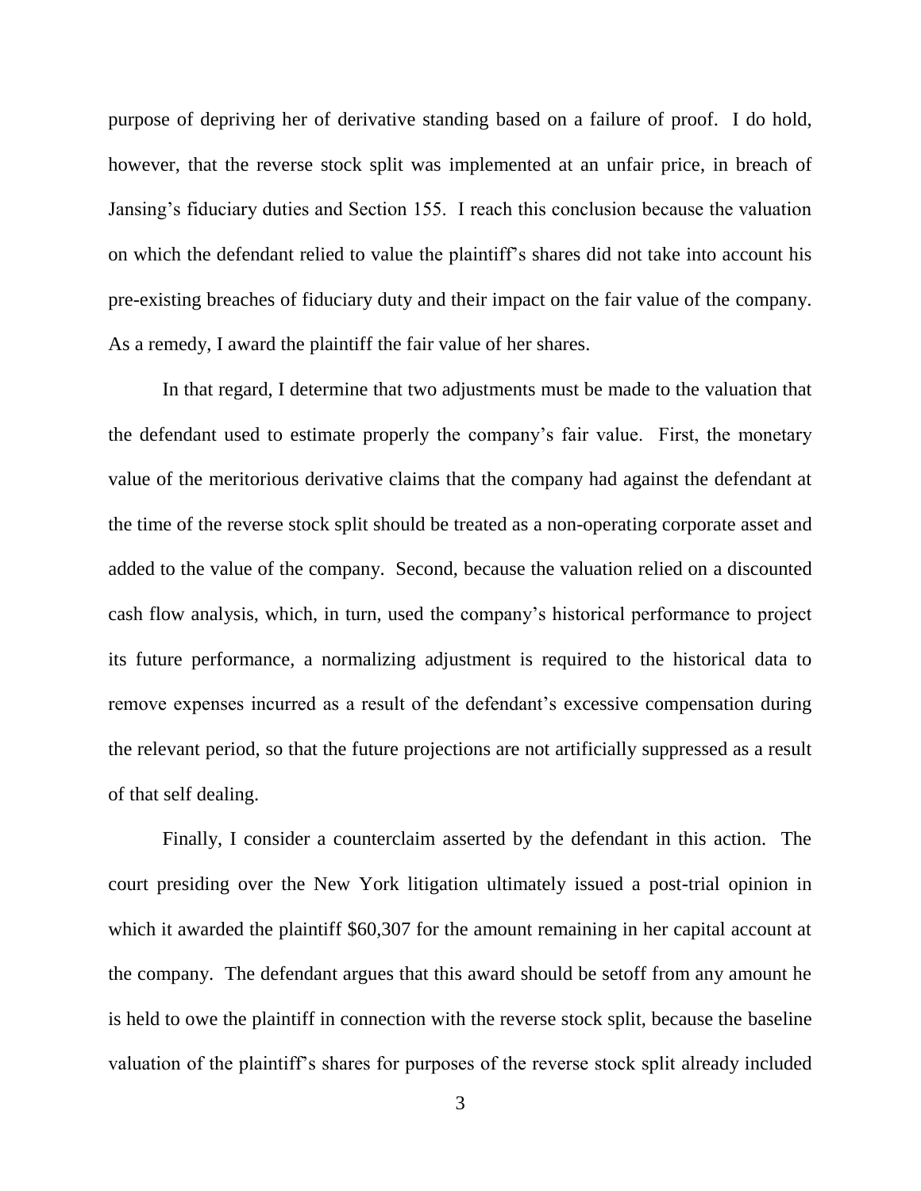purpose of depriving her of derivative standing based on a failure of proof. I do hold, however, that the reverse stock split was implemented at an unfair price, in breach of Jansing's fiduciary duties and Section 155. I reach this conclusion because the valuation on which the defendant relied to value the plaintiff's shares did not take into account his pre-existing breaches of fiduciary duty and their impact on the fair value of the company. As a remedy, I award the plaintiff the fair value of her shares.

In that regard, I determine that two adjustments must be made to the valuation that the defendant used to estimate properly the company's fair value. First, the monetary value of the meritorious derivative claims that the company had against the defendant at the time of the reverse stock split should be treated as a non-operating corporate asset and added to the value of the company. Second, because the valuation relied on a discounted cash flow analysis, which, in turn, used the company's historical performance to project its future performance, a normalizing adjustment is required to the historical data to remove expenses incurred as a result of the defendant's excessive compensation during the relevant period, so that the future projections are not artificially suppressed as a result of that self dealing.

Finally, I consider a counterclaim asserted by the defendant in this action. The court presiding over the New York litigation ultimately issued a post-trial opinion in which it awarded the plaintiff $60,307 for the amount remaining in her capital account at the company. The defendant argues that this award should be setoff from any amount he is held to owe the plaintiff in connection with the reverse stock split, because the baseline valuation of the plaintiff's shares for purposes of the reverse stock split already included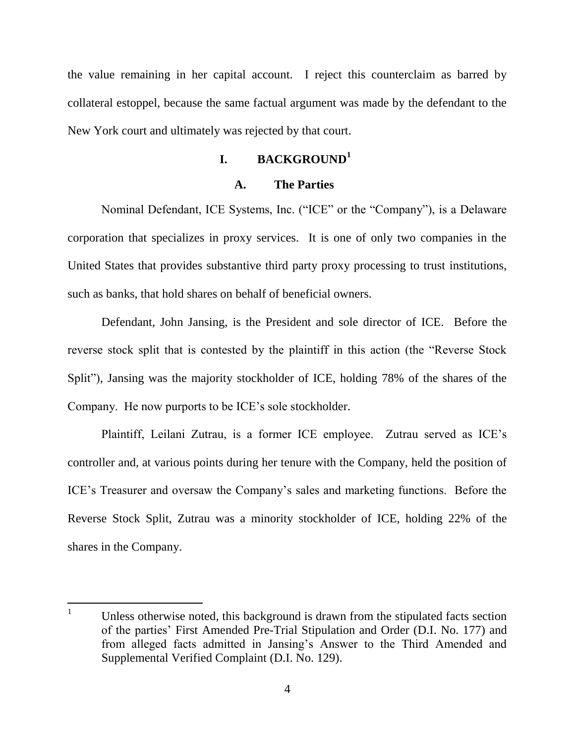the value remaining in her capital account. I reject this counterclaim as barred by collateral estoppel, because the same factual argument was made by the defendant to the New York court and ultimately was rejected by that court.

# I. BACKGROUND[1]

## A. The Parties

Nominal Defendant, ICE Systems, Inc. ("ICE" or the "Company"), is a Delaware corporation that specializes in proxy services. It is one of only two companies in the United States that provides substantive third party proxy processing to trust institutions, such as banks, that hold shares on behalf of beneficial owners.

Defendant, John Jansing, is the President and sole director of ICE. Before the reverse stock split that is contested by the plaintiff in this action (the "Reverse Stock Split"), Jansing was the majority stockholder of ICE, holding 78% of the shares of the Company. He now purports to be ICE's sole stockholder.

Plaintiff, Leilani Zutrau, is a former ICE employee. Zutrau served as ICE's controller and, at various points during her tenure with the Company, held the position of ICE's Treasurer and oversaw the Company's sales and marketing functions. Before the Reverse Stock Split, Zutrau was a minority stockholder of ICE, holding 22% of the shares in the Company.

---

[1] Unless otherwise noted, this background is drawn from the stipulated facts section of the parties' First Amended Pre-Trial Stipulation and Order (D.I. No. 177) and from alleged facts admitted in Jansing's Answer to the Third Amended and Supplemental Verified Complaint (D.I. No. 129).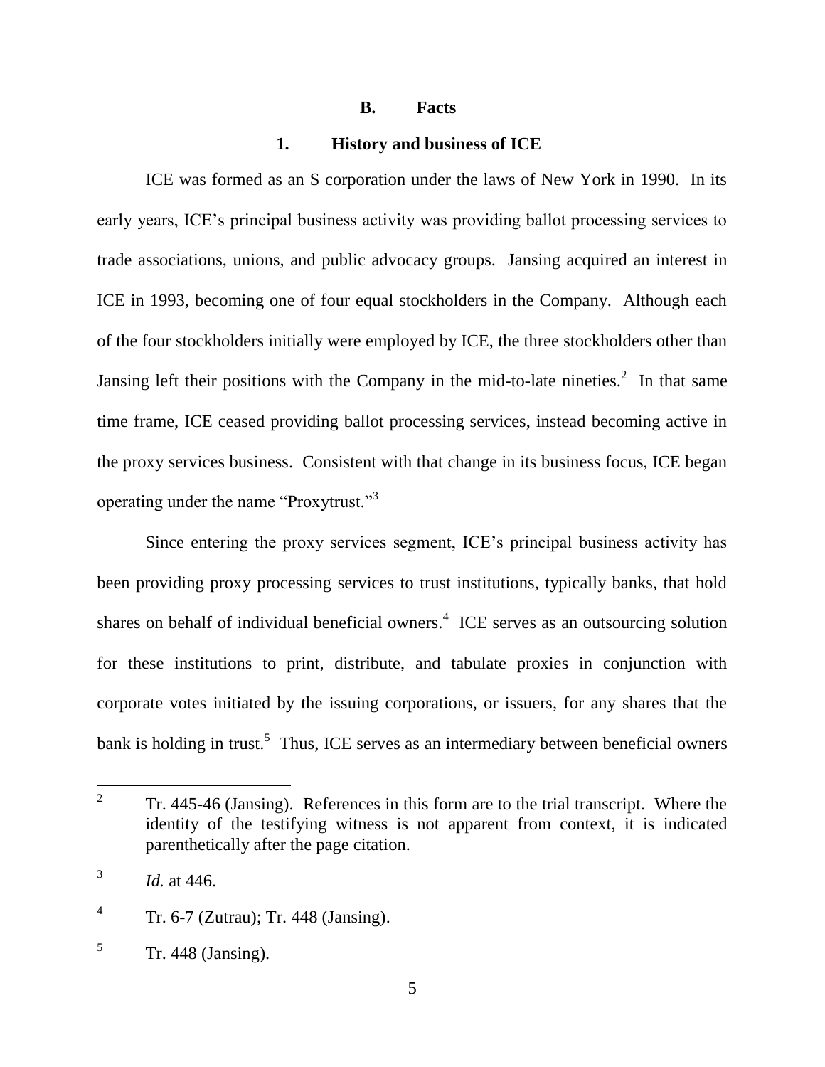### B. Facts

#### 1. History and business of ICE

ICE was formed as an S corporation under the laws of New York in 1990. In its early years, ICE's principal business activity was providing ballot processing services to trade associations, unions, and public advocacy groups. Jansing acquired an interest in ICE in 1993, becoming one of four equal stockholders in the Company. Although each of the four stockholders initially were employed by ICE, the three stockholders other than Jansing left their positions with the Company in the mid-to-late nineties.[2] In that same time frame, ICE ceased providing ballot processing services, instead becoming active in the proxy services business. Consistent with that change in its business focus, ICE began operating under the name "Proxytrust."[3]

Since entering the proxy services segment, ICE's principal business activity has been providing proxy processing services to trust institutions, typically banks, that hold shares on behalf of individual beneficial owners.[4] ICE serves as an outsourcing solution for these institutions to print, distribute, and tabulate proxies in conjunction with corporate votes initiated by the issuing corporations, or issuers, for any shares that the bank is holding in trust.[5] Thus, ICE serves as an intermediary between beneficial owners

---

[2] Tr. 445-46 (Jansing). References in this form are to the trial transcript. Where the identity of the testifying witness is not apparent from context, it is indicated parenthetically after the page citation.

[3] *Id.* at 446.

[4] Tr. 6-7 (Zutrau); Tr. 448 (Jansing).

[5] Tr. 448 (Jansing).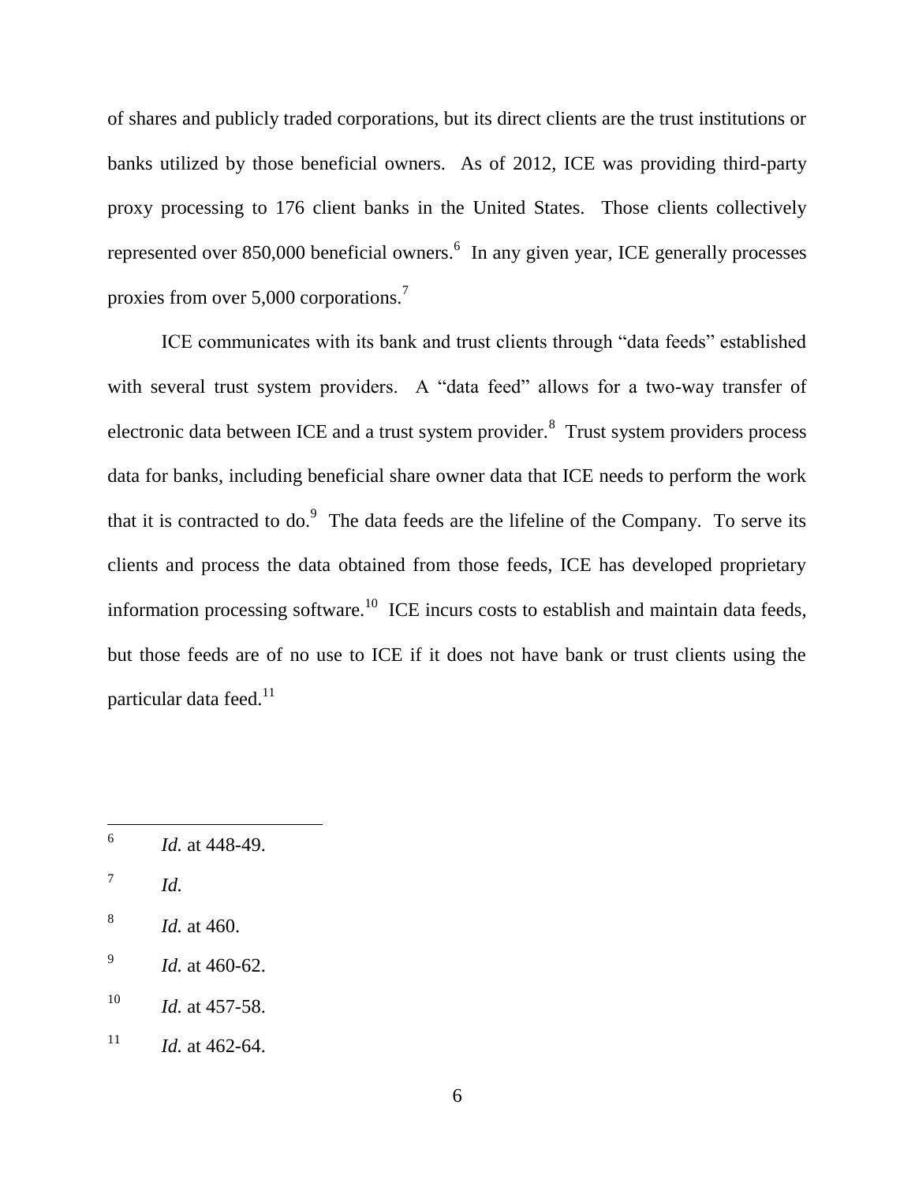of shares and publicly traded corporations, but its direct clients are the trust institutions or banks utilized by those beneficial owners. As of 2012, ICE was providing third-party proxy processing to 176 client banks in the United States. Those clients collectively represented over 850,000 beneficial owners.[6] In any given year, ICE generally processes proxies from over 5,000 corporations.[7]

ICE communicates with its bank and trust clients through "data feeds" established with several trust system providers. A "data feed" allows for a two-way transfer of electronic data between ICE and a trust system provider.[8] Trust system providers process data for banks, including beneficial share owner data that ICE needs to perform the work that it is contracted to do.[9] The data feeds are the lifeline of the Company. To serve its clients and process the data obtained from those feeds, ICE has developed proprietary information processing software.[10] ICE incurs costs to establish and maintain data feeds, but those feeds are of no use to ICE if it does not have bank or trust clients using the particular data feed.[11]

---

[6] *Id.* at 448-49.

[7] *Id.*

[8] *Id.* at 460.

[9] *Id.* at 460-62.

[10] *Id.* at 457-58.

[11] *Id.* at 462-64.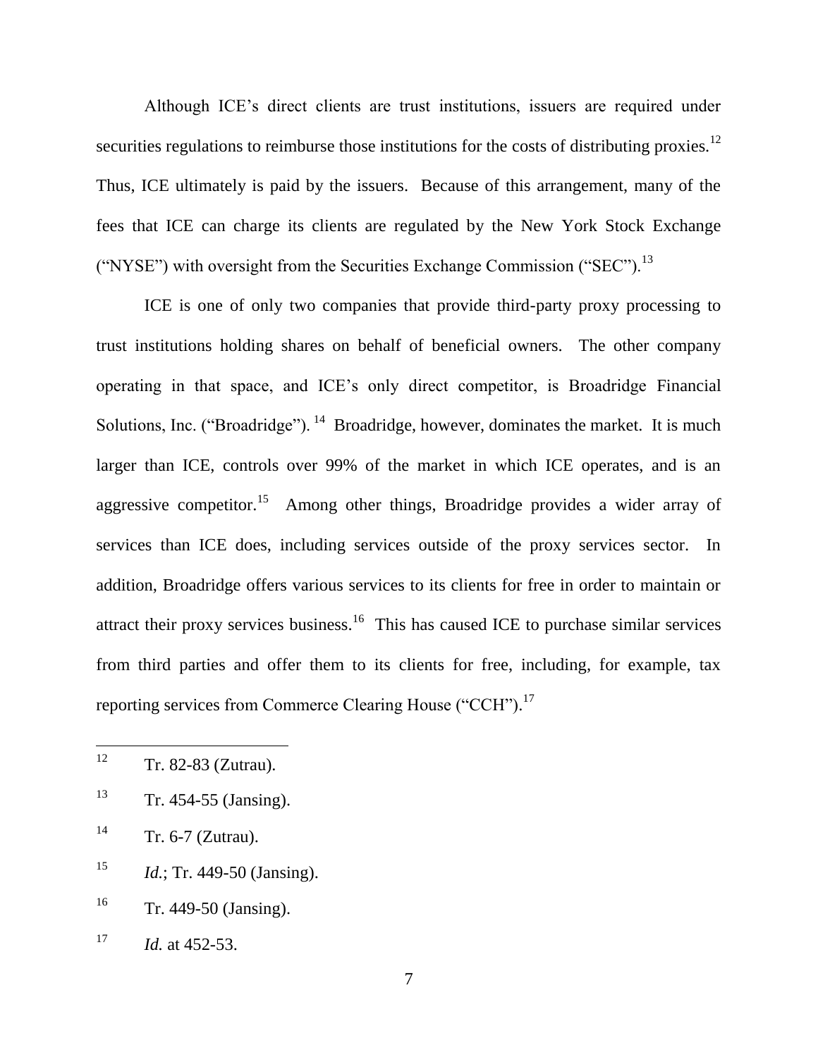Although ICE's direct clients are trust institutions, issuers are required under securities regulations to reimburse those institutions for the costs of distributing proxies.[12] Thus, ICE ultimately is paid by the issuers. Because of this arrangement, many of the fees that ICE can charge its clients are regulated by the New York Stock Exchange ("NYSE") with oversight from the Securities Exchange Commission ("SEC").[13]

ICE is one of only two companies that provide third-party proxy processing to trust institutions holding shares on behalf of beneficial owners. The other company operating in that space, and ICE's only direct competitor, is Broadridge Financial Solutions, Inc. ("Broadridge").[14] Broadridge, however, dominates the market. It is much larger than ICE, controls over 99% of the market in which ICE operates, and is an aggressive competitor.[15] Among other things, Broadridge provides a wider array of services than ICE does, including services outside of the proxy services sector. In addition, Broadridge offers various services to its clients for free in order to maintain or attract their proxy services business.[16] This has caused ICE to purchase similar services from third parties and offer them to its clients for free, including, for example, tax reporting services from Commerce Clearing House ("CCH").[17]

---

[12] Tr. 82-83 (Zutrau).

[13] Tr. 454-55 (Jansing).

[14] Tr. 6-7 (Zutrau).

[15] *Id.*; Tr. 449-50 (Jansing).

[16] Tr. 449-50 (Jansing).

[17] *Id.* at 452-53.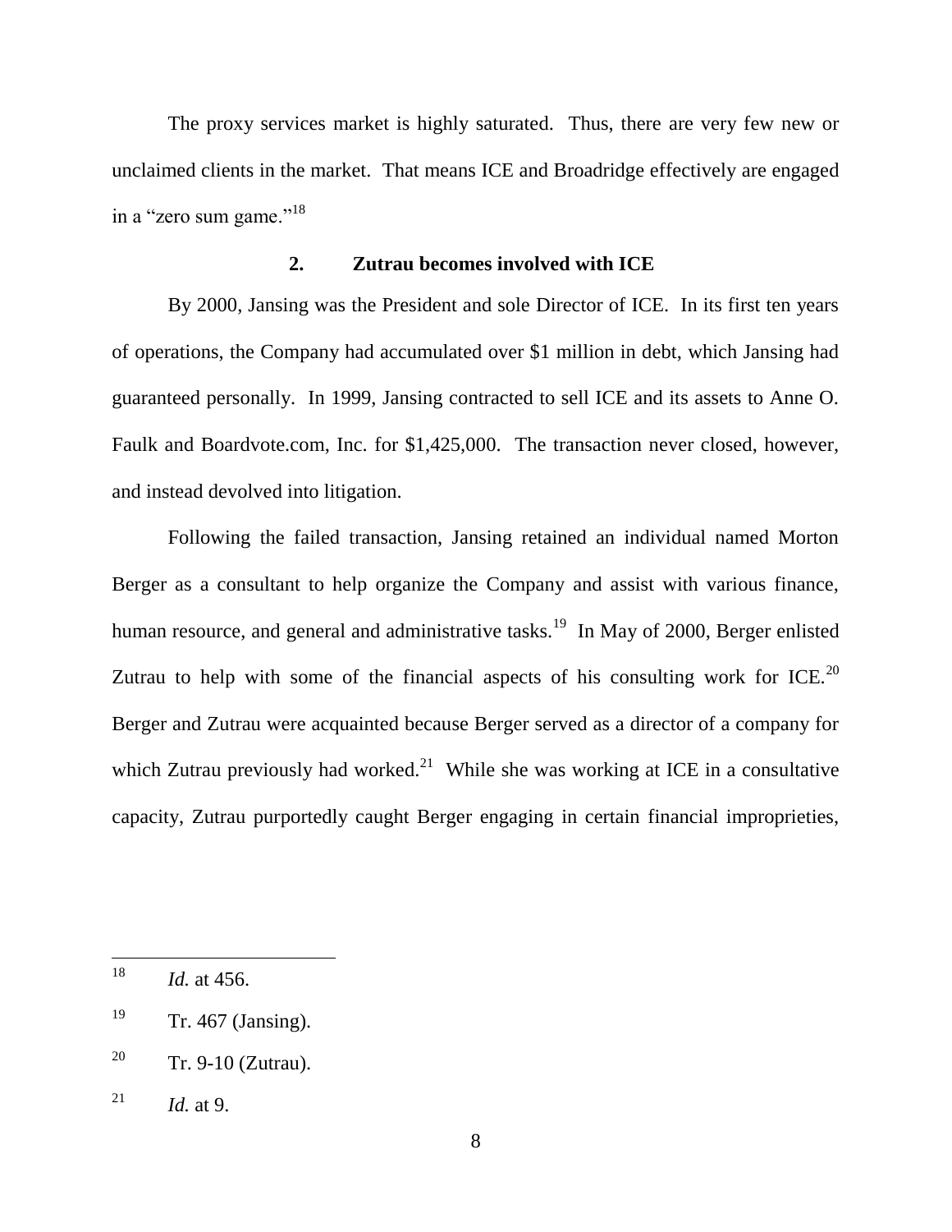The proxy services market is highly saturated. Thus, there are very few new or unclaimed clients in the market. That means ICE and Broadridge effectively are engaged in a "zero sum game."[18]

### 2. Zutrau becomes involved with ICE

By 2000, Jansing was the President and sole Director of ICE. In its first ten years of operations, the Company had accumulated over $1 million in debt, which Jansing had guaranteed personally. In 1999, Jansing contracted to sell ICE and its assets to Anne O. Faulk and Boardvote.com, Inc. for $1,425,000. The transaction never closed, however, and instead devolved into litigation.

Following the failed transaction, Jansing retained an individual named Morton Berger as a consultant to help organize the Company and assist with various finance, human resource, and general and administrative tasks.[19] In May of 2000, Berger enlisted Zutrau to help with some of the financial aspects of his consulting work for ICE.[20] Berger and Zutrau were acquainted because Berger served as a director of a company for which Zutrau previously had worked.[21] While she was working at ICE in a consultative capacity, Zutrau purportedly caught Berger engaging in certain financial improprieties,

---

[18] *Id.* at 456.

[19] Tr. 467 (Jansing).

[20] Tr. 9-10 (Zutrau).

[21] *Id.* at 9.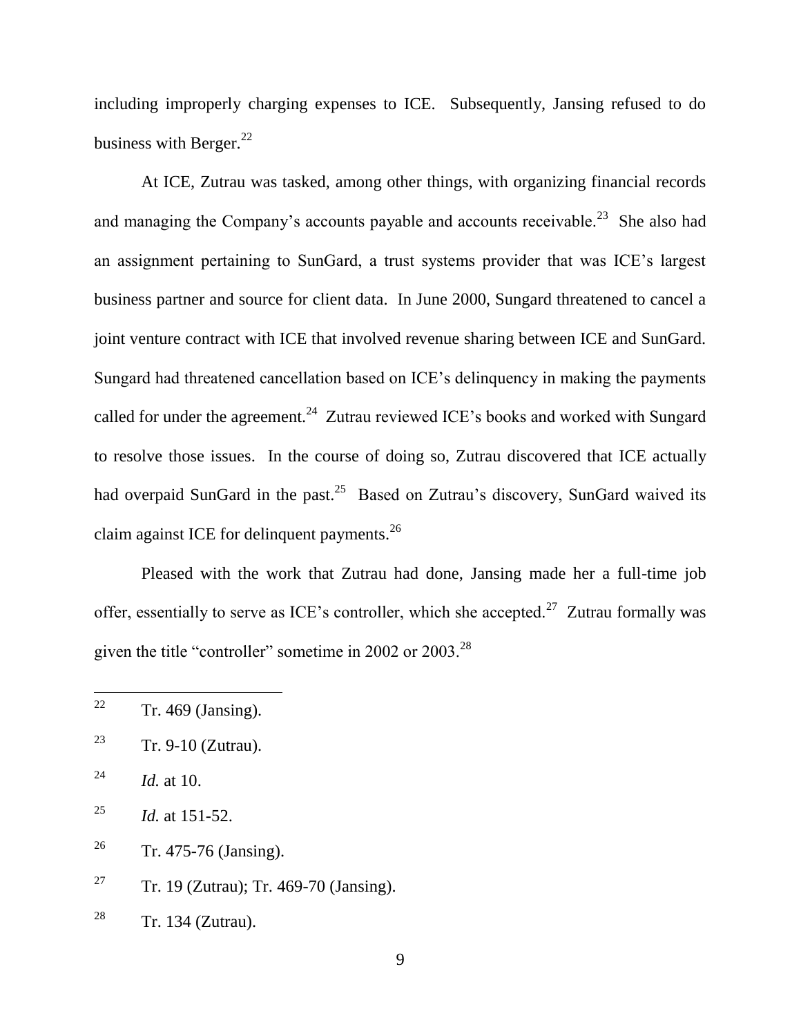including improperly charging expenses to ICE. Subsequently, Jansing refused to do business with Berger.[22]

At ICE, Zutrau was tasked, among other things, with organizing financial records and managing the Company's accounts payable and accounts receivable.[23] She also had an assignment pertaining to SunGard, a trust systems provider that was ICE's largest business partner and source for client data. In June 2000, Sungard threatened to cancel a joint venture contract with ICE that involved revenue sharing between ICE and SunGard. Sungard had threatened cancellation based on ICE's delinquency in making the payments called for under the agreement.[24] Zutrau reviewed ICE's books and worked with Sungard to resolve those issues. In the course of doing so, Zutrau discovered that ICE actually had overpaid SunGard in the past.[25] Based on Zutrau's discovery, SunGard waived its claim against ICE for delinquent payments.[26]

Pleased with the work that Zutrau had done, Jansing made her a full-time job offer, essentially to serve as ICE's controller, which she accepted.[27] Zutrau formally was given the title "controller" sometime in 2002 or 2003.[28]

---

[22] Tr. 469 (Jansing).

[23] Tr. 9-10 (Zutrau).

[24] *Id.* at 10.

[25] *Id.* at 151-52.

[26] Tr. 475-76 (Jansing).

[27] Tr. 19 (Zutrau); Tr. 469-70 (Jansing).

[28] Tr. 134 (Zutrau).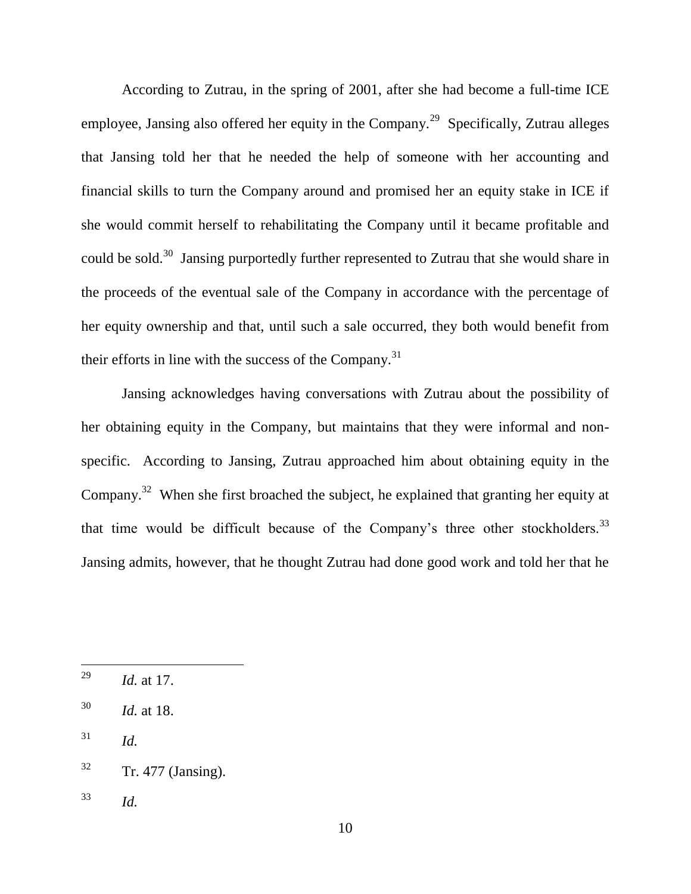According to Zutrau, in the spring of 2001, after she had become a full-time ICE employee, Jansing also offered her equity in the Company.[29] Specifically, Zutrau alleges that Jansing told her that he needed the help of someone with her accounting and financial skills to turn the Company around and promised her an equity stake in ICE if she would commit herself to rehabilitating the Company until it became profitable and could be sold.[30] Jansing purportedly further represented to Zutrau that she would share in the proceeds of the eventual sale of the Company in accordance with the percentage of her equity ownership and that, until such a sale occurred, they both would benefit from their efforts in line with the success of the Company.[31]

Jansing acknowledges having conversations with Zutrau about the possibility of her obtaining equity in the Company, but maintains that they were informal and non-specific. According to Jansing, Zutrau approached him about obtaining equity in the Company.[32] When she first broached the subject, he explained that granting her equity at that time would be difficult because of the Company's three other stockholders.[33] Jansing admits, however, that he thought Zutrau had done good work and told her that he

---

[29] *Id.* at 17.

[30] *Id.* at 18.

[31] *Id.*

[32] Tr. 477 (Jansing).

[33] *Id.*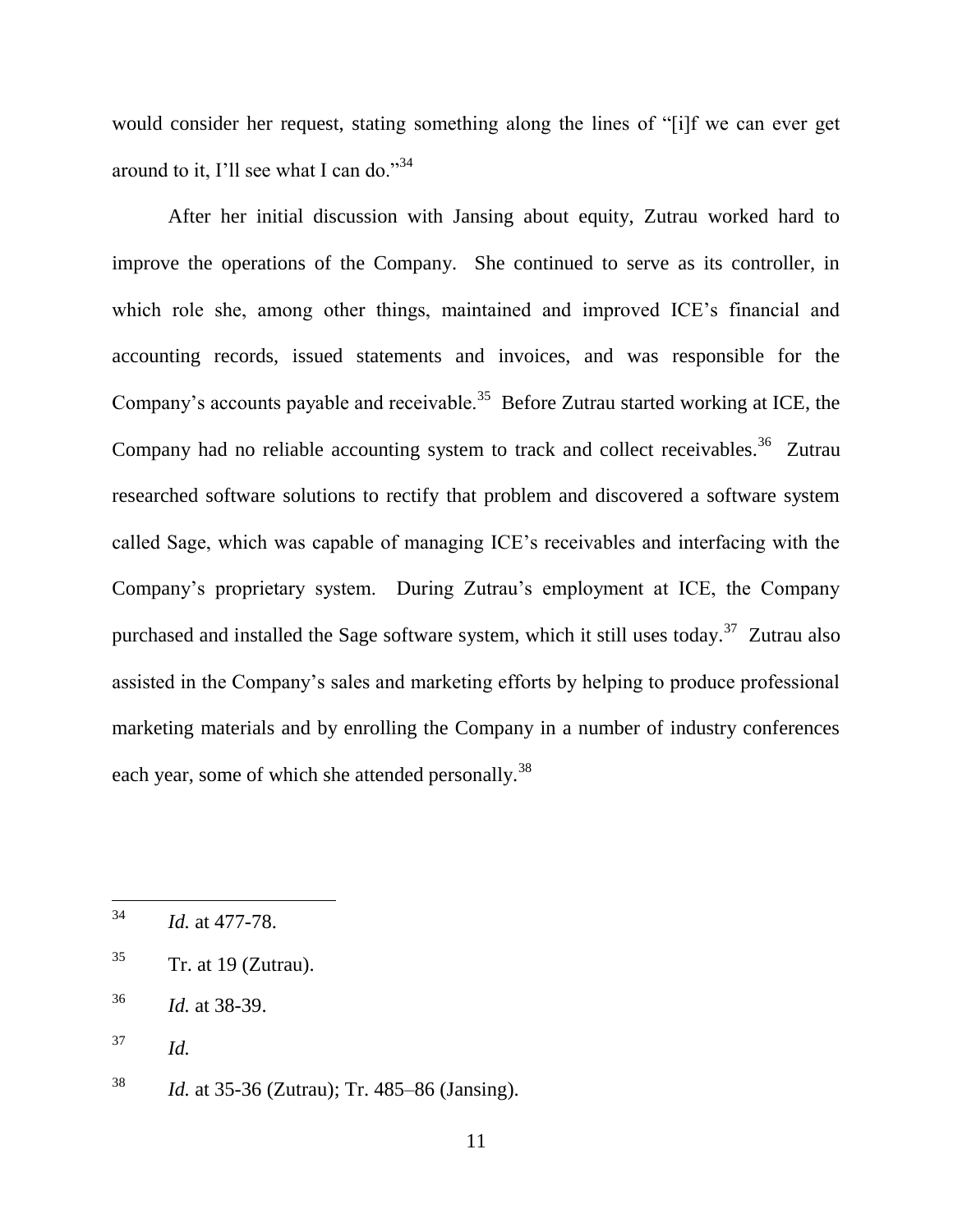would consider her request, stating something along the lines of "[i]f we can ever get around to it, I'll see what I can do."[34]

After her initial discussion with Jansing about equity, Zutrau worked hard to improve the operations of the Company. She continued to serve as its controller, in which role she, among other things, maintained and improved ICE's financial and accounting records, issued statements and invoices, and was responsible for the Company's accounts payable and receivable.[35] Before Zutrau started working at ICE, the Company had no reliable accounting system to track and collect receivables.[36] Zutrau researched software solutions to rectify that problem and discovered a software system called Sage, which was capable of managing ICE's receivables and interfacing with the Company's proprietary system. During Zutrau's employment at ICE, the Company purchased and installed the Sage software system, which it still uses today.[37] Zutrau also assisted in the Company's sales and marketing efforts by helping to produce professional marketing materials and by enrolling the Company in a number of industry conferences each year, some of which she attended personally.[38]

---

[34] *Id.* at 477-78.

[35] Tr. at 19 (Zutrau).

[36] *Id.* at 38-39.

[37] *Id.*

[38] *Id.* at 35-36 (Zutrau); Tr. 485–86 (Jansing).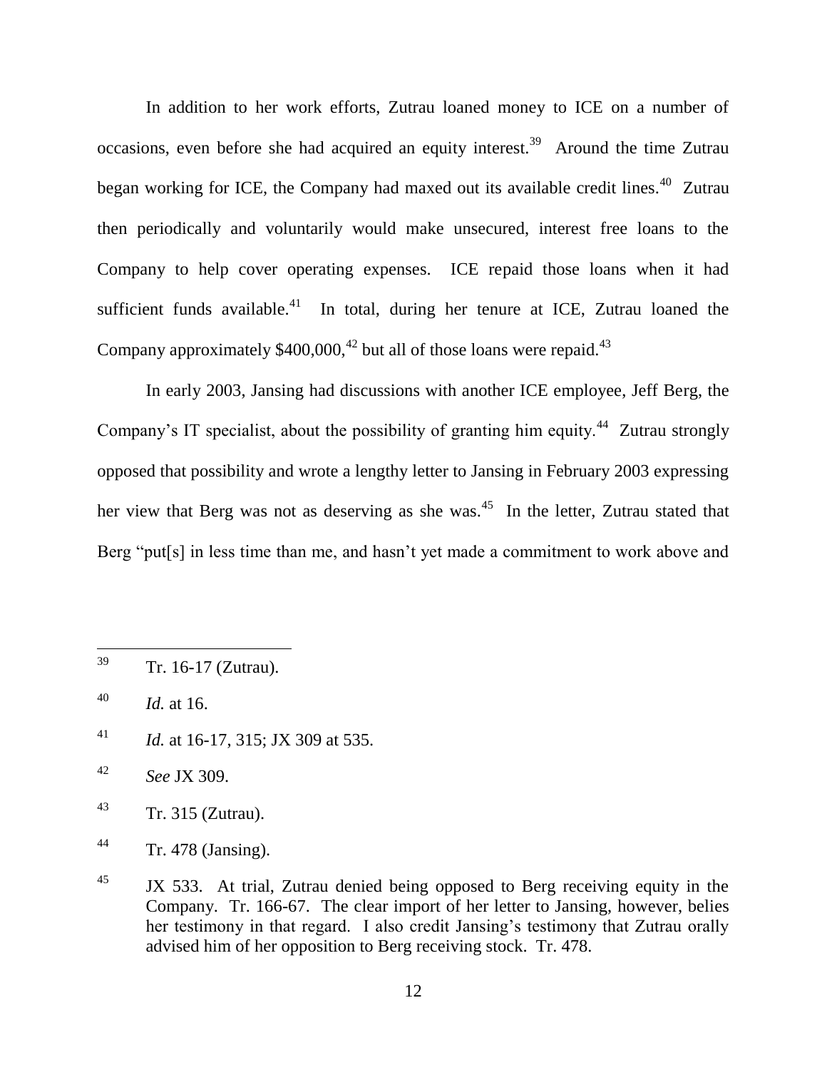In addition to her work efforts, Zutrau loaned money to ICE on a number of occasions, even before she had acquired an equity interest.[39] Around the time Zutrau began working for ICE, the Company had maxed out its available credit lines.[40] Zutrau then periodically and voluntarily would make unsecured, interest free loans to the Company to help cover operating expenses. ICE repaid those loans when it had sufficient funds available.[41] In total, during her tenure at ICE, Zutrau loaned the Company approximately $400,000,[42] but all of those loans were repaid.[43]

In early 2003, Jansing had discussions with another ICE employee, Jeff Berg, the Company's IT specialist, about the possibility of granting him equity.[44] Zutrau strongly opposed that possibility and wrote a lengthy letter to Jansing in February 2003 expressing her view that Berg was not as deserving as she was.[45] In the letter, Zutrau stated that Berg "put[s] in less time than me, and hasn't yet made a commitment to work above and

---

[39] Tr. 16-17 (Zutrau).

[40] *Id.* at 16.

[41] *Id.* at 16-17, 315; JX 309 at 535.

[42] *See* JX 309.

[43] Tr. 315 (Zutrau).

[44] Tr. 478 (Jansing).

[45] JX 533. At trial, Zutrau denied being opposed to Berg receiving equity in the Company. Tr. 166-67. The clear import of her letter to Jansing, however, belies her testimony in that regard. I also credit Jansing's testimony that Zutrau orally advised him of her opposition to Berg receiving stock. Tr. 478.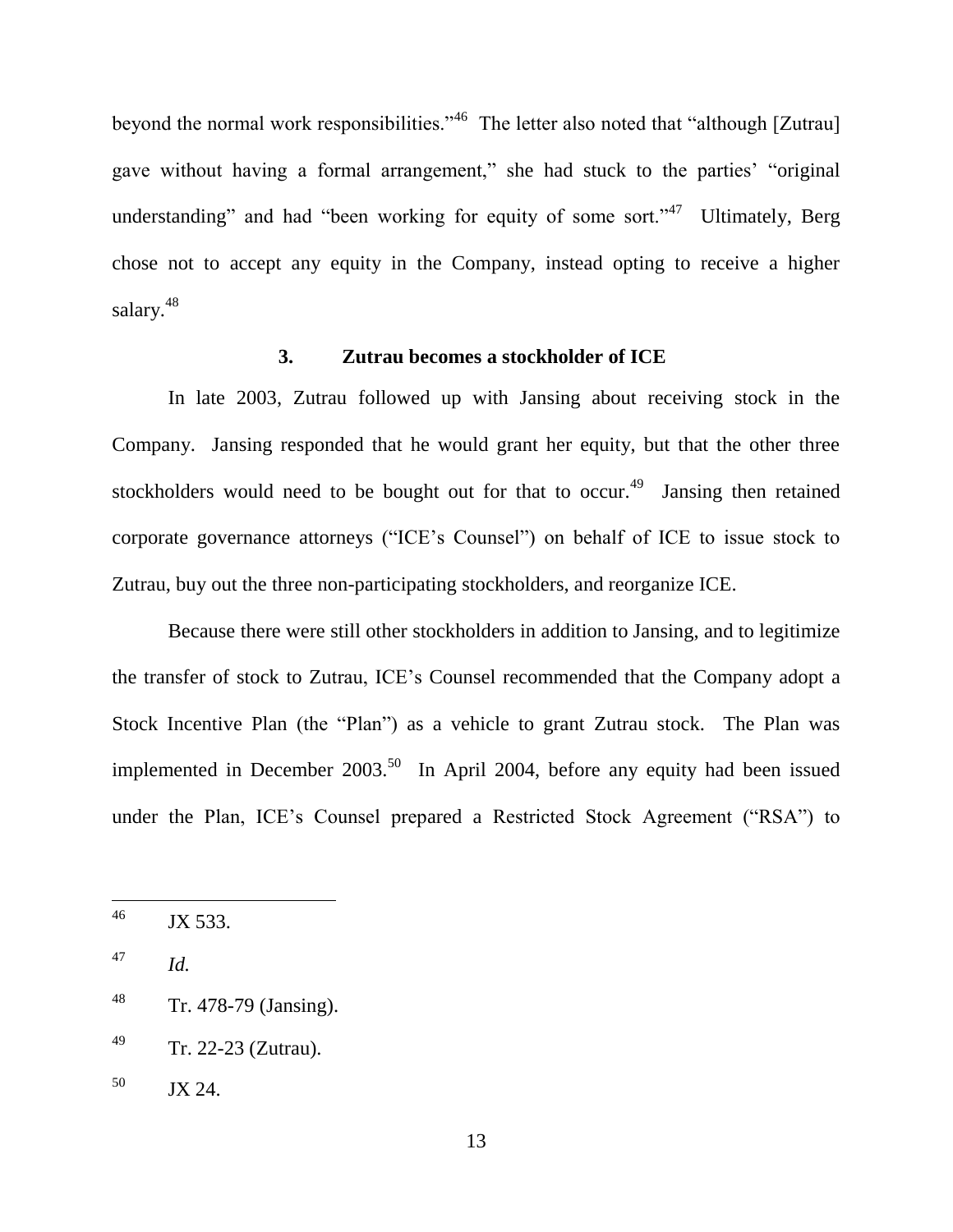beyond the normal work responsibilities."[46] The letter also noted that "although [Zutrau] gave without having a formal arrangement," she had stuck to the parties' "original understanding" and had "been working for equity of some sort."[47] Ultimately, Berg chose not to accept any equity in the Company, instead opting to receive a higher salary.[48]

### 3. Zutrau becomes a stockholder of ICE

In late 2003, Zutrau followed up with Jansing about receiving stock in the Company. Jansing responded that he would grant her equity, but that the other three stockholders would need to be bought out for that to occur.[49] Jansing then retained corporate governance attorneys ("ICE's Counsel") on behalf of ICE to issue stock to Zutrau, buy out the three non-participating stockholders, and reorganize ICE.

Because there were still other stockholders in addition to Jansing, and to legitimize the transfer of stock to Zutrau, ICE's Counsel recommended that the Company adopt a Stock Incentive Plan (the "Plan") as a vehicle to grant Zutrau stock. The Plan was implemented in December 2003.[50] In April 2004, before any equity had been issued under the Plan, ICE's Counsel prepared a Restricted Stock Agreement ("RSA") to

---

[46] JX 533.

[47] *Id.*

[48] Tr. 478-79 (Jansing).

[49] Tr. 22-23 (Zutrau).

[50] JX 24.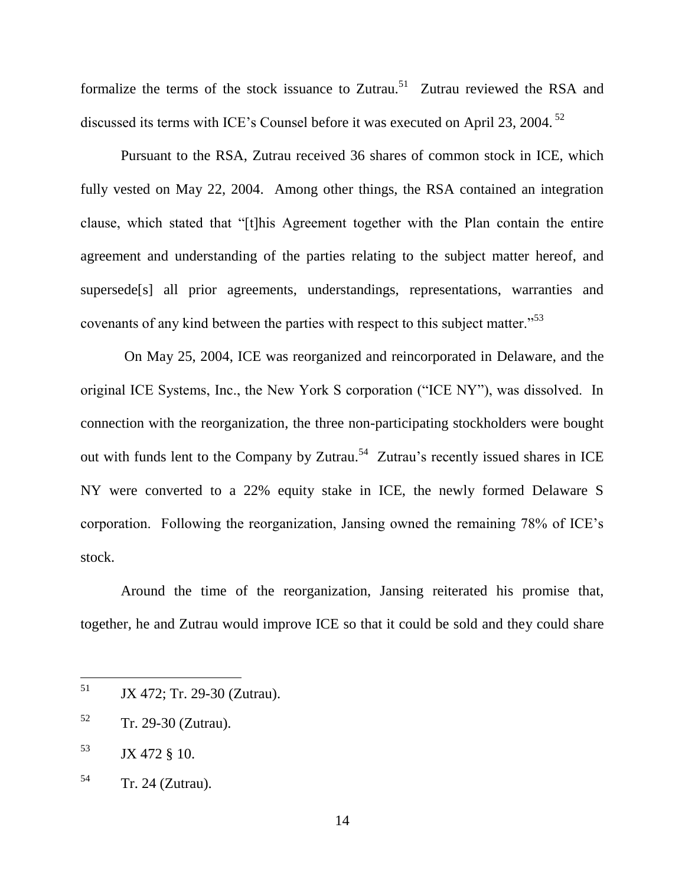formalize the terms of the stock issuance to Zutrau.[51] Zutrau reviewed the RSA and discussed its terms with ICE's Counsel before it was executed on April 23, 2004.[52]

Pursuant to the RSA, Zutrau received 36 shares of common stock in ICE, which fully vested on May 22, 2004. Among other things, the RSA contained an integration clause, which stated that "[t]his Agreement together with the Plan contain the entire agreement and understanding of the parties relating to the subject matter hereof, and supersede[s] all prior agreements, understandings, representations, warranties and covenants of any kind between the parties with respect to this subject matter."[53]

On May 25, 2004, ICE was reorganized and reincorporated in Delaware, and the original ICE Systems, Inc., the New York S corporation ("ICE NY"), was dissolved. In connection with the reorganization, the three non-participating stockholders were bought out with funds lent to the Company by Zutrau.[54] Zutrau's recently issued shares in ICE NY were converted to a 22% equity stake in ICE, the newly formed Delaware S corporation. Following the reorganization, Jansing owned the remaining 78% of ICE's stock.

Around the time of the reorganization, Jansing reiterated his promise that, together, he and Zutrau would improve ICE so that it could be sold and they could share

---

[51] JX 472; Tr. 29-30 (Zutrau).

[52] Tr. 29-30 (Zutrau).

[53] JX 472 § 10.

[54] Tr. 24 (Zutrau).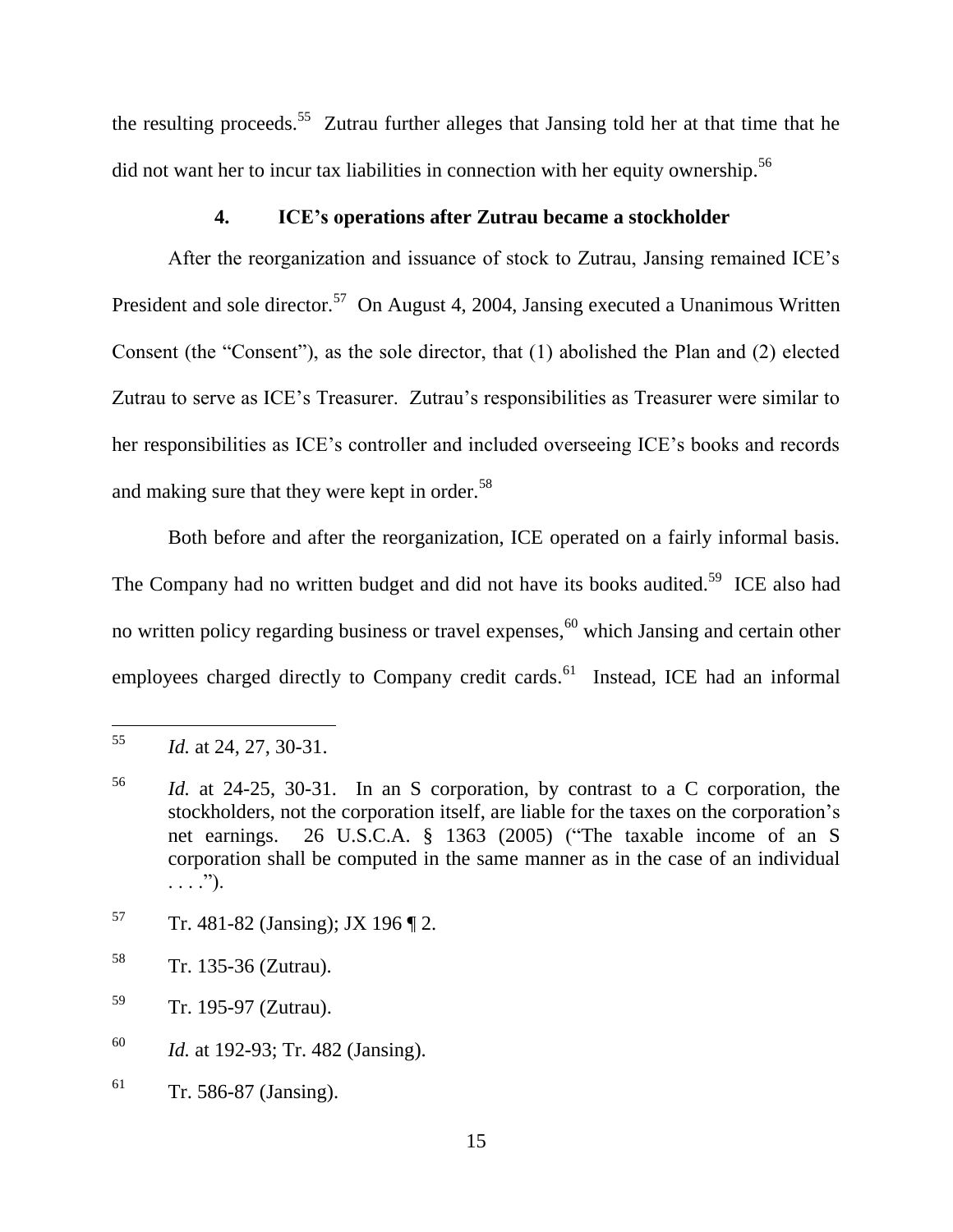the resulting proceeds.[55] Zutrau further alleges that Jansing told her at that time that he did not want her to incur tax liabilities in connection with her equity ownership.[56]

### 4. ICE's operations after Zutrau became a stockholder

After the reorganization and issuance of stock to Zutrau, Jansing remained ICE's President and sole director.[57] On August 4, 2004, Jansing executed a Unanimous Written Consent (the "Consent"), as the sole director, that (1) abolished the Plan and (2) elected Zutrau to serve as ICE's Treasurer. Zutrau's responsibilities as Treasurer were similar to her responsibilities as ICE's controller and included overseeing ICE's books and records and making sure that they were kept in order.[58]

Both before and after the reorganization, ICE operated on a fairly informal basis. The Company had no written budget and did not have its books audited.[59] ICE also had no written policy regarding business or travel expenses,[60] which Jansing and certain other employees charged directly to Company credit cards.[61] Instead, ICE had an informal

---

[55] *Id.* at 24, 27, 30-31.

[56] *Id.* at 24-25, 30-31. In an S corporation, by contrast to a C corporation, the stockholders, not the corporation itself, are liable for the taxes on the corporation's net earnings. 26 U.S.C.A. § 1363 (2005) ("The taxable income of an S corporation shall be computed in the same manner as in the case of an individual . . . .").

[57] Tr. 481-82 (Jansing); JX 196 ¶ 2.

[58] Tr. 135-36 (Zutrau).

[59] Tr. 195-97 (Zutrau).

[60] *Id.* at 192-93; Tr. 482 (Jansing).

[61] Tr. 586-87 (Jansing).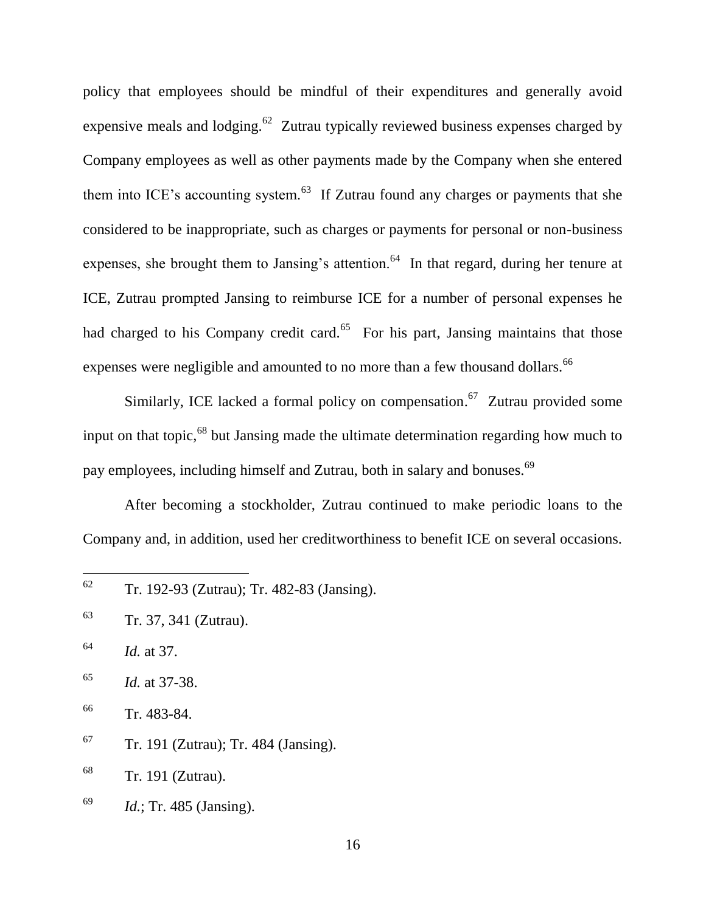policy that employees should be mindful of their expenditures and generally avoid expensive meals and lodging.[62] Zutrau typically reviewed business expenses charged by Company employees as well as other payments made by the Company when she entered them into ICE's accounting system.[63] If Zutrau found any charges or payments that she considered to be inappropriate, such as charges or payments for personal or non-business expenses, she brought them to Jansing's attention.[64] In that regard, during her tenure at ICE, Zutrau prompted Jansing to reimburse ICE for a number of personal expenses he had charged to his Company credit card.[65] For his part, Jansing maintains that those expenses were negligible and amounted to no more than a few thousand dollars.[66]

Similarly, ICE lacked a formal policy on compensation.[67] Zutrau provided some input on that topic,[68] but Jansing made the ultimate determination regarding how much to pay employees, including himself and Zutrau, both in salary and bonuses.[69]

After becoming a stockholder, Zutrau continued to make periodic loans to the Company and, in addition, used her creditworthiness to benefit ICE on several occasions.

---

[62] Tr. 192-93 (Zutrau); Tr. 482-83 (Jansing).

[63] Tr. 37, 341 (Zutrau).

[64] *Id.* at 37.

[65] *Id.* at 37-38.

[66] Tr. 483-84.

[67] Tr. 191 (Zutrau); Tr. 484 (Jansing).

[68] Tr. 191 (Zutrau).

[69] *Id.*; Tr. 485 (Jansing).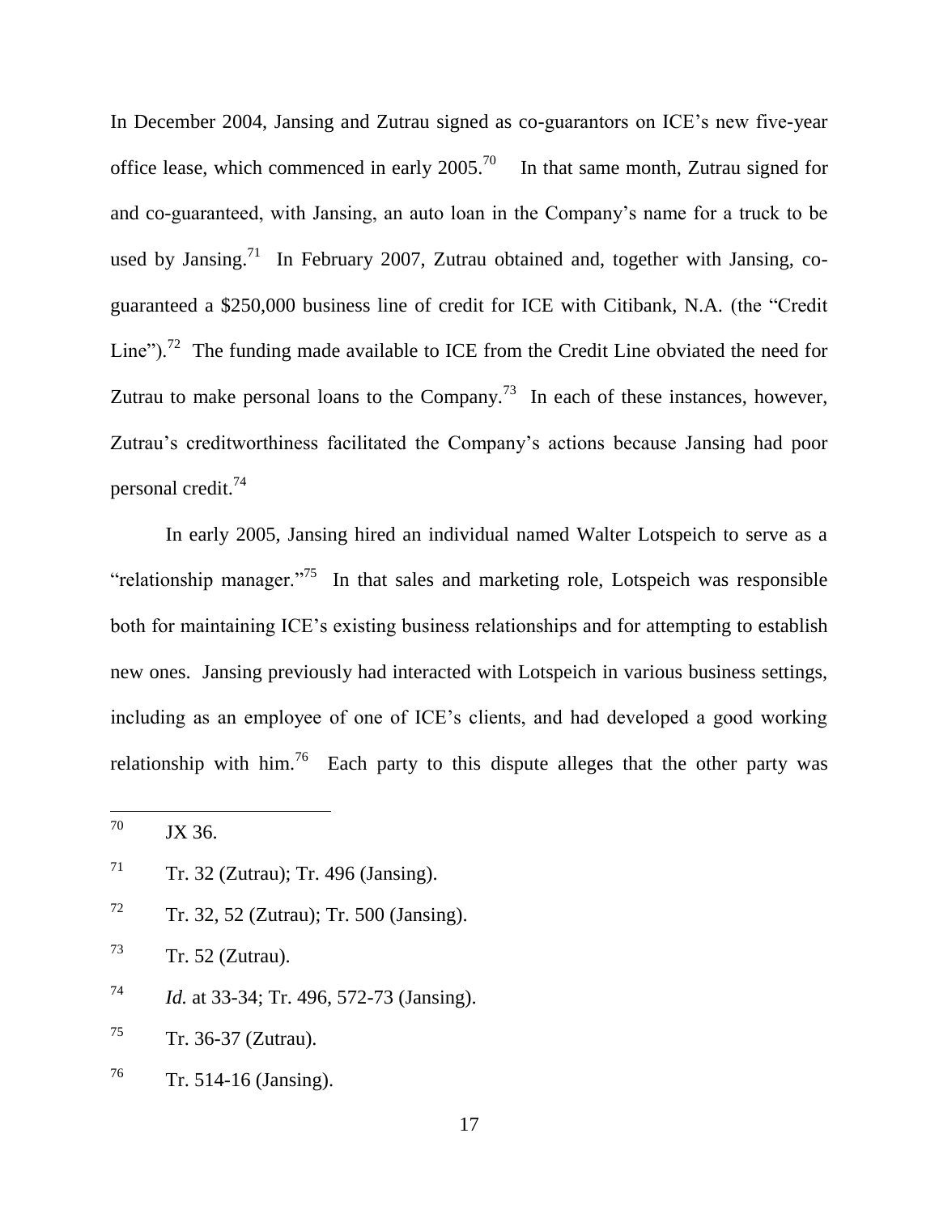In December 2004, Jansing and Zutrau signed as co-guarantors on ICE's new five-year office lease, which commenced in early 2005.[70] In that same month, Zutrau signed for and co-guaranteed, with Jansing, an auto loan in the Company's name for a truck to be used by Jansing.[71] In February 2007, Zutrau obtained and, together with Jansing, co-guaranteed a $250,000 business line of credit for ICE with Citibank, N.A. (the "Credit Line").[72] The funding made available to ICE from the Credit Line obviated the need for Zutrau to make personal loans to the Company.[73] In each of these instances, however, Zutrau's creditworthiness facilitated the Company's actions because Jansing had poor personal credit.[74]

In early 2005, Jansing hired an individual named Walter Lotspeich to serve as a "relationship manager."[75] In that sales and marketing role, Lotspeich was responsible both for maintaining ICE's existing business relationships and for attempting to establish new ones. Jansing previously had interacted with Lotspeich in various business settings, including as an employee of one of ICE's clients, and had developed a good working relationship with him.[76] Each party to this dispute alleges that the other party was

---

[70] JX 36.

[71] Tr. 32 (Zutrau); Tr. 496 (Jansing).

[72] Tr. 32, 52 (Zutrau); Tr. 500 (Jansing).

[73] Tr. 52 (Zutrau).

[74] *Id.* at 33-34; Tr. 496, 572-73 (Jansing).

[75] Tr. 36-37 (Zutrau).

[76] Tr. 514-16 (Jansing).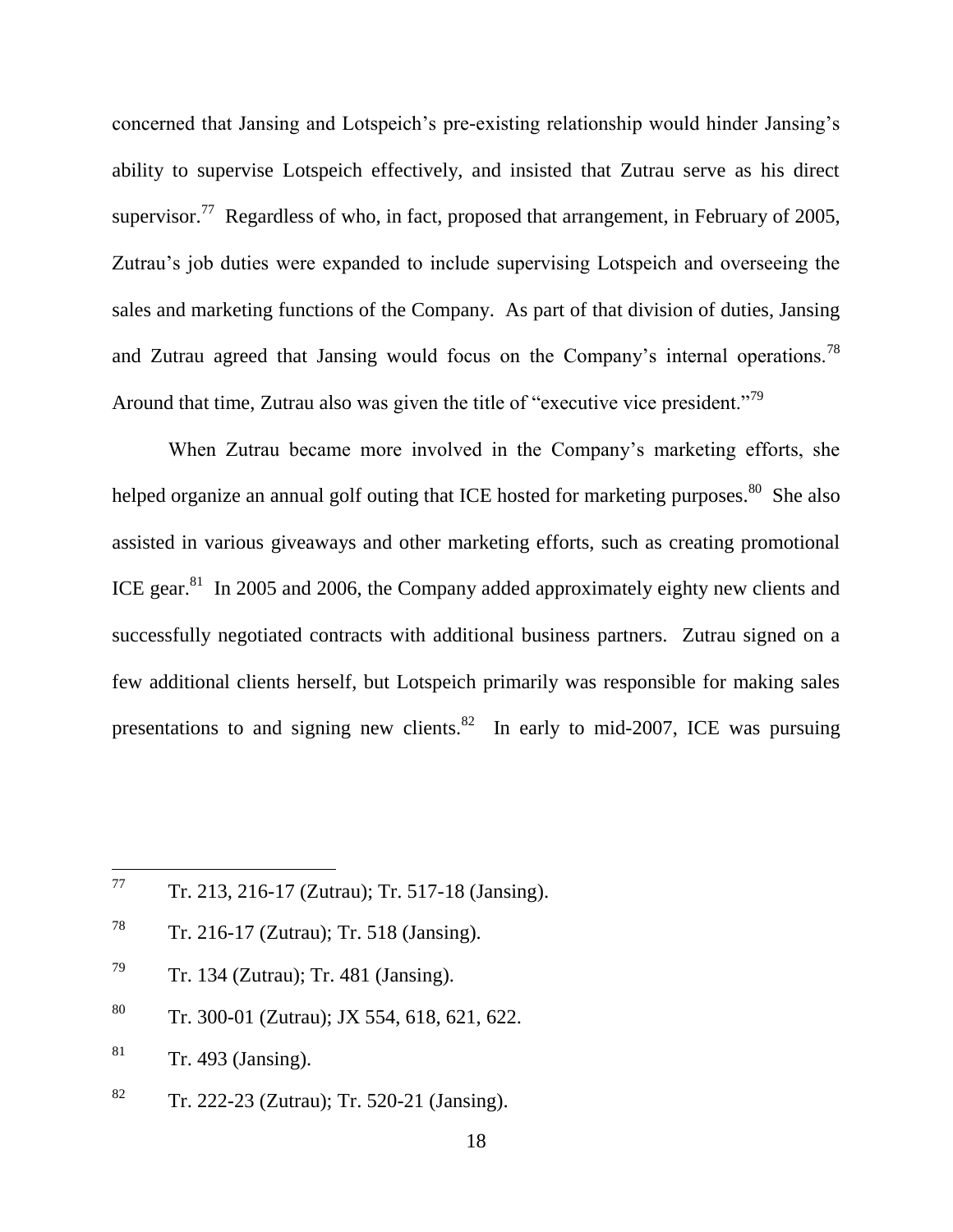concerned that Jansing and Lotspeich's pre-existing relationship would hinder Jansing's ability to supervise Lotspeich effectively, and insisted that Zutrau serve as his direct supervisor.[77] Regardless of who, in fact, proposed that arrangement, in February of 2005, Zutrau's job duties were expanded to include supervising Lotspeich and overseeing the sales and marketing functions of the Company. As part of that division of duties, Jansing and Zutrau agreed that Jansing would focus on the Company's internal operations.[78] Around that time, Zutrau also was given the title of "executive vice president."[79]

When Zutrau became more involved in the Company's marketing efforts, she helped organize an annual golf outing that ICE hosted for marketing purposes.[80] She also assisted in various giveaways and other marketing efforts, such as creating promotional ICE gear.[81] In 2005 and 2006, the Company added approximately eighty new clients and successfully negotiated contracts with additional business partners. Zutrau signed on a few additional clients herself, but Lotspeich primarily was responsible for making sales presentations to and signing new clients.[82] In early to mid-2007, ICE was pursuing

---

[77] Tr. 213, 216-17 (Zutrau); Tr. 517-18 (Jansing).

[78] Tr. 216-17 (Zutrau); Tr. 518 (Jansing).

[79] Tr. 134 (Zutrau); Tr. 481 (Jansing).

[80] Tr. 300-01 (Zutrau); JX 554, 618, 621, 622.

[81] Tr. 493 (Jansing).

[82] Tr. 222-23 (Zutrau); Tr. 520-21 (Jansing).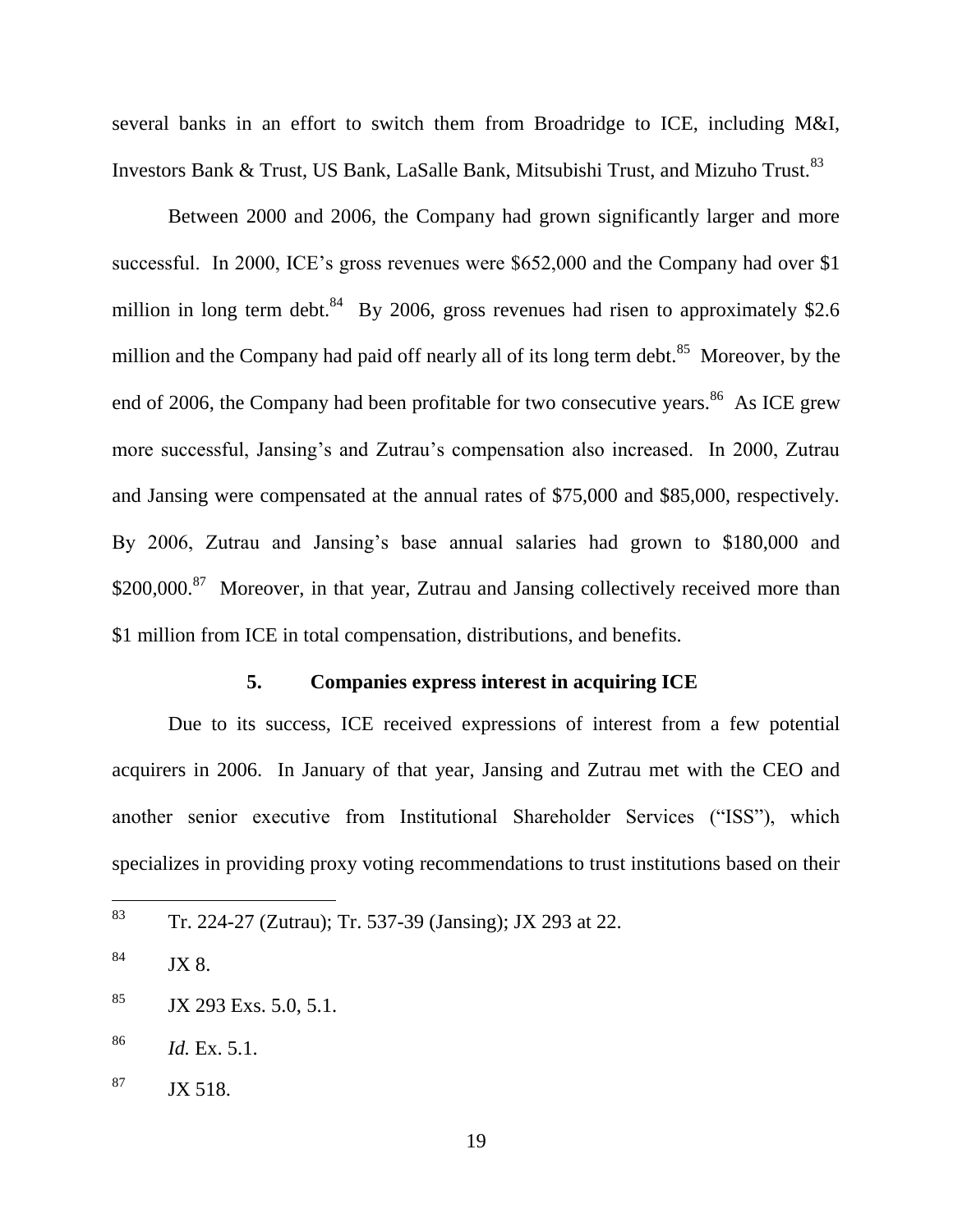several banks in an effort to switch them from Broadridge to ICE, including M&I, Investors Bank & Trust, US Bank, LaSalle Bank, Mitsubishi Trust, and Mizuho Trust.[83]

Between 2000 and 2006, the Company had grown significantly larger and more successful. In 2000, ICE's gross revenues were $652,000 and the Company had over $1 million in long term debt.[84] By 2006, gross revenues had risen to approximately $2.6 million and the Company had paid off nearly all of its long term debt.[85] Moreover, by the end of 2006, the Company had been profitable for two consecutive years.[86] As ICE grew more successful, Jansing's and Zutrau's compensation also increased. In 2000, Zutrau and Jansing were compensated at the annual rates of $75,000 and $85,000, respectively. By 2006, Zutrau and Jansing's base annual salaries had grown to $180,000 and $200,000.[87] Moreover, in that year, Zutrau and Jansing collectively received more than $1 million from ICE in total compensation, distributions, and benefits.

#### 5. Companies express interest in acquiring ICE

Due to its success, ICE received expressions of interest from a few potential acquirers in 2006. In January of that year, Jansing and Zutrau met with the CEO and another senior executive from Institutional Shareholder Services ("ISS"), which specializes in providing proxy voting recommendations to trust institutions based on their

---

[83] Tr. 224-27 (Zutrau); Tr. 537-39 (Jansing); JX 293 at 22.

[84] JX 8.

[85] JX 293 Exs. 5.0, 5.1.

[86] *Id.* Ex. 5.1.

[87] JX 518.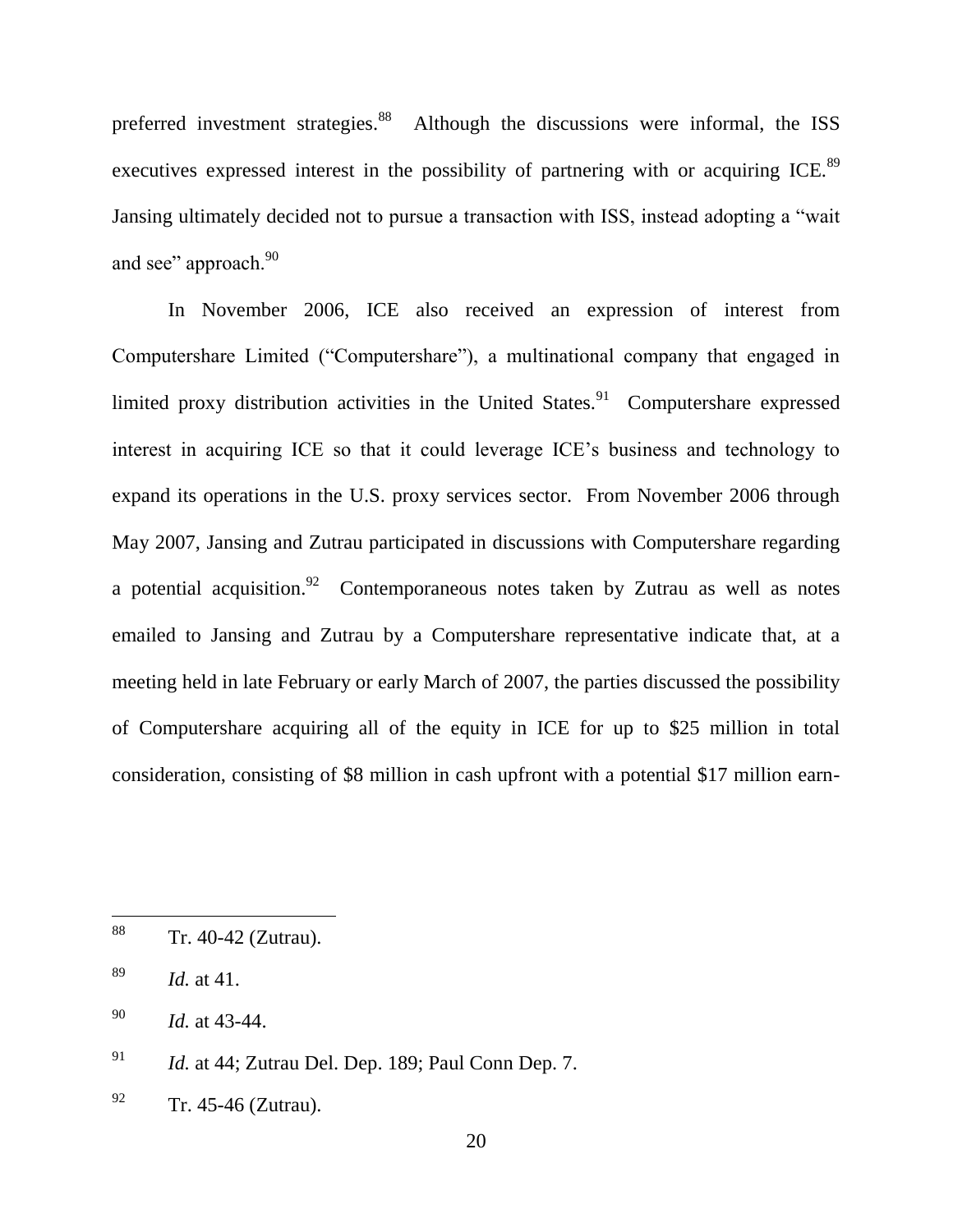preferred investment strategies.[88] Although the discussions were informal, the ISS executives expressed interest in the possibility of partnering with or acquiring ICE.[89] Jansing ultimately decided not to pursue a transaction with ISS, instead adopting a "wait and see" approach.[90]

In November 2006, ICE also received an expression of interest from Computershare Limited ("Computershare"), a multinational company that engaged in limited proxy distribution activities in the United States.[91] Computershare expressed interest in acquiring ICE so that it could leverage ICE's business and technology to expand its operations in the U.S. proxy services sector. From November 2006 through May 2007, Jansing and Zutrau participated in discussions with Computershare regarding a potential acquisition.[92] Contemporaneous notes taken by Zutrau as well as notes emailed to Jansing and Zutrau by a Computershare representative indicate that, at a meeting held in late February or early March of 2007, the parties discussed the possibility of Computershare acquiring all of the equity in ICE for up to $25 million in total consideration, consisting of $8 million in cash upfront with a potential $17 million earn-

---

[88] Tr. 40-42 (Zutrau).

[89] *Id.* at 41.

[90] *Id.* at 43-44.

[91] *Id.* at 44; Zutrau Del. Dep. 189; Paul Conn Dep. 7.

[92] Tr. 45-46 (Zutrau).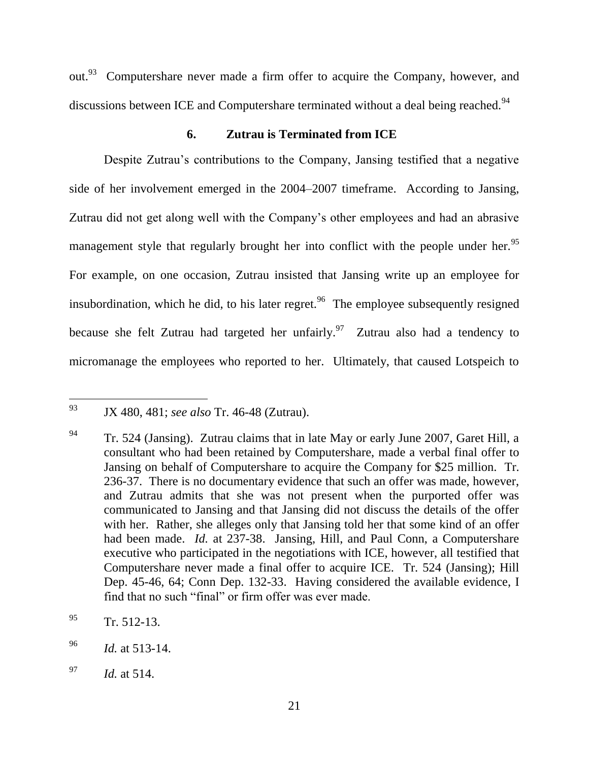out.[93] Computershare never made a firm offer to acquire the Company, however, and discussions between ICE and Computershare terminated without a deal being reached.[94]

### 6. Zutrau is Terminated from ICE

Despite Zutrau's contributions to the Company, Jansing testified that a negative side of her involvement emerged in the 2004–2007 timeframe. According to Jansing, Zutrau did not get along well with the Company's other employees and had an abrasive management style that regularly brought her into conflict with the people under her.[95] For example, on one occasion, Zutrau insisted that Jansing write up an employee for insubordination, which he did, to his later regret.[96] The employee subsequently resigned because she felt Zutrau had targeted her unfairly.[97] Zutrau also had a tendency to micromanage the employees who reported to her. Ultimately, that caused Lotspeich to

---

[93] JX 480, 481; *see also* Tr. 46-48 (Zutrau).

[94] Tr. 524 (Jansing). Zutrau claims that in late May or early June 2007, Garet Hill, a consultant who had been retained by Computershare, made a verbal final offer to Jansing on behalf of Computershare to acquire the Company for $25 million. Tr. 236-37. There is no documentary evidence that such an offer was made, however, and Zutrau admits that she was not present when the purported offer was communicated to Jansing and that Jansing did not discuss the details of the offer with her. Rather, she alleges only that Jansing told her that some kind of an offer had been made. *Id.* at 237-38. Jansing, Hill, and Paul Conn, a Computershare executive who participated in the negotiations with ICE, however, all testified that Computershare never made a final offer to acquire ICE. Tr. 524 (Jansing); Hill Dep. 45-46, 64; Conn Dep. 132-33. Having considered the available evidence, I find that no such "final" or firm offer was ever made.

[95] Tr. 512-13.

[96] *Id.* at 513-14.

[97] *Id.* at 514.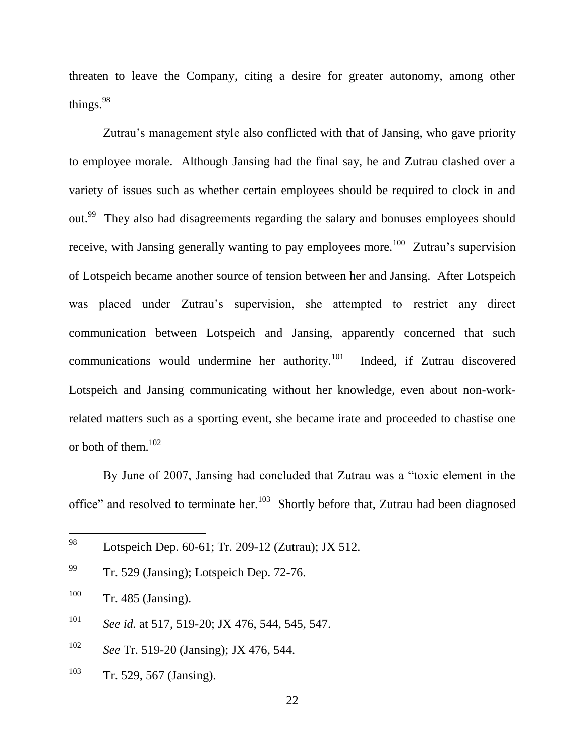threaten to leave the Company, citing a desire for greater autonomy, among other things.[98]

Zutrau's management style also conflicted with that of Jansing, who gave priority to employee morale. Although Jansing had the final say, he and Zutrau clashed over a variety of issues such as whether certain employees should be required to clock in and out.[99] They also had disagreements regarding the salary and bonuses employees should receive, with Jansing generally wanting to pay employees more.[100] Zutrau's supervision of Lotspeich became another source of tension between her and Jansing. After Lotspeich was placed under Zutrau's supervision, she attempted to restrict any direct communication between Lotspeich and Jansing, apparently concerned that such communications would undermine her authority.[101] Indeed, if Zutrau discovered Lotspeich and Jansing communicating without her knowledge, even about non-work-related matters such as a sporting event, she became irate and proceeded to chastise one or both of them.[102]

By June of 2007, Jansing had concluded that Zutrau was a "toxic element in the office" and resolved to terminate her.[103] Shortly before that, Zutrau had been diagnosed

---

[98] Lotspeich Dep. 60-61; Tr. 209-12 (Zutrau); JX 512.

[99] Tr. 529 (Jansing); Lotspeich Dep. 72-76.

[100] Tr. 485 (Jansing).

[101] *See id.* at 517, 519-20; JX 476, 544, 545, 547.

[102] *See* Tr. 519-20 (Jansing); JX 476, 544.

[103] Tr. 529, 567 (Jansing).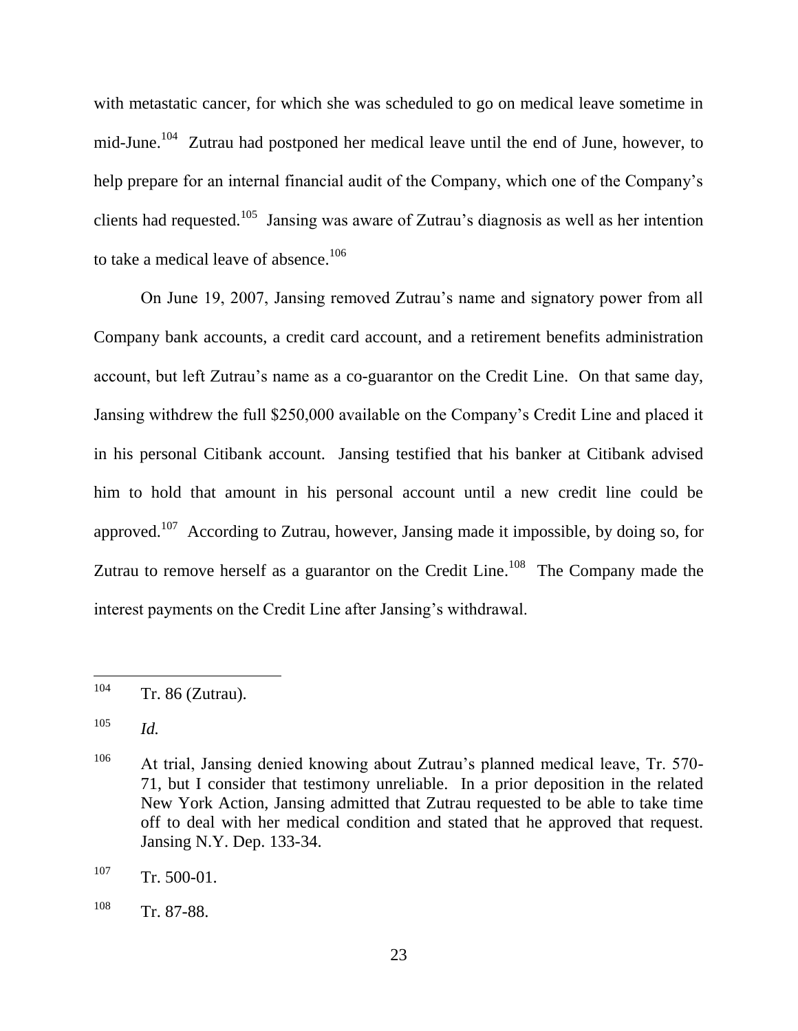with metastatic cancer, for which she was scheduled to go on medical leave sometime in mid-June.[104] Zutrau had postponed her medical leave until the end of June, however, to help prepare for an internal financial audit of the Company, which one of the Company's clients had requested.[105] Jansing was aware of Zutrau's diagnosis as well as her intention to take a medical leave of absence.[106]

On June 19, 2007, Jansing removed Zutrau's name and signatory power from all Company bank accounts, a credit card account, and a retirement benefits administration account, but left Zutrau's name as a co-guarantor on the Credit Line. On that same day, Jansing withdrew the full \$250,000 available on the Company's Credit Line and placed it in his personal Citibank account. Jansing testified that his banker at Citibank advised him to hold that amount in his personal account until a new credit line could be approved.[107] According to Zutrau, however, Jansing made it impossible, by doing so, for Zutrau to remove herself as a guarantor on the Credit Line.[108] The Company made the interest payments on the Credit Line after Jansing's withdrawal.

---

[104] Tr. 86 (Zutrau).

[105] *Id.*

[106] At trial, Jansing denied knowing about Zutrau's planned medical leave, Tr. 570-71, but I consider that testimony unreliable. In a prior deposition in the related New York Action, Jansing admitted that Zutrau requested to be able to take time off to deal with her medical condition and stated that he approved that request. Jansing N.Y. Dep. 133-34.

[107] Tr. 500-01.

[108] Tr. 87-88.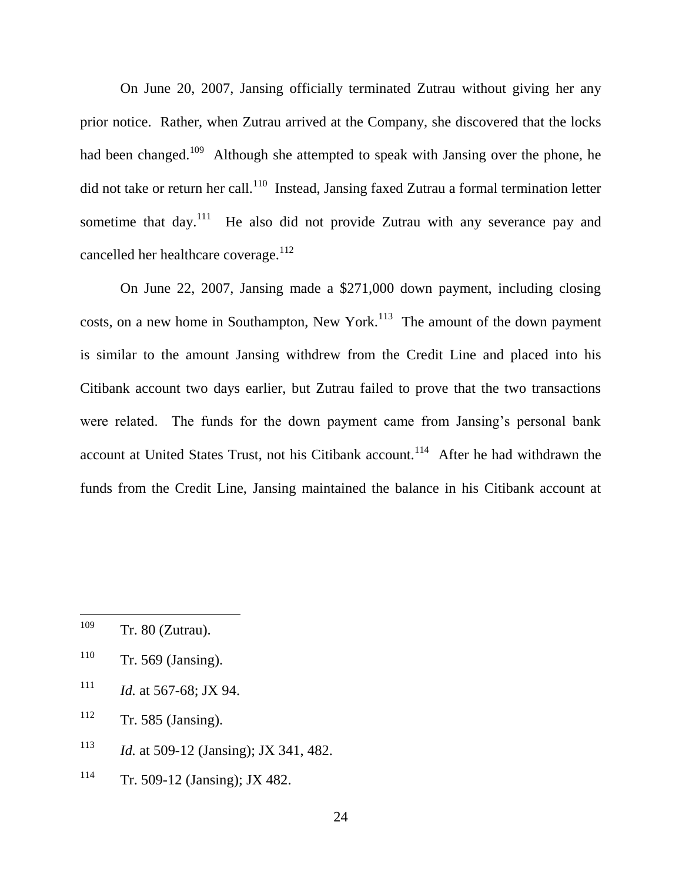On June 20, 2007, Jansing officially terminated Zutrau without giving her any prior notice. Rather, when Zutrau arrived at the Company, she discovered that the locks had been changed.[109] Although she attempted to speak with Jansing over the phone, he did not take or return her call.[110] Instead, Jansing faxed Zutrau a formal termination letter sometime that day.[111] He also did not provide Zutrau with any severance pay and cancelled her healthcare coverage.[112]

On June 22, 2007, Jansing made a $271,000 down payment, including closing costs, on a new home in Southampton, New York.[113] The amount of the down payment is similar to the amount Jansing withdrew from the Credit Line and placed into his Citibank account two days earlier, but Zutrau failed to prove that the two transactions were related. The funds for the down payment came from Jansing's personal bank account at United States Trust, not his Citibank account.[114] After he had withdrawn the funds from the Credit Line, Jansing maintained the balance in his Citibank account at

---

[109] Tr. 80 (Zutrau).

[110] Tr. 569 (Jansing).

[111] *Id.* at 567-68; JX 94.

[112] Tr. 585 (Jansing).

[113] *Id.* at 509-12 (Jansing); JX 341, 482.

[114] Tr. 509-12 (Jansing); JX 482.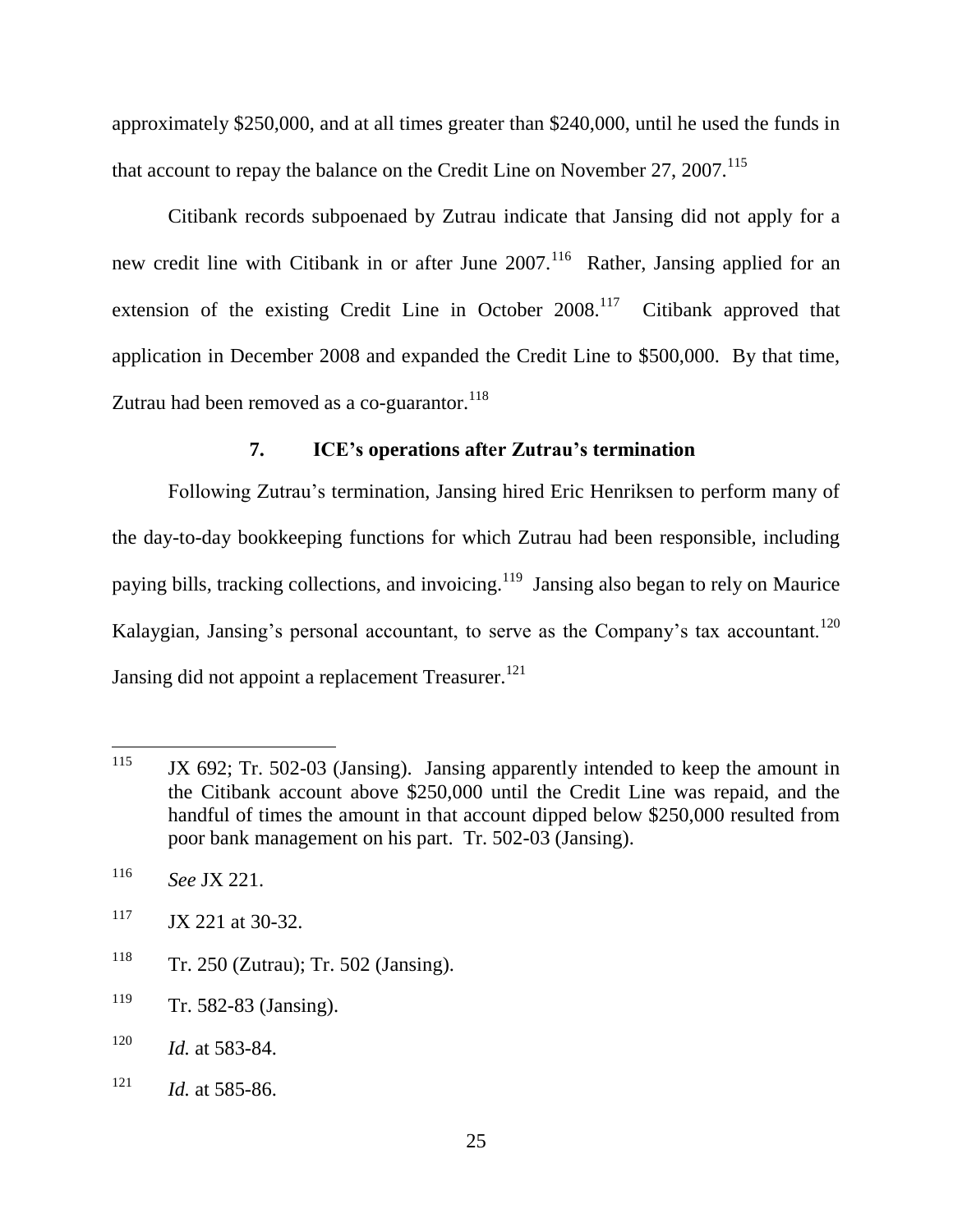approximately $250,000, and at all times greater than $240,000, until he used the funds in that account to repay the balance on the Credit Line on November 27, 2007.[115]

Citibank records subpoenaed by Zutrau indicate that Jansing did not apply for a new credit line with Citibank in or after June 2007.[116] Rather, Jansing applied for an extension of the existing Credit Line in October 2008.[117] Citibank approved that application in December 2008 and expanded the Credit Line to $500,000. By that time, Zutrau had been removed as a co-guarantor.[118]

### 7. ICE's operations after Zutrau's termination

Following Zutrau's termination, Jansing hired Eric Henriksen to perform many of the day-to-day bookkeeping functions for which Zutrau had been responsible, including paying bills, tracking collections, and invoicing.[119] Jansing also began to rely on Maurice Kalaygian, Jansing's personal accountant, to serve as the Company's tax accountant.[120] Jansing did not appoint a replacement Treasurer.[121]

---

[115] JX 692; Tr. 502-03 (Jansing). Jansing apparently intended to keep the amount in the Citibank account above $250,000 until the Credit Line was repaid, and the handful of times the amount in that account dipped below $250,000 resulted from poor bank management on his part. Tr. 502-03 (Jansing).

[116] *See* JX 221.

[117] JX 221 at 30-32.

[118] Tr. 250 (Zutrau); Tr. 502 (Jansing).

[119] Tr. 582-83 (Jansing).

[120] *Id.* at 583-84.

[121] *Id.* at 585-86.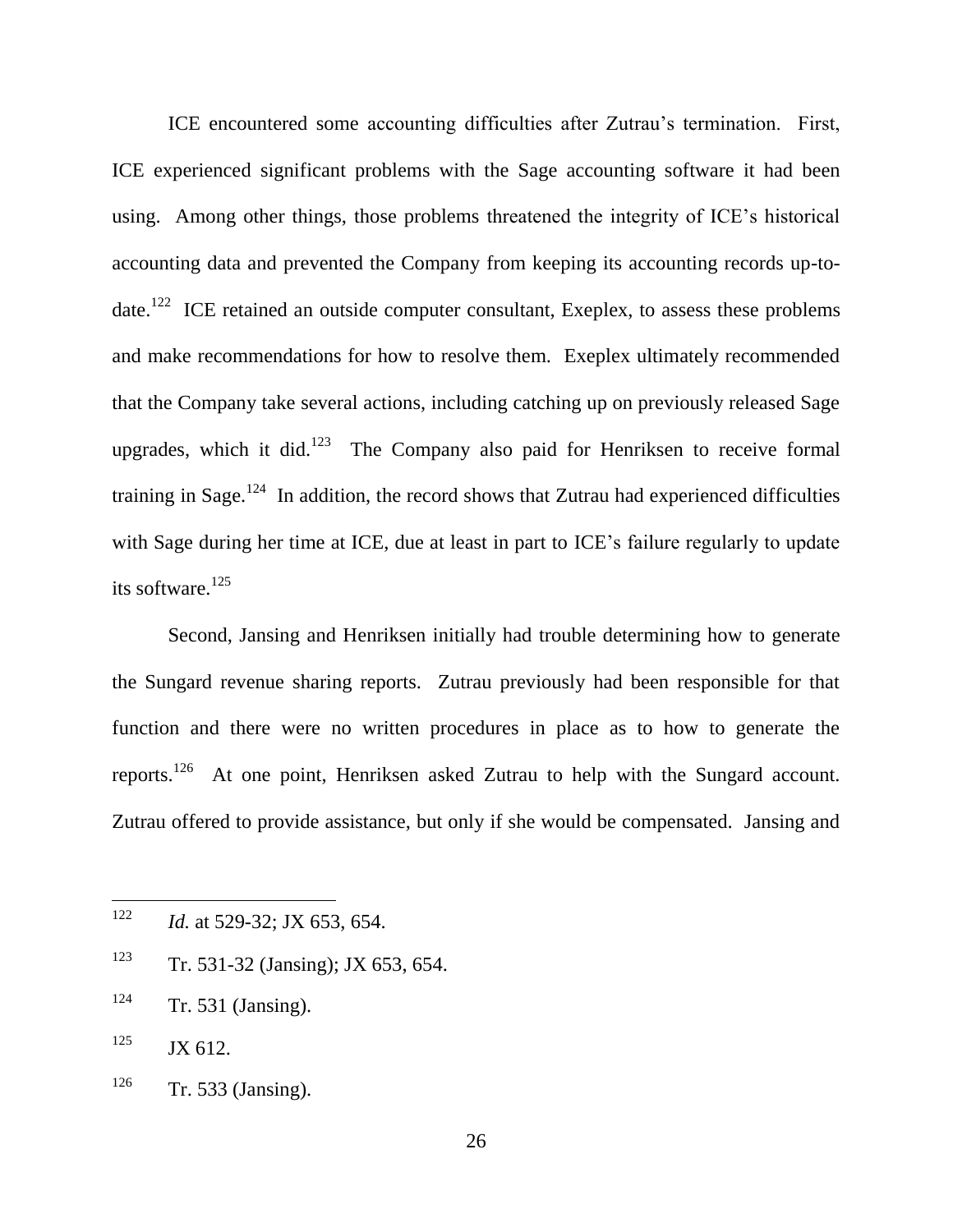ICE encountered some accounting difficulties after Zutrau's termination. First, ICE experienced significant problems with the Sage accounting software it had been using. Among other things, those problems threatened the integrity of ICE's historical accounting data and prevented the Company from keeping its accounting records up-to-date.[122] ICE retained an outside computer consultant, Exeplex, to assess these problems and make recommendations for how to resolve them. Exeplex ultimately recommended that the Company take several actions, including catching up on previously released Sage upgrades, which it did.[123] The Company also paid for Henriksen to receive formal training in Sage.[124] In addition, the record shows that Zutrau had experienced difficulties with Sage during her time at ICE, due at least in part to ICE's failure regularly to update its software.[125]

Second, Jansing and Henriksen initially had trouble determining how to generate the Sungard revenue sharing reports. Zutrau previously had been responsible for that function and there were no written procedures in place as to how to generate the reports.[126] At one point, Henriksen asked Zutrau to help with the Sungard account. Zutrau offered to provide assistance, but only if she would be compensated. Jansing and

---

[122] *Id.* at 529-32; JX 653, 654.

[123] Tr. 531-32 (Jansing); JX 653, 654.

[124] Tr. 531 (Jansing).

[125] JX 612.

[126] Tr. 533 (Jansing).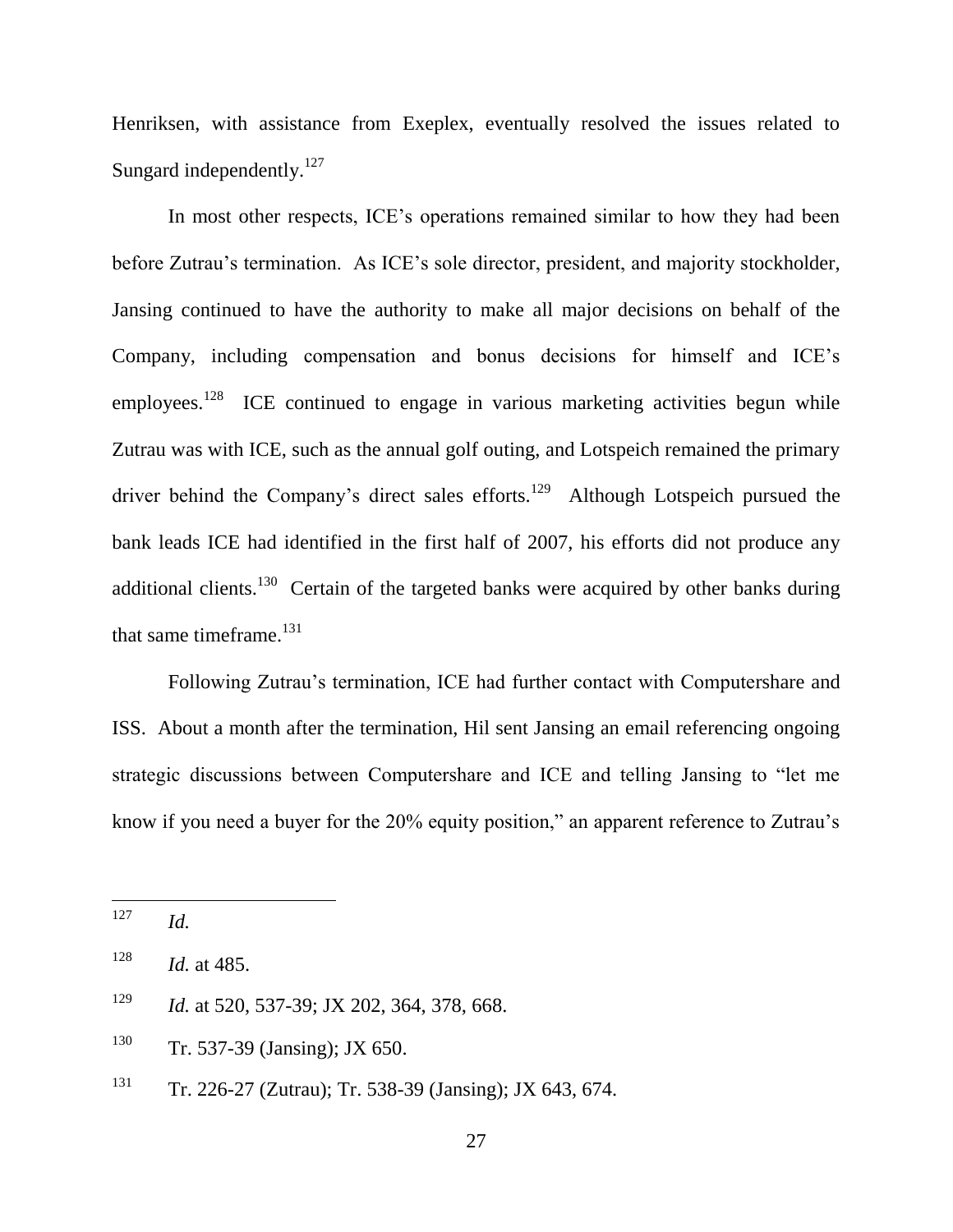Henriksen, with assistance from Exeplex, eventually resolved the issues related to Sungard independently.[127]

In most other respects, ICE's operations remained similar to how they had been before Zutrau's termination. As ICE's sole director, president, and majority stockholder, Jansing continued to have the authority to make all major decisions on behalf of the Company, including compensation and bonus decisions for himself and ICE's employees.[128] ICE continued to engage in various marketing activities begun while Zutrau was with ICE, such as the annual golf outing, and Lotspeich remained the primary driver behind the Company's direct sales efforts.[129] Although Lotspeich pursued the bank leads ICE had identified in the first half of 2007, his efforts did not produce any additional clients.[130] Certain of the targeted banks were acquired by other banks during that same timeframe.[131]

Following Zutrau's termination, ICE had further contact with Computershare and ISS. About a month after the termination, Hil sent Jansing an email referencing ongoing strategic discussions between Computershare and ICE and telling Jansing to "let me know if you need a buyer for the 20% equity position," an apparent reference to Zutrau's

---

[127] *Id.*

[128] *Id.* at 485.

[129] *Id.* at 520, 537-39; JX 202, 364, 378, 668.

[130] Tr. 537-39 (Jansing); JX 650.

[131] Tr. 226-27 (Zutrau); Tr. 538-39 (Jansing); JX 643, 674.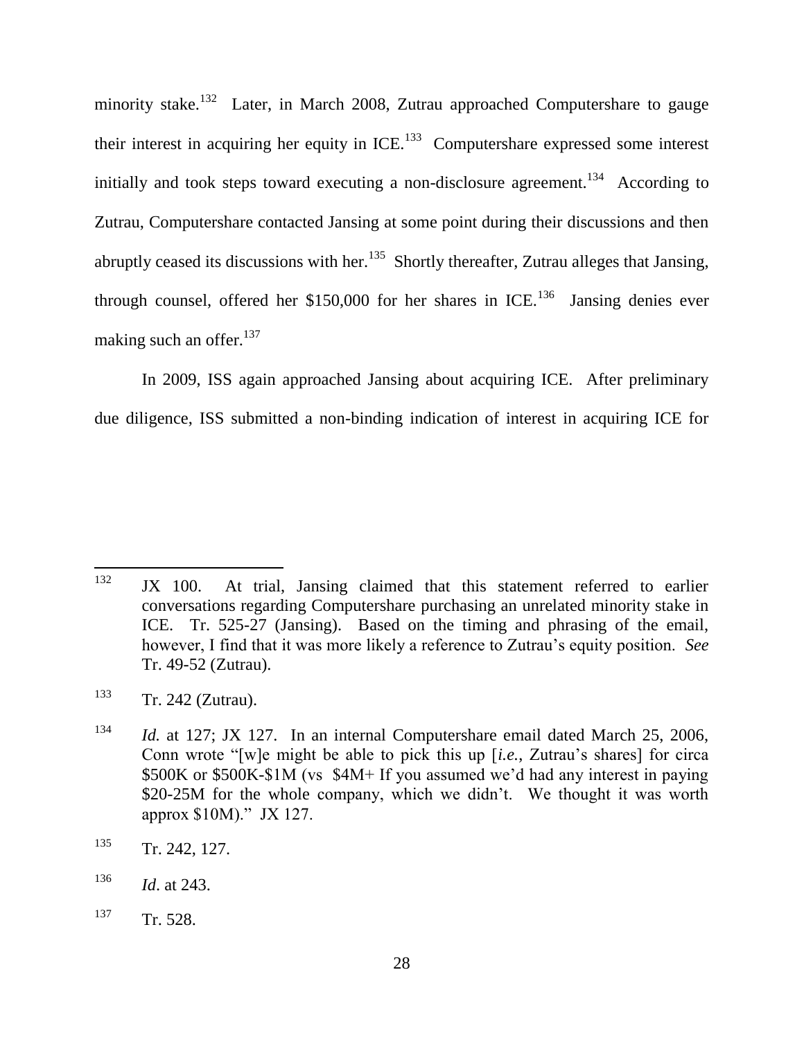minority stake.[132] Later, in March 2008, Zutrau approached Computershare to gauge their interest in acquiring her equity in ICE.[133] Computershare expressed some interest initially and took steps toward executing a non-disclosure agreement.[134] According to Zutrau, Computershare contacted Jansing at some point during their discussions and then abruptly ceased its discussions with her.[135] Shortly thereafter, Zutrau alleges that Jansing, through counsel, offered her $150,000 for her shares in ICE.[136] Jansing denies ever making such an offer.[137]

In 2009, ISS again approached Jansing about acquiring ICE. After preliminary due diligence, ISS submitted a non-binding indication of interest in acquiring ICE for

---

[132] JX 100. At trial, Jansing claimed that this statement referred to earlier conversations regarding Computershare purchasing an unrelated minority stake in ICE. Tr. 525-27 (Jansing). Based on the timing and phrasing of the email, however, I find that it was more likely a reference to Zutrau's equity position. *See* Tr. 49-52 (Zutrau).

[133] Tr. 242 (Zutrau).

[134] *Id.* at 127; JX 127. In an internal Computershare email dated March 25, 2006, Conn wrote "[w]e might be able to pick this up [*i.e.*, Zutrau's shares] for circa $500K or $500K-$1M (vs $4M+ If you assumed we'd had any interest in paying $20-25M for the whole company, which we didn't. We thought it was worth approx $10M)." JX 127.

[135] Tr. 242, 127.

[136] *Id.* at 243.

[137] Tr. 528.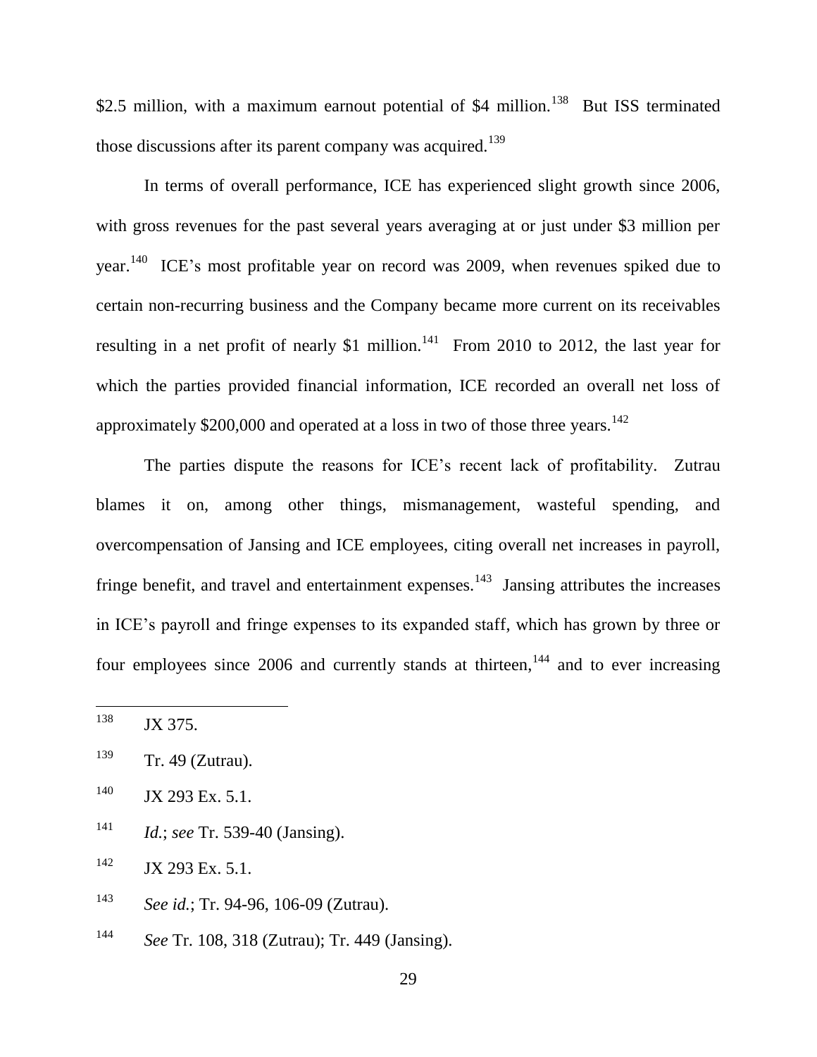$2.5 million, with a maximum earnout potential of $4 million.[138] But ISS terminated those discussions after its parent company was acquired.[139]

In terms of overall performance, ICE has experienced slight growth since 2006, with gross revenues for the past several years averaging at or just under $3 million per year.[140] ICE's most profitable year on record was 2009, when revenues spiked due to certain non-recurring business and the Company became more current on its receivables resulting in a net profit of nearly $1 million.[141] From 2010 to 2012, the last year for which the parties provided financial information, ICE recorded an overall net loss of approximately $200,000 and operated at a loss in two of those three years.[142]

The parties dispute the reasons for ICE's recent lack of profitability. Zutrau blames it on, among other things, mismanagement, wasteful spending, and overcompensation of Jansing and ICE employees, citing overall net increases in payroll, fringe benefit, and travel and entertainment expenses.[143] Jansing attributes the increases in ICE's payroll and fringe expenses to its expanded staff, which has grown by three or four employees since 2006 and currently stands at thirteen,[144] and to ever increasing

---

[138] JX 375.

[139] Tr. 49 (Zutrau).

[140] JX 293 Ex. 5.1.

[141] *Id.*; *see* Tr. 539-40 (Jansing).

[142] JX 293 Ex. 5.1.

[143] *See id.*; Tr. 94-96, 106-09 (Zutrau).

[144] *See* Tr. 108, 318 (Zutrau); Tr. 449 (Jansing).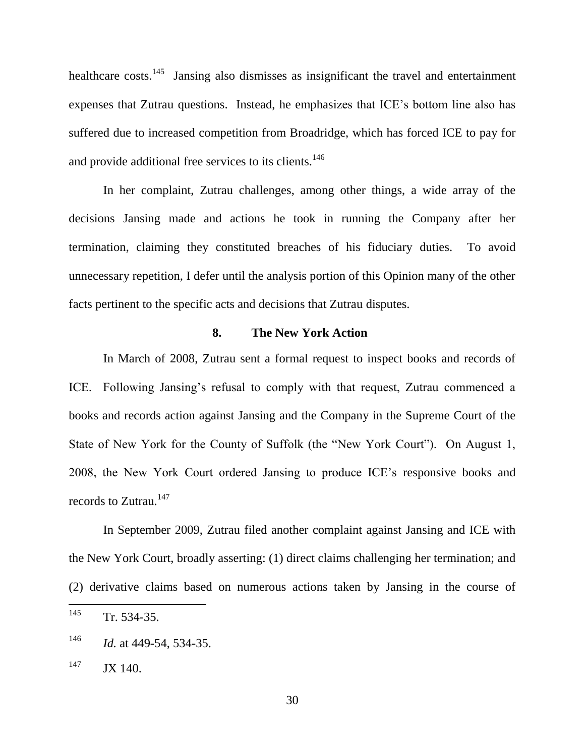healthcare costs.[145] Jansing also dismisses as insignificant the travel and entertainment expenses that Zutrau questions. Instead, he emphasizes that ICE's bottom line also has suffered due to increased competition from Broadridge, which has forced ICE to pay for and provide additional free services to its clients.[146]

In her complaint, Zutrau challenges, among other things, a wide array of the decisions Jansing made and actions he took in running the Company after her termination, claiming they constituted breaches of his fiduciary duties. To avoid unnecessary repetition, I defer until the analysis portion of this Opinion many of the other facts pertinent to the specific acts and decisions that Zutrau disputes.

### 8. The New York Action

In March of 2008, Zutrau sent a formal request to inspect books and records of ICE. Following Jansing's refusal to comply with that request, Zutrau commenced a books and records action against Jansing and the Company in the Supreme Court of the State of New York for the County of Suffolk (the "New York Court"). On August 1, 2008, the New York Court ordered Jansing to produce ICE's responsive books and records to Zutrau.[147]

In September 2009, Zutrau filed another complaint against Jansing and ICE with the New York Court, broadly asserting: (1) direct claims challenging her termination; and (2) derivative claims based on numerous actions taken by Jansing in the course of

---

[145] Tr. 534-35.

[146] *Id.* at 449-54, 534-35.

[147] JX 140.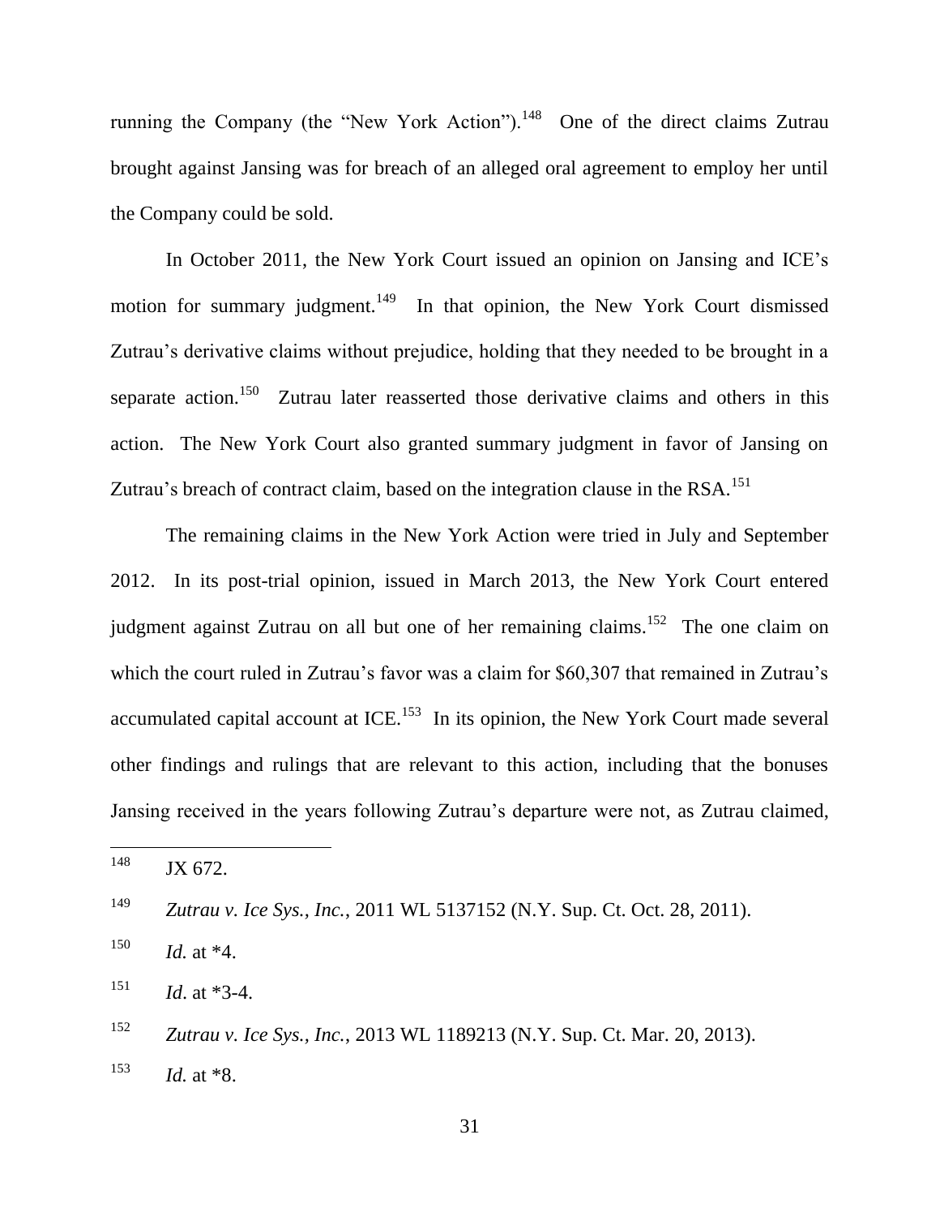running the Company (the "New York Action").[148] One of the direct claims Zutrau brought against Jansing was for breach of an alleged oral agreement to employ her until the Company could be sold.

In October 2011, the New York Court issued an opinion on Jansing and ICE's motion for summary judgment.[149] In that opinion, the New York Court dismissed Zutrau's derivative claims without prejudice, holding that they needed to be brought in a separate action.[150] Zutrau later reasserted those derivative claims and others in this action. The New York Court also granted summary judgment in favor of Jansing on Zutrau's breach of contract claim, based on the integration clause in the RSA.[151]

The remaining claims in the New York Action were tried in July and September 2012. In its post-trial opinion, issued in March 2013, the New York Court entered judgment against Zutrau on all but one of her remaining claims.[152] The one claim on which the court ruled in Zutrau's favor was a claim for $60,307 that remained in Zutrau's accumulated capital account at ICE.[153] In its opinion, the New York Court made several other findings and rulings that are relevant to this action, including that the bonuses Jansing received in the years following Zutrau's departure were not, as Zutrau claimed,

---

[148] JX 672.

[149] *Zutrau v. Ice Sys., Inc.*, 2011 WL 5137152 (N.Y. Sup. Ct. Oct. 28, 2011).

[150] *Id.* at *4.

[151] *Id*. at *3-4.

[152] *Zutrau v. Ice Sys., Inc.*, 2013 WL 1189213 (N.Y. Sup. Ct. Mar. 20, 2013).

[153] *Id.* at *8.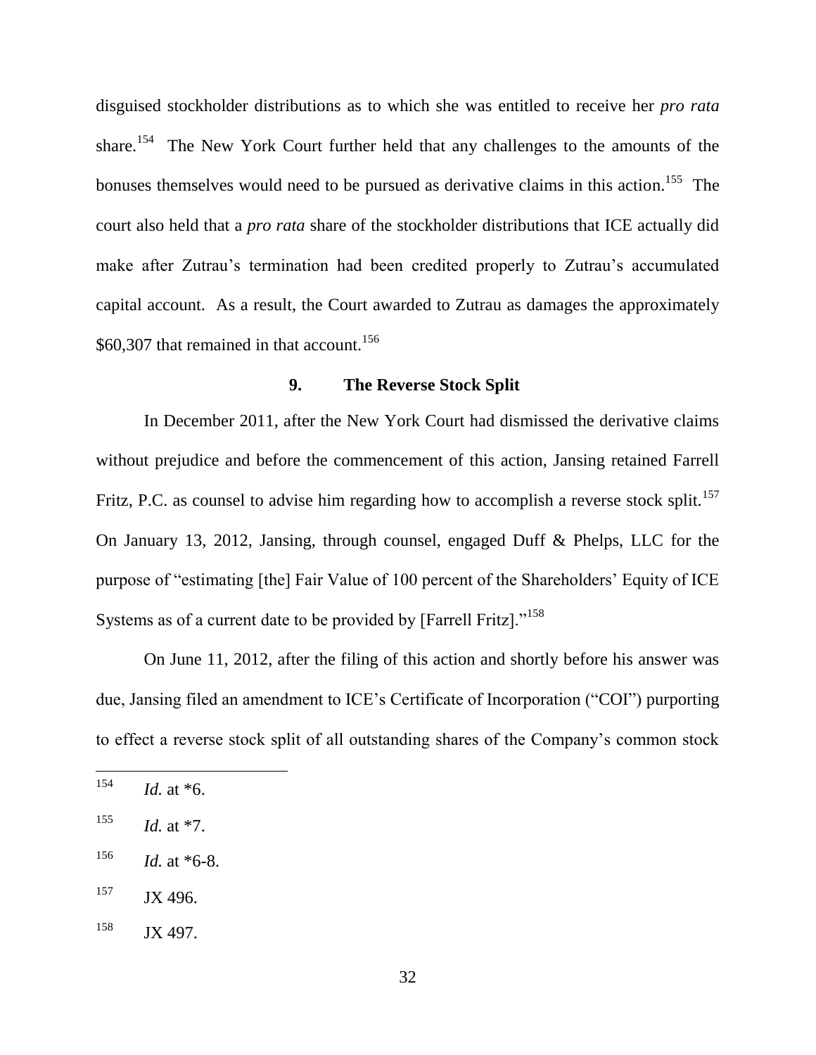disguised stockholder distributions as to which she was entitled to receive her *pro rata* share.[154] The New York Court further held that any challenges to the amounts of the bonuses themselves would need to be pursued as derivative claims in this action.[155] The court also held that a *pro rata* share of the stockholder distributions that ICE actually did make after Zutrau's termination had been credited properly to Zutrau's accumulated capital account. As a result, the Court awarded to Zutrau as damages the approximately $60,307 that remained in that account.[156]

### 9. The Reverse Stock Split

In December 2011, after the New York Court had dismissed the derivative claims without prejudice and before the commencement of this action, Jansing retained Farrell Fritz, P.C. as counsel to advise him regarding how to accomplish a reverse stock split.[157] On January 13, 2012, Jansing, through counsel, engaged Duff & Phelps, LLC for the purpose of "estimating [the] Fair Value of 100 percent of the Shareholders' Equity of ICE Systems as of a current date to be provided by [Farrell Fritz]."[158]

On June 11, 2012, after the filing of this action and shortly before his answer was due, Jansing filed an amendment to ICE's Certificate of Incorporation ("COI") purporting to effect a reverse stock split of all outstanding shares of the Company's common stock

---

[154] *Id.* at *6.

[155] *Id.* at *7.

[156] *Id.* at *6-8.

[157] JX 496.

[158] JX 497.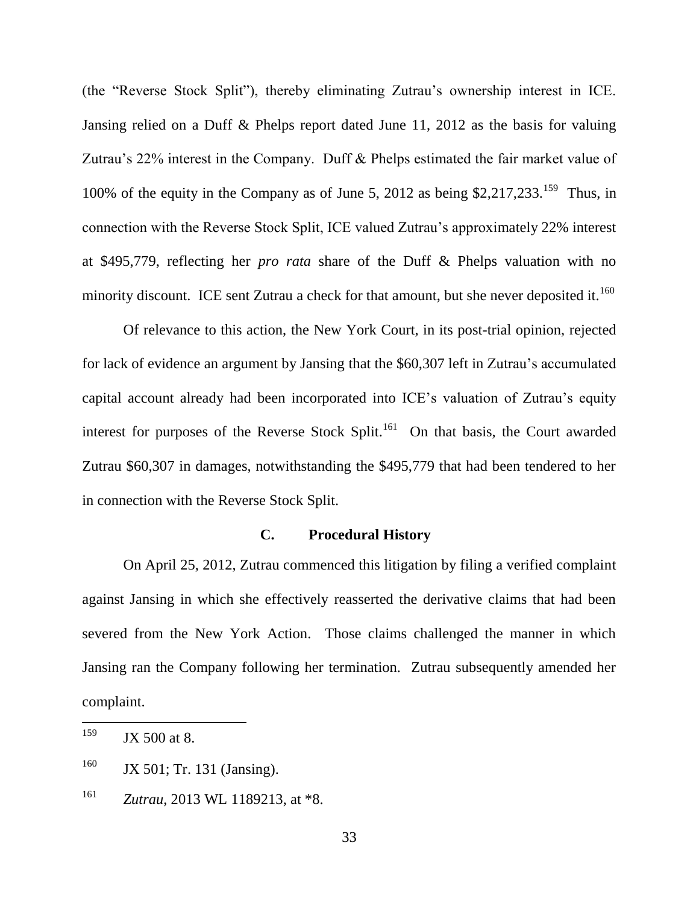(the "Reverse Stock Split"), thereby eliminating Zutrau's ownership interest in ICE. Jansing relied on a Duff & Phelps report dated June 11, 2012 as the basis for valuing Zutrau's 22% interest in the Company. Duff & Phelps estimated the fair market value of 100% of the equity in the Company as of June 5, 2012 as being $2,217,233.[159] Thus, in connection with the Reverse Stock Split, ICE valued Zutrau's approximately 22% interest at $495,779, reflecting her *pro rata* share of the Duff & Phelps valuation with no minority discount. ICE sent Zutrau a check for that amount, but she never deposited it.[160]

Of relevance to this action, the New York Court, in its post-trial opinion, rejected for lack of evidence an argument by Jansing that the $60,307 left in Zutrau's accumulated capital account already had been incorporated into ICE's valuation of Zutrau's equity interest for purposes of the Reverse Stock Split.[161] On that basis, the Court awarded Zutrau $60,307 in damages, notwithstanding the $495,779 that had been tendered to her in connection with the Reverse Stock Split.

### C. Procedural History

On April 25, 2012, Zutrau commenced this litigation by filing a verified complaint against Jansing in which she effectively reasserted the derivative claims that had been severed from the New York Action. Those claims challenged the manner in which Jansing ran the Company following her termination. Zutrau subsequently amended her complaint.

---

[159] JX 500 at 8.

[160] JX 501; Tr. 131 (Jansing).

[161] *Zutrau*, 2013 WL 1189213, at *8.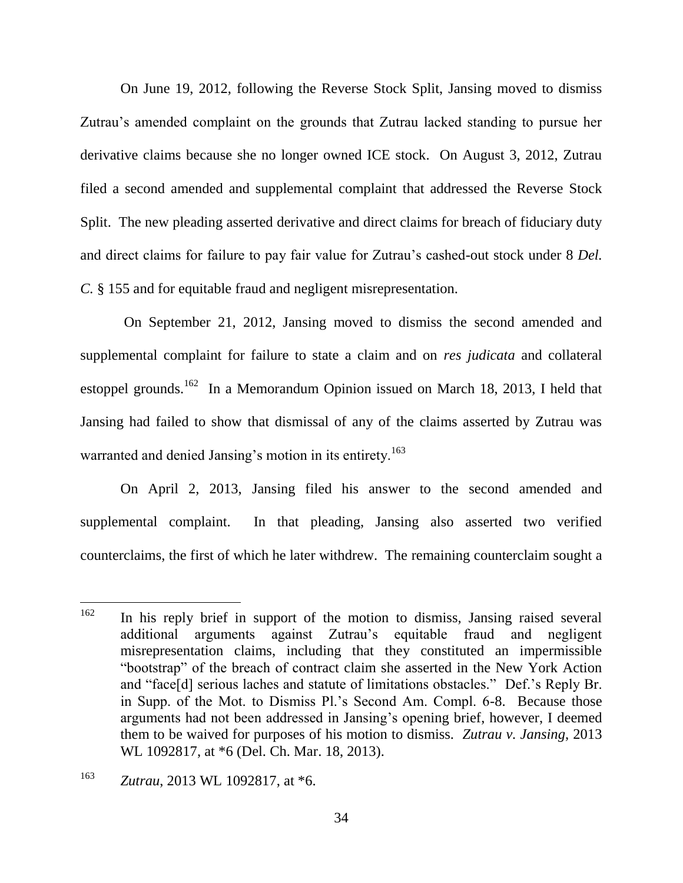On June 19, 2012, following the Reverse Stock Split, Jansing moved to dismiss Zutrau's amended complaint on the grounds that Zutrau lacked standing to pursue her derivative claims because she no longer owned ICE stock. On August 3, 2012, Zutrau filed a second amended and supplemental complaint that addressed the Reverse Stock Split. The new pleading asserted derivative and direct claims for breach of fiduciary duty and direct claims for failure to pay fair value for Zutrau's cashed-out stock under 8 *Del. C.* § 155 and for equitable fraud and negligent misrepresentation.

On September 21, 2012, Jansing moved to dismiss the second amended and supplemental complaint for failure to state a claim and on *res judicata* and collateral estoppel grounds.[162] In a Memorandum Opinion issued on March 18, 2013, I held that Jansing had failed to show that dismissal of any of the claims asserted by Zutrau was warranted and denied Jansing's motion in its entirety.[163]

On April 2, 2013, Jansing filed his answer to the second amended and supplemental complaint. In that pleading, Jansing also asserted two verified counterclaims, the first of which he later withdrew. The remaining counterclaim sought a

---

[162] In his reply brief in support of the motion to dismiss, Jansing raised several additional arguments against Zutrau's equitable fraud and negligent misrepresentation claims, including that they constituted an impermissible "bootstrap" of the breach of contract claim she asserted in the New York Action and "face[d] serious laches and statute of limitations obstacles." Def.'s Reply Br. in Supp. of the Mot. to Dismiss Pl.'s Second Am. Compl. 6-8. Because those arguments had not been addressed in Jansing's opening brief, however, I deemed them to be waived for purposes of his motion to dismiss. *Zutrau v. Jansing*, 2013 WL 1092817, at *6 (Del. Ch. Mar. 18, 2013).

[163] *Zutrau*, 2013 WL 1092817, at *6.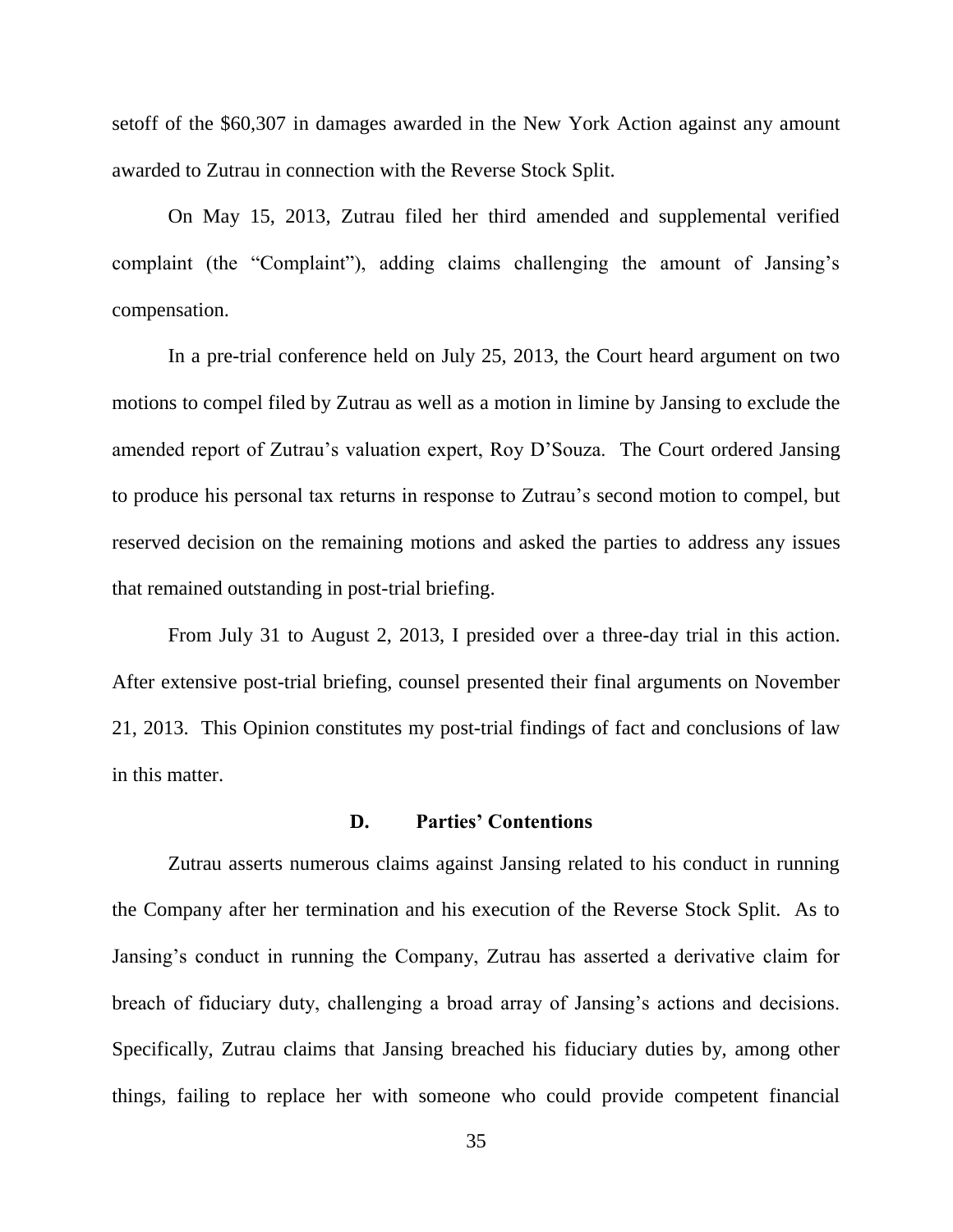setoff of the $60,307 in damages awarded in the New York Action against any amount awarded to Zutrau in connection with the Reverse Stock Split.

On May 15, 2013, Zutrau filed her third amended and supplemental verified complaint (the "Complaint"), adding claims challenging the amount of Jansing's compensation.

In a pre-trial conference held on July 25, 2013, the Court heard argument on two motions to compel filed by Zutrau as well as a motion in limine by Jansing to exclude the amended report of Zutrau's valuation expert, Roy D'Souza. The Court ordered Jansing to produce his personal tax returns in response to Zutrau's second motion to compel, but reserved decision on the remaining motions and asked the parties to address any issues that remained outstanding in post-trial briefing.

From July 31 to August 2, 2013, I presided over a three-day trial in this action. After extensive post-trial briefing, counsel presented their final arguments on November 21, 2013. This Opinion constitutes my post-trial findings of fact and conclusions of law in this matter.

### D. Parties' Contentions

Zutrau asserts numerous claims against Jansing related to his conduct in running the Company after her termination and his execution of the Reverse Stock Split. As to Jansing's conduct in running the Company, Zutrau has asserted a derivative claim for breach of fiduciary duty, challenging a broad array of Jansing's actions and decisions. Specifically, Zutrau claims that Jansing breached his fiduciary duties by, among other things, failing to replace her with someone who could provide competent financial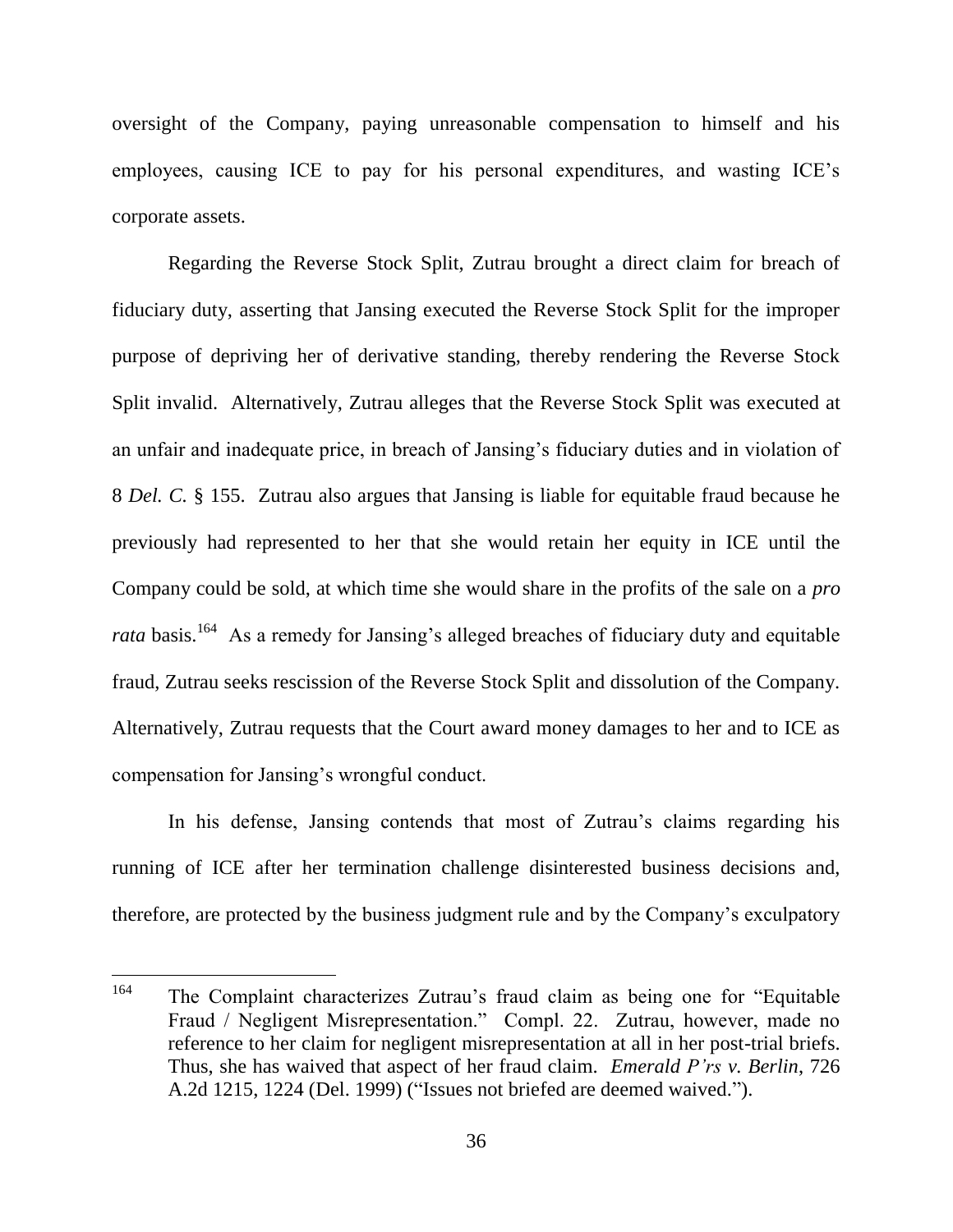oversight of the Company, paying unreasonable compensation to himself and his employees, causing ICE to pay for his personal expenditures, and wasting ICE's corporate assets.

Regarding the Reverse Stock Split, Zutrau brought a direct claim for breach of fiduciary duty, asserting that Jansing executed the Reverse Stock Split for the improper purpose of depriving her of derivative standing, thereby rendering the Reverse Stock Split invalid. Alternatively, Zutrau alleges that the Reverse Stock Split was executed at an unfair and inadequate price, in breach of Jansing's fiduciary duties and in violation of 8 *Del. C.* § 155. Zutrau also argues that Jansing is liable for equitable fraud because he previously had represented to her that she would retain her equity in ICE until the Company could be sold, at which time she would share in the profits of the sale on a *pro rata* basis.[164] As a remedy for Jansing's alleged breaches of fiduciary duty and equitable fraud, Zutrau seeks rescission of the Reverse Stock Split and dissolution of the Company. Alternatively, Zutrau requests that the Court award money damages to her and to ICE as compensation for Jansing's wrongful conduct.

In his defense, Jansing contends that most of Zutrau's claims regarding his running of ICE after her termination challenge disinterested business decisions and, therefore, are protected by the business judgment rule and by the Company's exculpatory

---

[164] The Complaint characterizes Zutrau's fraud claim as being one for "Equitable Fraud / Negligent Misrepresentation." Compl. 22. Zutrau, however, made no reference to her claim for negligent misrepresentation at all in her post-trial briefs. Thus, she has waived that aspect of her fraud claim. *Emerald P'rs v. Berlin*, 726 A.2d 1215, 1224 (Del. 1999) ("Issues not briefed are deemed waived.").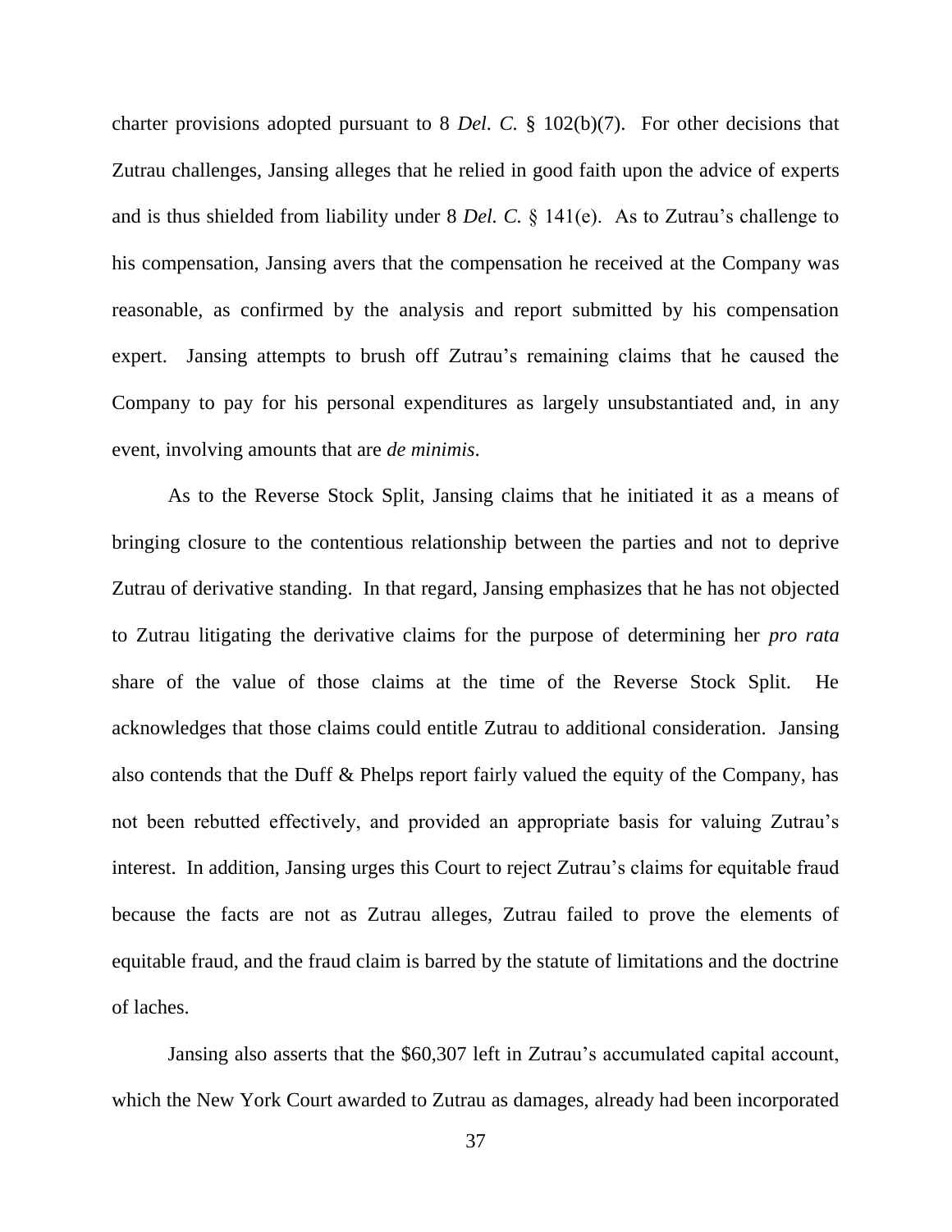charter provisions adopted pursuant to 8 *Del. C.* § 102(b)(7). For other decisions that Zutrau challenges, Jansing alleges that he relied in good faith upon the advice of experts and is thus shielded from liability under 8 *Del. C.* § 141(e). As to Zutrau's challenge to his compensation, Jansing avers that the compensation he received at the Company was reasonable, as confirmed by the analysis and report submitted by his compensation expert. Jansing attempts to brush off Zutrau's remaining claims that he caused the Company to pay for his personal expenditures as largely unsubstantiated and, in any event, involving amounts that are *de minimis*.

As to the Reverse Stock Split, Jansing claims that he initiated it as a means of bringing closure to the contentious relationship between the parties and not to deprive Zutrau of derivative standing. In that regard, Jansing emphasizes that he has not objected to Zutrau litigating the derivative claims for the purpose of determining her *pro rata* share of the value of those claims at the time of the Reverse Stock Split. He acknowledges that those claims could entitle Zutrau to additional consideration. Jansing also contends that the Duff & Phelps report fairly valued the equity of the Company, has not been rebutted effectively, and provided an appropriate basis for valuing Zutrau's interest. In addition, Jansing urges this Court to reject Zutrau's claims for equitable fraud because the facts are not as Zutrau alleges, Zutrau failed to prove the elements of equitable fraud, and the fraud claim is barred by the statute of limitations and the doctrine of laches.

Jansing also asserts that the $60,307 left in Zutrau's accumulated capital account, which the New York Court awarded to Zutrau as damages, already had been incorporated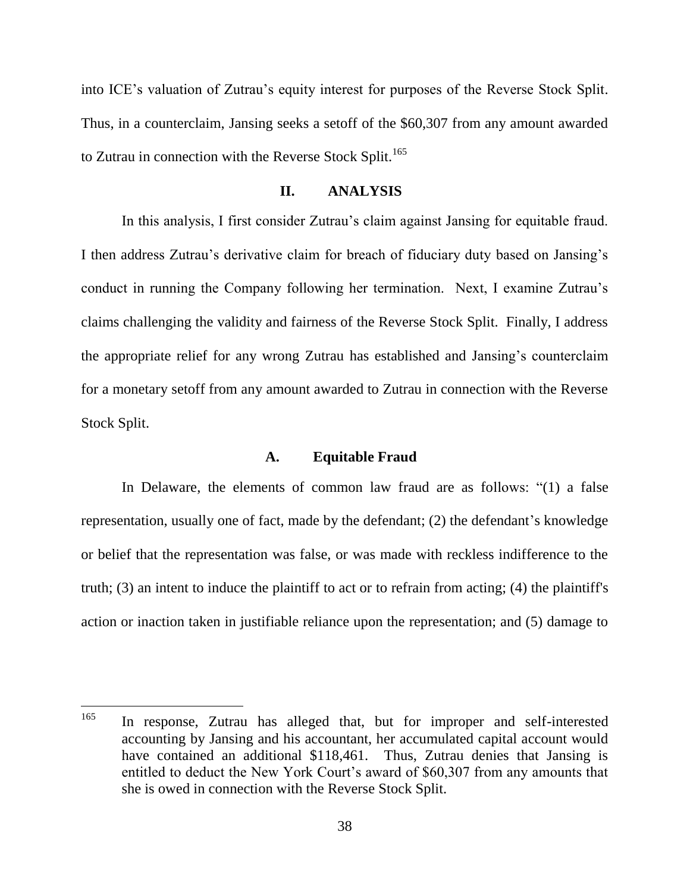into ICE's valuation of Zutrau's equity interest for purposes of the Reverse Stock Split. Thus, in a counterclaim, Jansing seeks a setoff of the $60,307 from any amount awarded to Zutrau in connection with the Reverse Stock Split.[165]

## II. ANALYSIS

In this analysis, I first consider Zutrau's claim against Jansing for equitable fraud. I then address Zutrau's derivative claim for breach of fiduciary duty based on Jansing's conduct in running the Company following her termination. Next, I examine Zutrau's claims challenging the validity and fairness of the Reverse Stock Split. Finally, I address the appropriate relief for any wrong Zutrau has established and Jansing's counterclaim for a monetary setoff from any amount awarded to Zutrau in connection with the Reverse Stock Split.

### A. Equitable Fraud

In Delaware, the elements of common law fraud are as follows: "(1) a false representation, usually one of fact, made by the defendant; (2) the defendant's knowledge or belief that the representation was false, or was made with reckless indifference to the truth; (3) an intent to induce the plaintiff to act or to refrain from acting; (4) the plaintiff's action or inaction taken in justifiable reliance upon the representation; and (5) damage to

---

[165] In response, Zutrau has alleged that, but for improper and self-interested accounting by Jansing and his accountant, her accumulated capital account would have contained an additional $118,461. Thus, Zutrau denies that Jansing is entitled to deduct the New York Court's award of $60,307 from any amounts that she is owed in connection with the Reverse Stock Split.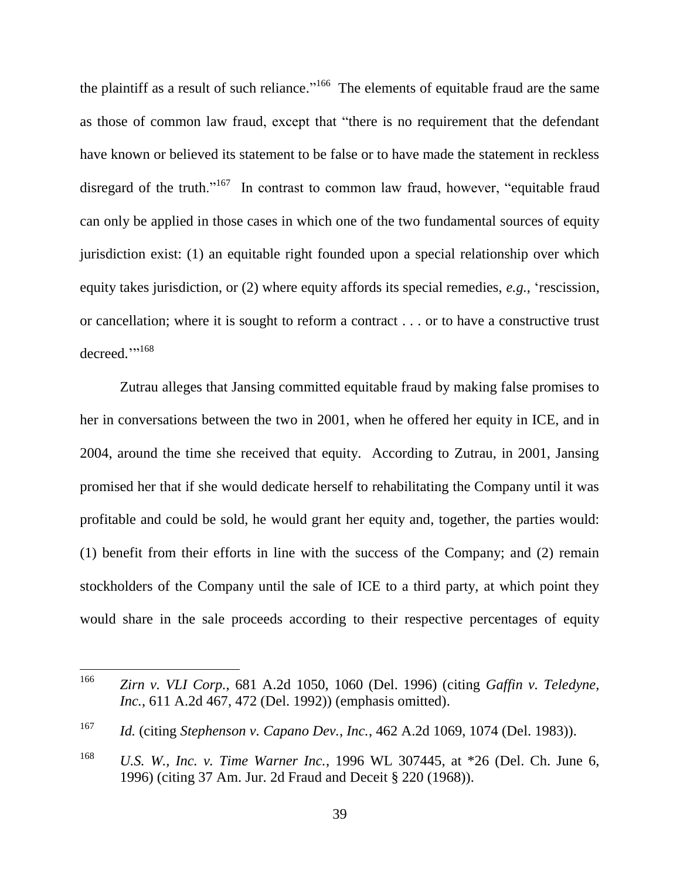the plaintiff as a result of such reliance."[166] The elements of equitable fraud are the same as those of common law fraud, except that "there is no requirement that the defendant have known or believed its statement to be false or to have made the statement in reckless disregard of the truth."[167] In contrast to common law fraud, however, "equitable fraud can only be applied in those cases in which one of the two fundamental sources of equity jurisdiction exist: (1) an equitable right founded upon a special relationship over which equity takes jurisdiction, or (2) where equity affords its special remedies, *e.g.*, 'rescission, or cancellation; where it is sought to reform a contract . . . or to have a constructive trust decreed.'"[168]

Zutrau alleges that Jansing committed equitable fraud by making false promises to her in conversations between the two in 2001, when he offered her equity in ICE, and in 2004, around the time she received that equity. According to Zutrau, in 2001, Jansing promised her that if she would dedicate herself to rehabilitating the Company until it was profitable and could be sold, he would grant her equity and, together, the parties would: (1) benefit from their efforts in line with the success of the Company; and (2) remain stockholders of the Company until the sale of ICE to a third party, at which point they would share in the sale proceeds according to their respective percentages of equity

---

[166] *Zirn v. VLI Corp.*, 681 A.2d 1050, 1060 (Del. 1996) (citing *Gaffin v. Teledyne, Inc.*, 611 A.2d 467, 472 (Del. 1992)) (emphasis omitted).

[167] *Id.* (citing *Stephenson v. Capano Dev., Inc.*, 462 A.2d 1069, 1074 (Del. 1983)).

[168] *U.S. W., Inc. v. Time Warner Inc.*, 1996 WL 307445, at *26 (Del. Ch. June 6, 1996) (citing 37 Am. Jur. 2d Fraud and Deceit § 220 (1968)).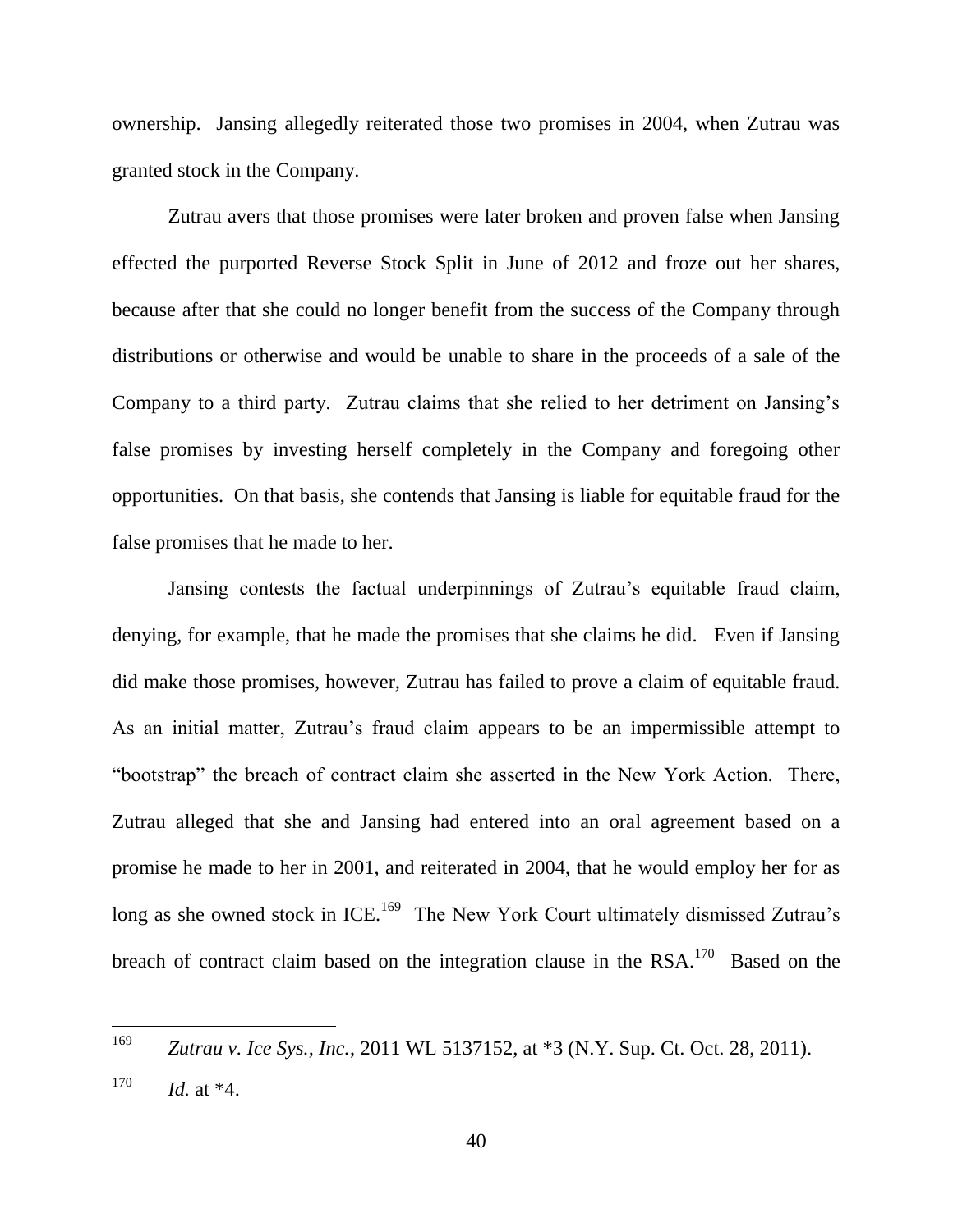ownership. Jansing allegedly reiterated those two promises in 2004, when Zutrau was granted stock in the Company.

Zutrau avers that those promises were later broken and proven false when Jansing effected the purported Reverse Stock Split in June of 2012 and froze out her shares, because after that she could no longer benefit from the success of the Company through distributions or otherwise and would be unable to share in the proceeds of a sale of the Company to a third party. Zutrau claims that she relied to her detriment on Jansing's false promises by investing herself completely in the Company and foregoing other opportunities. On that basis, she contends that Jansing is liable for equitable fraud for the false promises that he made to her.

Jansing contests the factual underpinnings of Zutrau's equitable fraud claim, denying, for example, that he made the promises that she claims he did. Even if Jansing did make those promises, however, Zutrau has failed to prove a claim of equitable fraud. As an initial matter, Zutrau's fraud claim appears to be an impermissible attempt to "bootstrap" the breach of contract claim she asserted in the New York Action. There, Zutrau alleged that she and Jansing had entered into an oral agreement based on a promise he made to her in 2001, and reiterated in 2004, that he would employ her for as long as she owned stock in ICE.[169] The New York Court ultimately dismissed Zutrau's breach of contract claim based on the integration clause in the RSA.[170] Based on the

---

[169] *Zutrau v. Ice Sys., Inc.*, 2011 WL 5137152, at *3 (N.Y. Sup. Ct. Oct. 28, 2011).

[170] *Id.* at *4.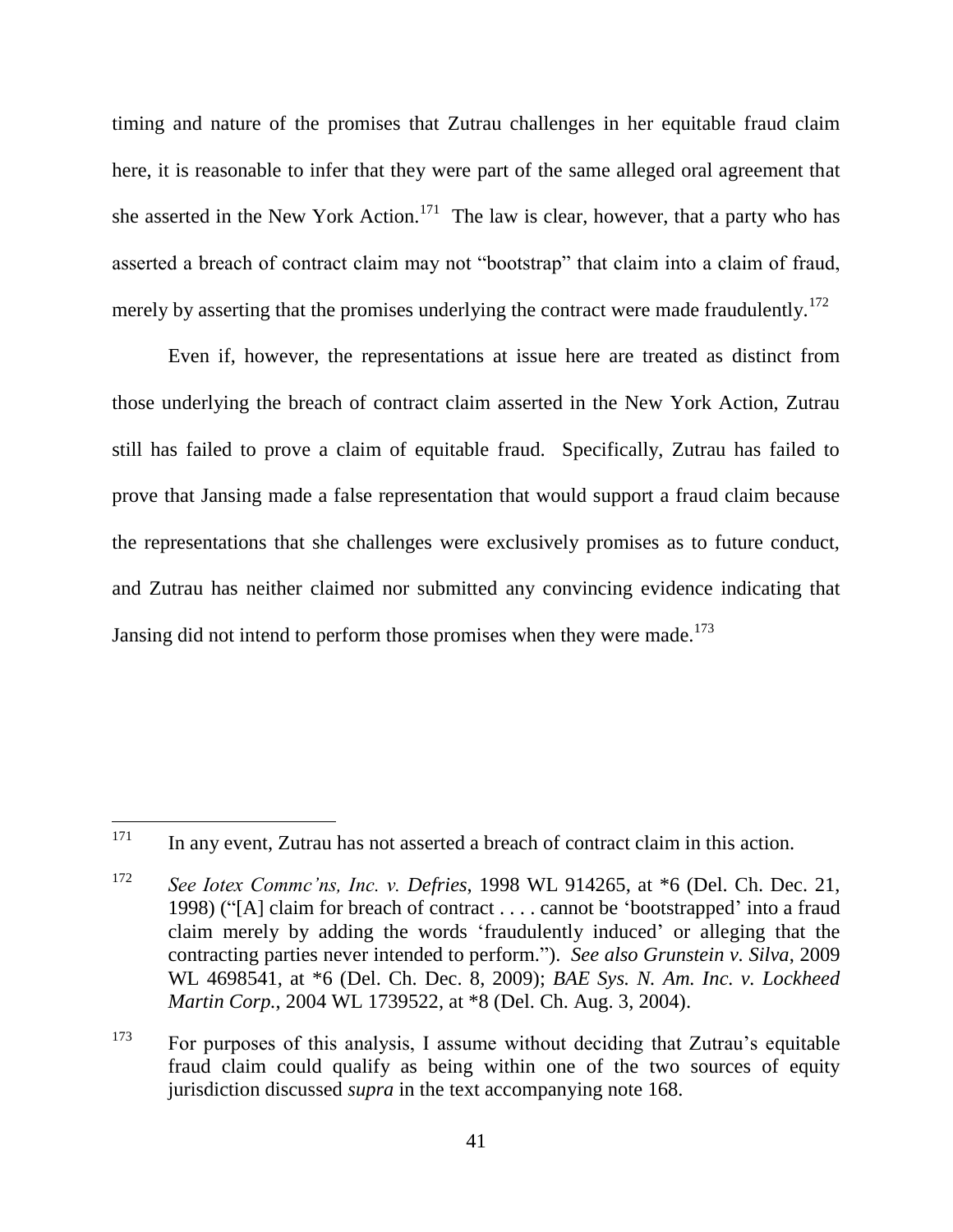timing and nature of the promises that Zutrau challenges in her equitable fraud claim here, it is reasonable to infer that they were part of the same alleged oral agreement that she asserted in the New York Action.[171] The law is clear, however, that a party who has asserted a breach of contract claim may not "bootstrap" that claim into a claim of fraud, merely by asserting that the promises underlying the contract were made fraudulently.[172]

Even if, however, the representations at issue here are treated as distinct from those underlying the breach of contract claim asserted in the New York Action, Zutrau still has failed to prove a claim of equitable fraud. Specifically, Zutrau has failed to prove that Jansing made a false representation that would support a fraud claim because the representations that she challenges were exclusively promises as to future conduct, and Zutrau has neither claimed nor submitted any convincing evidence indicating that Jansing did not intend to perform those promises when they were made.[173]

---

[171] In any event, Zutrau has not asserted a breach of contract claim in this action.

[172] *See Iotex Commc'ns, Inc. v. Defries*, 1998 WL 914265, at *6 (Del. Ch. Dec. 21, 1998) ("[A] claim for breach of contract . . . . cannot be 'bootstrapped' into a fraud claim merely by adding the words 'fraudulently induced' or alleging that the contracting parties never intended to perform."). *See also Grunstein v. Silva*, 2009 WL 4698541, at *6 (Del. Ch. Dec. 8, 2009); *BAE Sys. N. Am. Inc. v. Lockheed Martin Corp.*, 2004 WL 1739522, at *8 (Del. Ch. Aug. 3, 2004).

[173] For purposes of this analysis, I assume without deciding that Zutrau's equitable fraud claim could qualify as being within one of the two sources of equity jurisdiction discussed *supra* in the text accompanying note 168.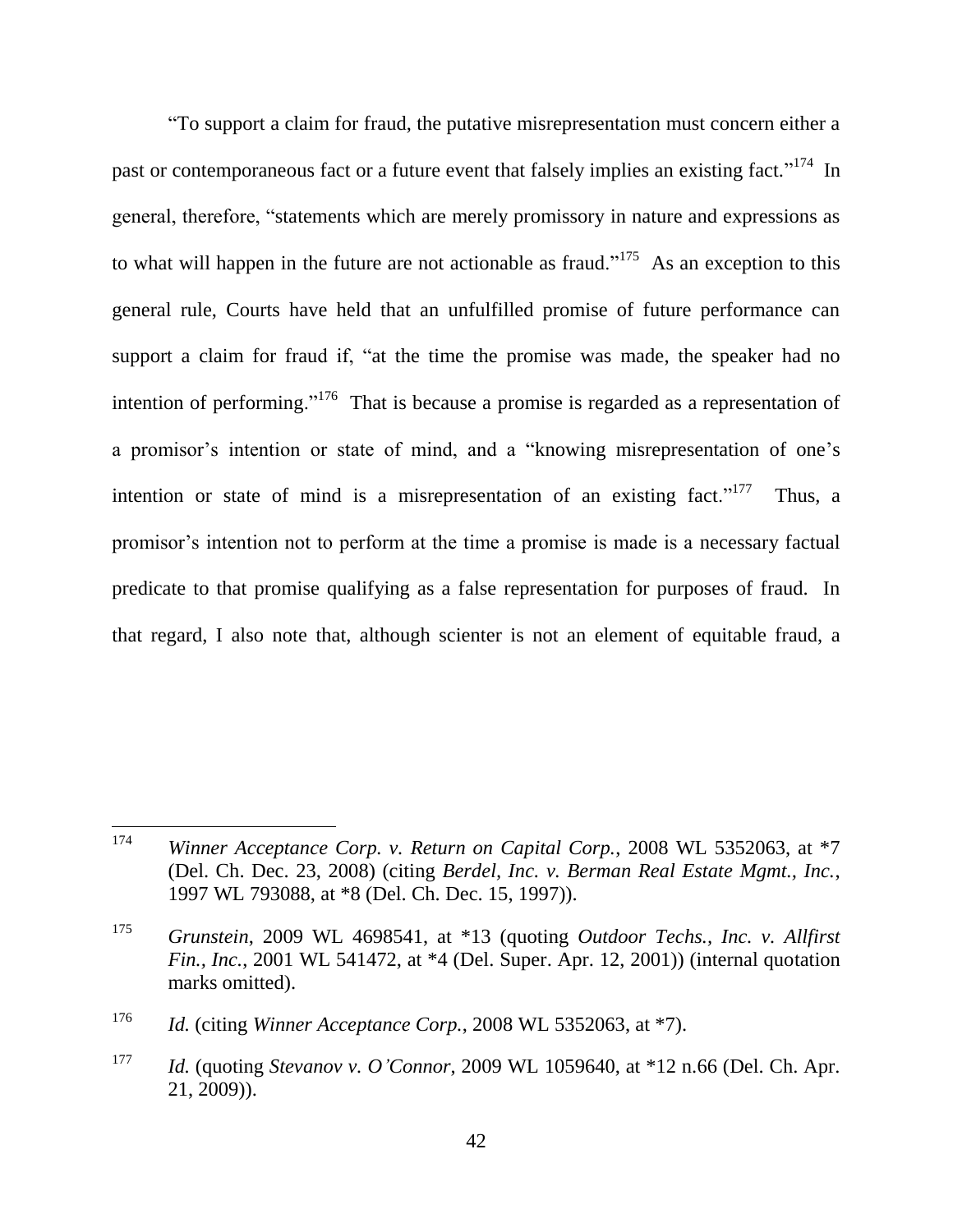"To support a claim for fraud, the putative misrepresentation must concern either a past or contemporaneous fact or a future event that falsely implies an existing fact."[174] In general, therefore, "statements which are merely promissory in nature and expressions as to what will happen in the future are not actionable as fraud."[175] As an exception to this general rule, Courts have held that an unfulfilled promise of future performance can support a claim for fraud if, "at the time the promise was made, the speaker had no intention of performing."[176] That is because a promise is regarded as a representation of a promisor's intention or state of mind, and a "knowing misrepresentation of one's intention or state of mind is a misrepresentation of an existing fact."[177] Thus, a promisor's intention not to perform at the time a promise is made is a necessary factual predicate to that promise qualifying as a false representation for purposes of fraud. In that regard, I also note that, although scienter is not an element of equitable fraud, a

---

[174] *Winner Acceptance Corp. v. Return on Capital Corp.*, 2008 WL 5352063, at *7 (Del. Ch. Dec. 23, 2008) (citing *Berdel, Inc. v. Berman Real Estate Mgmt., Inc.*, 1997 WL 793088, at *8 (Del. Ch. Dec. 15, 1997)).

[175] *Grunstein*, 2009 WL 4698541, at *13 (quoting *Outdoor Techs., Inc. v. Allfirst Fin., Inc.*, 2001 WL 541472, at *4 (Del. Super. Apr. 12, 2001)) (internal quotation marks omitted).

[176] *Id.* (citing *Winner Acceptance Corp.*, 2008 WL 5352063, at *7).

[177] *Id.* (quoting *Stevanov v. O'Connor*, 2009 WL 1059640, at *12 n.66 (Del. Ch. Apr. 21, 2009)).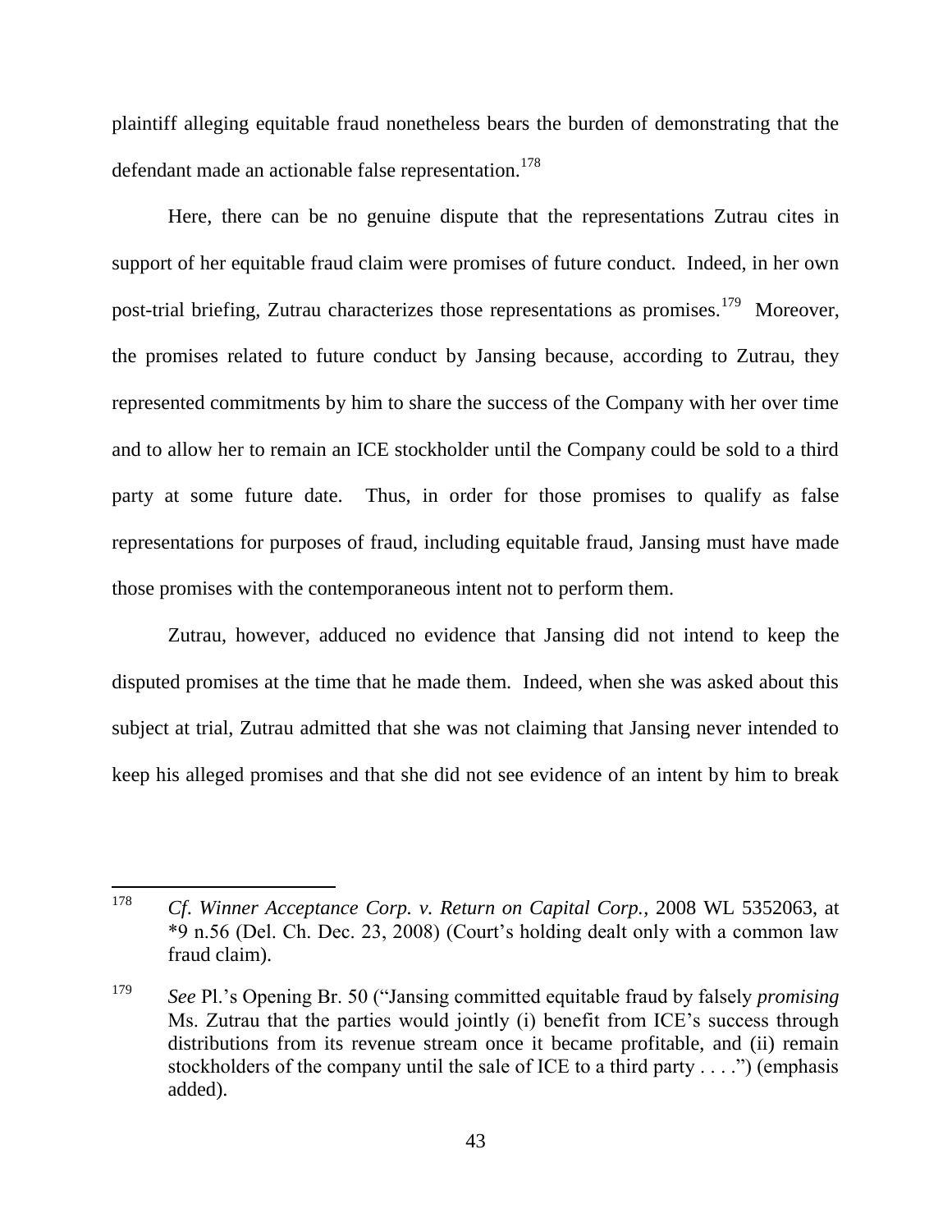plaintiff alleging equitable fraud nonetheless bears the burden of demonstrating that the defendant made an actionable false representation.[178]

Here, there can be no genuine dispute that the representations Zutrau cites in support of her equitable fraud claim were promises of future conduct. Indeed, in her own post-trial briefing, Zutrau characterizes those representations as promises.[179] Moreover, the promises related to future conduct by Jansing because, according to Zutrau, they represented commitments by him to share the success of the Company with her over time and to allow her to remain an ICE stockholder until the Company could be sold to a third party at some future date. Thus, in order for those promises to qualify as false representations for purposes of fraud, including equitable fraud, Jansing must have made those promises with the contemporaneous intent not to perform them.

Zutrau, however, adduced no evidence that Jansing did not intend to keep the disputed promises at the time that he made them. Indeed, when she was asked about this subject at trial, Zutrau admitted that she was not claiming that Jansing never intended to keep his alleged promises and that she did not see evidence of an intent by him to break

---

[178] *Cf. Winner Acceptance Corp. v. Return on Capital Corp.*, 2008 WL 5352063, at *9 n.56 (Del. Ch. Dec. 23, 2008) (Court's holding dealt only with a common law fraud claim).

[179] *See* Pl.'s Opening Br. 50 ("Jansing committed equitable fraud by falsely *promising* Ms. Zutrau that the parties would jointly (i) benefit from ICE's success through distributions from its revenue stream once it became profitable, and (ii) remain stockholders of the company until the sale of ICE to a third party . . . .") (emphasis added).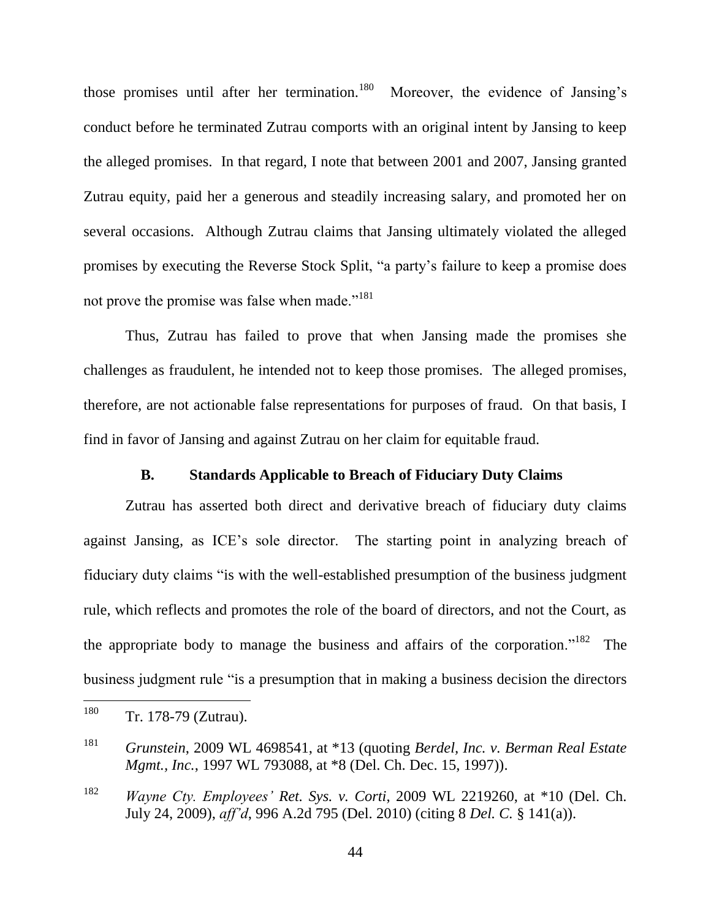those promises until after her termination.[180] Moreover, the evidence of Jansing's conduct before he terminated Zutrau comports with an original intent by Jansing to keep the alleged promises. In that regard, I note that between 2001 and 2007, Jansing granted Zutrau equity, paid her a generous and steadily increasing salary, and promoted her on several occasions. Although Zutrau claims that Jansing ultimately violated the alleged promises by executing the Reverse Stock Split, "a party's failure to keep a promise does not prove the promise was false when made."[181]

Thus, Zutrau has failed to prove that when Jansing made the promises she challenges as fraudulent, he intended not to keep those promises. The alleged promises, therefore, are not actionable false representations for purposes of fraud. On that basis, I find in favor of Jansing and against Zutrau on her claim for equitable fraud.

### B. Standards Applicable to Breach of Fiduciary Duty Claims

Zutrau has asserted both direct and derivative breach of fiduciary duty claims against Jansing, as ICE's sole director. The starting point in analyzing breach of fiduciary duty claims "is with the well-established presumption of the business judgment rule, which reflects and promotes the role of the board of directors, and not the Court, as the appropriate body to manage the business and affairs of the corporation."[182] The business judgment rule "is a presumption that in making a business decision the directors

---

[180] Tr. 178-79 (Zutrau).

[181] *Grunstein*, 2009 WL 4698541, at *13 (quoting *Berdel, Inc. v. Berman Real Estate Mgmt., Inc.*, 1997 WL 793088, at *8 (Del. Ch. Dec. 15, 1997)).

[182] *Wayne Cty. Employees' Ret. Sys. v. Corti*, 2009 WL 2219260, at *10 (Del. Ch. July 24, 2009), *aff'd*, 996 A.2d 795 (Del. 2010) (citing 8 *Del. C.* § 141(a)).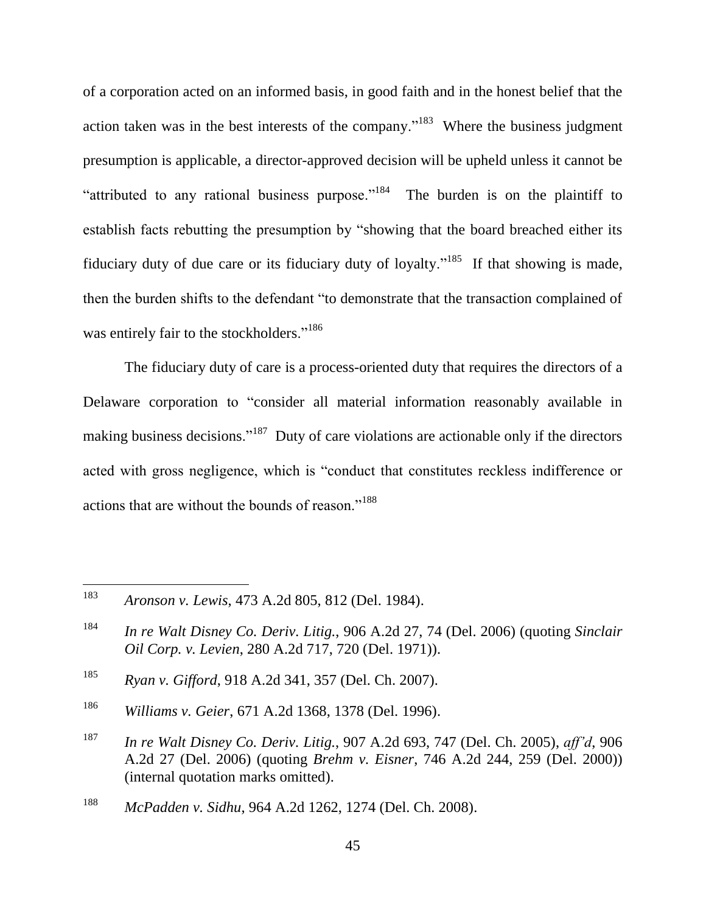of a corporation acted on an informed basis, in good faith and in the honest belief that the action taken was in the best interests of the company."[183] Where the business judgment presumption is applicable, a director-approved decision will be upheld unless it cannot be "attributed to any rational business purpose."[184] The burden is on the plaintiff to establish facts rebutting the presumption by "showing that the board breached either its fiduciary duty of due care or its fiduciary duty of loyalty."[185] If that showing is made, then the burden shifts to the defendant "to demonstrate that the transaction complained of was entirely fair to the stockholders."[186]

The fiduciary duty of care is a process-oriented duty that requires the directors of a Delaware corporation to "consider all material information reasonably available in making business decisions."[187] Duty of care violations are actionable only if the directors acted with gross negligence, which is "conduct that constitutes reckless indifference or actions that are without the bounds of reason."[188]

---

[183] *Aronson v. Lewis*, 473 A.2d 805, 812 (Del. 1984).

[184] *In re Walt Disney Co. Deriv. Litig.*, 906 A.2d 27, 74 (Del. 2006) (quoting *Sinclair Oil Corp. v. Levien*, 280 A.2d 717, 720 (Del. 1971)).

[185] *Ryan v. Gifford*, 918 A.2d 341, 357 (Del. Ch. 2007).

[186] *Williams v. Geier*, 671 A.2d 1368, 1378 (Del. 1996).

[187] *In re Walt Disney Co. Deriv. Litig.*, 907 A.2d 693, 747 (Del. Ch. 2005), *aff'd*, 906 A.2d 27 (Del. 2006) (quoting *Brehm v. Eisner*, 746 A.2d 244, 259 (Del. 2000)) (internal quotation marks omitted).

[188] *McPadden v. Sidhu*, 964 A.2d 1262, 1274 (Del. Ch. 2008).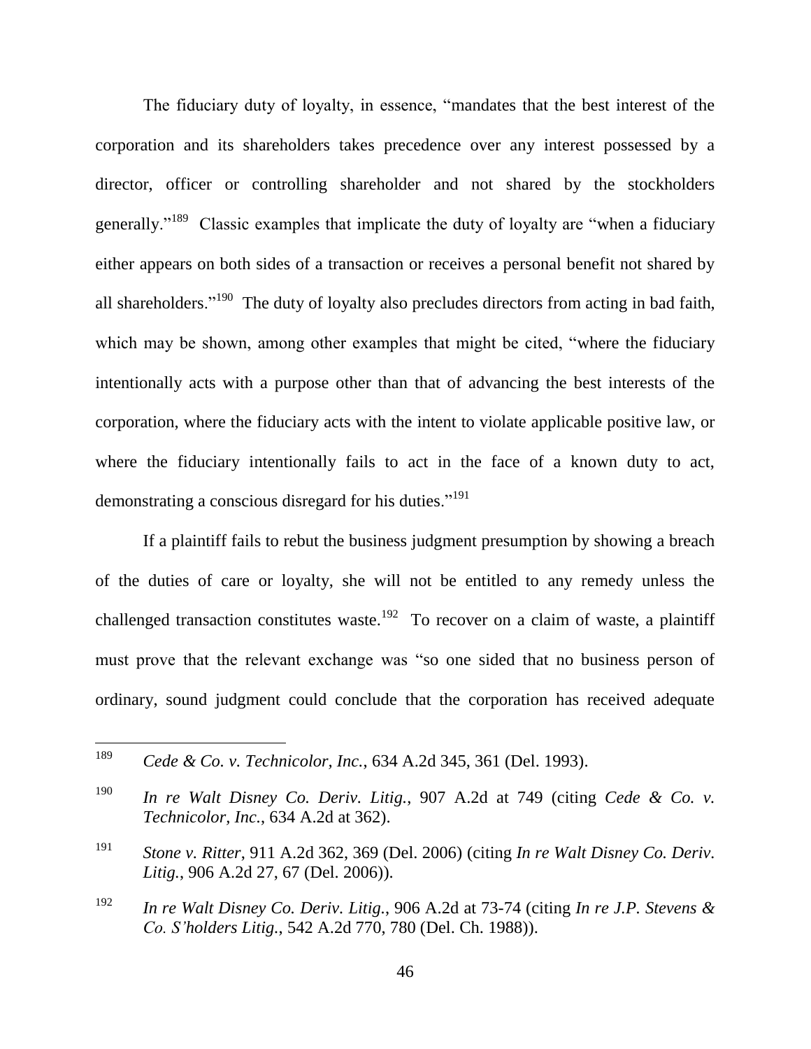The fiduciary duty of loyalty, in essence, "mandates that the best interest of the corporation and its shareholders takes precedence over any interest possessed by a director, officer or controlling shareholder and not shared by the stockholders generally."[189] Classic examples that implicate the duty of loyalty are "when a fiduciary either appears on both sides of a transaction or receives a personal benefit not shared by all shareholders."[190] The duty of loyalty also precludes directors from acting in bad faith, which may be shown, among other examples that might be cited, "where the fiduciary intentionally acts with a purpose other than that of advancing the best interests of the corporation, where the fiduciary acts with the intent to violate applicable positive law, or where the fiduciary intentionally fails to act in the face of a known duty to act, demonstrating a conscious disregard for his duties."[191]

If a plaintiff fails to rebut the business judgment presumption by showing a breach of the duties of care or loyalty, she will not be entitled to any remedy unless the challenged transaction constitutes waste.[192] To recover on a claim of waste, a plaintiff must prove that the relevant exchange was "so one sided that no business person of ordinary, sound judgment could conclude that the corporation has received adequate

---

[189] *Cede & Co. v. Technicolor, Inc.*, 634 A.2d 345, 361 (Del. 1993).

[190] *In re Walt Disney Co. Deriv. Litig.*, 907 A.2d at 749 (citing *Cede & Co. v. Technicolor, Inc.*, 634 A.2d at 362).

[191] *Stone v. Ritter*, 911 A.2d 362, 369 (Del. 2006) (citing *In re Walt Disney Co. Deriv. Litig.*, 906 A.2d 27, 67 (Del. 2006)).

[192] *In re Walt Disney Co. Deriv. Litig.*, 906 A.2d at 73-74 (citing *In re J.P. Stevens & Co. S'holders Litig.*, 542 A.2d 770, 780 (Del. Ch. 1988)).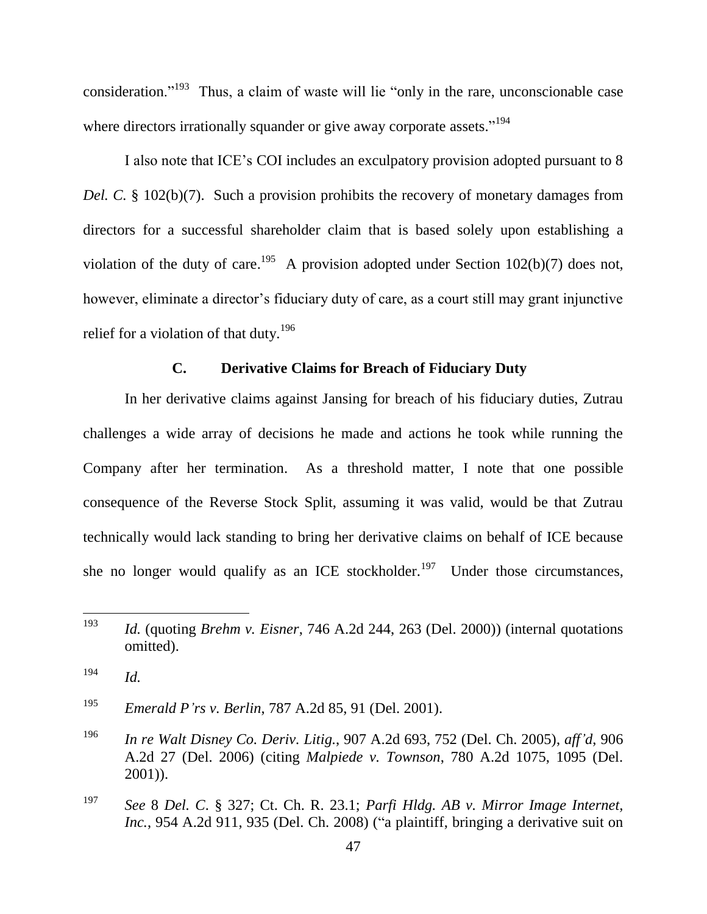consideration."[193] Thus, a claim of waste will lie "only in the rare, unconscionable case where directors irrationally squander or give away corporate assets."[194]

I also note that ICE's COI includes an exculpatory provision adopted pursuant to 8 *Del. C.* § 102(b)(7). Such a provision prohibits the recovery of monetary damages from directors for a successful shareholder claim that is based solely upon establishing a violation of the duty of care.[195] A provision adopted under Section 102(b)(7) does not, however, eliminate a director's fiduciary duty of care, as a court still may grant injunctive relief for a violation of that duty.[196]

### C. Derivative Claims for Breach of Fiduciary Duty

In her derivative claims against Jansing for breach of his fiduciary duties, Zutrau challenges a wide array of decisions he made and actions he took while running the Company after her termination. As a threshold matter, I note that one possible consequence of the Reverse Stock Split, assuming it was valid, would be that Zutrau technically would lack standing to bring her derivative claims on behalf of ICE because she no longer would qualify as an ICE stockholder.[197] Under those circumstances,

---

[193] *Id.* (quoting *Brehm v. Eisner*, 746 A.2d 244, 263 (Del. 2000)) (internal quotations omitted).

[194] *Id.*

[195] *Emerald P'rs v. Berlin*, 787 A.2d 85, 91 (Del. 2001).

[196] *In re Walt Disney Co. Deriv. Litig.*, 907 A.2d 693, 752 (Del. Ch. 2005), *aff'd*, 906 A.2d 27 (Del. 2006) (citing *Malpiede v. Townson*, 780 A.2d 1075, 1095 (Del. 2001)).

[197] *See* 8 *Del. C.* § 327; Ct. Ch. R. 23.1; *Parfi Hldg. AB v. Mirror Image Internet, Inc.*, 954 A.2d 911, 935 (Del. Ch. 2008) ("a plaintiff, bringing a derivative suit on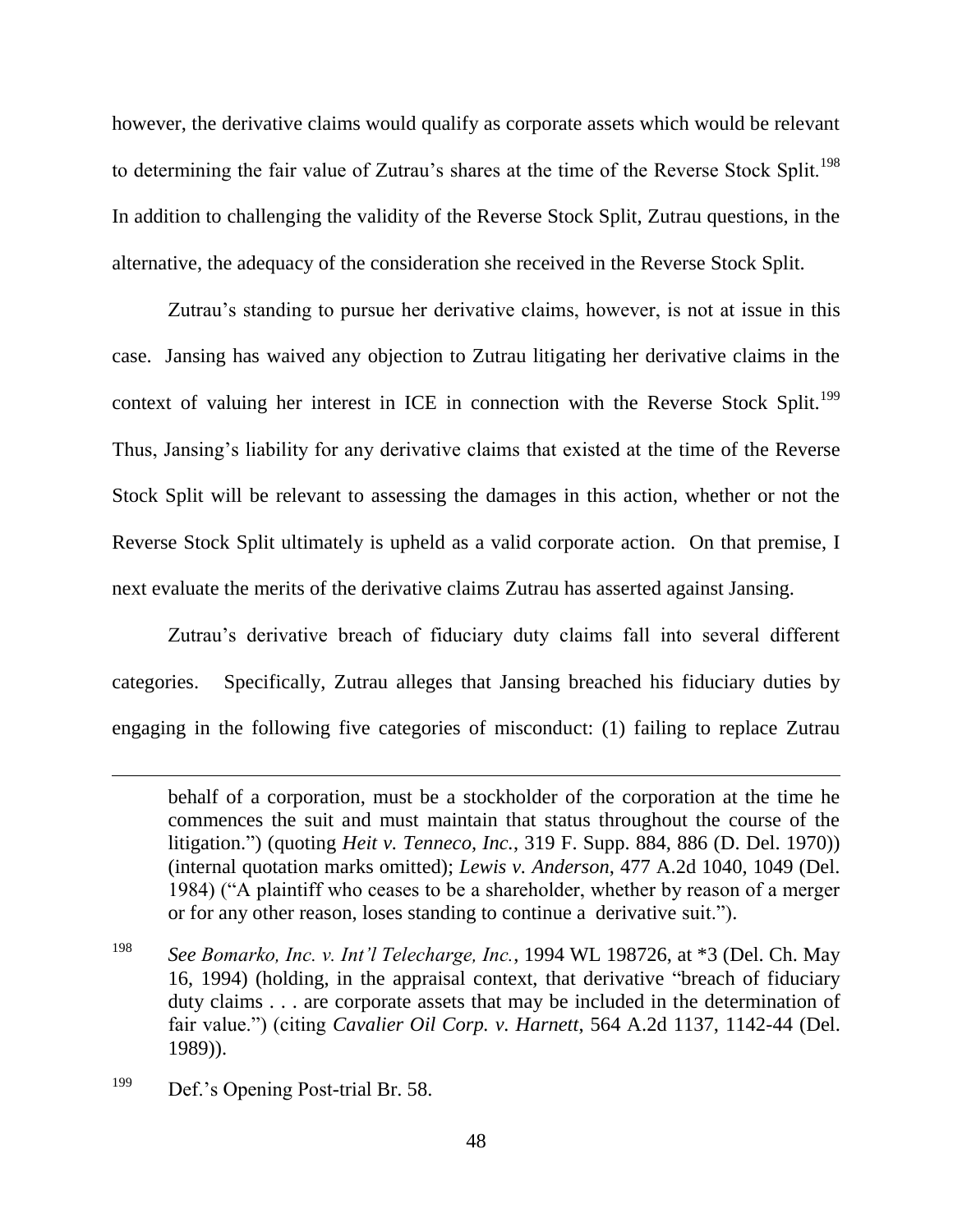however, the derivative claims would qualify as corporate assets which would be relevant to determining the fair value of Zutrau's shares at the time of the Reverse Stock Split.[198] In addition to challenging the validity of the Reverse Stock Split, Zutrau questions, in the alternative, the adequacy of the consideration she received in the Reverse Stock Split.

Zutrau's standing to pursue her derivative claims, however, is not at issue in this case. Jansing has waived any objection to Zutrau litigating her derivative claims in the context of valuing her interest in ICE in connection with the Reverse Stock Split.[199] Thus, Jansing's liability for any derivative claims that existed at the time of the Reverse Stock Split will be relevant to assessing the damages in this action, whether or not the Reverse Stock Split ultimately is upheld as a valid corporate action. On that premise, I next evaluate the merits of the derivative claims Zutrau has asserted against Jansing.

Zutrau's derivative breach of fiduciary duty claims fall into several different categories. Specifically, Zutrau alleges that Jansing breached his fiduciary duties by engaging in the following five categories of misconduct: (1) failing to replace Zutrau

---

behalf of a corporation, must be a stockholder of the corporation at the time he commences the suit and must maintain that status throughout the course of the litigation.") (quoting *Heit v. Tenneco, Inc.*, 319 F. Supp. 884, 886 (D. Del. 1970)) (internal quotation marks omitted); *Lewis v. Anderson*, 477 A.2d 1040, 1049 (Del. 1984) ("A plaintiff who ceases to be a shareholder, whether by reason of a merger or for any other reason, loses standing to continue a derivative suit.").

[198] *See Bomarko, Inc. v. Int'l Telecharge, Inc.*, 1994 WL 198726, at *3 (Del. Ch. May 16, 1994) (holding, in the appraisal context, that derivative "breach of fiduciary duty claims . . . are corporate assets that may be included in the determination of fair value.") (citing *Cavalier Oil Corp. v. Harnett*, 564 A.2d 1137, 1142-44 (Del. 1989)).

[199] Def.'s Opening Post-trial Br. 58.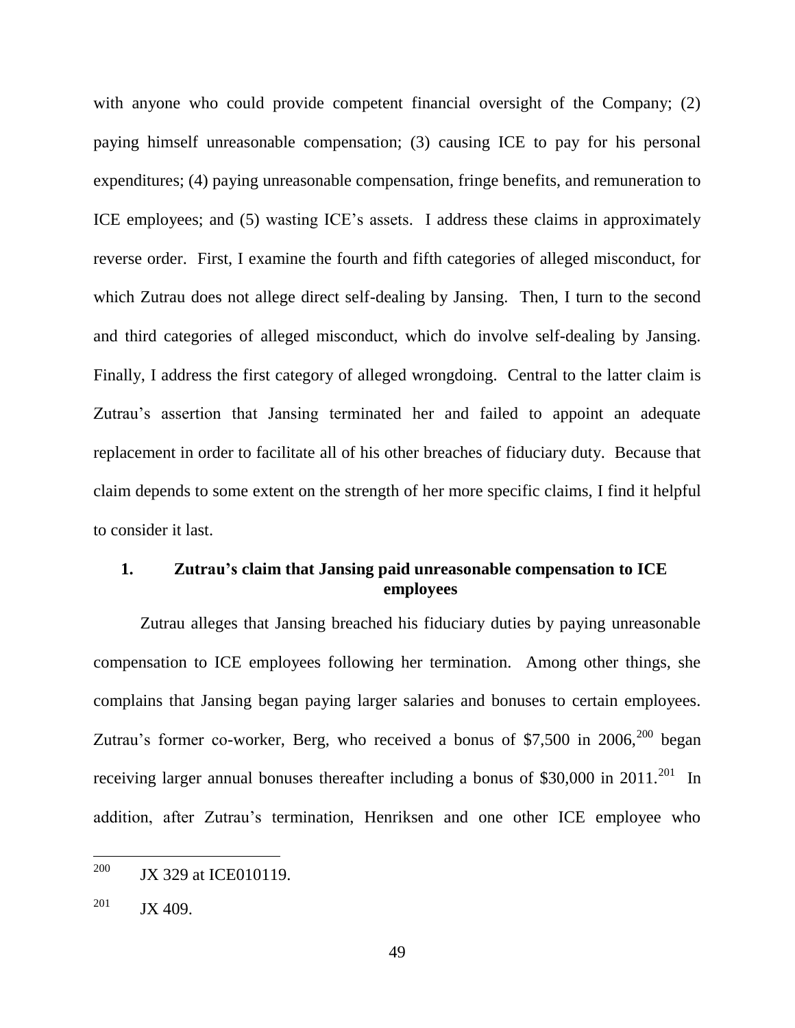with anyone who could provide competent financial oversight of the Company; (2) paying himself unreasonable compensation; (3) causing ICE to pay for his personal expenditures; (4) paying unreasonable compensation, fringe benefits, and remuneration to ICE employees; and (5) wasting ICE's assets. I address these claims in approximately reverse order. First, I examine the fourth and fifth categories of alleged misconduct, for which Zutrau does not allege direct self-dealing by Jansing. Then, I turn to the second and third categories of alleged misconduct, which do involve self-dealing by Jansing. Finally, I address the first category of alleged wrongdoing. Central to the latter claim is Zutrau's assertion that Jansing terminated her and failed to appoint an adequate replacement in order to facilitate all of his other breaches of fiduciary duty. Because that claim depends to some extent on the strength of her more specific claims, I find it helpful to consider it last.

### 1. Zutrau's claim that Jansing paid unreasonable compensation to ICE employees

Zutrau alleges that Jansing breached his fiduciary duties by paying unreasonable compensation to ICE employees following her termination. Among other things, she complains that Jansing began paying larger salaries and bonuses to certain employees. Zutrau's former co-worker, Berg, who received a bonus of $7,500 in 2006,[200] began receiving larger annual bonuses thereafter including a bonus of $30,000 in 2011.[201] In addition, after Zutrau's termination, Henriksen and one other ICE employee who

---

[200] JX 329 at ICE010119.

[201] JX 409.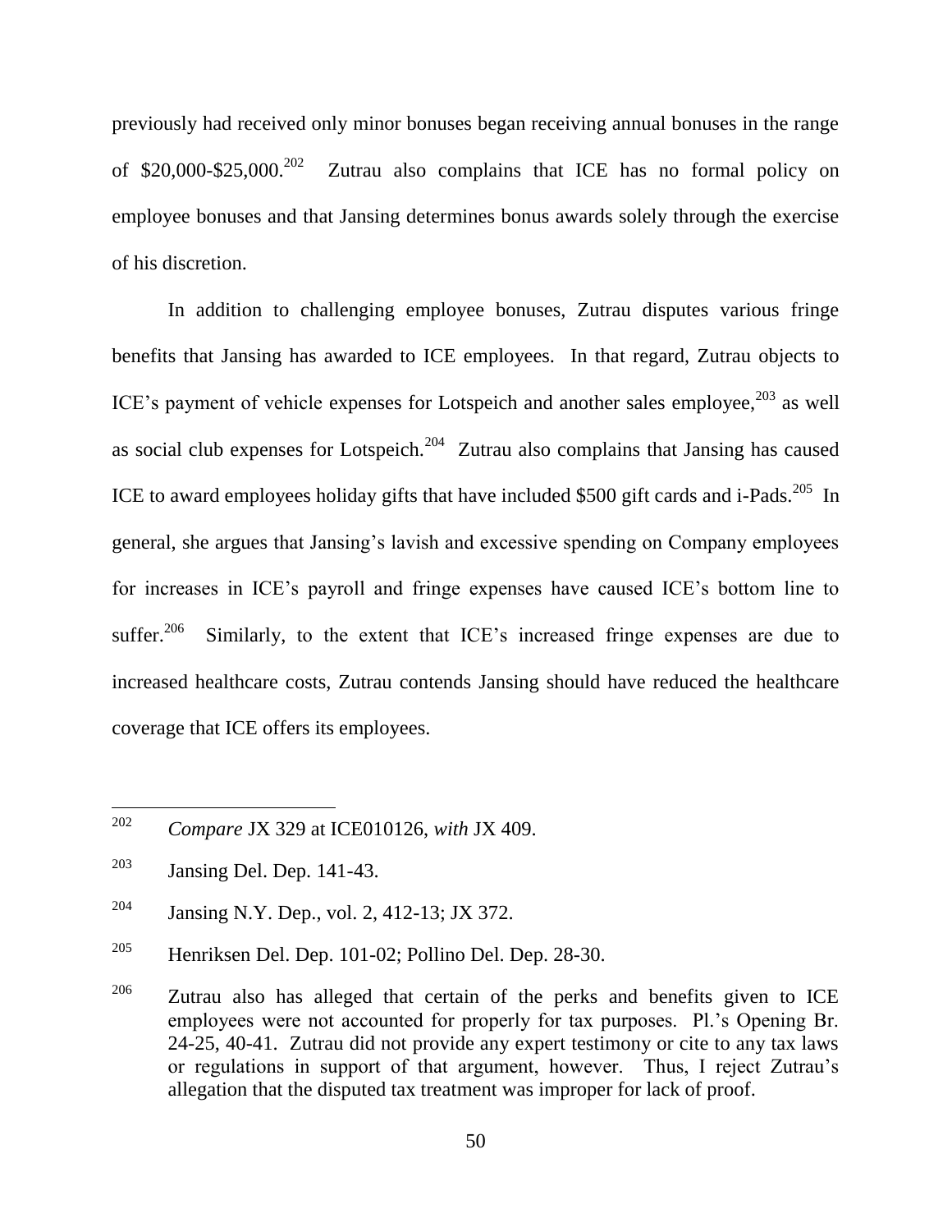previously had received only minor bonuses began receiving annual bonuses in the range of $20,000-$25,000.[202] Zutrau also complains that ICE has no formal policy on employee bonuses and that Jansing determines bonus awards solely through the exercise of his discretion.

In addition to challenging employee bonuses, Zutrau disputes various fringe benefits that Jansing has awarded to ICE employees. In that regard, Zutrau objects to ICE's payment of vehicle expenses for Lotspeich and another sales employee,[203] as well as social club expenses for Lotspeich.[204] Zutrau also complains that Jansing has caused ICE to award employees holiday gifts that have included $500 gift cards and i-Pads.[205] In general, she argues that Jansing's lavish and excessive spending on Company employees for increases in ICE's payroll and fringe expenses have caused ICE's bottom line to suffer.[206] Similarly, to the extent that ICE's increased fringe expenses are due to increased healthcare costs, Zutrau contends Jansing should have reduced the healthcare coverage that ICE offers its employees.

---

[202] *Compare* JX 329 at ICE010126, *with* JX 409.

[203] Jansing Del. Dep. 141-43.

[204] Jansing N.Y. Dep., vol. 2, 412-13; JX 372.

[205] Henriksen Del. Dep. 101-02; Pollino Del. Dep. 28-30.

[206] Zutrau also has alleged that certain of the perks and benefits given to ICE employees were not accounted for properly for tax purposes. Pl.'s Opening Br. 24-25, 40-41. Zutrau did not provide any expert testimony or cite to any tax laws or regulations in support of that argument, however. Thus, I reject Zutrau's allegation that the disputed tax treatment was improper for lack of proof.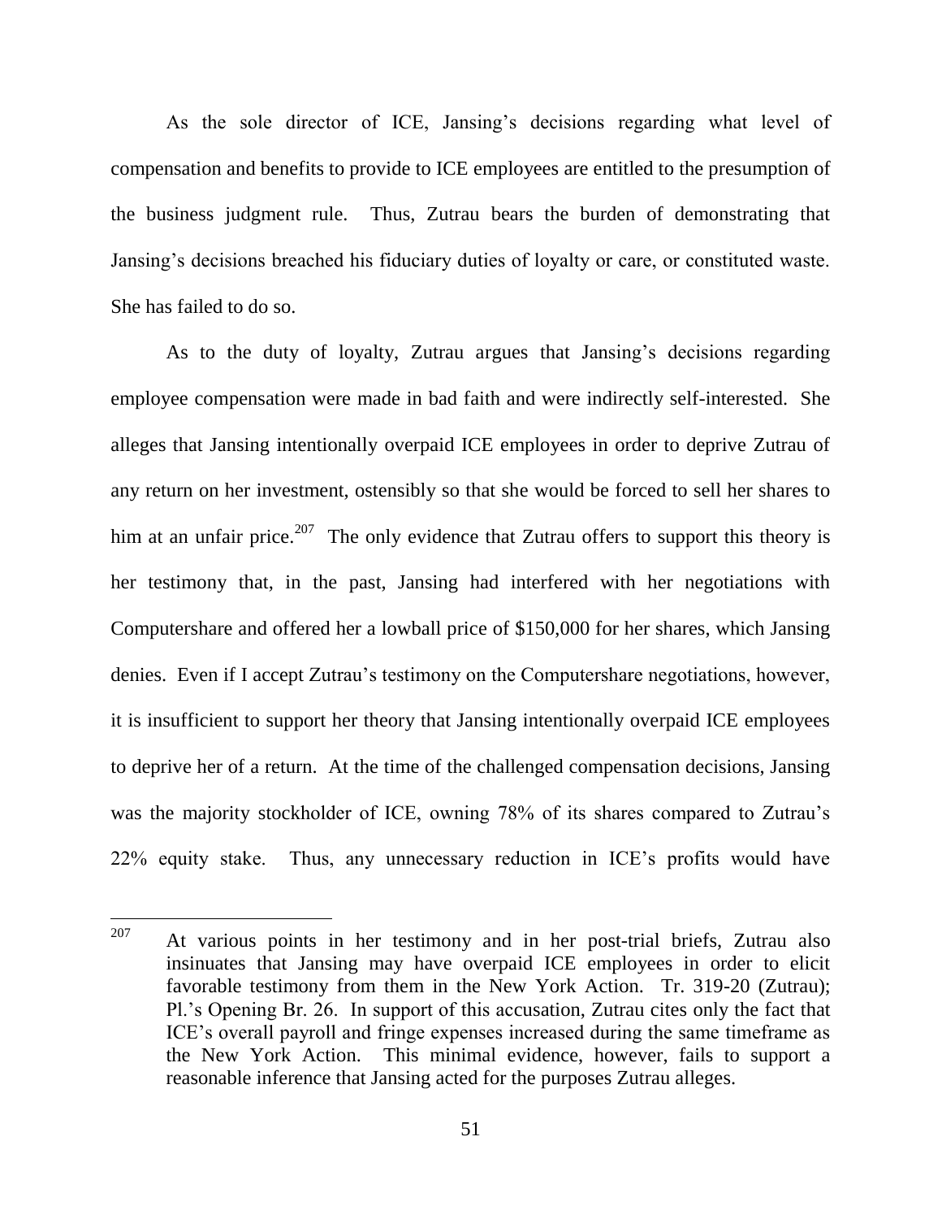As the sole director of ICE, Jansing's decisions regarding what level of compensation and benefits to provide to ICE employees are entitled to the presumption of the business judgment rule. Thus, Zutrau bears the burden of demonstrating that Jansing's decisions breached his fiduciary duties of loyalty or care, or constituted waste. She has failed to do so.

As to the duty of loyalty, Zutrau argues that Jansing's decisions regarding employee compensation were made in bad faith and were indirectly self-interested. She alleges that Jansing intentionally overpaid ICE employees in order to deprive Zutrau of any return on her investment, ostensibly so that she would be forced to sell her shares to him at an unfair price.[207] The only evidence that Zutrau offers to support this theory is her testimony that, in the past, Jansing had interfered with her negotiations with Computershare and offered her a lowball price of $150,000 for her shares, which Jansing denies. Even if I accept Zutrau's testimony on the Computershare negotiations, however, it is insufficient to support her theory that Jansing intentionally overpaid ICE employees to deprive her of a return. At the time of the challenged compensation decisions, Jansing was the majority stockholder of ICE, owning 78% of its shares compared to Zutrau's 22% equity stake. Thus, any unnecessary reduction in ICE's profits would have

---

[207] At various points in her testimony and in her post-trial briefs, Zutrau also insinuates that Jansing may have overpaid ICE employees in order to elicit favorable testimony from them in the New York Action. Tr. 319-20 (Zutrau); Pl.'s Opening Br. 26. In support of this accusation, Zutrau cites only the fact that ICE's overall payroll and fringe expenses increased during the same timeframe as the New York Action. This minimal evidence, however, fails to support a reasonable inference that Jansing acted for the purposes Zutrau alleges.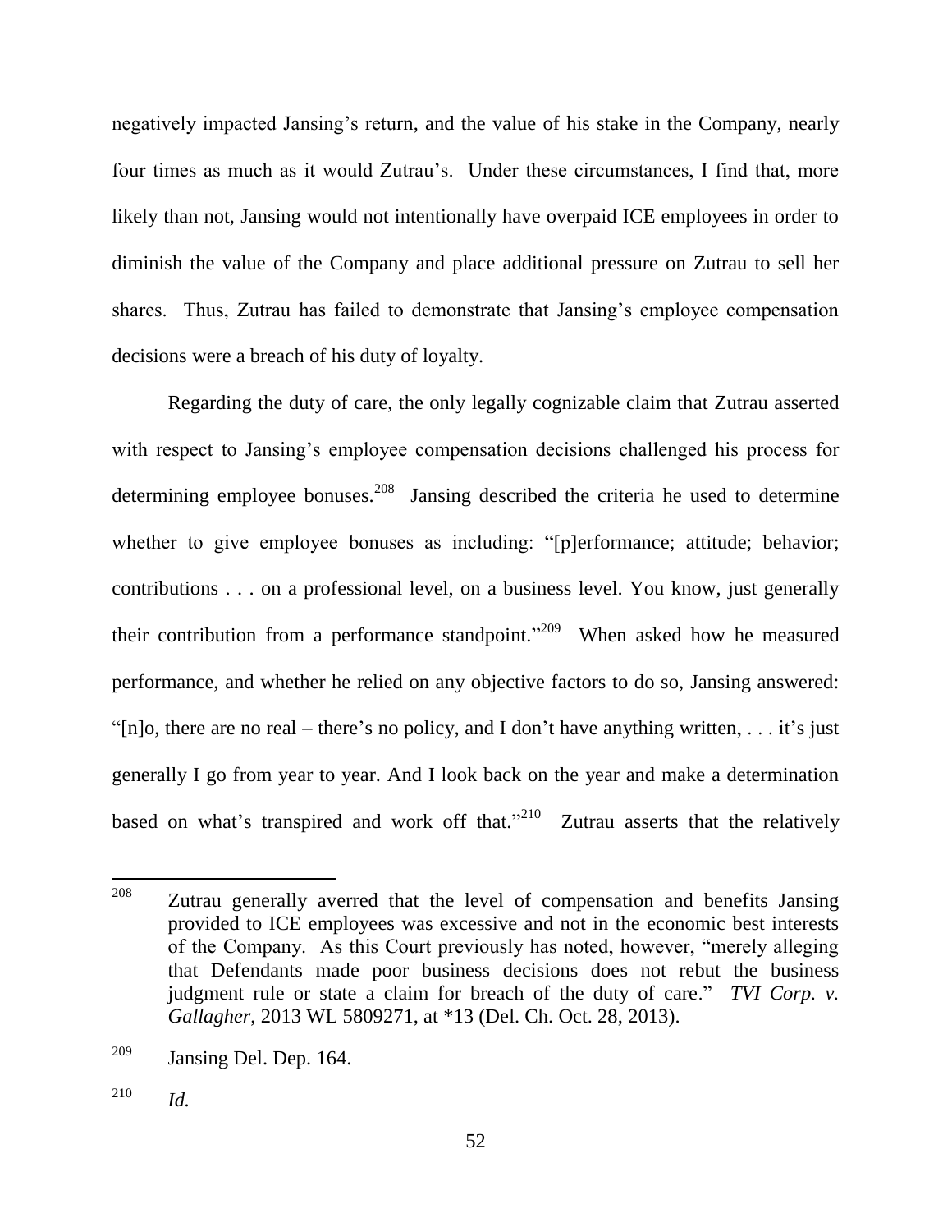negatively impacted Jansing's return, and the value of his stake in the Company, nearly four times as much as it would Zutrau's. Under these circumstances, I find that, more likely than not, Jansing would not intentionally have overpaid ICE employees in order to diminish the value of the Company and place additional pressure on Zutrau to sell her shares. Thus, Zutrau has failed to demonstrate that Jansing's employee compensation decisions were a breach of his duty of loyalty.

Regarding the duty of care, the only legally cognizable claim that Zutrau asserted with respect to Jansing's employee compensation decisions challenged his process for determining employee bonuses.[208] Jansing described the criteria he used to determine whether to give employee bonuses as including: "[p]erformance; attitude; behavior; contributions . . . on a professional level, on a business level. You know, just generally their contribution from a performance standpoint."[209] When asked how he measured performance, and whether he relied on any objective factors to do so, Jansing answered: "[n]o, there are no real – there's no policy, and I don't have anything written, . . . it's just generally I go from year to year. And I look back on the year and make a determination based on what's transpired and work off that."[210] Zutrau asserts that the relatively

---

[208] Zutrau generally averred that the level of compensation and benefits Jansing provided to ICE employees was excessive and not in the economic best interests of the Company. As this Court previously has noted, however, "merely alleging that Defendants made poor business decisions does not rebut the business judgment rule or state a claim for breach of the duty of care." *TVI Corp. v. Gallagher*, 2013 WL 5809271, at *13 (Del. Ch. Oct. 28, 2013).

[209] Jansing Del. Dep. 164.

[210] *Id.*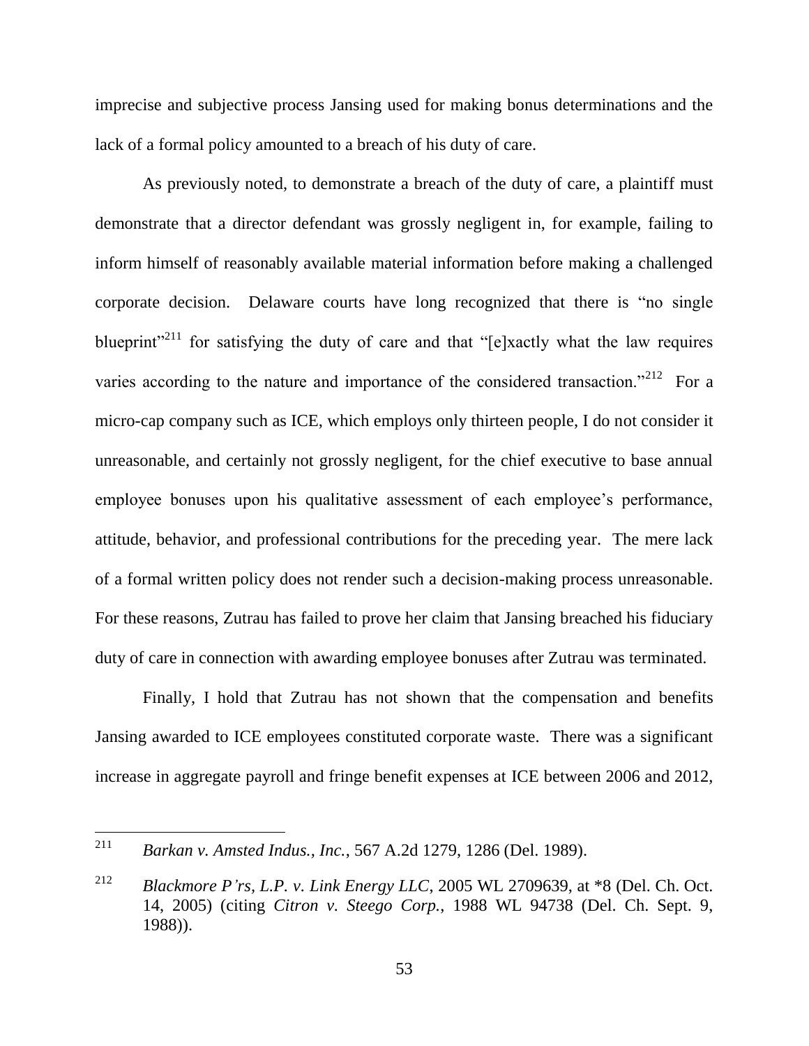imprecise and subjective process Jansing used for making bonus determinations and the lack of a formal policy amounted to a breach of his duty of care.

As previously noted, to demonstrate a breach of the duty of care, a plaintiff must demonstrate that a director defendant was grossly negligent in, for example, failing to inform himself of reasonably available material information before making a challenged corporate decision. Delaware courts have long recognized that there is "no single blueprint"[211] for satisfying the duty of care and that "[e]xactly what the law requires varies according to the nature and importance of the considered transaction."[212] For a micro-cap company such as ICE, which employs only thirteen people, I do not consider it unreasonable, and certainly not grossly negligent, for the chief executive to base annual employee bonuses upon his qualitative assessment of each employee's performance, attitude, behavior, and professional contributions for the preceding year. The mere lack of a formal written policy does not render such a decision-making process unreasonable. For these reasons, Zutrau has failed to prove her claim that Jansing breached his fiduciary duty of care in connection with awarding employee bonuses after Zutrau was terminated.

Finally, I hold that Zutrau has not shown that the compensation and benefits Jansing awarded to ICE employees constituted corporate waste. There was a significant increase in aggregate payroll and fringe benefit expenses at ICE between 2006 and 2012,

---

[211] *Barkan v. Amsted Indus., Inc.*, 567 A.2d 1279, 1286 (Del. 1989).

[212] *Blackmore P'rs, L.P. v. Link Energy LLC*, 2005 WL 2709639, at *8 (Del. Ch. Oct. 14, 2005) (citing *Citron v. Steego Corp.*, 1988 WL 94738 (Del. Ch. Sept. 9, 1988)).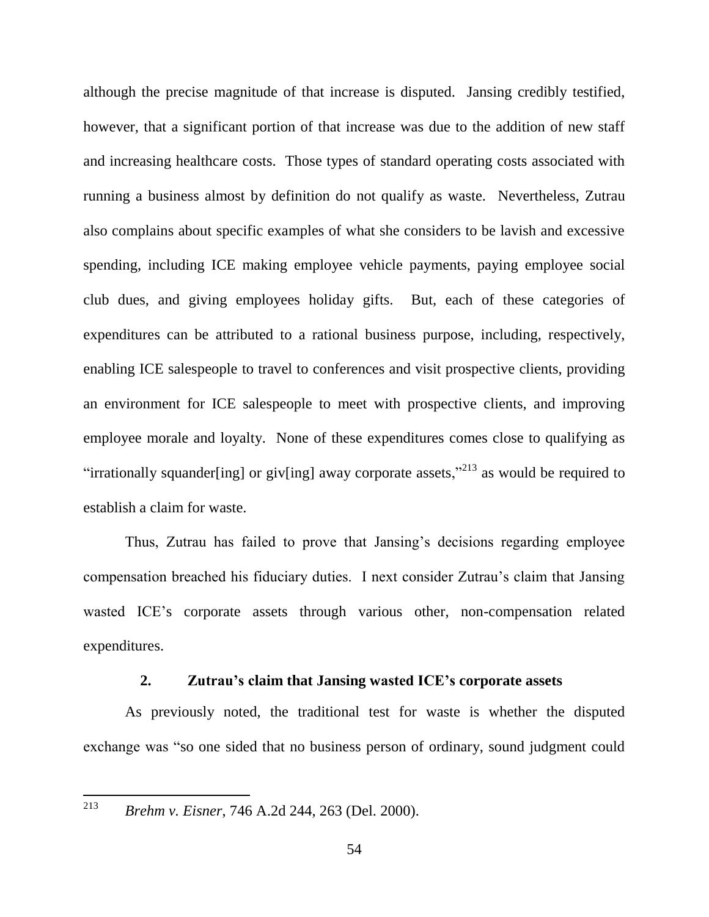although the precise magnitude of that increase is disputed. Jansing credibly testified, however, that a significant portion of that increase was due to the addition of new staff and increasing healthcare costs. Those types of standard operating costs associated with running a business almost by definition do not qualify as waste. Nevertheless, Zutrau also complains about specific examples of what she considers to be lavish and excessive spending, including ICE making employee vehicle payments, paying employee social club dues, and giving employees holiday gifts. But, each of these categories of expenditures can be attributed to a rational business purpose, including, respectively, enabling ICE salespeople to travel to conferences and visit prospective clients, providing an environment for ICE salespeople to meet with prospective clients, and improving employee morale and loyalty. None of these expenditures comes close to qualifying as "irrationally squander[ing] or giv[ing] away corporate assets,"[213] as would be required to establish a claim for waste.

Thus, Zutrau has failed to prove that Jansing's decisions regarding employee compensation breached his fiduciary duties. I next consider Zutrau's claim that Jansing wasted ICE's corporate assets through various other, non-compensation related expenditures.

### 2. Zutrau's claim that Jansing wasted ICE's corporate assets

As previously noted, the traditional test for waste is whether the disputed exchange was "so one sided that no business person of ordinary, sound judgment could

---

[213] *Brehm v. Eisner*, 746 A.2d 244, 263 (Del. 2000).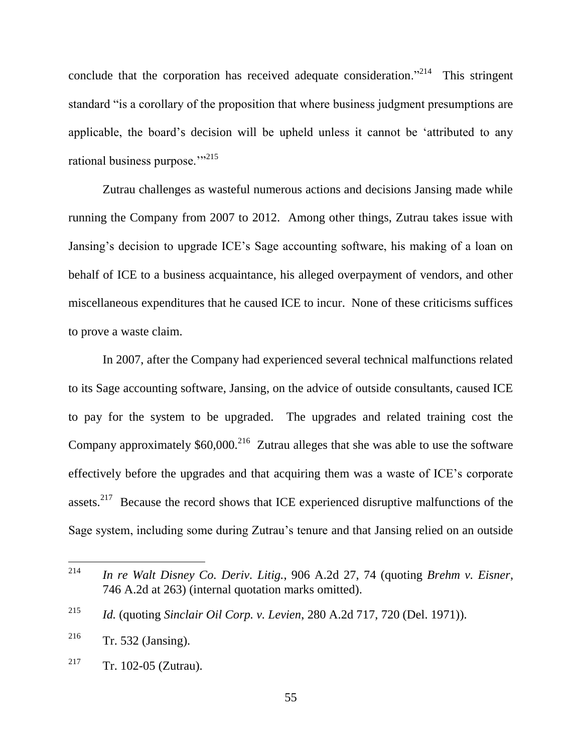conclude that the corporation has received adequate consideration."[214] This stringent standard "is a corollary of the proposition that where business judgment presumptions are applicable, the board's decision will be upheld unless it cannot be 'attributed to any rational business purpose.'"[215]

Zutrau challenges as wasteful numerous actions and decisions Jansing made while running the Company from 2007 to 2012. Among other things, Zutrau takes issue with Jansing's decision to upgrade ICE's Sage accounting software, his making of a loan on behalf of ICE to a business acquaintance, his alleged overpayment of vendors, and other miscellaneous expenditures that he caused ICE to incur. None of these criticisms suffices to prove a waste claim.

In 2007, after the Company had experienced several technical malfunctions related to its Sage accounting software, Jansing, on the advice of outside consultants, caused ICE to pay for the system to be upgraded. The upgrades and related training cost the Company approximately $60,000.[216] Zutrau alleges that she was able to use the software effectively before the upgrades and that acquiring them was a waste of ICE's corporate assets.[217] Because the record shows that ICE experienced disruptive malfunctions of the Sage system, including some during Zutrau's tenure and that Jansing relied on an outside

---

[214] *In re Walt Disney Co. Deriv. Litig.*, 906 A.2d 27, 74 (quoting *Brehm v. Eisner*, 746 A.2d at 263) (internal quotation marks omitted).

[215] *Id.* (quoting *Sinclair Oil Corp. v. Levien*, 280 A.2d 717, 720 (Del. 1971)).

[216] Tr. 532 (Jansing).

[217] Tr. 102-05 (Zutrau).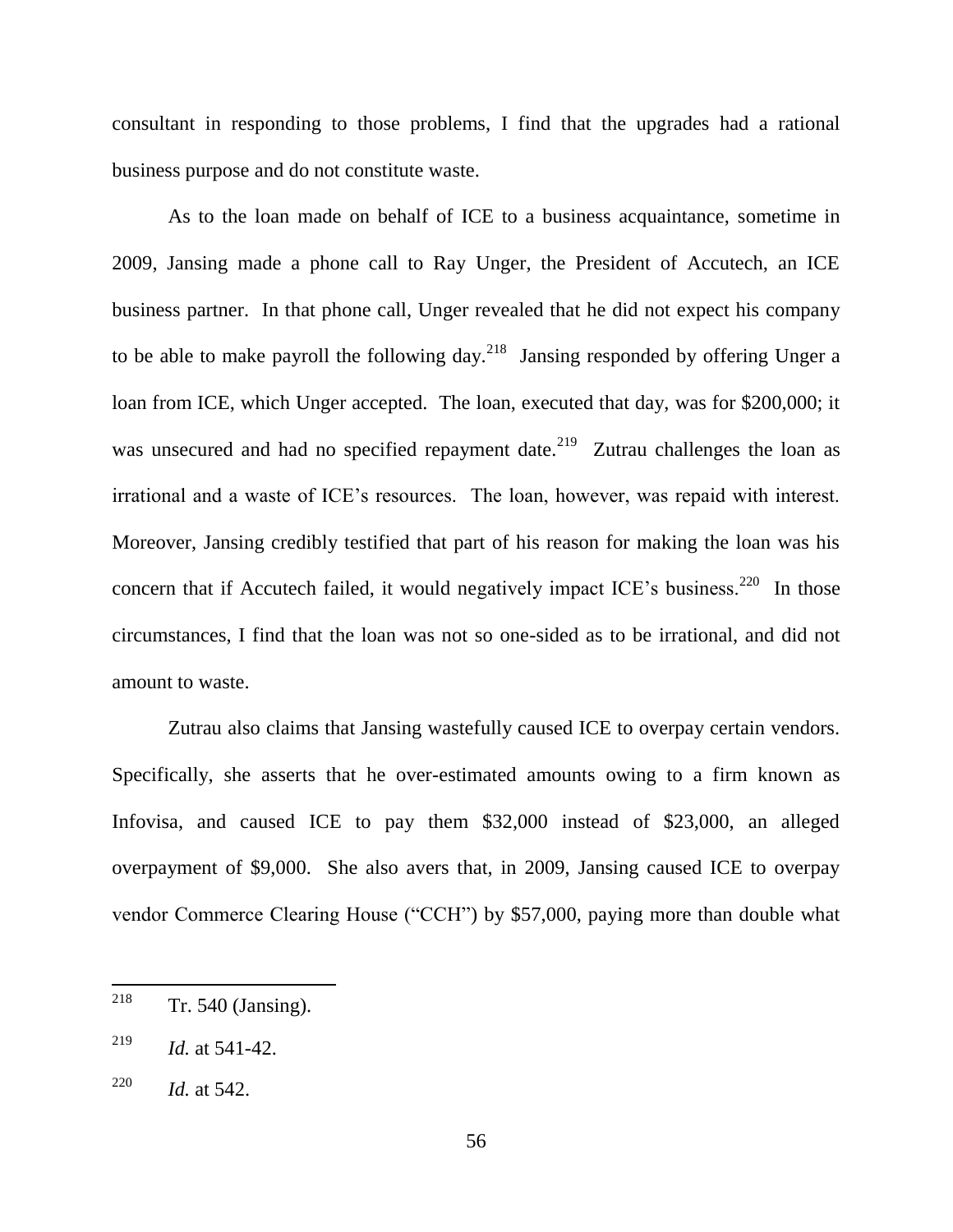consultant in responding to those problems, I find that the upgrades had a rational business purpose and do not constitute waste.

As to the loan made on behalf of ICE to a business acquaintance, sometime in 2009, Jansing made a phone call to Ray Unger, the President of Accutech, an ICE business partner. In that phone call, Unger revealed that he did not expect his company to be able to make payroll the following day.[218] Jansing responded by offering Unger a loan from ICE, which Unger accepted. The loan, executed that day, was for $200,000; it was unsecured and had no specified repayment date.[219] Zutrau challenges the loan as irrational and a waste of ICE's resources. The loan, however, was repaid with interest. Moreover, Jansing credibly testified that part of his reason for making the loan was his concern that if Accutech failed, it would negatively impact ICE's business.[220] In those circumstances, I find that the loan was not so one-sided as to be irrational, and did not amount to waste.

Zutrau also claims that Jansing wastefully caused ICE to overpay certain vendors. Specifically, she asserts that he over-estimated amounts owing to a firm known as Infovisa, and caused ICE to pay them $32,000 instead of $23,000, an alleged overpayment of $9,000. She also avers that, in 2009, Jansing caused ICE to overpay vendor Commerce Clearing House ("CCH") by $57,000, paying more than double what

---

[218] Tr. 540 (Jansing).

[219] *Id.* at 541-42.

[220] *Id.* at 542.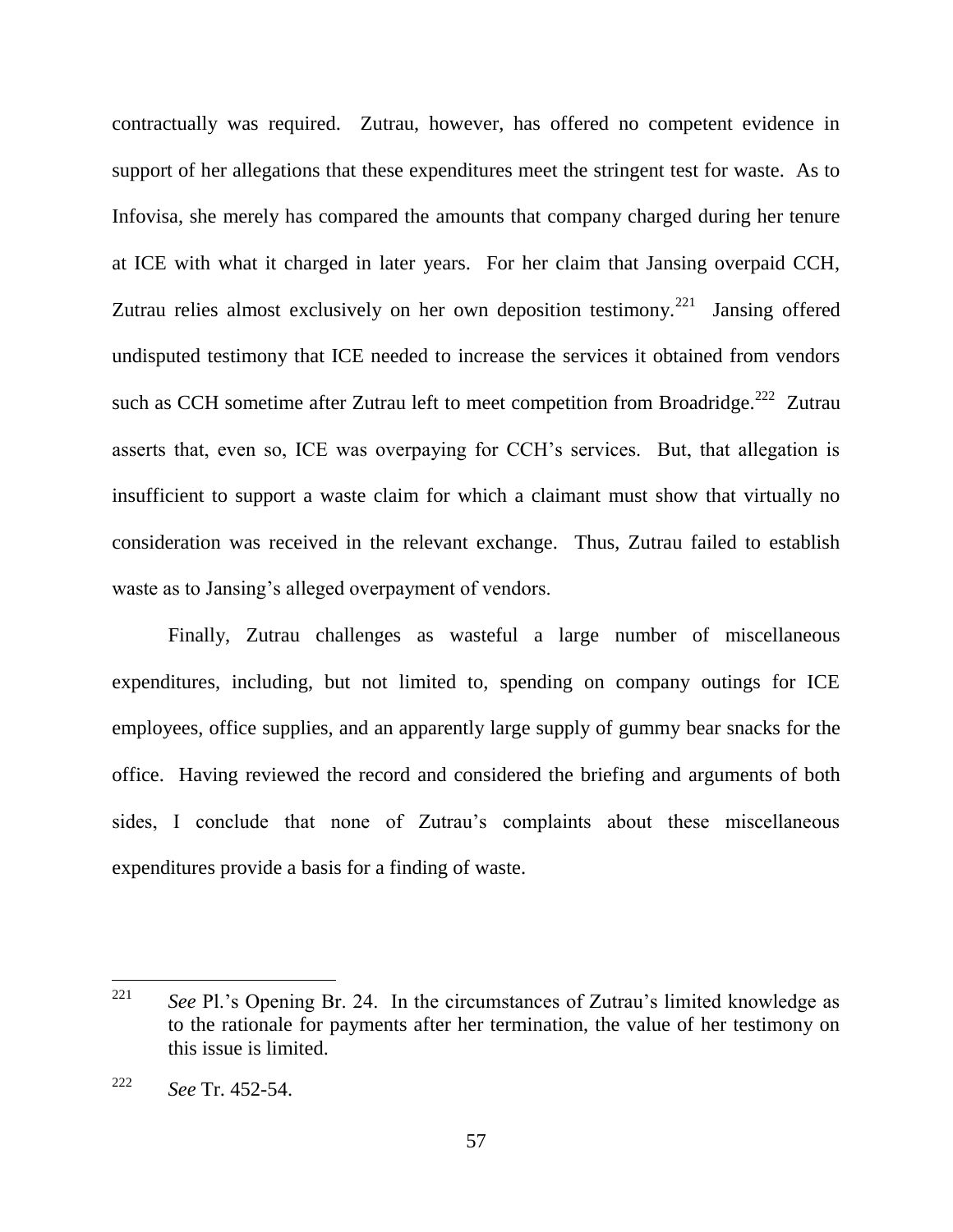contractually was required. Zutrau, however, has offered no competent evidence in support of her allegations that these expenditures meet the stringent test for waste. As to Infovisa, she merely has compared the amounts that company charged during her tenure at ICE with what it charged in later years. For her claim that Jansing overpaid CCH, Zutrau relies almost exclusively on her own deposition testimony.[221] Jansing offered undisputed testimony that ICE needed to increase the services it obtained from vendors such as CCH sometime after Zutrau left to meet competition from Broadridge.[222] Zutrau asserts that, even so, ICE was overpaying for CCH's services. But, that allegation is insufficient to support a waste claim for which a claimant must show that virtually no consideration was received in the relevant exchange. Thus, Zutrau failed to establish waste as to Jansing's alleged overpayment of vendors.

Finally, Zutrau challenges as wasteful a large number of miscellaneous expenditures, including, but not limited to, spending on company outings for ICE employees, office supplies, and an apparently large supply of gummy bear snacks for the office. Having reviewed the record and considered the briefing and arguments of both sides, I conclude that none of Zutrau's complaints about these miscellaneous expenditures provide a basis for a finding of waste.

---

[221] *See* Pl.'s Opening Br. 24. In the circumstances of Zutrau's limited knowledge as to the rationale for payments after her termination, the value of her testimony on this issue is limited.

[222] *See* Tr. 452-54.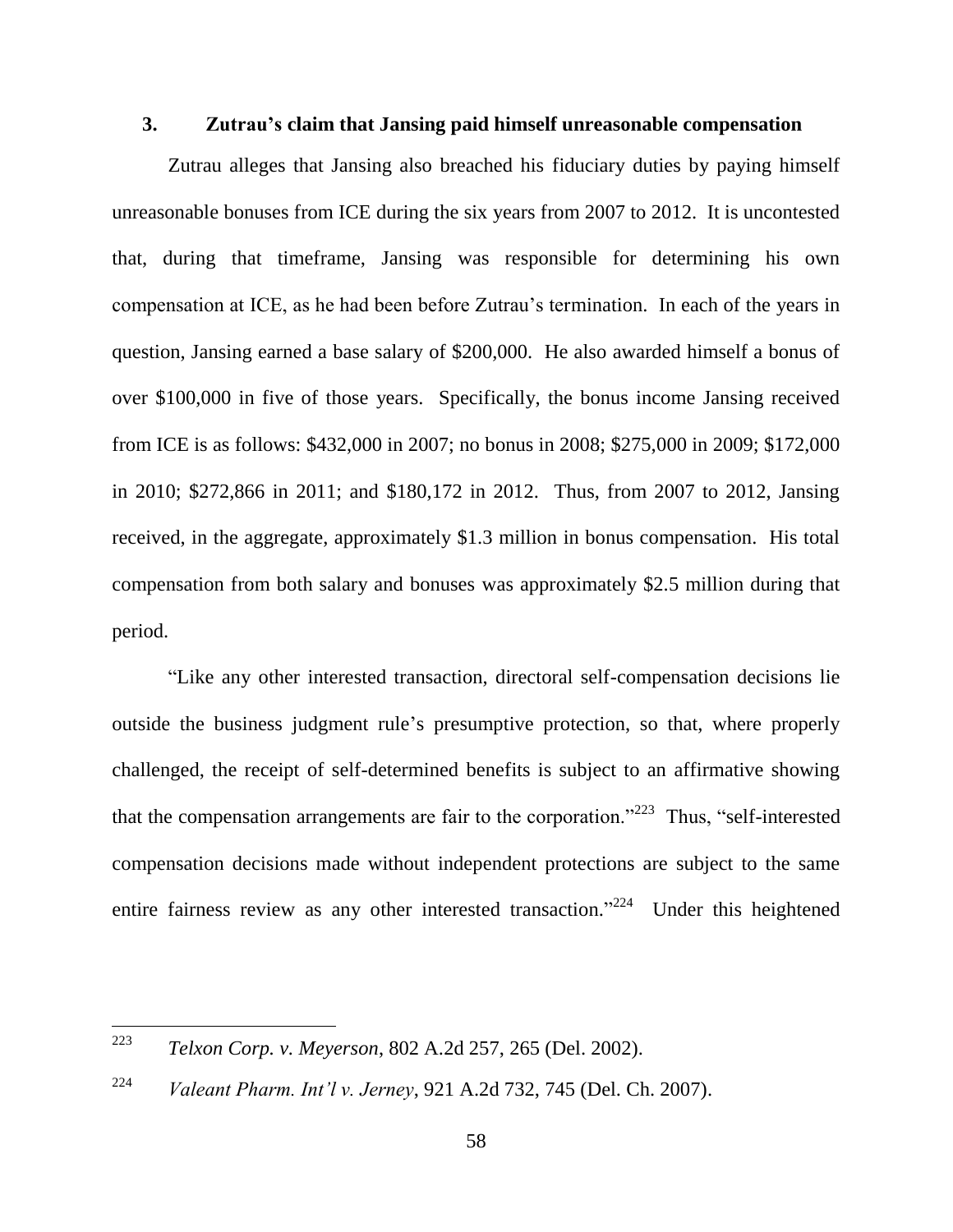### 3. Zutrau's claim that Jansing paid himself unreasonable compensation

Zutrau alleges that Jansing also breached his fiduciary duties by paying himself unreasonable bonuses from ICE during the six years from 2007 to 2012. It is uncontested that, during that timeframe, Jansing was responsible for determining his own compensation at ICE, as he had been before Zutrau's termination. In each of the years in question, Jansing earned a base salary of $200,000. He also awarded himself a bonus of over $100,000 in five of those years. Specifically, the bonus income Jansing received from ICE is as follows: $432,000 in 2007; no bonus in 2008; $275,000 in 2009; $172,000 in 2010; $272,866 in 2011; and $180,172 in 2012. Thus, from 2007 to 2012, Jansing received, in the aggregate, approximately $1.3 million in bonus compensation. His total compensation from both salary and bonuses was approximately $2.5 million during that period.

"Like any other interested transaction, directoral self-compensation decisions lie outside the business judgment rule's presumptive protection, so that, where properly challenged, the receipt of self-determined benefits is subject to an affirmative showing that the compensation arrangements are fair to the corporation."[223] Thus, "self-interested compensation decisions made without independent protections are subject to the same entire fairness review as any other interested transaction."[224] Under this heightened

---

[223] *Telxon Corp. v. Meyerson*, 802 A.2d 257, 265 (Del. 2002).

[224] *Valeant Pharm. Int'l v. Jerney*, 921 A.2d 732, 745 (Del. Ch. 2007).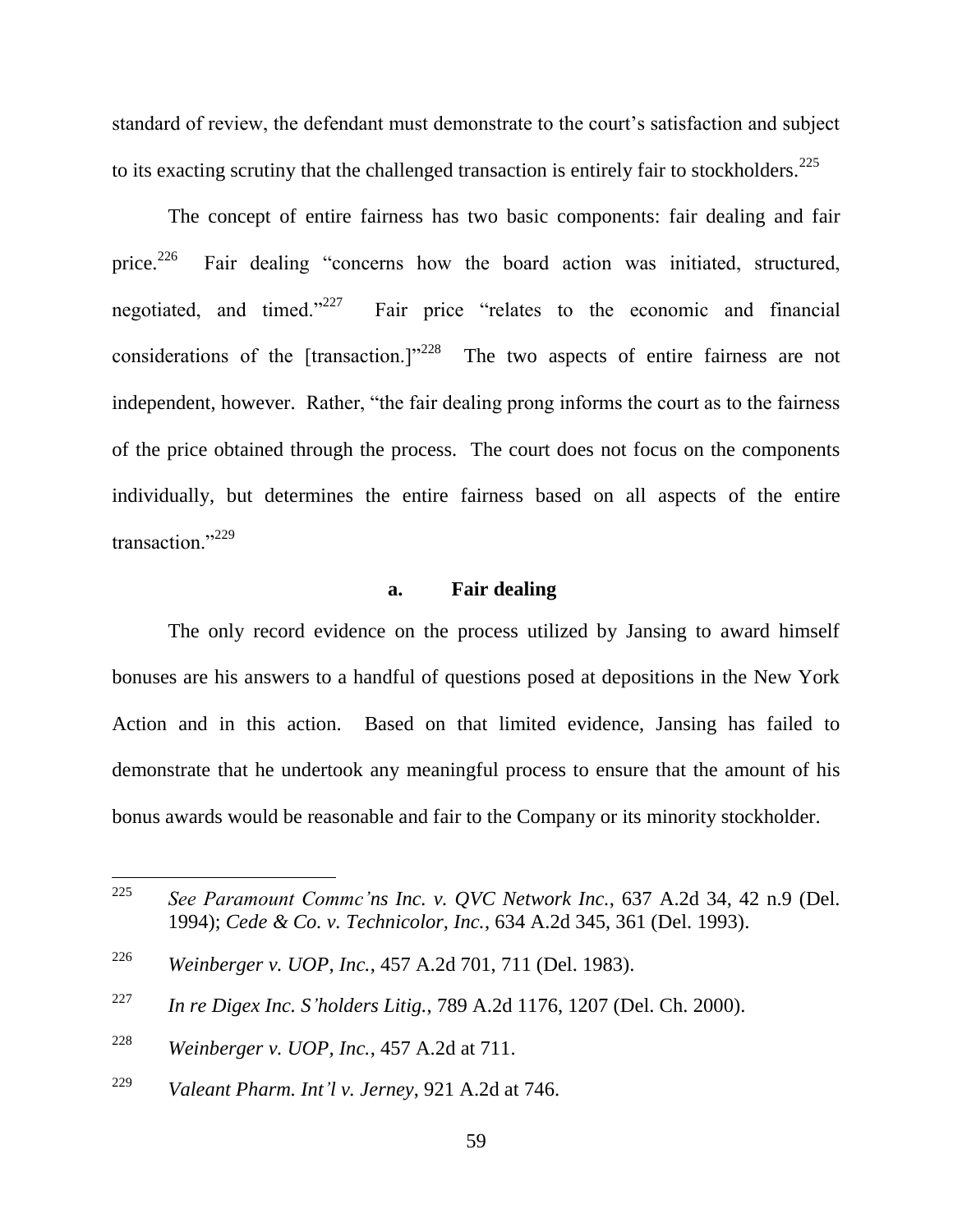standard of review, the defendant must demonstrate to the court's satisfaction and subject to its exacting scrutiny that the challenged transaction is entirely fair to stockholders.[225]

The concept of entire fairness has two basic components: fair dealing and fair price.[226] Fair dealing "concerns how the board action was initiated, structured, negotiated, and timed."[227] Fair price "relates to the economic and financial considerations of the [transaction.]"[228] The two aspects of entire fairness are not independent, however. Rather, "the fair dealing prong informs the court as to the fairness of the price obtained through the process. The court does not focus on the components individually, but determines the entire fairness based on all aspects of the entire transaction."[229]

### a. Fair dealing

The only record evidence on the process utilized by Jansing to award himself bonuses are his answers to a handful of questions posed at depositions in the New York Action and in this action. Based on that limited evidence, Jansing has failed to demonstrate that he undertook any meaningful process to ensure that the amount of his bonus awards would be reasonable and fair to the Company or its minority stockholder.

---

[225] *See Paramount Commc'ns Inc. v. QVC Network Inc.*, 637 A.2d 34, 42 n.9 (Del. 1994); *Cede & Co. v. Technicolor, Inc.*, 634 A.2d 345, 361 (Del. 1993).

[226] *Weinberger v. UOP, Inc.*, 457 A.2d 701, 711 (Del. 1983).

[227] *In re Digex Inc. S'holders Litig.*, 789 A.2d 1176, 1207 (Del. Ch. 2000).

[228] *Weinberger v. UOP, Inc.*, 457 A.2d at 711.

[229] *Valeant Pharm. Int'l v. Jerney*, 921 A.2d at 746.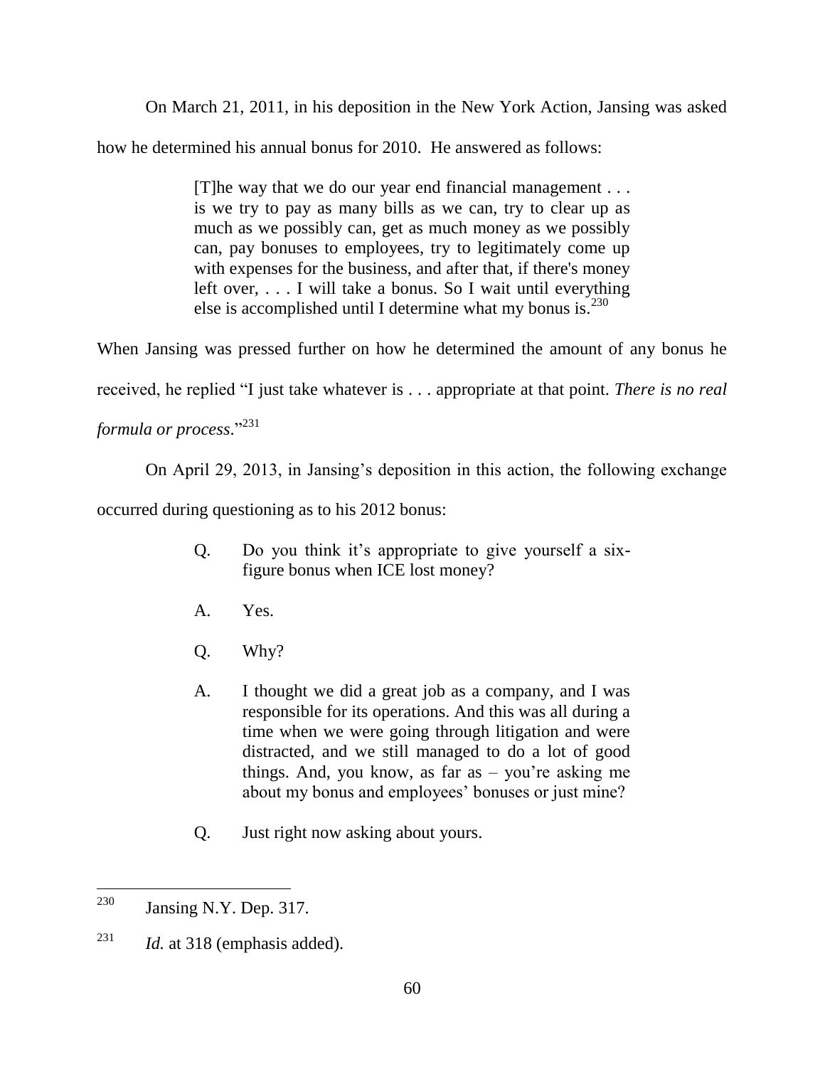On March 21, 2011, in his deposition in the New York Action, Jansing was asked how he determined his annual bonus for 2010. He answered as follows:

> [T]he way that we do our year end financial management . . . is we try to pay as many bills as we can, try to clear up as much as we possibly can, get as much money as we possibly can, pay bonuses to employees, try to legitimately come up with expenses for the business, and after that, if there's money left over, . . . I will take a bonus. So I wait until everything else is accomplished until I determine what my bonus is.[230]

When Jansing was pressed further on how he determined the amount of any bonus he received, he replied "I just take whatever is . . . appropriate at that point. *There is no real formula or process*."[231]

On April 29, 2013, in Jansing's deposition in this action, the following exchange occurred during questioning as to his 2012 bonus:

> Q. Do you think it's appropriate to give yourself a six-figure bonus when ICE lost money?
>
> A. Yes.
>
> Q. Why?
>
> A. I thought we did a great job as a company, and I was responsible for its operations. And this was all during a time when we were going through litigation and were distracted, and we still managed to do a lot of good things. And, you know, as far as – you're asking me about my bonus and employees' bonuses or just mine?
>
> Q. Just right now asking about yours.

---

[230] Jansing N.Y. Dep. 317.

[231] *Id.* at 318 (emphasis added).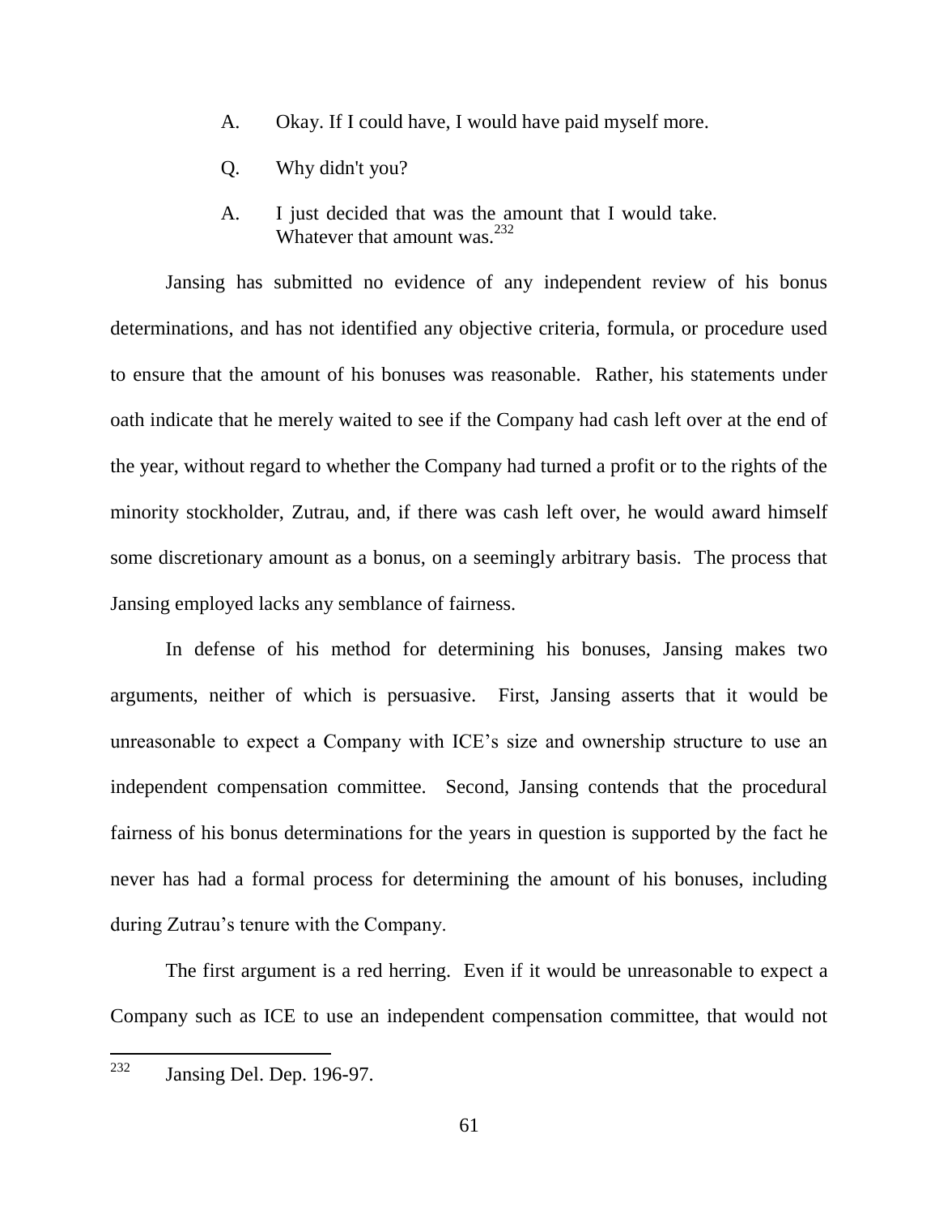A. Okay. If I could have, I would have paid myself more.

Q. Why didn't you?

A. I just decided that was the amount that I would take. Whatever that amount was.[232]

Jansing has submitted no evidence of any independent review of his bonus determinations, and has not identified any objective criteria, formula, or procedure used to ensure that the amount of his bonuses was reasonable. Rather, his statements under oath indicate that he merely waited to see if the Company had cash left over at the end of the year, without regard to whether the Company had turned a profit or to the rights of the minority stockholder, Zutrau, and, if there was cash left over, he would award himself some discretionary amount as a bonus, on a seemingly arbitrary basis. The process that Jansing employed lacks any semblance of fairness.

In defense of his method for determining his bonuses, Jansing makes two arguments, neither of which is persuasive. First, Jansing asserts that it would be unreasonable to expect a Company with ICE's size and ownership structure to use an independent compensation committee. Second, Jansing contends that the procedural fairness of his bonus determinations for the years in question is supported by the fact he never has had a formal process for determining the amount of his bonuses, including during Zutrau's tenure with the Company.

The first argument is a red herring. Even if it would be unreasonable to expect a Company such as ICE to use an independent compensation committee, that would not

---

[232] Jansing Del. Dep. 196-97.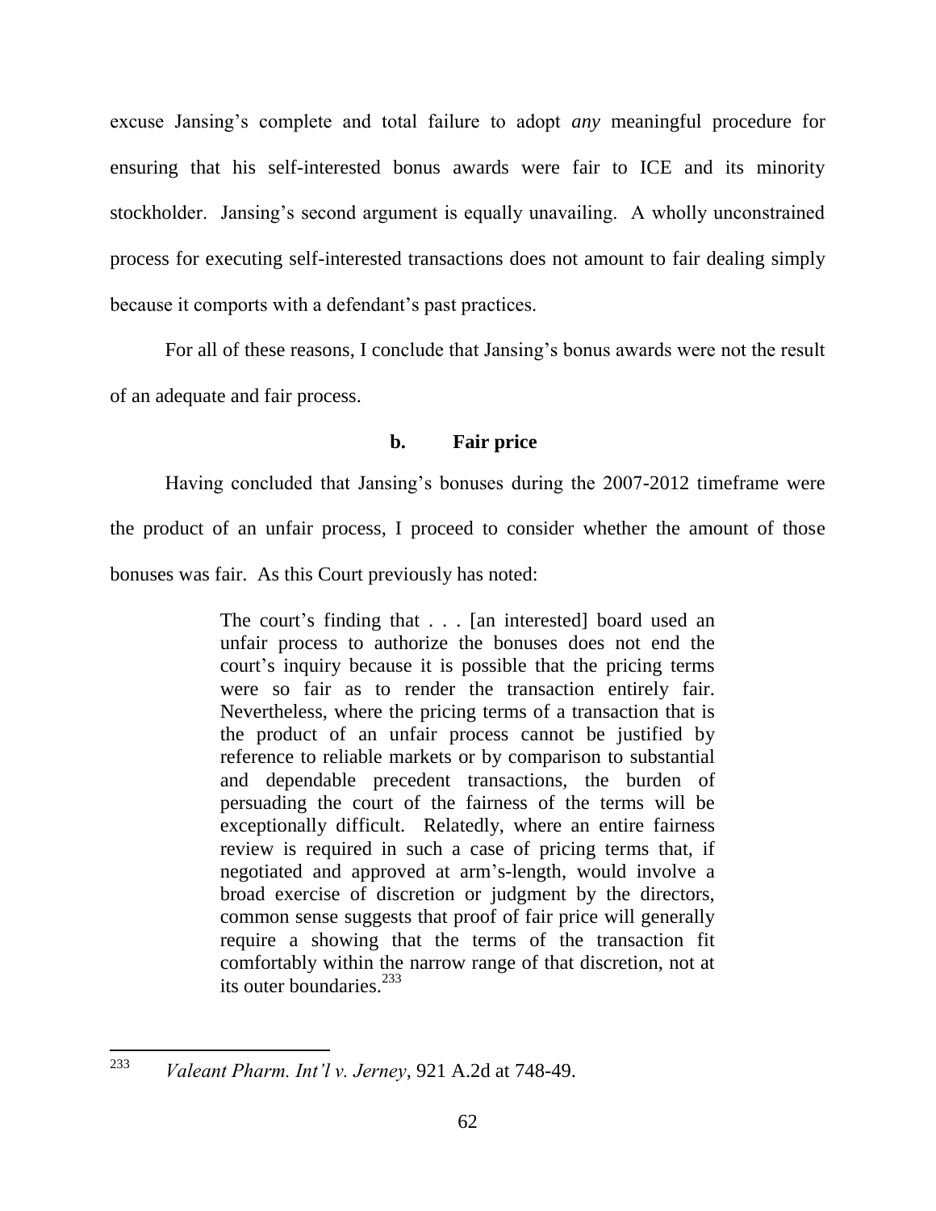excuse Jansing's complete and total failure to adopt *any* meaningful procedure for ensuring that his self-interested bonus awards were fair to ICE and its minority stockholder. Jansing's second argument is equally unavailing. A wholly unconstrained process for executing self-interested transactions does not amount to fair dealing simply because it comports with a defendant's past practices.

For all of these reasons, I conclude that Jansing's bonus awards were not the result of an adequate and fair process.

#### b. Fair price

Having concluded that Jansing's bonuses during the 2007-2012 timeframe were the product of an unfair process, I proceed to consider whether the amount of those bonuses was fair. As this Court previously has noted:

> The court's finding that . . . [an interested] board used an unfair process to authorize the bonuses does not end the court's inquiry because it is possible that the pricing terms were so fair as to render the transaction entirely fair. Nevertheless, where the pricing terms of a transaction that is the product of an unfair process cannot be justified by reference to reliable markets or by comparison to substantial and dependable precedent transactions, the burden of persuading the court of the fairness of the terms will be exceptionally difficult. Relatedly, where an entire fairness review is required in such a case of pricing terms that, if negotiated and approved at arm's-length, would involve a broad exercise of discretion or judgment by the directors, common sense suggests that proof of fair price will generally require a showing that the terms of the transaction fit comfortably within the narrow range of that discretion, not at its outer boundaries.[233]

---

[233] *Valeant Pharm. Int'l v. Jerney*, 921 A.2d at 748-49.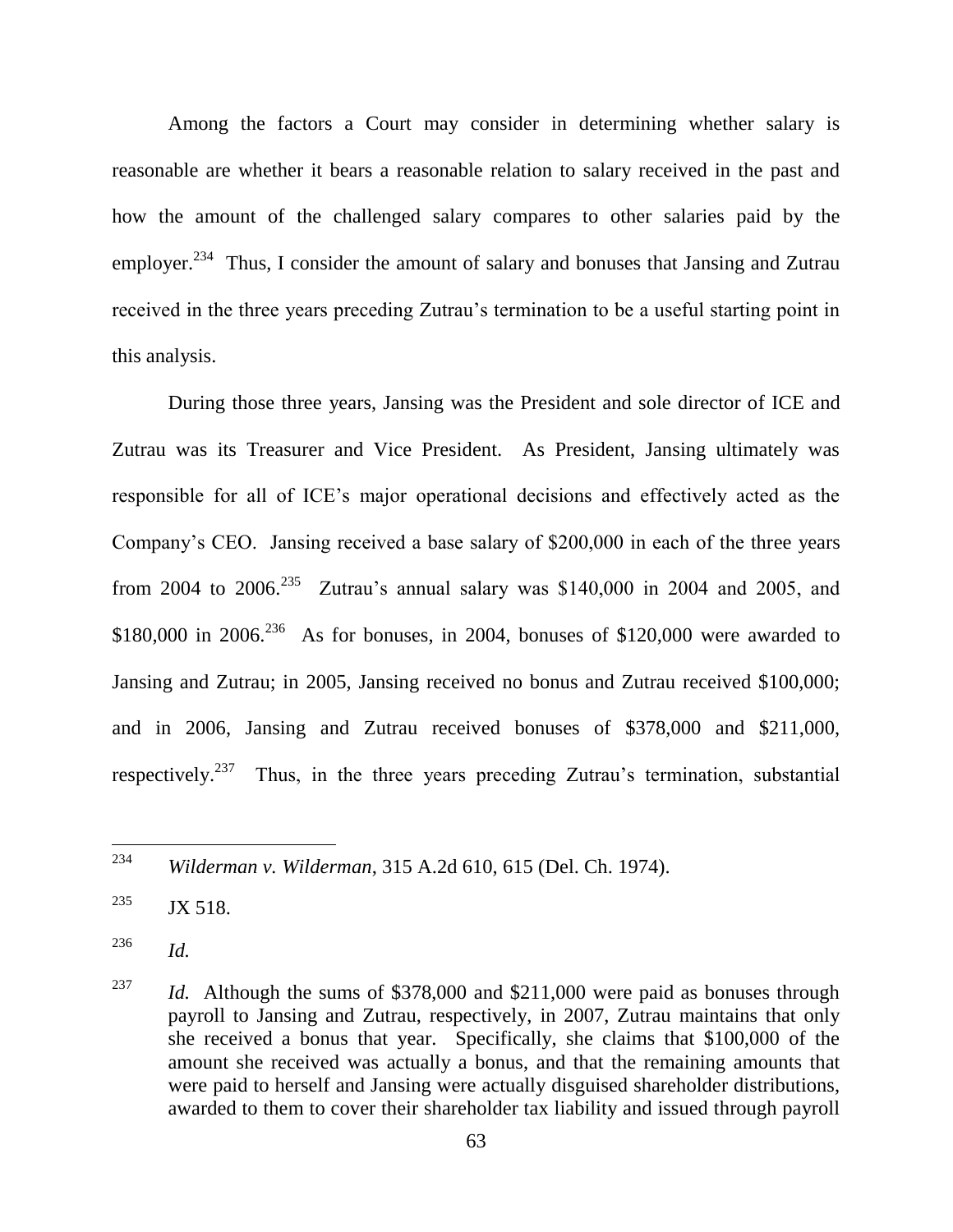Among the factors a Court may consider in determining whether salary is reasonable are whether it bears a reasonable relation to salary received in the past and how the amount of the challenged salary compares to other salaries paid by the employer.[234] Thus, I consider the amount of salary and bonuses that Jansing and Zutrau received in the three years preceding Zutrau's termination to be a useful starting point in this analysis.

During those three years, Jansing was the President and sole director of ICE and Zutrau was its Treasurer and Vice President. As President, Jansing ultimately was responsible for all of ICE's major operational decisions and effectively acted as the Company's CEO. Jansing received a base salary of $200,000 in each of the three years from 2004 to 2006.[235] Zutrau's annual salary was $140,000 in 2004 and 2005, and $180,000 in 2006.[236] As for bonuses, in 2004, bonuses of $120,000 were awarded to Jansing and Zutrau; in 2005, Jansing received no bonus and Zutrau received $100,000; and in 2006, Jansing and Zutrau received bonuses of $378,000 and $211,000, respectively.[237] Thus, in the three years preceding Zutrau's termination, substantial

---

[234] *Wilderman v. Wilderman*, 315 A.2d 610, 615 (Del. Ch. 1974).

[235] JX 518.

[236] *Id.*

[237] *Id.* Although the sums of $378,000 and $211,000 were paid as bonuses through payroll to Jansing and Zutrau, respectively, in 2007, Zutrau maintains that only she received a bonus that year. Specifically, she claims that $100,000 of the amount she received was actually a bonus, and that the remaining amounts that were paid to herself and Jansing were actually disguised shareholder distributions, awarded to them to cover their shareholder tax liability and issued through payroll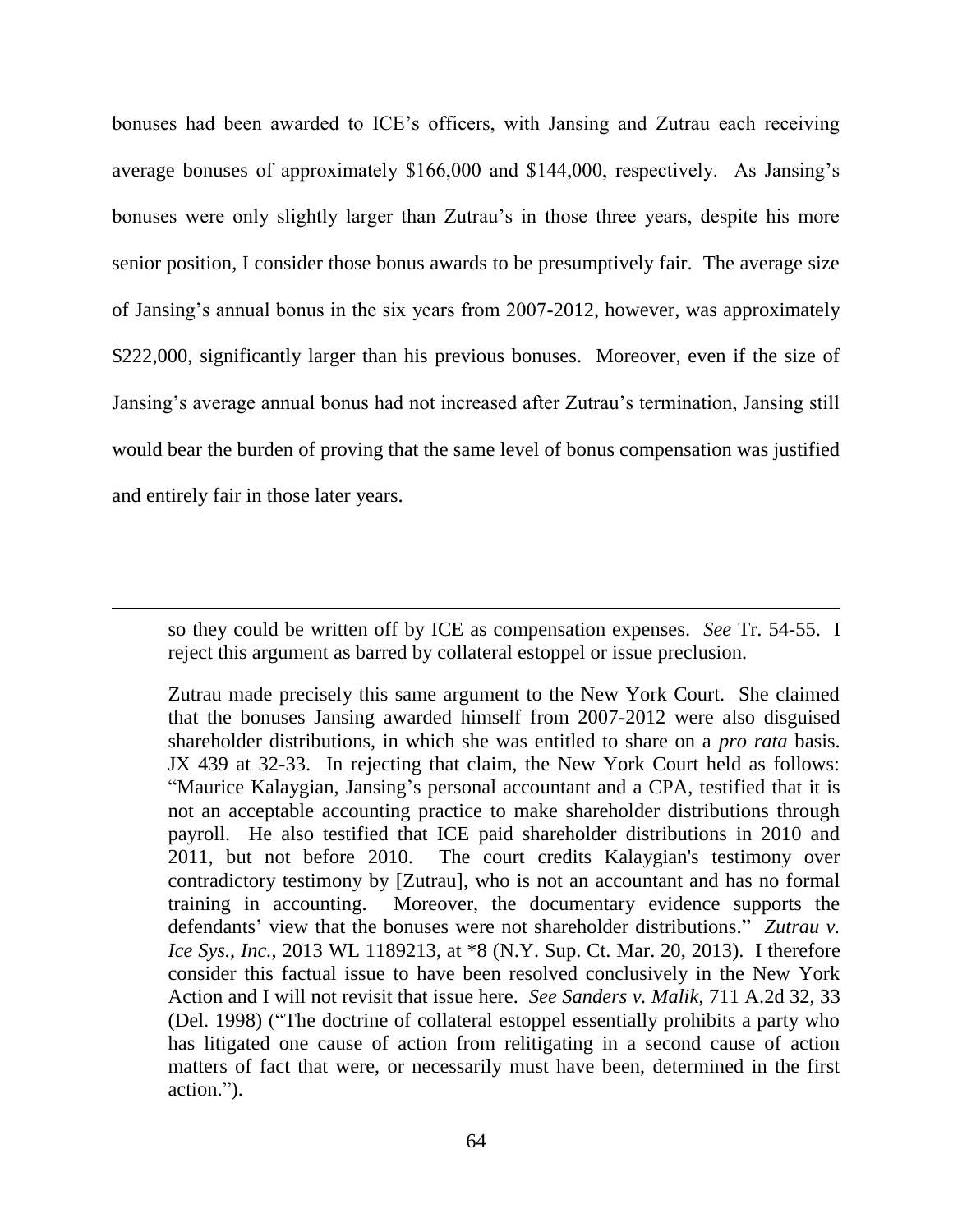bonuses had been awarded to ICE's officers, with Jansing and Zutrau each receiving average bonuses of approximately $166,000 and $144,000, respectively. As Jansing's bonuses were only slightly larger than Zutrau's in those three years, despite his more senior position, I consider those bonus awards to be presumptively fair. The average size of Jansing's annual bonus in the six years from 2007-2012, however, was approximately $222,000, significantly larger than his previous bonuses. Moreover, even if the size of Jansing's average annual bonus had not increased after Zutrau's termination, Jansing still would bear the burden of proving that the same level of bonus compensation was justified and entirely fair in those later years.

---

so they could be written off by ICE as compensation expenses. *See* Tr. 54-55. I reject this argument as barred by collateral estoppel or issue preclusion.

Zutrau made precisely this same argument to the New York Court. She claimed that the bonuses Jansing awarded himself from 2007-2012 were also disguised shareholder distributions, in which she was entitled to share on a *pro rata* basis. JX 439 at 32-33. In rejecting that claim, the New York Court held as follows: "Maurice Kalaygian, Jansing's personal accountant and a CPA, testified that it is not an acceptable accounting practice to make shareholder distributions through payroll. He also testified that ICE paid shareholder distributions in 2010 and 2011, but not before 2010. The court credits Kalaygian's testimony over contradictory testimony by [Zutrau], who is not an accountant and has no formal training in accounting. Moreover, the documentary evidence supports the defendants' view that the bonuses were not shareholder distributions." *Zutrau v. Ice Sys., Inc.*, 2013 WL 1189213, at *8 (N.Y. Sup. Ct. Mar. 20, 2013). I therefore consider this factual issue to have been resolved conclusively in the New York Action and I will not revisit that issue here. *See Sanders v. Malik*, 711 A.2d 32, 33 (Del. 1998) ("The doctrine of collateral estoppel essentially prohibits a party who has litigated one cause of action from relitigating in a second cause of action matters of fact that were, or necessarily must have been, determined in the first action.").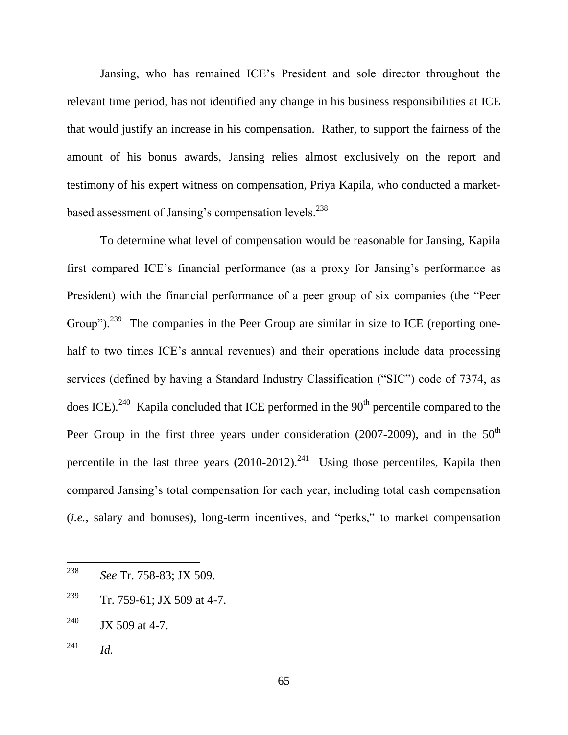Jansing, who has remained ICE's President and sole director throughout the relevant time period, has not identified any change in his business responsibilities at ICE that would justify an increase in his compensation. Rather, to support the fairness of the amount of his bonus awards, Jansing relies almost exclusively on the report and testimony of his expert witness on compensation, Priya Kapila, who conducted a market-based assessment of Jansing's compensation levels.[238]

To determine what level of compensation would be reasonable for Jansing, Kapila first compared ICE's financial performance (as a proxy for Jansing's performance as President) with the financial performance of a peer group of six companies (the "Peer Group").[239] The companies in the Peer Group are similar in size to ICE (reporting one-half to two times ICE's annual revenues) and their operations include data processing services (defined by having a Standard Industry Classification ("SIC") code of 7374, as does ICE).[240] Kapila concluded that ICE performed in the 90th percentile compared to the Peer Group in the first three years under consideration (2007-2009), and in the 50th percentile in the last three years (2010-2012).[241] Using those percentiles, Kapila then compared Jansing's total compensation for each year, including total cash compensation (*i.e.*, salary and bonuses), long-term incentives, and "perks," to market compensation

---

[238] *See* Tr. 758-83; JX 509.

[239] Tr. 759-61; JX 509 at 4-7.

[240] JX 509 at 4-7.

[241] *Id.*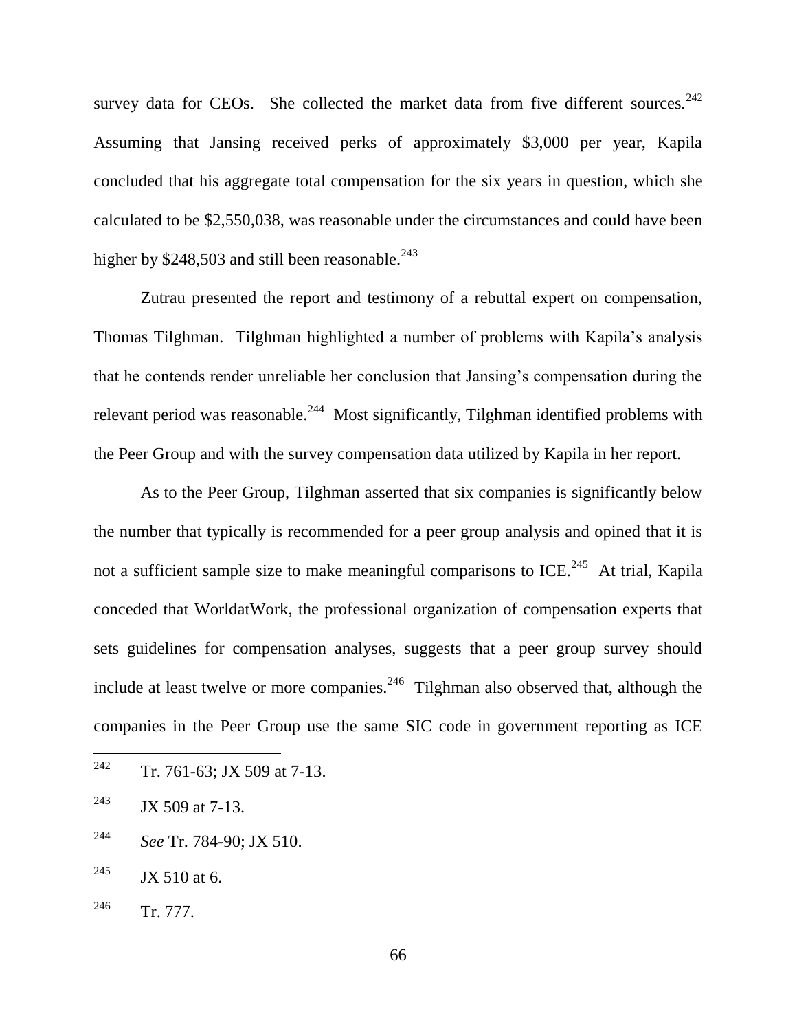survey data for CEOs. She collected the market data from five different sources.[242] Assuming that Jansing received perks of approximately $3,000 per year, Kapila concluded that his aggregate total compensation for the six years in question, which she calculated to be $2,550,038, was reasonable under the circumstances and could have been higher by $248,503 and still been reasonable.[243]

Zutrau presented the report and testimony of a rebuttal expert on compensation, Thomas Tilghman. Tilghman highlighted a number of problems with Kapila's analysis that he contends render unreliable her conclusion that Jansing's compensation during the relevant period was reasonable.[244] Most significantly, Tilghman identified problems with the Peer Group and with the survey compensation data utilized by Kapila in her report.

As to the Peer Group, Tilghman asserted that six companies is significantly below the number that typically is recommended for a peer group analysis and opined that it is not a sufficient sample size to make meaningful comparisons to ICE.[245] At trial, Kapila conceded that WorldatWork, the professional organization of compensation experts that sets guidelines for compensation analyses, suggests that a peer group survey should include at least twelve or more companies.[246] Tilghman also observed that, although the companies in the Peer Group use the same SIC code in government reporting as ICE

---

[242] Tr. 761-63; JX 509 at 7-13.

[243] JX 509 at 7-13.

[244] *See* Tr. 784-90; JX 510.

[245] JX 510 at 6.

[246] Tr. 777.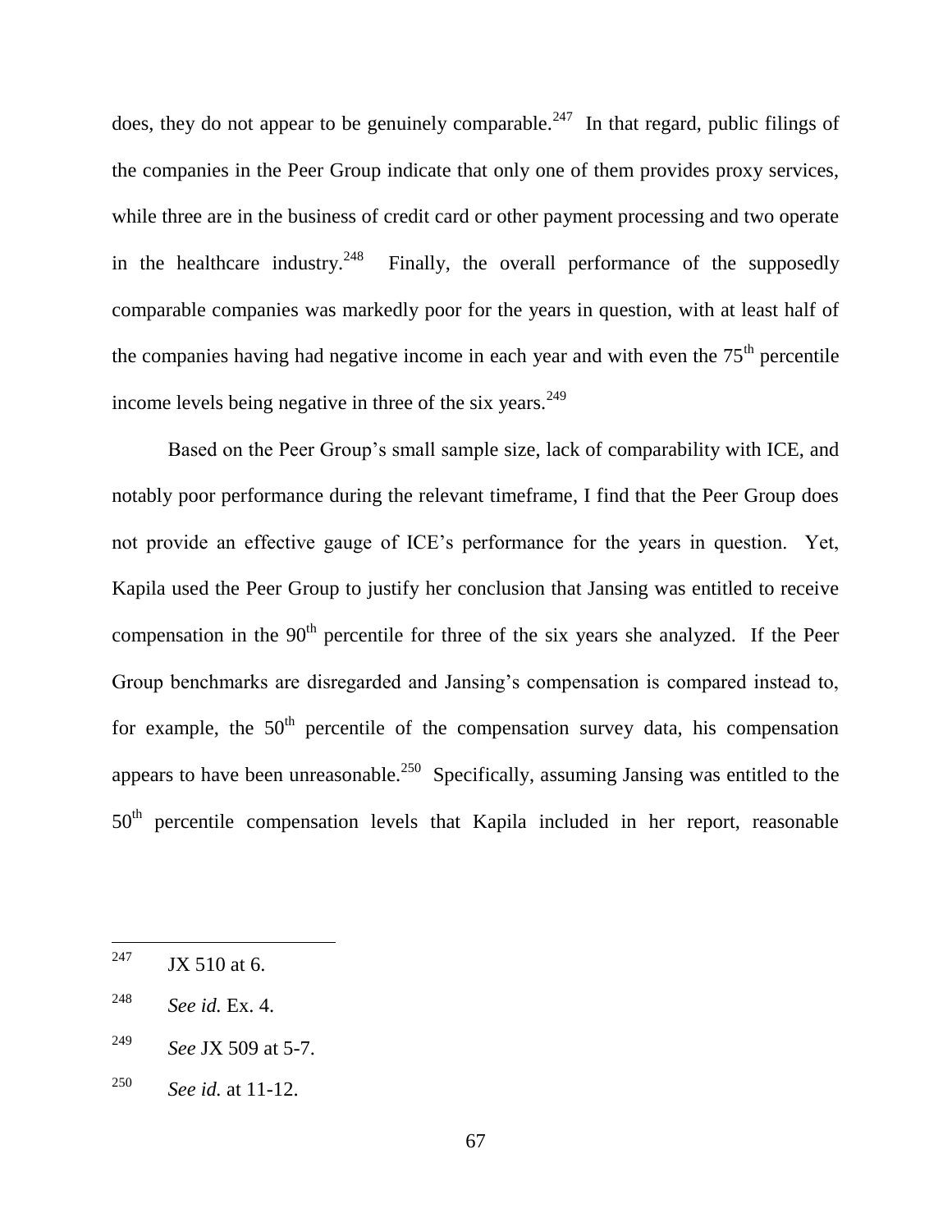does, they do not appear to be genuinely comparable.[247] In that regard, public filings of the companies in the Peer Group indicate that only one of them provides proxy services, while three are in the business of credit card or other payment processing and two operate in the healthcare industry.[248] Finally, the overall performance of the supposedly comparable companies was markedly poor for the years in question, with at least half of the companies having had negative income in each year and with even the 75th percentile income levels being negative in three of the six years.[249]

Based on the Peer Group's small sample size, lack of comparability with ICE, and notably poor performance during the relevant timeframe, I find that the Peer Group does not provide an effective gauge of ICE's performance for the years in question. Yet, Kapila used the Peer Group to justify her conclusion that Jansing was entitled to receive compensation in the 90th percentile for three of the six years she analyzed. If the Peer Group benchmarks are disregarded and Jansing's compensation is compared instead to, for example, the 50th percentile of the compensation survey data, his compensation appears to have been unreasonable.[250] Specifically, assuming Jansing was entitled to the 50th percentile compensation levels that Kapila included in her report, reasonable

---

[247] JX 510 at 6.

[248] *See id.* Ex. 4.

[249] *See* JX 509 at 5-7.

[250] *See id.* at 11-12.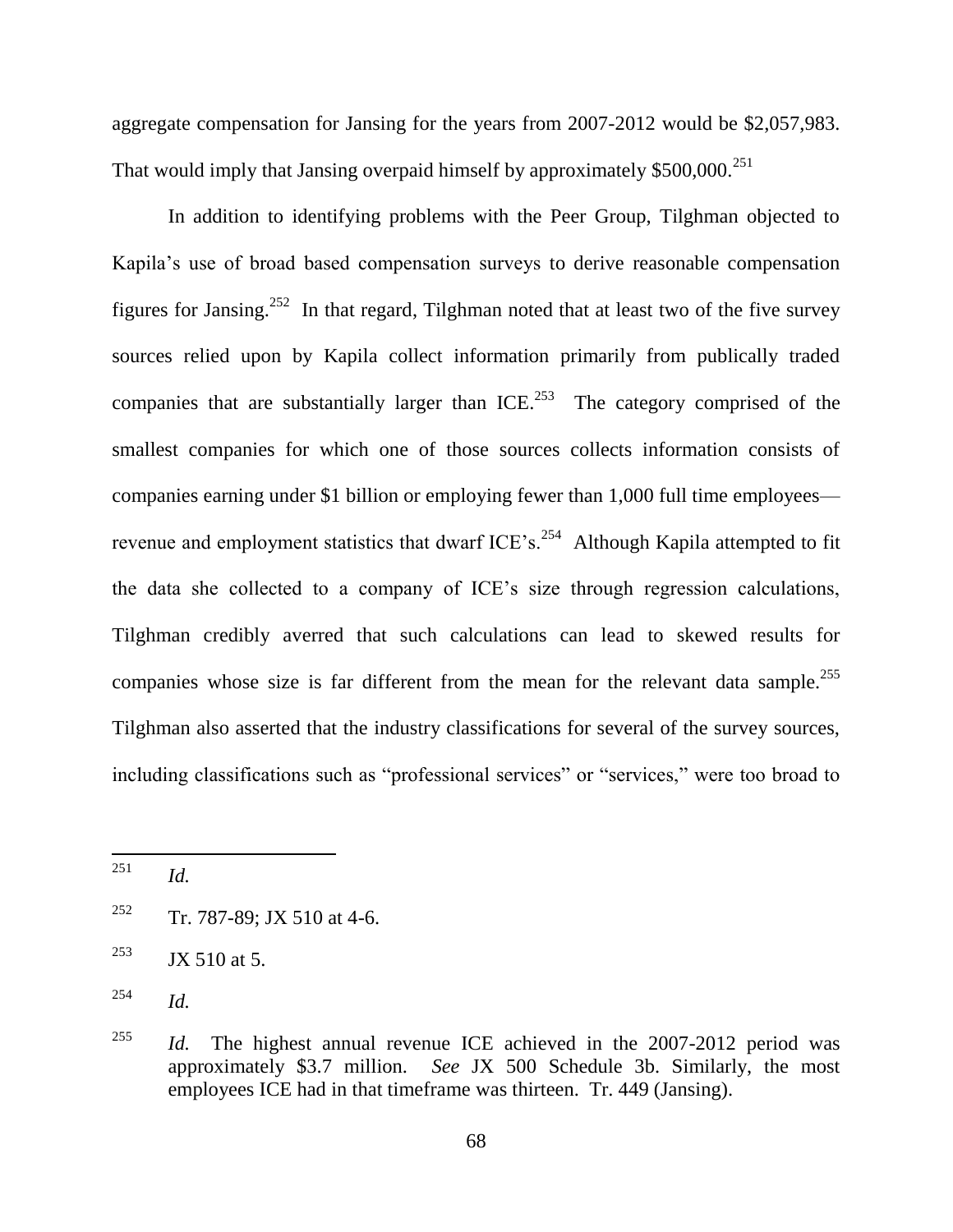aggregate compensation for Jansing for the years from 2007-2012 would be $2,057,983. That would imply that Jansing overpaid himself by approximately $500,000.[251]

In addition to identifying problems with the Peer Group, Tilghman objected to Kapila's use of broad based compensation surveys to derive reasonable compensation figures for Jansing.[252] In that regard, Tilghman noted that at least two of the five survey sources relied upon by Kapila collect information primarily from publically traded companies that are substantially larger than ICE.[253] The category comprised of the smallest companies for which one of those sources collects information consists of companies earning under $1 billion or employing fewer than 1,000 full time employees—revenue and employment statistics that dwarf ICE's.[254] Although Kapila attempted to fit the data she collected to a company of ICE's size through regression calculations, Tilghman credibly averred that such calculations can lead to skewed results for companies whose size is far different from the mean for the relevant data sample.[255] Tilghman also asserted that the industry classifications for several of the survey sources, including classifications such as "professional services" or "services," were too broad to

---

[251] *Id.*

[252] Tr. 787-89; JX 510 at 4-6.

[253] JX 510 at 5.

[254] *Id.*

[255] *Id.* The highest annual revenue ICE achieved in the 2007-2012 period was approximately $3.7 million. *See* JX 500 Schedule 3b. Similarly, the most employees ICE had in that timeframe was thirteen. Tr. 449 (Jansing).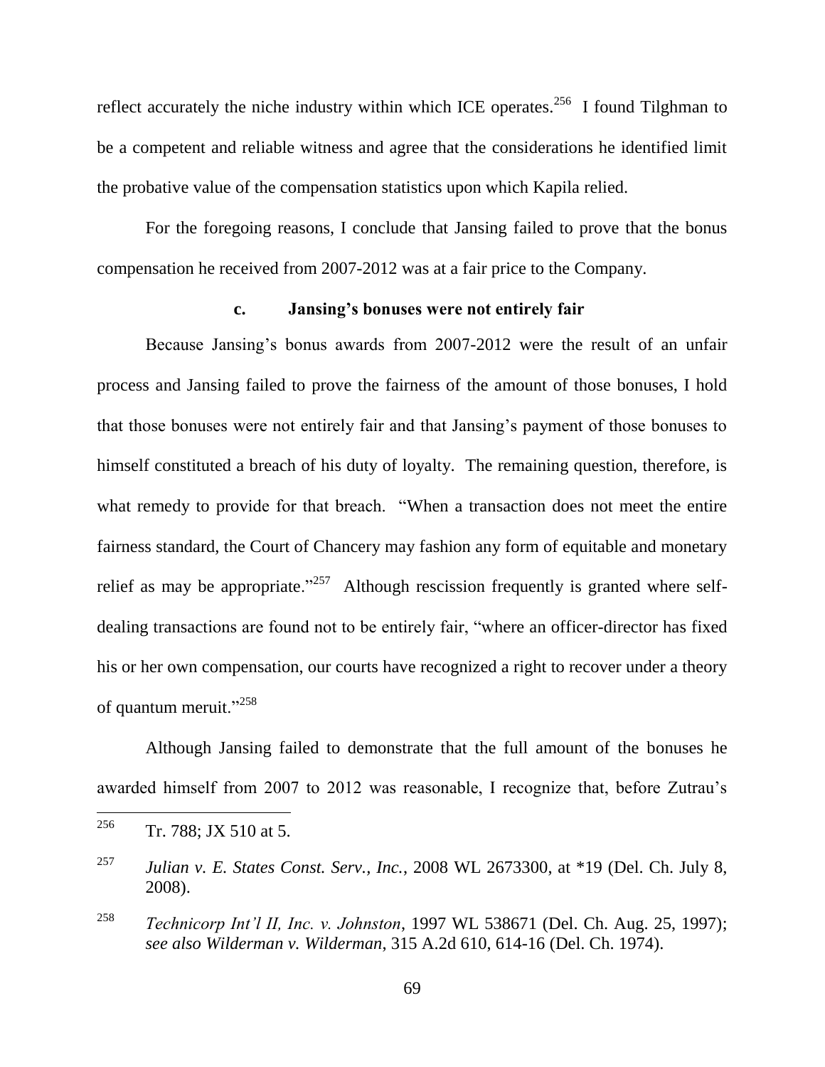reflect accurately the niche industry within which ICE operates.[256] I found Tilghman to be a competent and reliable witness and agree that the considerations he identified limit the probative value of the compensation statistics upon which Kapila relied.

For the foregoing reasons, I conclude that Jansing failed to prove that the bonus compensation he received from 2007-2012 was at a fair price to the Company.

#### c. Jansing's bonuses were not entirely fair

Because Jansing's bonus awards from 2007-2012 were the result of an unfair process and Jansing failed to prove the fairness of the amount of those bonuses, I hold that those bonuses were not entirely fair and that Jansing's payment of those bonuses to himself constituted a breach of his duty of loyalty. The remaining question, therefore, is what remedy to provide for that breach. "When a transaction does not meet the entire fairness standard, the Court of Chancery may fashion any form of equitable and monetary relief as may be appropriate."[257] Although rescission frequently is granted where self-dealing transactions are found not to be entirely fair, "where an officer-director has fixed his or her own compensation, our courts have recognized a right to recover under a theory of quantum meruit."[258]

Although Jansing failed to demonstrate that the full amount of the bonuses he awarded himself from 2007 to 2012 was reasonable, I recognize that, before Zutrau's

---

[256] Tr. 788; JX 510 at 5.

[257] *Julian v. E. States Const. Serv., Inc.*, 2008 WL 2673300, at *19 (Del. Ch. July 8, 2008).

[258] *Technicorp Int'l II, Inc. v. Johnston*, 1997 WL 538671 (Del. Ch. Aug. 25, 1997); *see also Wilderman v. Wilderman*, 315 A.2d 610, 614-16 (Del. Ch. 1974).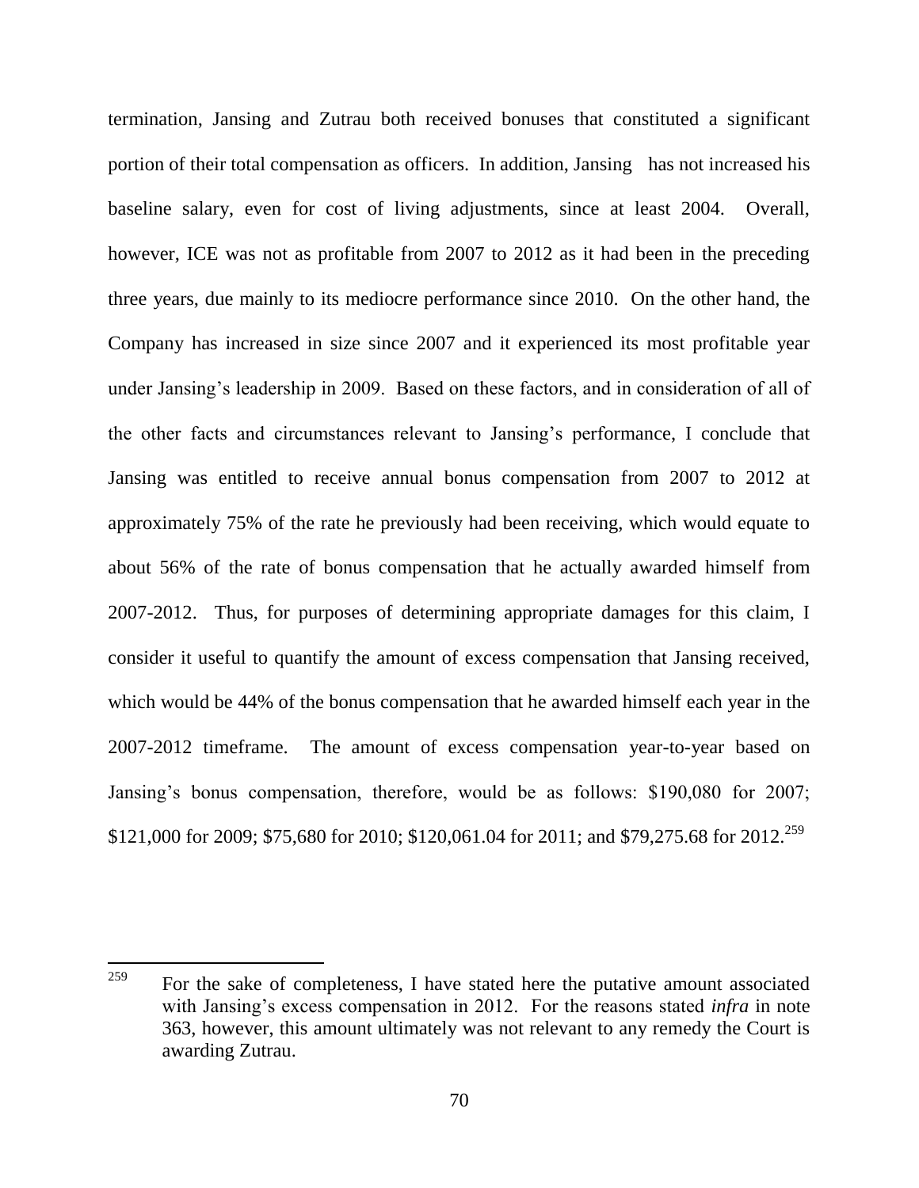termination, Jansing and Zutrau both received bonuses that constituted a significant portion of their total compensation as officers. In addition, Jansing has not increased his baseline salary, even for cost of living adjustments, since at least 2004. Overall, however, ICE was not as profitable from 2007 to 2012 as it had been in the preceding three years, due mainly to its mediocre performance since 2010. On the other hand, the Company has increased in size since 2007 and it experienced its most profitable year under Jansing's leadership in 2009. Based on these factors, and in consideration of all of the other facts and circumstances relevant to Jansing's performance, I conclude that Jansing was entitled to receive annual bonus compensation from 2007 to 2012 at approximately 75% of the rate he previously had been receiving, which would equate to about 56% of the rate of bonus compensation that he actually awarded himself from 2007-2012. Thus, for purposes of determining appropriate damages for this claim, I consider it useful to quantify the amount of excess compensation that Jansing received, which would be 44% of the bonus compensation that he awarded himself each year in the 2007-2012 timeframe. The amount of excess compensation year-to-year based on Jansing's bonus compensation, therefore, would be as follows: $190,080 for 2007; $121,000 for 2009; $75,680 for 2010; $120,061.04 for 2011; and $79,275.68 for 2012.[259]

---

[259] For the sake of completeness, I have stated here the putative amount associated with Jansing's excess compensation in 2012. For the reasons stated *infra* in note 363, however, this amount ultimately was not relevant to any remedy the Court is awarding Zutrau.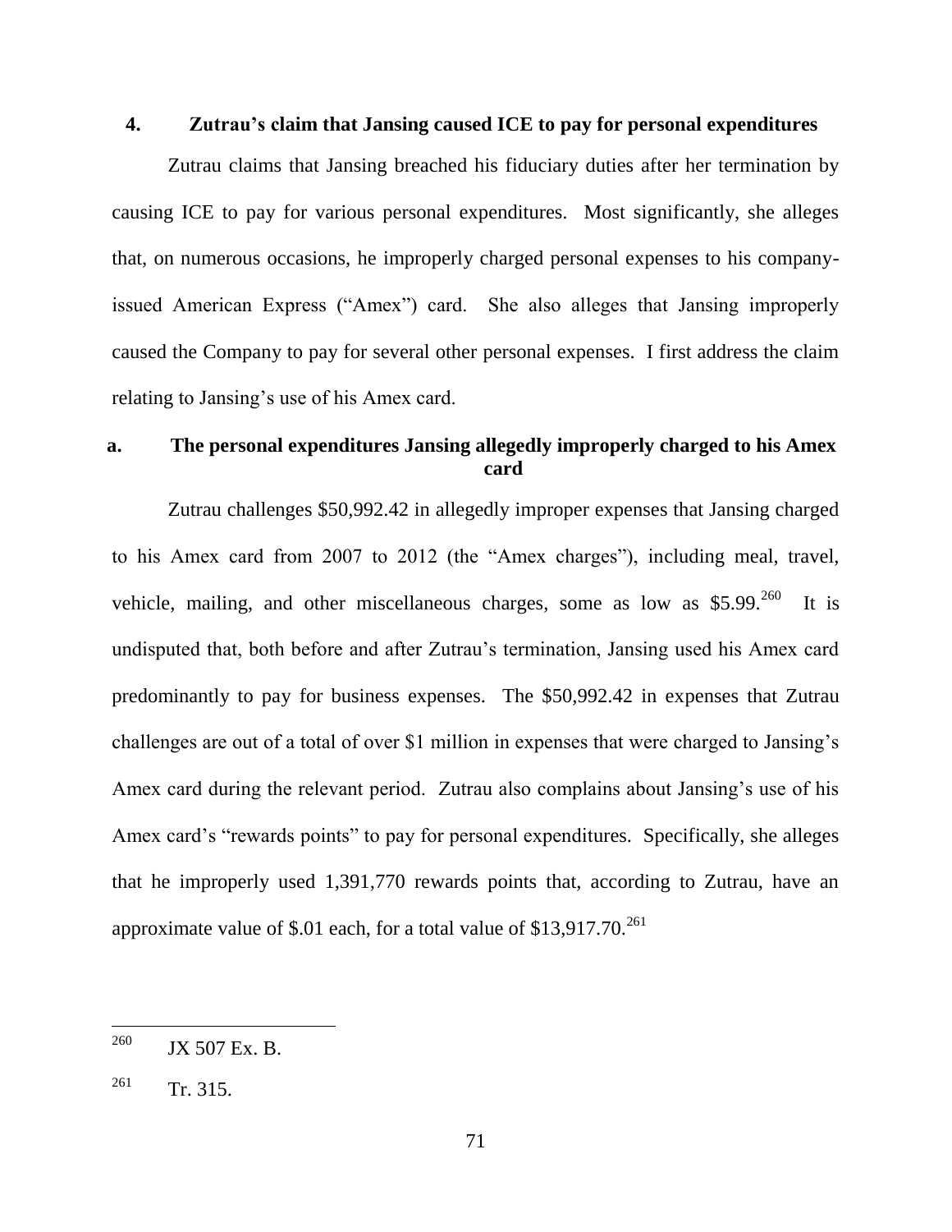### 4. Zutrau's claim that Jansing caused ICE to pay for personal expenditures

Zutrau claims that Jansing breached his fiduciary duties after her termination by causing ICE to pay for various personal expenditures. Most significantly, she alleges that, on numerous occasions, he improperly charged personal expenses to his company-issued American Express ("Amex") card. She also alleges that Jansing improperly caused the Company to pay for several other personal expenses. I first address the claim relating to Jansing's use of his Amex card.

#### a. The personal expenditures Jansing allegedly improperly charged to his Amex card

Zutrau challenges $50,992.42 in allegedly improper expenses that Jansing charged to his Amex card from 2007 to 2012 (the "Amex charges"), including meal, travel, vehicle, mailing, and other miscellaneous charges, some as low as $5.99.[260] It is undisputed that, both before and after Zutrau's termination, Jansing used his Amex card predominantly to pay for business expenses. The $50,992.42 in expenses that Zutrau challenges are out of a total of over $1 million in expenses that were charged to Jansing's Amex card during the relevant period. Zutrau also complains about Jansing's use of his Amex card's "rewards points" to pay for personal expenditures. Specifically, she alleges that he improperly used 1,391,770 rewards points that, according to Zutrau, have an approximate value of $.01 each, for a total value of $13,917.70.[261]

---

[260] JX 507 Ex. B.

[261] Tr. 315.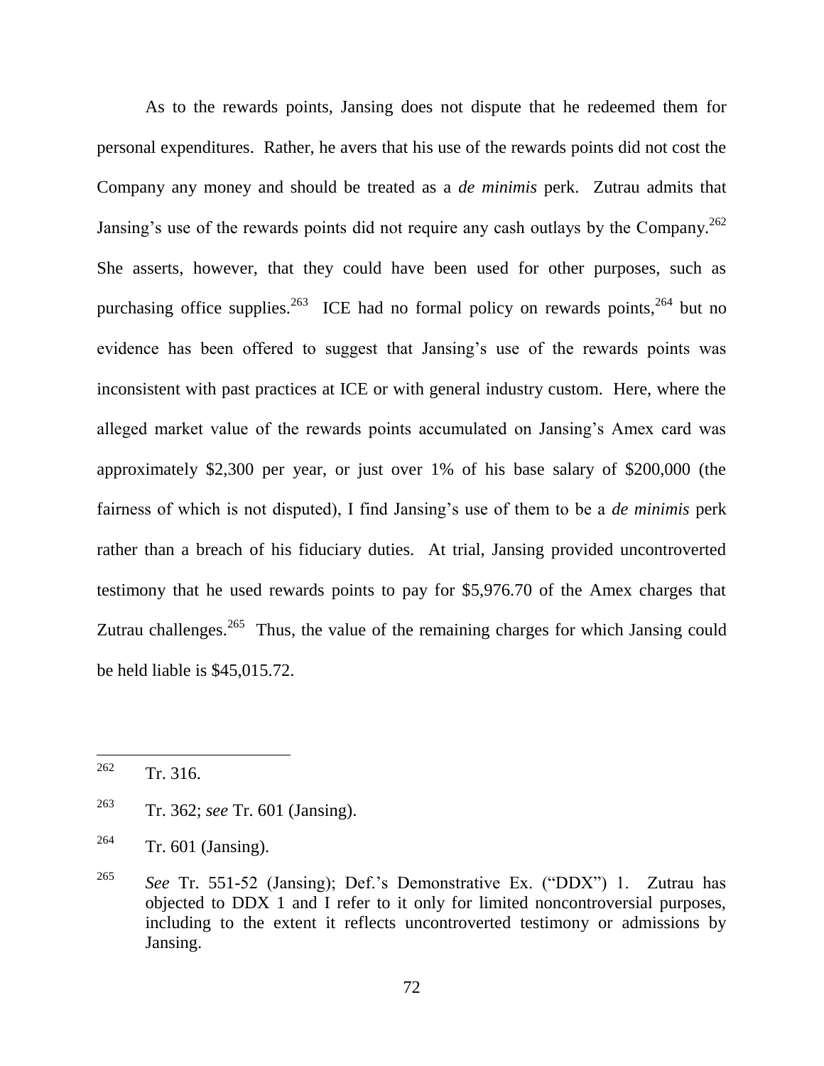As to the rewards points, Jansing does not dispute that he redeemed them for personal expenditures. Rather, he avers that his use of the rewards points did not cost the Company any money and should be treated as a *de minimis* perk. Zutrau admits that Jansing's use of the rewards points did not require any cash outlays by the Company.[262] She asserts, however, that they could have been used for other purposes, such as purchasing office supplies.[263] ICE had no formal policy on rewards points,[264] but no evidence has been offered to suggest that Jansing's use of the rewards points was inconsistent with past practices at ICE or with general industry custom. Here, where the alleged market value of the rewards points accumulated on Jansing's Amex card was approximately $2,300 per year, or just over 1% of his base salary of $200,000 (the fairness of which is not disputed), I find Jansing's use of them to be a *de minimis* perk rather than a breach of his fiduciary duties. At trial, Jansing provided uncontroverted testimony that he used rewards points to pay for $5,976.70 of the Amex charges that Zutrau challenges.[265] Thus, the value of the remaining charges for which Jansing could be held liable is $45,015.72.

---

[262] Tr. 316.

[263] Tr. 362; *see* Tr. 601 (Jansing).

[264] Tr. 601 (Jansing).

[265] *See* Tr. 551-52 (Jansing); Def.'s Demonstrative Ex. ("DDX") 1. Zutrau has objected to DDX 1 and I refer to it only for limited noncontroversial purposes, including to the extent it reflects uncontroverted testimony or admissions by Jansing.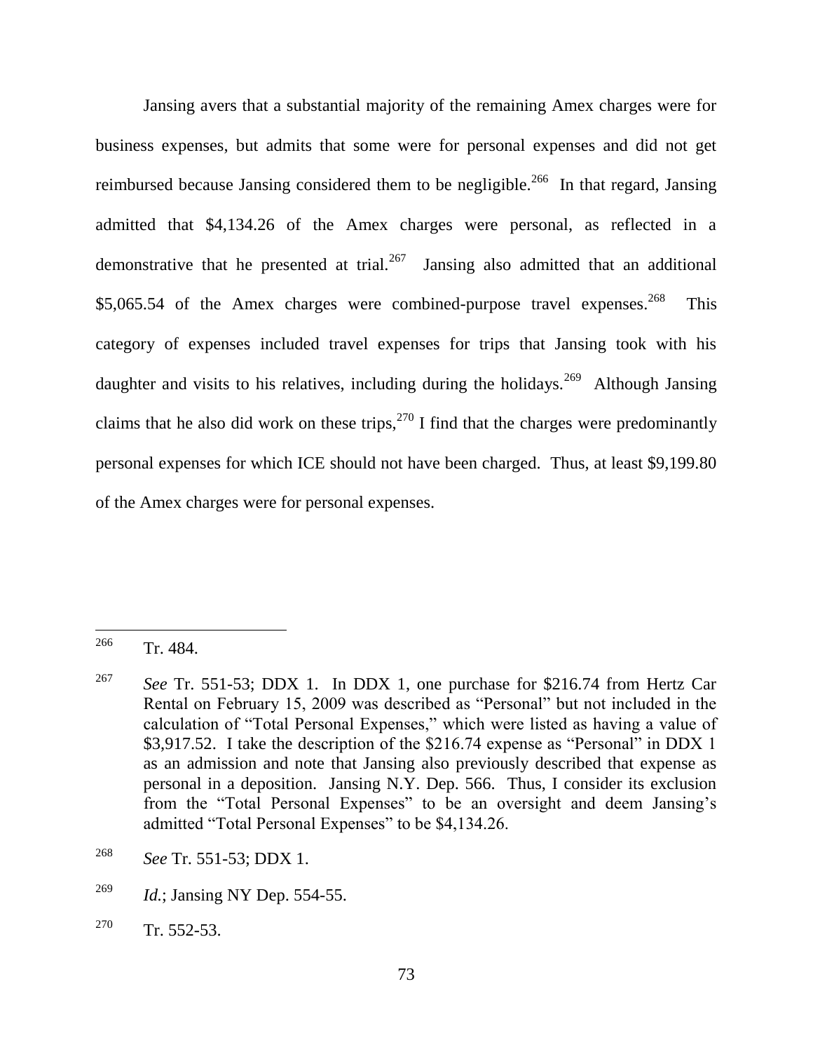Jansing avers that a substantial majority of the remaining Amex charges were for business expenses, but admits that some were for personal expenses and did not get reimbursed because Jansing considered them to be negligible.[266] In that regard, Jansing admitted that $4,134.26 of the Amex charges were personal, as reflected in a demonstrative that he presented at trial.[267] Jansing also admitted that an additional $5,065.54 of the Amex charges were combined-purpose travel expenses.[268] This category of expenses included travel expenses for trips that Jansing took with his daughter and visits to his relatives, including during the holidays.[269] Although Jansing claims that he also did work on these trips,[270] I find that the charges were predominantly personal expenses for which ICE should not have been charged. Thus, at least $9,199.80 of the Amex charges were for personal expenses.

---

[266] Tr. 484.

[267] *See* Tr. 551-53; DDX 1. In DDX 1, one purchase for $216.74 from Hertz Car Rental on February 15, 2009 was described as "Personal" but not included in the calculation of "Total Personal Expenses," which were listed as having a value of $3,917.52. I take the description of the $216.74 expense as "Personal" in DDX 1 as an admission and note that Jansing also previously described that expense as personal in a deposition. Jansing N.Y. Dep. 566. Thus, I consider its exclusion from the "Total Personal Expenses" to be an oversight and deem Jansing's admitted "Total Personal Expenses" to be $4,134.26.

[268] *See* Tr. 551-53; DDX 1.

[269] *Id.*; Jansing NY Dep. 554-55.

[270] Tr. 552-53.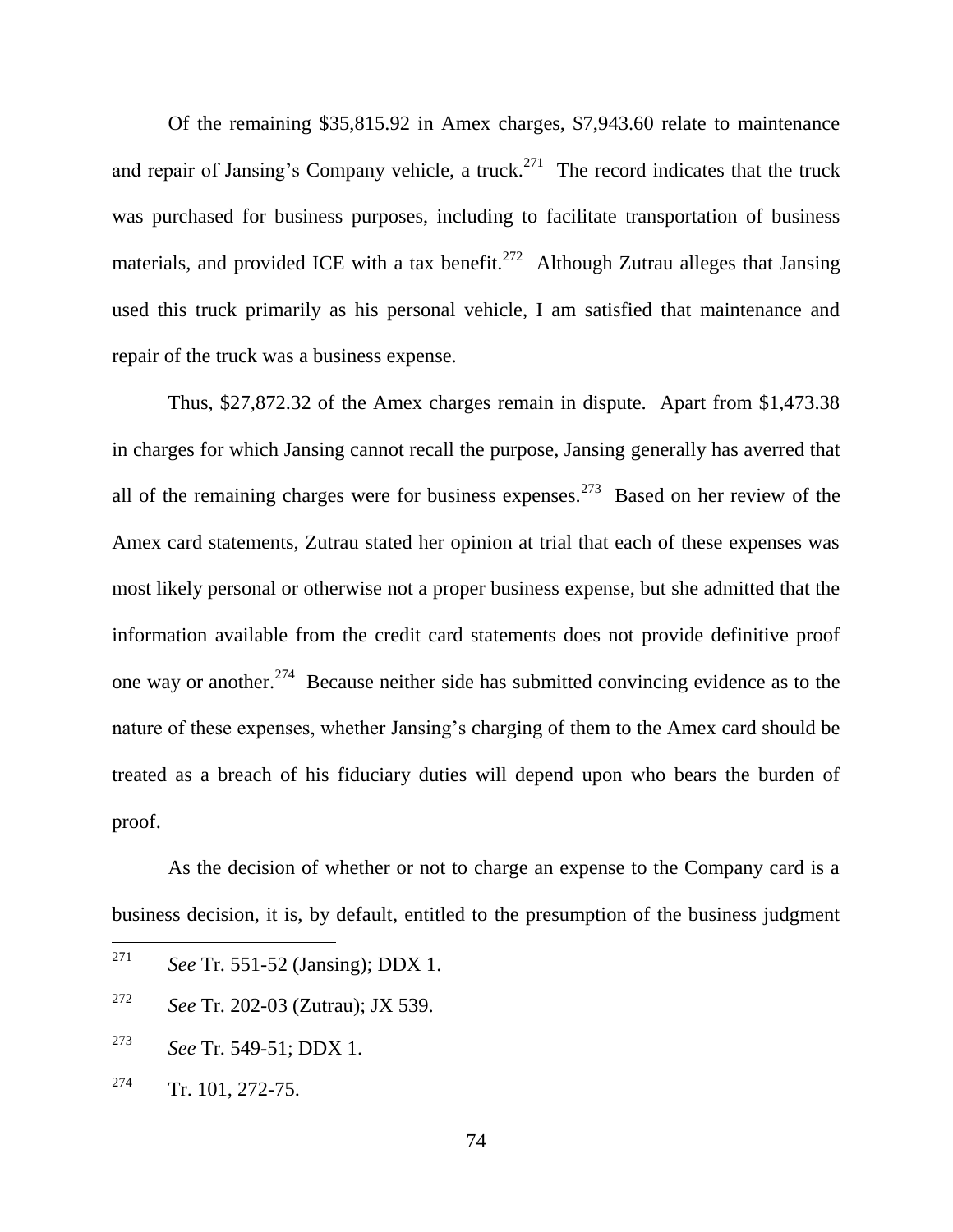Of the remaining $35,815.92 in Amex charges, $7,943.60 relate to maintenance and repair of Jansing's Company vehicle, a truck.[271] The record indicates that the truck was purchased for business purposes, including to facilitate transportation of business materials, and provided ICE with a tax benefit.[272] Although Zutrau alleges that Jansing used this truck primarily as his personal vehicle, I am satisfied that maintenance and repair of the truck was a business expense.

Thus, $27,872.32 of the Amex charges remain in dispute. Apart from $1,473.38 in charges for which Jansing cannot recall the purpose, Jansing generally has averred that all of the remaining charges were for business expenses.[273] Based on her review of the Amex card statements, Zutrau stated her opinion at trial that each of these expenses was most likely personal or otherwise not a proper business expense, but she admitted that the information available from the credit card statements does not provide definitive proof one way or another.[274] Because neither side has submitted convincing evidence as to the nature of these expenses, whether Jansing's charging of them to the Amex card should be treated as a breach of his fiduciary duties will depend upon who bears the burden of proof.

As the decision of whether or not to charge an expense to the Company card is a business decision, it is, by default, entitled to the presumption of the business judgment

---

[271] *See* Tr. 551-52 (Jansing); DDX 1.

[272] *See* Tr. 202-03 (Zutrau); JX 539.

[273] *See* Tr. 549-51; DDX 1.

[274] Tr. 101, 272-75.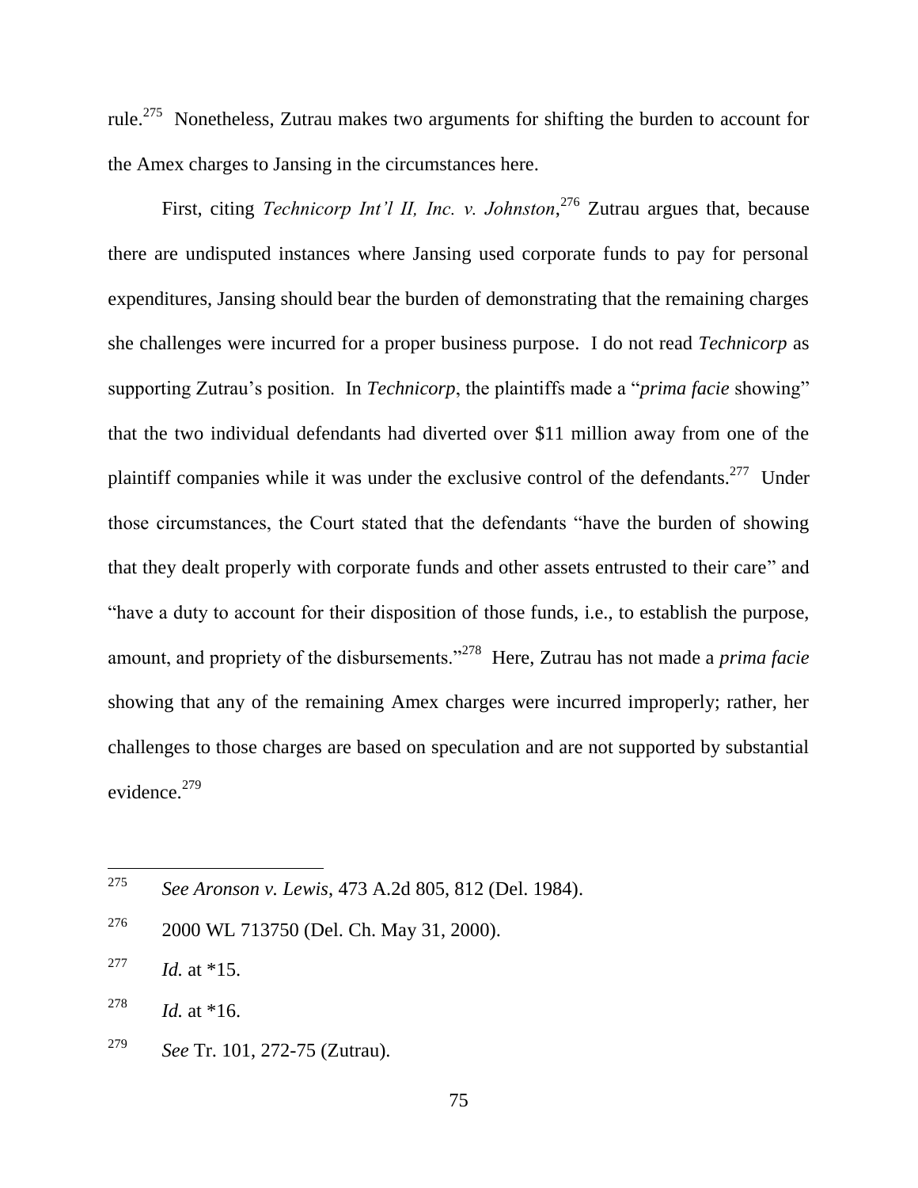rule.[275] Nonetheless, Zutrau makes two arguments for shifting the burden to account for the Amex charges to Jansing in the circumstances here.

First, citing *Technicorp Int'l II, Inc. v. Johnston*,[276] Zutrau argues that, because there are undisputed instances where Jansing used corporate funds to pay for personal expenditures, Jansing should bear the burden of demonstrating that the remaining charges she challenges were incurred for a proper business purpose. I do not read *Technicorp* as supporting Zutrau's position. In *Technicorp*, the plaintiffs made a "*prima facie* showing" that the two individual defendants had diverted over $11 million away from one of the plaintiff companies while it was under the exclusive control of the defendants.[277] Under those circumstances, the Court stated that the defendants "have the burden of showing that they dealt properly with corporate funds and other assets entrusted to their care" and "have a duty to account for their disposition of those funds, i.e., to establish the purpose, amount, and propriety of the disbursements."[278] Here, Zutrau has not made a *prima facie* showing that any of the remaining Amex charges were incurred improperly; rather, her challenges to those charges are based on speculation and are not supported by substantial evidence.[279]

---

[275] *See Aronson v. Lewis*, 473 A.2d 805, 812 (Del. 1984).

[276] 2000 WL 713750 (Del. Ch. May 31, 2000).

[277] *Id.* at *15.

[278] *Id.* at *16.

[279] *See* Tr. 101, 272-75 (Zutrau).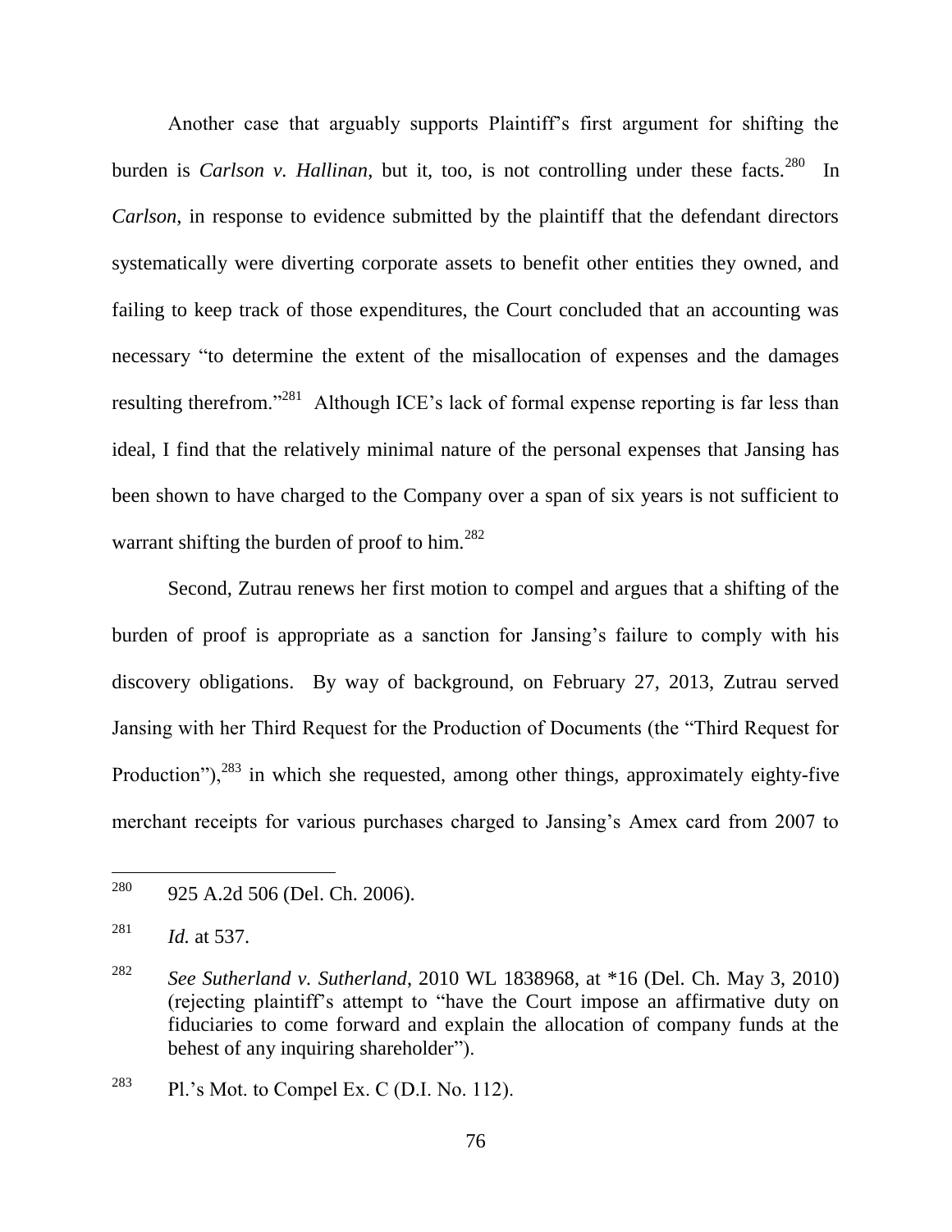Another case that arguably supports Plaintiff's first argument for shifting the burden is *Carlson v. Hallinan*, but it, too, is not controlling under these facts.[280] In *Carlson*, in response to evidence submitted by the plaintiff that the defendant directors systematically were diverting corporate assets to benefit other entities they owned, and failing to keep track of those expenditures, the Court concluded that an accounting was necessary "to determine the extent of the misallocation of expenses and the damages resulting therefrom."[281] Although ICE's lack of formal expense reporting is far less than ideal, I find that the relatively minimal nature of the personal expenses that Jansing has been shown to have charged to the Company over a span of six years is not sufficient to warrant shifting the burden of proof to him.[282]

Second, Zutrau renews her first motion to compel and argues that a shifting of the burden of proof is appropriate as a sanction for Jansing's failure to comply with his discovery obligations. By way of background, on February 27, 2013, Zutrau served Jansing with her Third Request for the Production of Documents (the "Third Request for Production"),[283] in which she requested, among other things, approximately eighty-five merchant receipts for various purchases charged to Jansing's Amex card from 2007 to

---

[280] 925 A.2d 506 (Del. Ch. 2006).

[281] *Id.* at 537.

[282] *See Sutherland v. Sutherland*, 2010 WL 1838968, at \*16 (Del. Ch. May 3, 2010) (rejecting plaintiff's attempt to "have the Court impose an affirmative duty on fiduciaries to come forward and explain the allocation of company funds at the behest of any inquiring shareholder").

[283] Pl.'s Mot. to Compel Ex. C (D.I. No. 112).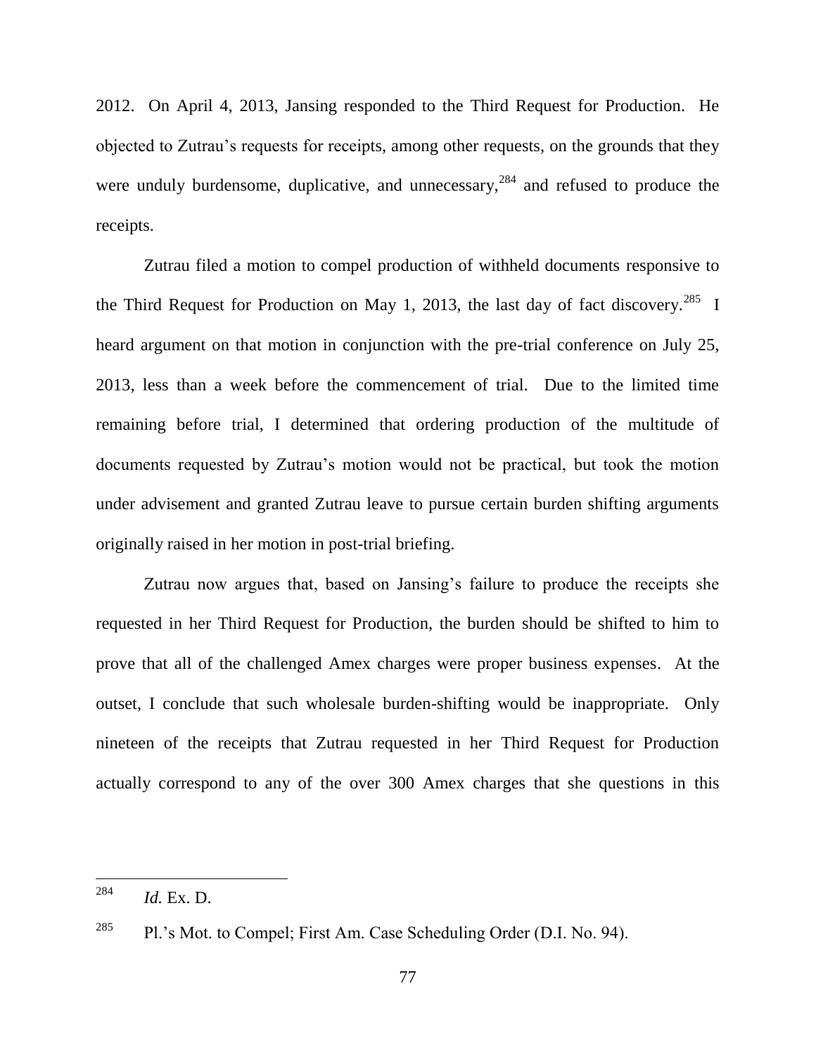2012. On April 4, 2013, Jansing responded to the Third Request for Production. He objected to Zutrau's requests for receipts, among other requests, on the grounds that they were unduly burdensome, duplicative, and unnecessary,[284] and refused to produce the receipts.

Zutrau filed a motion to compel production of withheld documents responsive to the Third Request for Production on May 1, 2013, the last day of fact discovery.[285] I heard argument on that motion in conjunction with the pre-trial conference on July 25, 2013, less than a week before the commencement of trial. Due to the limited time remaining before trial, I determined that ordering production of the multitude of documents requested by Zutrau's motion would not be practical, but took the motion under advisement and granted Zutrau leave to pursue certain burden shifting arguments originally raised in her motion in post-trial briefing.

Zutrau now argues that, based on Jansing's failure to produce the receipts she requested in her Third Request for Production, the burden should be shifted to him to prove that all of the challenged Amex charges were proper business expenses. At the outset, I conclude that such wholesale burden-shifting would be inappropriate. Only nineteen of the receipts that Zutrau requested in her Third Request for Production actually correspond to any of the over 300 Amex charges that she questions in this

---

[284] *Id.* Ex. D.

[285] Pl.'s Mot. to Compel; First Am. Case Scheduling Order (D.I. No. 94).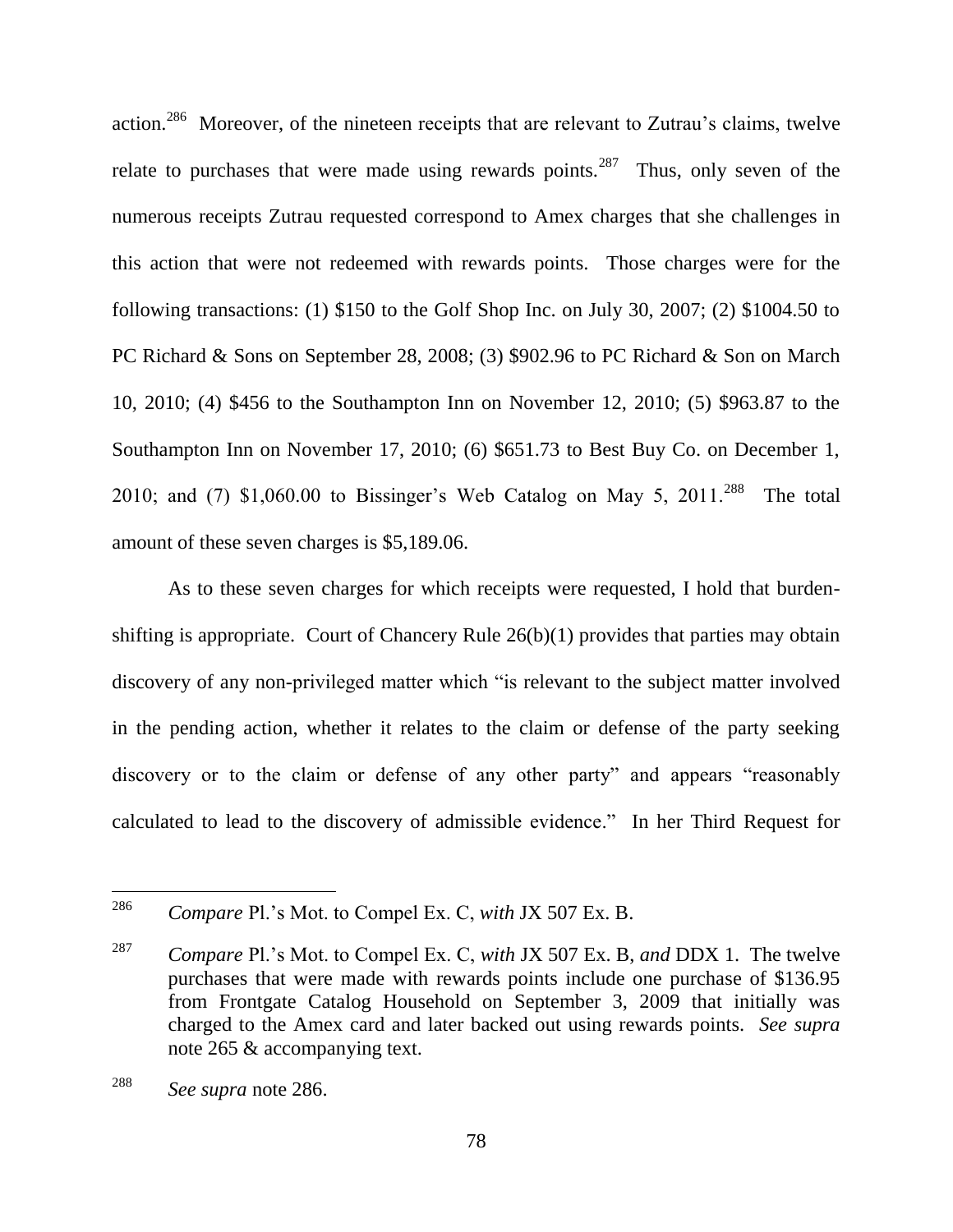action.[286] Moreover, of the nineteen receipts that are relevant to Zutrau's claims, twelve relate to purchases that were made using rewards points.[287] Thus, only seven of the numerous receipts Zutrau requested correspond to Amex charges that she challenges in this action that were not redeemed with rewards points. Those charges were for the following transactions: (1) $150 to the Golf Shop Inc. on July 30, 2007; (2) $1004.50 to PC Richard & Sons on September 28, 2008; (3) $902.96 to PC Richard & Son on March 10, 2010; (4) $456 to the Southampton Inn on November 12, 2010; (5) $963.87 to the Southampton Inn on November 17, 2010; (6) $651.73 to Best Buy Co. on December 1, 2010; and (7) $1,060.00 to Bissinger's Web Catalog on May 5, 2011.[288] The total amount of these seven charges is $5,189.06.

As to these seven charges for which receipts were requested, I hold that burden-shifting is appropriate. Court of Chancery Rule 26(b)(1) provides that parties may obtain discovery of any non-privileged matter which "is relevant to the subject matter involved in the pending action, whether it relates to the claim or defense of the party seeking discovery or to the claim or defense of any other party" and appears "reasonably calculated to lead to the discovery of admissible evidence." In her Third Request for

---

[286] *Compare* Pl.'s Mot. to Compel Ex. C, *with* JX 507 Ex. B.

[287] *Compare* Pl.'s Mot. to Compel Ex. C, *with* JX 507 Ex. B, *and* DDX 1. The twelve purchases that were made with rewards points include one purchase of $136.95 from Frontgate Catalog Household on September 3, 2009 that initially was charged to the Amex card and later backed out using rewards points. *See supra* note 265 & accompanying text.

[288] *See supra* note 286.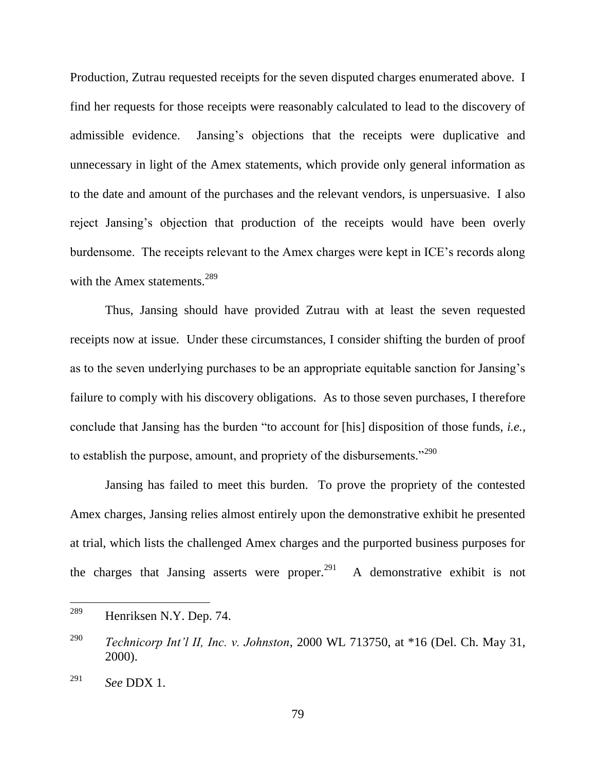Production, Zutrau requested receipts for the seven disputed charges enumerated above. I find her requests for those receipts were reasonably calculated to lead to the discovery of admissible evidence. Jansing's objections that the receipts were duplicative and unnecessary in light of the Amex statements, which provide only general information as to the date and amount of the purchases and the relevant vendors, is unpersuasive. I also reject Jansing's objection that production of the receipts would have been overly burdensome. The receipts relevant to the Amex charges were kept in ICE's records along with the Amex statements.[289]

Thus, Jansing should have provided Zutrau with at least the seven requested receipts now at issue. Under these circumstances, I consider shifting the burden of proof as to the seven underlying purchases to be an appropriate equitable sanction for Jansing's failure to comply with his discovery obligations. As to those seven purchases, I therefore conclude that Jansing has the burden "to account for [his] disposition of those funds, *i.e.*, to establish the purpose, amount, and propriety of the disbursements."[290]

Jansing has failed to meet this burden. To prove the propriety of the contested Amex charges, Jansing relies almost entirely upon the demonstrative exhibit he presented at trial, which lists the challenged Amex charges and the purported business purposes for the charges that Jansing asserts were proper.[291] A demonstrative exhibit is not

---

[289] Henriksen N.Y. Dep. 74.

[290] *Technicorp Int'l II, Inc. v. Johnston*, 2000 WL 713750, at *16 (Del. Ch. May 31, 2000).

[291] *See* DDX 1.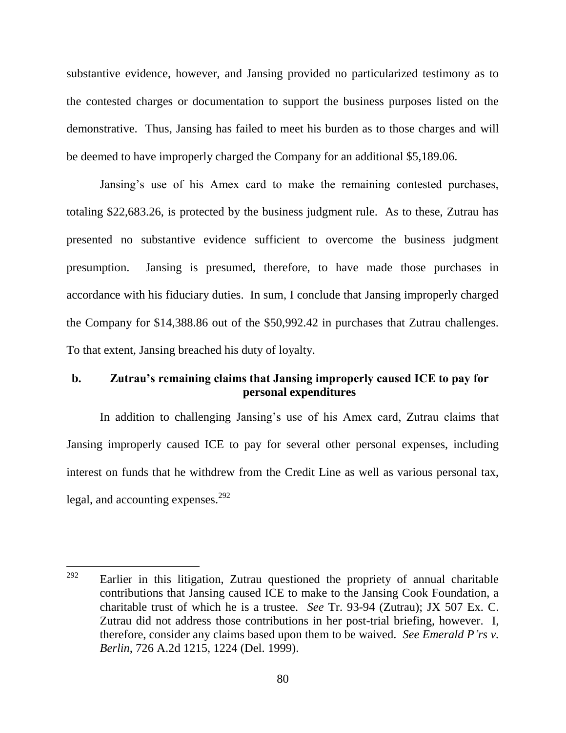substantive evidence, however, and Jansing provided no particularized testimony as to the contested charges or documentation to support the business purposes listed on the demonstrative. Thus, Jansing has failed to meet his burden as to those charges and will be deemed to have improperly charged the Company for an additional $5,189.06.

Jansing's use of his Amex card to make the remaining contested purchases, totaling $22,683.26, is protected by the business judgment rule. As to these, Zutrau has presented no substantive evidence sufficient to overcome the business judgment presumption. Jansing is presumed, therefore, to have made those purchases in accordance with his fiduciary duties. In sum, I conclude that Jansing improperly charged the Company for $14,388.86 out of the $50,992.42 in purchases that Zutrau challenges. To that extent, Jansing breached his duty of loyalty.

### b. Zutrau's remaining claims that Jansing improperly caused ICE to pay for personal expenditures

In addition to challenging Jansing's use of his Amex card, Zutrau claims that Jansing improperly caused ICE to pay for several other personal expenses, including interest on funds that he withdrew from the Credit Line as well as various personal tax, legal, and accounting expenses.[292]

---

[292] Earlier in this litigation, Zutrau questioned the propriety of annual charitable contributions that Jansing caused ICE to make to the Jansing Cook Foundation, a charitable trust of which he is a trustee. *See* Tr. 93-94 (Zutrau); JX 507 Ex. C. Zutrau did not address those contributions in her post-trial briefing, however. I, therefore, consider any claims based upon them to be waived. *See Emerald P'rs v. Berlin*, 726 A.2d 1215, 1224 (Del. 1999).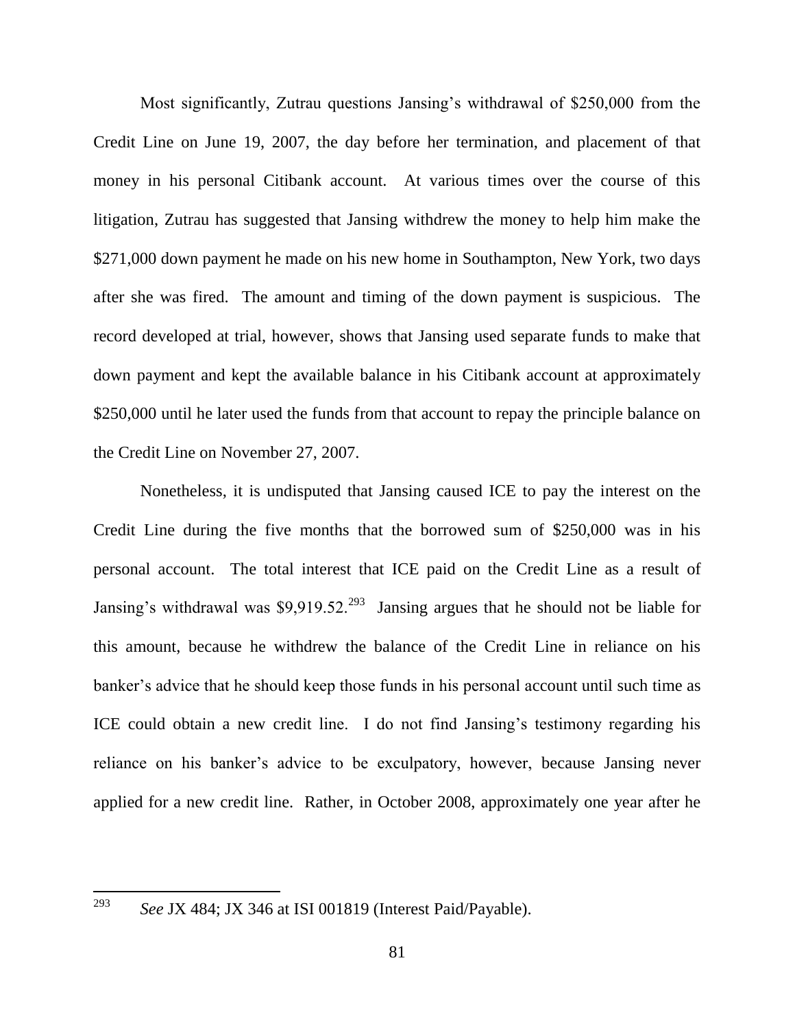Most significantly, Zutrau questions Jansing's withdrawal of $250,000 from the Credit Line on June 19, 2007, the day before her termination, and placement of that money in his personal Citibank account. At various times over the course of this litigation, Zutrau has suggested that Jansing withdrew the money to help him make the $271,000 down payment he made on his new home in Southampton, New York, two days after she was fired. The amount and timing of the down payment is suspicious. The record developed at trial, however, shows that Jansing used separate funds to make that down payment and kept the available balance in his Citibank account at approximately $250,000 until he later used the funds from that account to repay the principle balance on the Credit Line on November 27, 2007.

Nonetheless, it is undisputed that Jansing caused ICE to pay the interest on the Credit Line during the five months that the borrowed sum of $250,000 was in his personal account. The total interest that ICE paid on the Credit Line as a result of Jansing's withdrawal was $9,919.52.[293] Jansing argues that he should not be liable for this amount, because he withdrew the balance of the Credit Line in reliance on his banker's advice that he should keep those funds in his personal account until such time as ICE could obtain a new credit line. I do not find Jansing's testimony regarding his reliance on his banker's advice to be exculpatory, however, because Jansing never applied for a new credit line. Rather, in October 2008, approximately one year after he

---

[293] *See* JX 484; JX 346 at ISI 001819 (Interest Paid/Payable).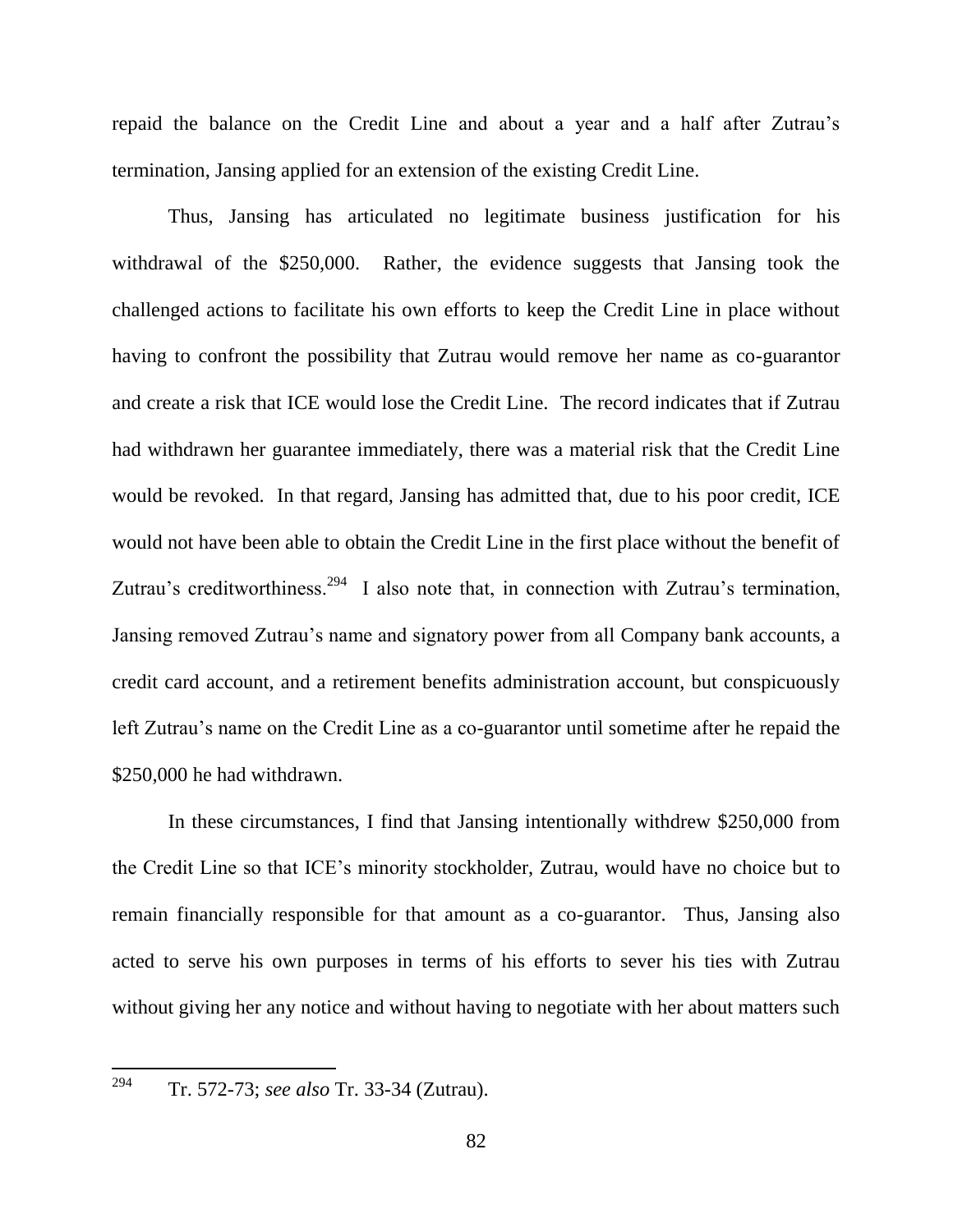repaid the balance on the Credit Line and about a year and a half after Zutrau's termination, Jansing applied for an extension of the existing Credit Line.

Thus, Jansing has articulated no legitimate business justification for his withdrawal of the $250,000. Rather, the evidence suggests that Jansing took the challenged actions to facilitate his own efforts to keep the Credit Line in place without having to confront the possibility that Zutrau would remove her name as co-guarantor and create a risk that ICE would lose the Credit Line. The record indicates that if Zutrau had withdrawn her guarantee immediately, there was a material risk that the Credit Line would be revoked. In that regard, Jansing has admitted that, due to his poor credit, ICE would not have been able to obtain the Credit Line in the first place without the benefit of Zutrau's creditworthiness.[294] I also note that, in connection with Zutrau's termination, Jansing removed Zutrau's name and signatory power from all Company bank accounts, a credit card account, and a retirement benefits administration account, but conspicuously left Zutrau's name on the Credit Line as a co-guarantor until sometime after he repaid the $250,000 he had withdrawn.

In these circumstances, I find that Jansing intentionally withdrew $250,000 from the Credit Line so that ICE's minority stockholder, Zutrau, would have no choice but to remain financially responsible for that amount as a co-guarantor. Thus, Jansing also acted to serve his own purposes in terms of his efforts to sever his ties with Zutrau without giving her any notice and without having to negotiate with her about matters such

---

[294] Tr. 572-73; *see also* Tr. 33-34 (Zutrau).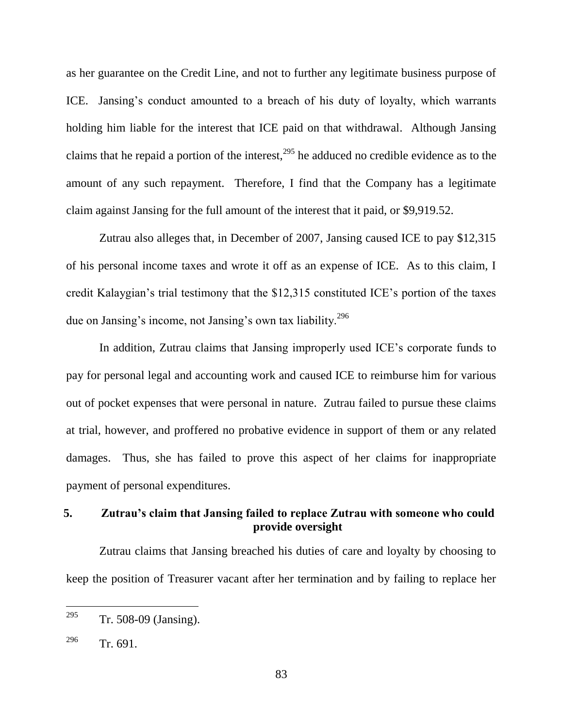as her guarantee on the Credit Line, and not to further any legitimate business purpose of ICE. Jansing's conduct amounted to a breach of his duty of loyalty, which warrants holding him liable for the interest that ICE paid on that withdrawal. Although Jansing claims that he repaid a portion of the interest,[295] he adduced no credible evidence as to the amount of any such repayment. Therefore, I find that the Company has a legitimate claim against Jansing for the full amount of the interest that it paid, or $9,919.52.

Zutrau also alleges that, in December of 2007, Jansing caused ICE to pay $12,315 of his personal income taxes and wrote it off as an expense of ICE. As to this claim, I credit Kalaygian's trial testimony that the $12,315 constituted ICE's portion of the taxes due on Jansing's income, not Jansing's own tax liability.[296]

In addition, Zutrau claims that Jansing improperly used ICE's corporate funds to pay for personal legal and accounting work and caused ICE to reimburse him for various out of pocket expenses that were personal in nature. Zutrau failed to pursue these claims at trial, however, and proffered no probative evidence in support of them or any related damages. Thus, she has failed to prove this aspect of her claims for inappropriate payment of personal expenditures.

### 5. Zutrau's claim that Jansing failed to replace Zutrau with someone who could provide oversight

Zutrau claims that Jansing breached his duties of care and loyalty by choosing to keep the position of Treasurer vacant after her termination and by failing to replace her

---

[295] Tr. 508-09 (Jansing).

[296] Tr. 691.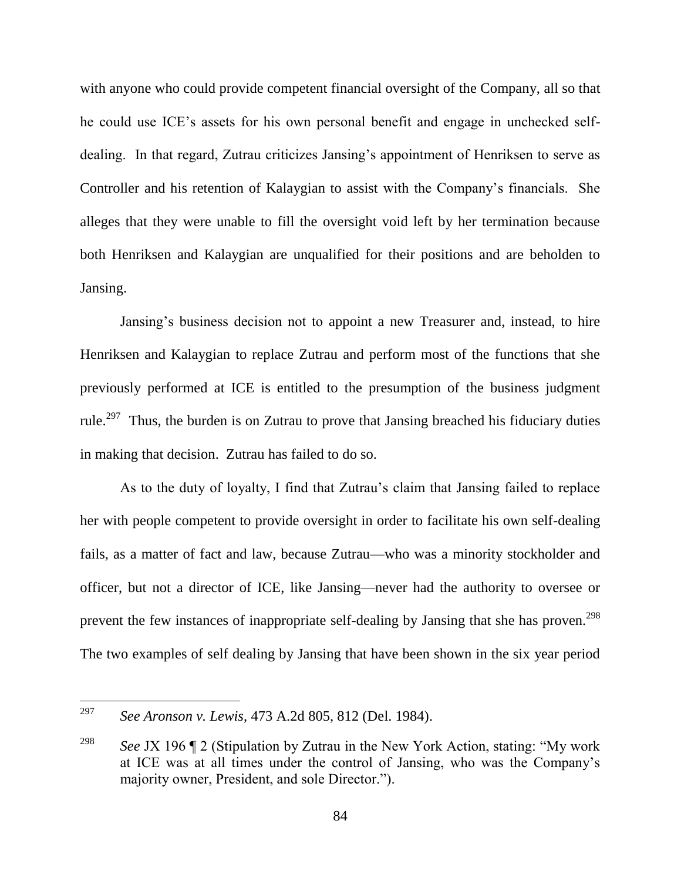with anyone who could provide competent financial oversight of the Company, all so that he could use ICE's assets for his own personal benefit and engage in unchecked self-dealing. In that regard, Zutrau criticizes Jansing's appointment of Henriksen to serve as Controller and his retention of Kalaygian to assist with the Company's financials. She alleges that they were unable to fill the oversight void left by her termination because both Henriksen and Kalaygian are unqualified for their positions and are beholden to Jansing.

Jansing's business decision not to appoint a new Treasurer and, instead, to hire Henriksen and Kalaygian to replace Zutrau and perform most of the functions that she previously performed at ICE is entitled to the presumption of the business judgment rule.[297] Thus, the burden is on Zutrau to prove that Jansing breached his fiduciary duties in making that decision. Zutrau has failed to do so.

As to the duty of loyalty, I find that Zutrau's claim that Jansing failed to replace her with people competent to provide oversight in order to facilitate his own self-dealing fails, as a matter of fact and law, because Zutrau—who was a minority stockholder and officer, but not a director of ICE, like Jansing—never had the authority to oversee or prevent the few instances of inappropriate self-dealing by Jansing that she has proven.[298] The two examples of self dealing by Jansing that have been shown in the six year period

---

[297] *See Aronson v. Lewis*, 473 A.2d 805, 812 (Del. 1984).

[298] *See* JX 196 ¶ 2 (Stipulation by Zutrau in the New York Action, stating: "My work at ICE was at all times under the control of Jansing, who was the Company's majority owner, President, and sole Director.").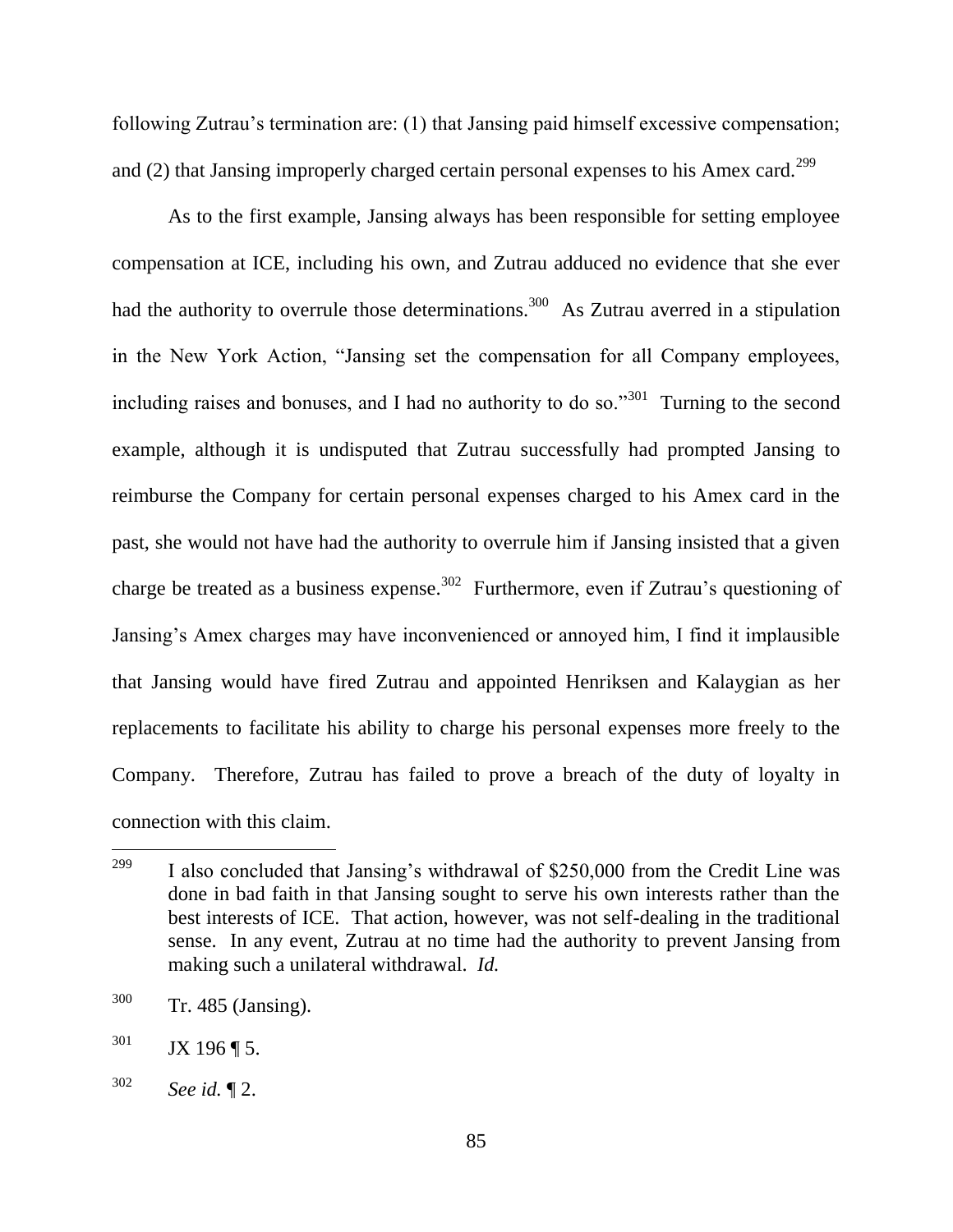following Zutrau's termination are: (1) that Jansing paid himself excessive compensation; and (2) that Jansing improperly charged certain personal expenses to his Amex card.[299]

As to the first example, Jansing always has been responsible for setting employee compensation at ICE, including his own, and Zutrau adduced no evidence that she ever had the authority to overrule those determinations.[300] As Zutrau averred in a stipulation in the New York Action, "Jansing set the compensation for all Company employees, including raises and bonuses, and I had no authority to do so."[301] Turning to the second example, although it is undisputed that Zutrau successfully had prompted Jansing to reimburse the Company for certain personal expenses charged to his Amex card in the past, she would not have had the authority to overrule him if Jansing insisted that a given charge be treated as a business expense.[302] Furthermore, even if Zutrau's questioning of Jansing's Amex charges may have inconvenienced or annoyed him, I find it implausible that Jansing would have fired Zutrau and appointed Henriksen and Kalaygian as her replacements to facilitate his ability to charge his personal expenses more freely to the Company. Therefore, Zutrau has failed to prove a breach of the duty of loyalty in connection with this claim.

---

[299] I also concluded that Jansing's withdrawal of $250,000 from the Credit Line was done in bad faith in that Jansing sought to serve his own interests rather than the best interests of ICE. That action, however, was not self-dealing in the traditional sense. In any event, Zutrau at no time had the authority to prevent Jansing from making such a unilateral withdrawal. *Id.*

[300] Tr. 485 (Jansing).

[301] JX 196 ¶ 5.

[302] *See id.* ¶ 2.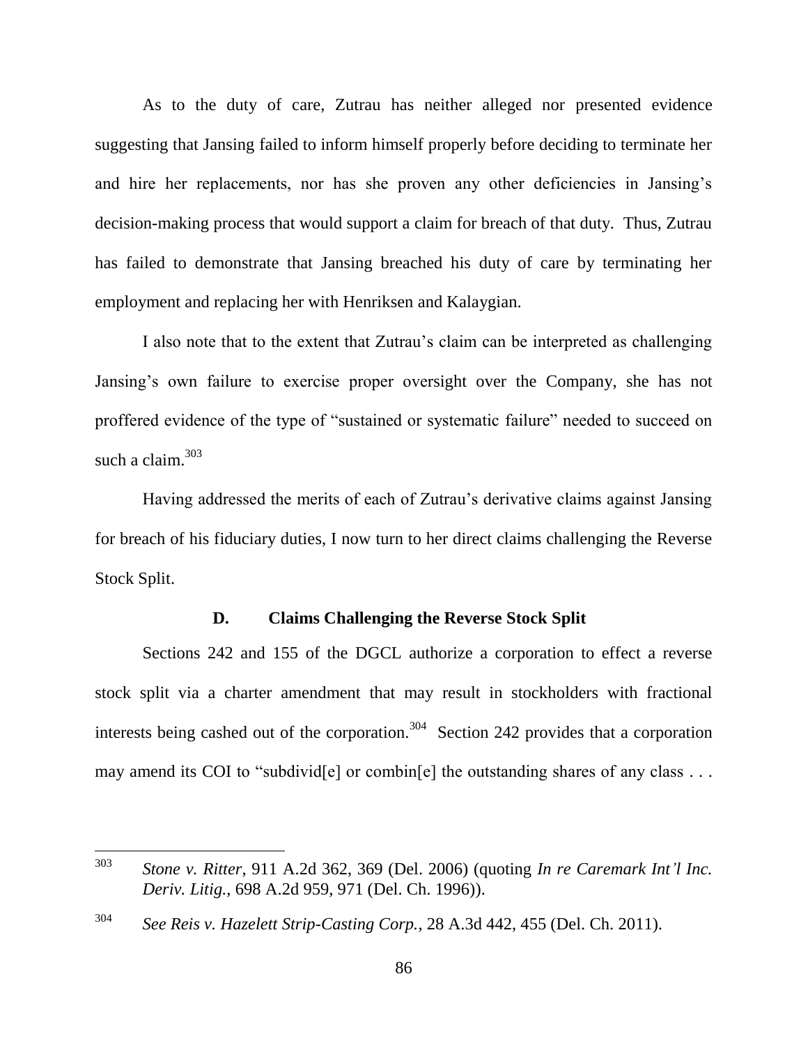As to the duty of care, Zutrau has neither alleged nor presented evidence suggesting that Jansing failed to inform himself properly before deciding to terminate her and hire her replacements, nor has she proven any other deficiencies in Jansing's decision-making process that would support a claim for breach of that duty. Thus, Zutrau has failed to demonstrate that Jansing breached his duty of care by terminating her employment and replacing her with Henriksen and Kalaygian.

I also note that to the extent that Zutrau's claim can be interpreted as challenging Jansing's own failure to exercise proper oversight over the Company, she has not proffered evidence of the type of "sustained or systematic failure" needed to succeed on such a claim.[303]

Having addressed the merits of each of Zutrau's derivative claims against Jansing for breach of his fiduciary duties, I now turn to her direct claims challenging the Reverse Stock Split.

### D. Claims Challenging the Reverse Stock Split

Sections 242 and 155 of the DGCL authorize a corporation to effect a reverse stock split via a charter amendment that may result in stockholders with fractional interests being cashed out of the corporation.[304] Section 242 provides that a corporation may amend its COI to "subdivid[e] or combin[e] the outstanding shares of any class . . .

---

[303] *Stone v. Ritter*, 911 A.2d 362, 369 (Del. 2006) (quoting *In re Caremark Int'l Inc. Deriv. Litig.*, 698 A.2d 959, 971 (Del. Ch. 1996)).

[304] *See Reis v. Hazelett Strip-Casting Corp.*, 28 A.3d 442, 455 (Del. Ch. 2011).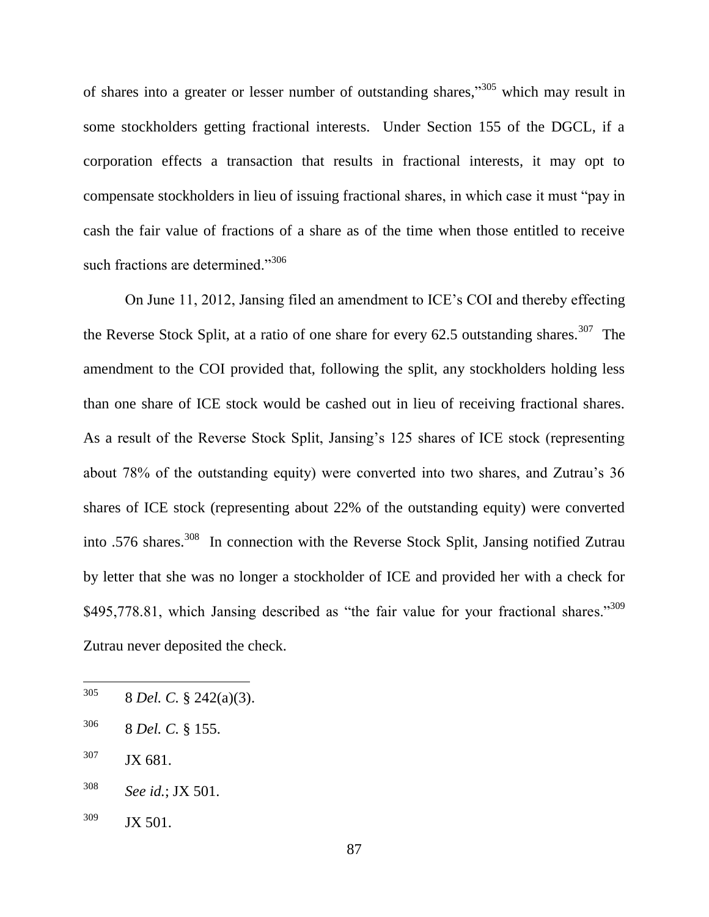of shares into a greater or lesser number of outstanding shares,"[305] which may result in some stockholders getting fractional interests. Under Section 155 of the DGCL, if a corporation effects a transaction that results in fractional interests, it may opt to compensate stockholders in lieu of issuing fractional shares, in which case it must "pay in cash the fair value of fractions of a share as of the time when those entitled to receive such fractions are determined."[306]

On June 11, 2012, Jansing filed an amendment to ICE's COI and thereby effecting the Reverse Stock Split, at a ratio of one share for every 62.5 outstanding shares.[307] The amendment to the COI provided that, following the split, any stockholders holding less than one share of ICE stock would be cashed out in lieu of receiving fractional shares. As a result of the Reverse Stock Split, Jansing's 125 shares of ICE stock (representing about 78% of the outstanding equity) were converted into two shares, and Zutrau's 36 shares of ICE stock (representing about 22% of the outstanding equity) were converted into .576 shares.[308] In connection with the Reverse Stock Split, Jansing notified Zutrau by letter that she was no longer a stockholder of ICE and provided her with a check for $495,778.81, which Jansing described as "the fair value for your fractional shares."[309] Zutrau never deposited the check.

---

[305] 8 *Del. C.* § 242(a)(3).

[306] 8 *Del. C.* § 155.

[307] JX 681.

[308] *See id.*; JX 501.

[309] JX 501.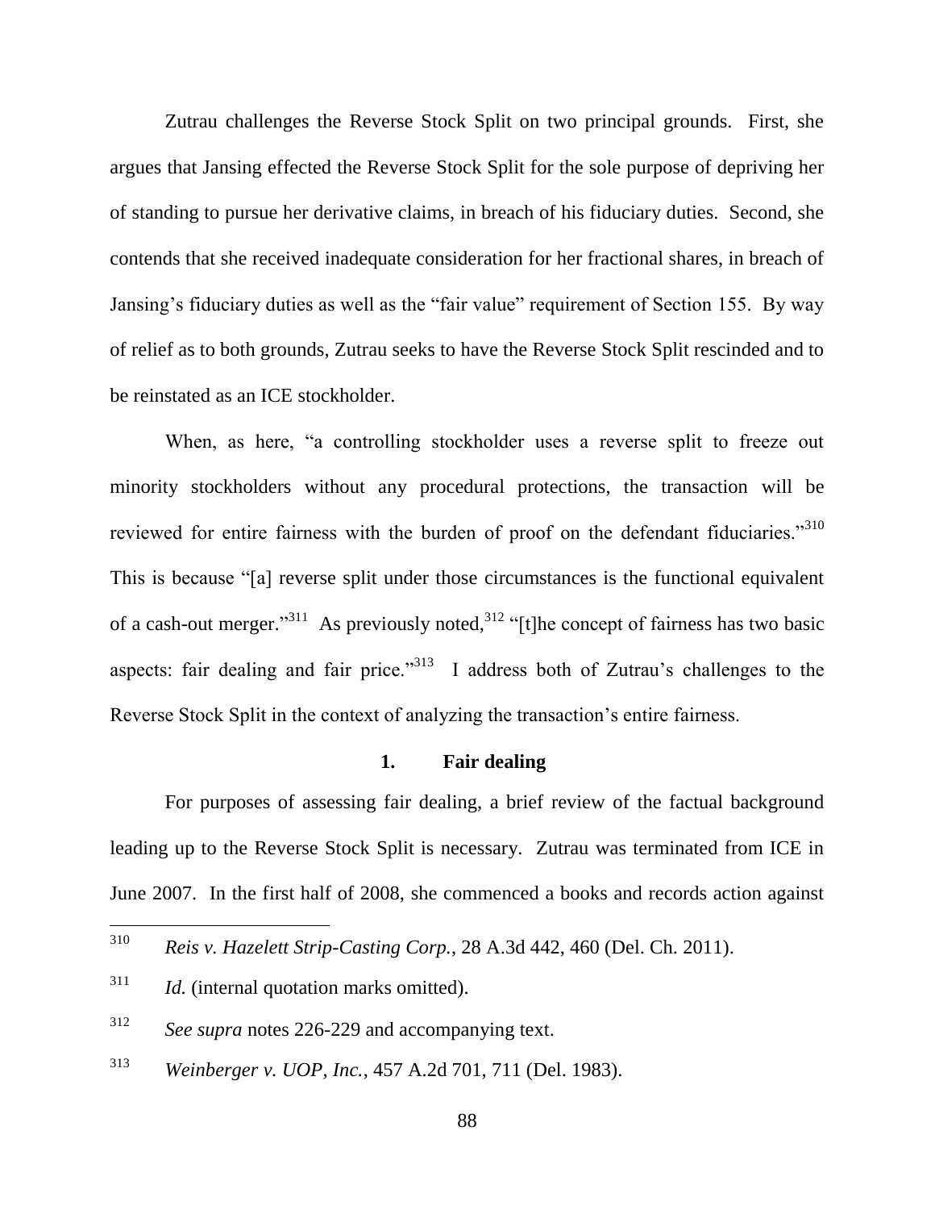Zutrau challenges the Reverse Stock Split on two principal grounds. First, she argues that Jansing effected the Reverse Stock Split for the sole purpose of depriving her of standing to pursue her derivative claims, in breach of his fiduciary duties. Second, she contends that she received inadequate consideration for her fractional shares, in breach of Jansing's fiduciary duties as well as the "fair value" requirement of Section 155. By way of relief as to both grounds, Zutrau seeks to have the Reverse Stock Split rescinded and to be reinstated as an ICE stockholder.

When, as here, "a controlling stockholder uses a reverse split to freeze out minority stockholders without any procedural protections, the transaction will be reviewed for entire fairness with the burden of proof on the defendant fiduciaries."[310] This is because "[a] reverse split under those circumstances is the functional equivalent of a cash-out merger."[311] As previously noted,[312] "[t]he concept of fairness has two basic aspects: fair dealing and fair price."[313] I address both of Zutrau's challenges to the Reverse Stock Split in the context of analyzing the transaction's entire fairness.

### 1. Fair dealing

For purposes of assessing fair dealing, a brief review of the factual background leading up to the Reverse Stock Split is necessary. Zutrau was terminated from ICE in June 2007. In the first half of 2008, she commenced a books and records action against

---

[310] *Reis v. Hazelett Strip-Casting Corp.*, 28 A.3d 442, 460 (Del. Ch. 2011).

[311] *Id.* (internal quotation marks omitted).

[312] *See supra* notes 226-229 and accompanying text.

[313] *Weinberger v. UOP, Inc.*, 457 A.2d 701, 711 (Del. 1983).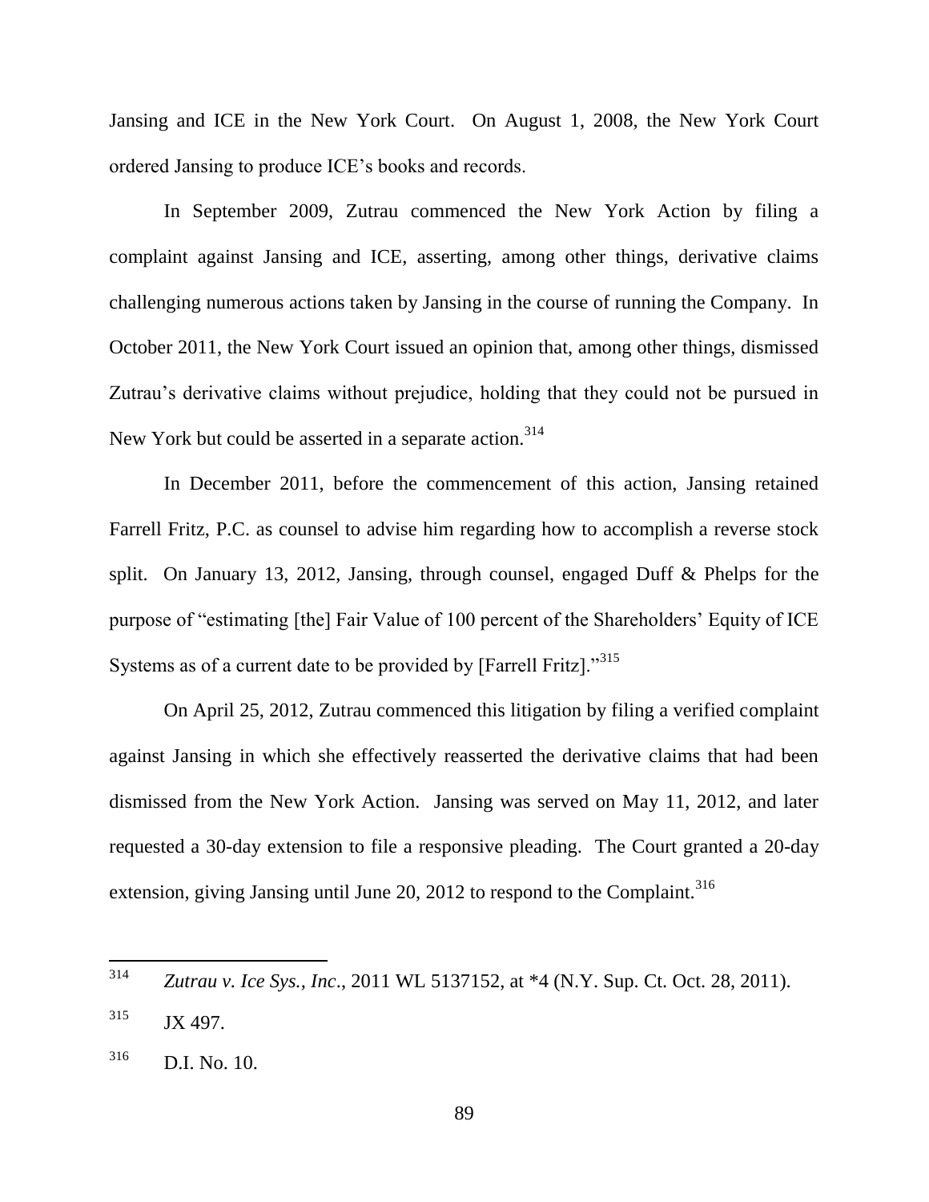Jansing and ICE in the New York Court. On August 1, 2008, the New York Court ordered Jansing to produce ICE's books and records.

In September 2009, Zutrau commenced the New York Action by filing a complaint against Jansing and ICE, asserting, among other things, derivative claims challenging numerous actions taken by Jansing in the course of running the Company. In October 2011, the New York Court issued an opinion that, among other things, dismissed Zutrau's derivative claims without prejudice, holding that they could not be pursued in New York but could be asserted in a separate action.[314]

In December 2011, before the commencement of this action, Jansing retained Farrell Fritz, P.C. as counsel to advise him regarding how to accomplish a reverse stock split. On January 13, 2012, Jansing, through counsel, engaged Duff & Phelps for the purpose of "estimating [the] Fair Value of 100 percent of the Shareholders' Equity of ICE Systems as of a current date to be provided by [Farrell Fritz]."[315]

On April 25, 2012, Zutrau commenced this litigation by filing a verified complaint against Jansing in which she effectively reasserted the derivative claims that had been dismissed from the New York Action. Jansing was served on May 11, 2012, and later requested a 30-day extension to file a responsive pleading. The Court granted a 20-day extension, giving Jansing until June 20, 2012 to respond to the Complaint.[316]

---

[314] *Zutrau v. Ice Sys., Inc.*, 2011 WL 5137152, at *4 (N.Y. Sup. Ct. Oct. 28, 2011).

[315] JX 497.

[316] D.I. No. 10.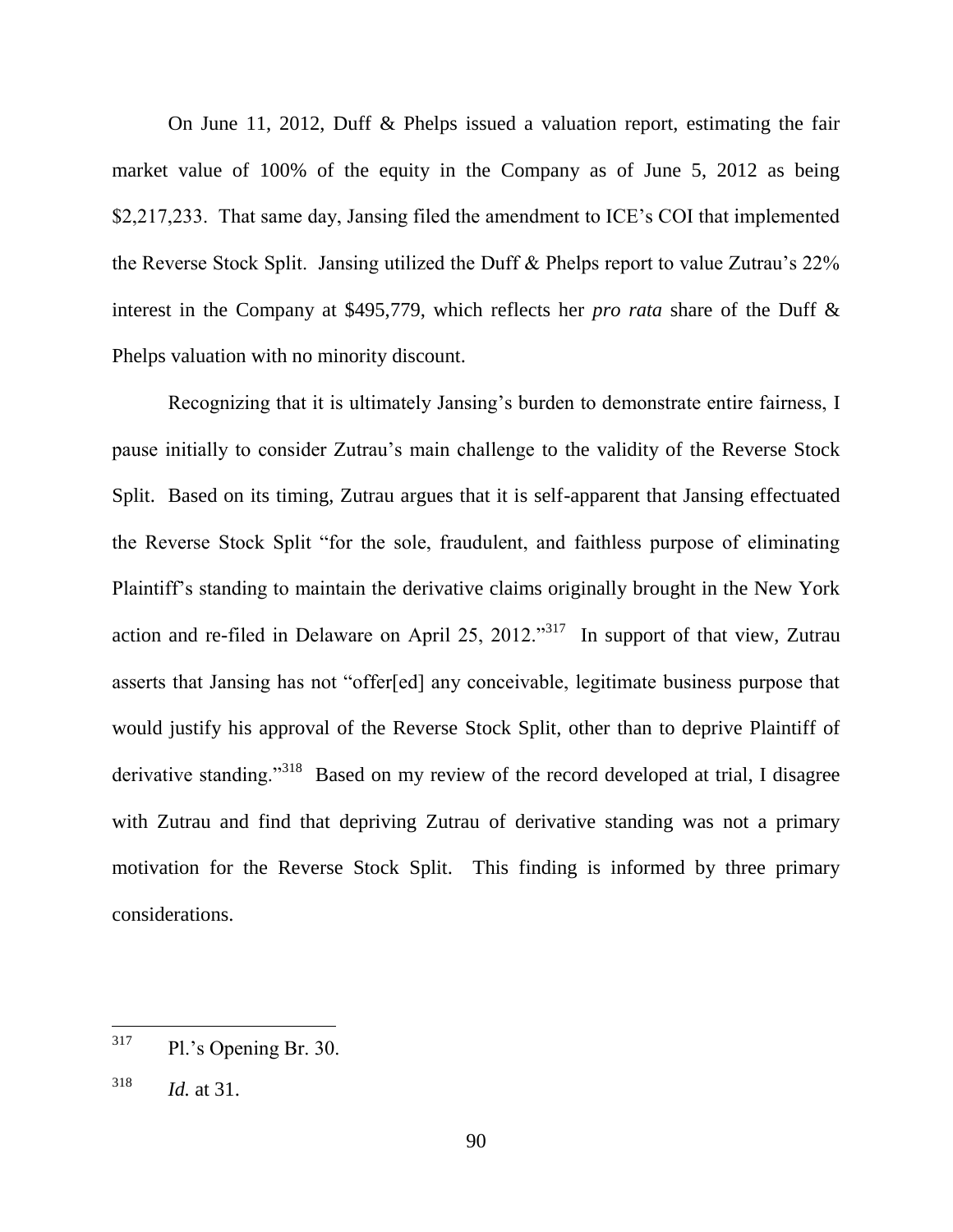On June 11, 2012, Duff & Phelps issued a valuation report, estimating the fair market value of 100% of the equity in the Company as of June 5, 2012 as being $2,217,233. That same day, Jansing filed the amendment to ICE's COI that implemented the Reverse Stock Split. Jansing utilized the Duff & Phelps report to value Zutrau's 22% interest in the Company at $495,779, which reflects her *pro rata* share of the Duff & Phelps valuation with no minority discount.

Recognizing that it is ultimately Jansing's burden to demonstrate entire fairness, I pause initially to consider Zutrau's main challenge to the validity of the Reverse Stock Split. Based on its timing, Zutrau argues that it is self-apparent that Jansing effectuated the Reverse Stock Split "for the sole, fraudulent, and faithless purpose of eliminating Plaintiff's standing to maintain the derivative claims originally brought in the New York action and re-filed in Delaware on April 25, 2012."[317] In support of that view, Zutrau asserts that Jansing has not "offer[ed] any conceivable, legitimate business purpose that would justify his approval of the Reverse Stock Split, other than to deprive Plaintiff of derivative standing."[318] Based on my review of the record developed at trial, I disagree with Zutrau and find that depriving Zutrau of derivative standing was not a primary motivation for the Reverse Stock Split. This finding is informed by three primary considerations.

---

[317] Pl.'s Opening Br. 30.

[318] *Id.* at 31.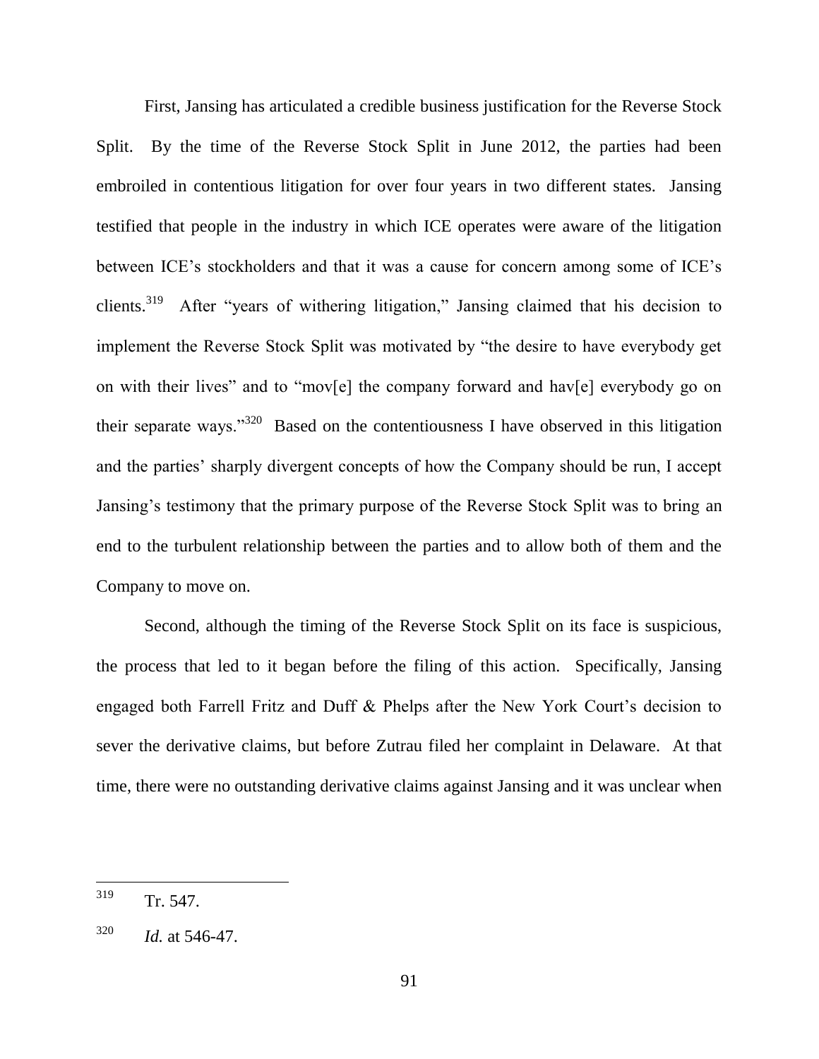First, Jansing has articulated a credible business justification for the Reverse Stock Split. By the time of the Reverse Stock Split in June 2012, the parties had been embroiled in contentious litigation for over four years in two different states. Jansing testified that people in the industry in which ICE operates were aware of the litigation between ICE's stockholders and that it was a cause for concern among some of ICE's clients.[319] After "years of withering litigation," Jansing claimed that his decision to implement the Reverse Stock Split was motivated by "the desire to have everybody get on with their lives" and to "mov[e] the company forward and hav[e] everybody go on their separate ways."[320] Based on the contentiousness I have observed in this litigation and the parties' sharply divergent concepts of how the Company should be run, I accept Jansing's testimony that the primary purpose of the Reverse Stock Split was to bring an end to the turbulent relationship between the parties and to allow both of them and the Company to move on.

Second, although the timing of the Reverse Stock Split on its face is suspicious, the process that led to it began before the filing of this action. Specifically, Jansing engaged both Farrell Fritz and Duff & Phelps after the New York Court's decision to sever the derivative claims, but before Zutrau filed her complaint in Delaware. At that time, there were no outstanding derivative claims against Jansing and it was unclear when

---

[319] Tr. 547.

[320] *Id.* at 546-47.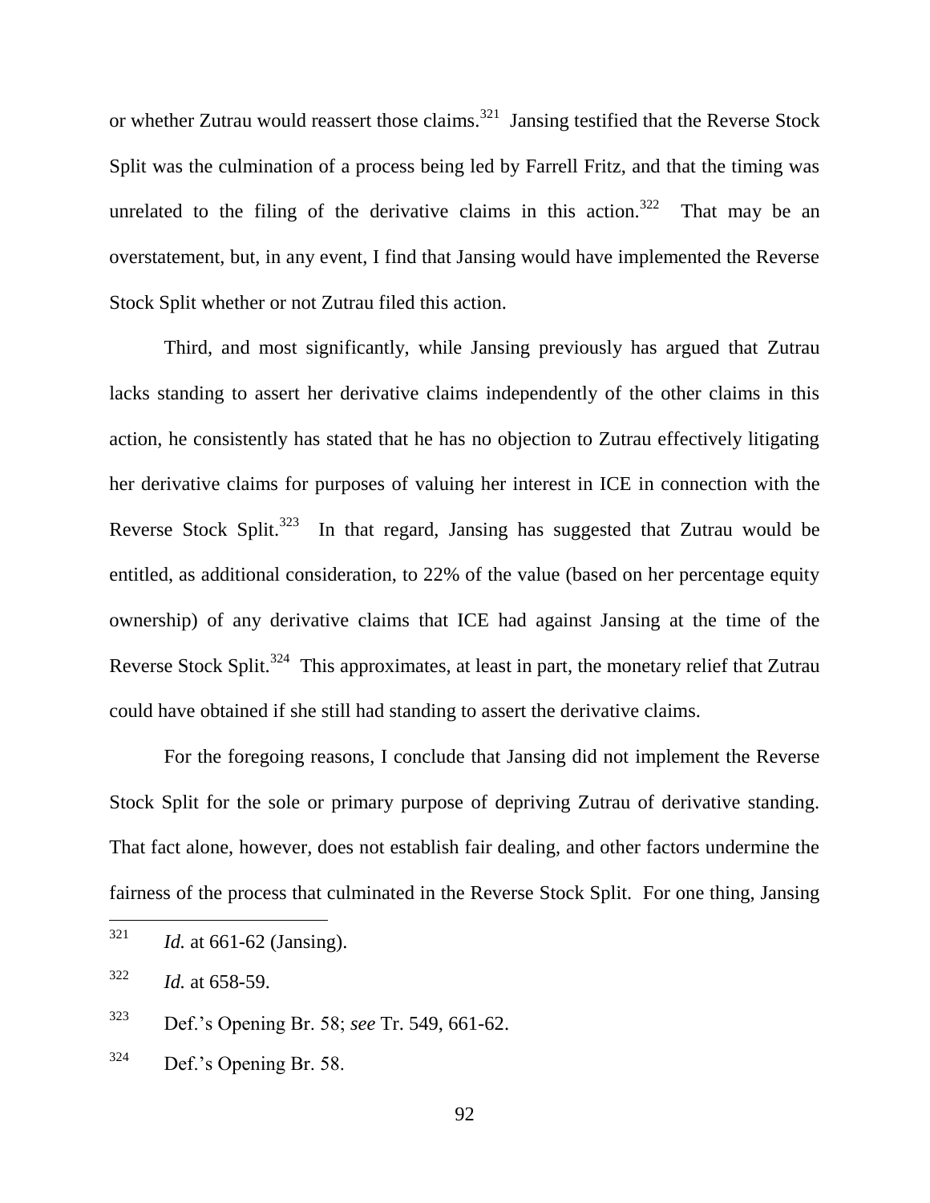or whether Zutrau would reassert those claims.[321] Jansing testified that the Reverse Stock Split was the culmination of a process being led by Farrell Fritz, and that the timing was unrelated to the filing of the derivative claims in this action.[322] That may be an overstatement, but, in any event, I find that Jansing would have implemented the Reverse Stock Split whether or not Zutrau filed this action.

Third, and most significantly, while Jansing previously has argued that Zutrau lacks standing to assert her derivative claims independently of the other claims in this action, he consistently has stated that he has no objection to Zutrau effectively litigating her derivative claims for purposes of valuing her interest in ICE in connection with the Reverse Stock Split.[323] In that regard, Jansing has suggested that Zutrau would be entitled, as additional consideration, to 22% of the value (based on her percentage equity ownership) of any derivative claims that ICE had against Jansing at the time of the Reverse Stock Split.[324] This approximates, at least in part, the monetary relief that Zutrau could have obtained if she still had standing to assert the derivative claims.

For the foregoing reasons, I conclude that Jansing did not implement the Reverse Stock Split for the sole or primary purpose of depriving Zutrau of derivative standing. That fact alone, however, does not establish fair dealing, and other factors undermine the fairness of the process that culminated in the Reverse Stock Split. For one thing, Jansing

---

[321] *Id.* at 661-62 (Jansing).

[322] *Id.* at 658-59.

[323] Def.'s Opening Br. 58; *see* Tr. 549, 661-62.

[324] Def.'s Opening Br. 58.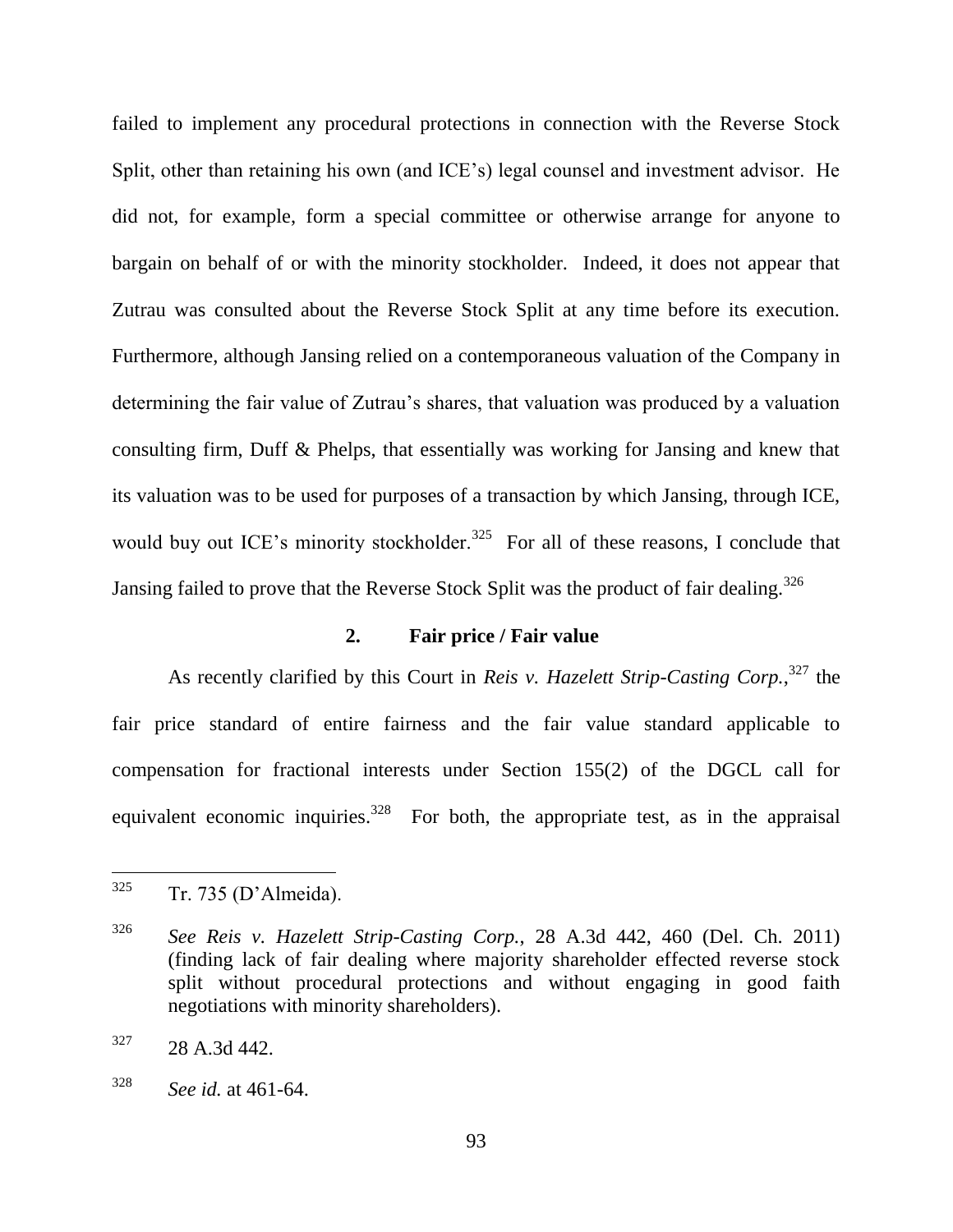failed to implement any procedural protections in connection with the Reverse Stock Split, other than retaining his own (and ICE's) legal counsel and investment advisor. He did not, for example, form a special committee or otherwise arrange for anyone to bargain on behalf of or with the minority stockholder. Indeed, it does not appear that Zutrau was consulted about the Reverse Stock Split at any time before its execution. Furthermore, although Jansing relied on a contemporaneous valuation of the Company in determining the fair value of Zutrau's shares, that valuation was produced by a valuation consulting firm, Duff & Phelps, that essentially was working for Jansing and knew that its valuation was to be used for purposes of a transaction by which Jansing, through ICE, would buy out ICE's minority stockholder.[325] For all of these reasons, I conclude that Jansing failed to prove that the Reverse Stock Split was the product of fair dealing.[326]

### 2. Fair price / Fair value

As recently clarified by this Court in *Reis v. Hazelett Strip-Casting Corp.*,[327] the fair price standard of entire fairness and the fair value standard applicable to compensation for fractional interests under Section 155(2) of the DGCL call for equivalent economic inquiries.[328] For both, the appropriate test, as in the appraisal

---

[325] Tr. 735 (D'Almeida).

[326] *See Reis v. Hazelett Strip-Casting Corp.*, 28 A.3d 442, 460 (Del. Ch. 2011) (finding lack of fair dealing where majority shareholder effected reverse stock split without procedural protections and without engaging in good faith negotiations with minority shareholders).

[327] 28 A.3d 442.

[328] *See id.* at 461-64.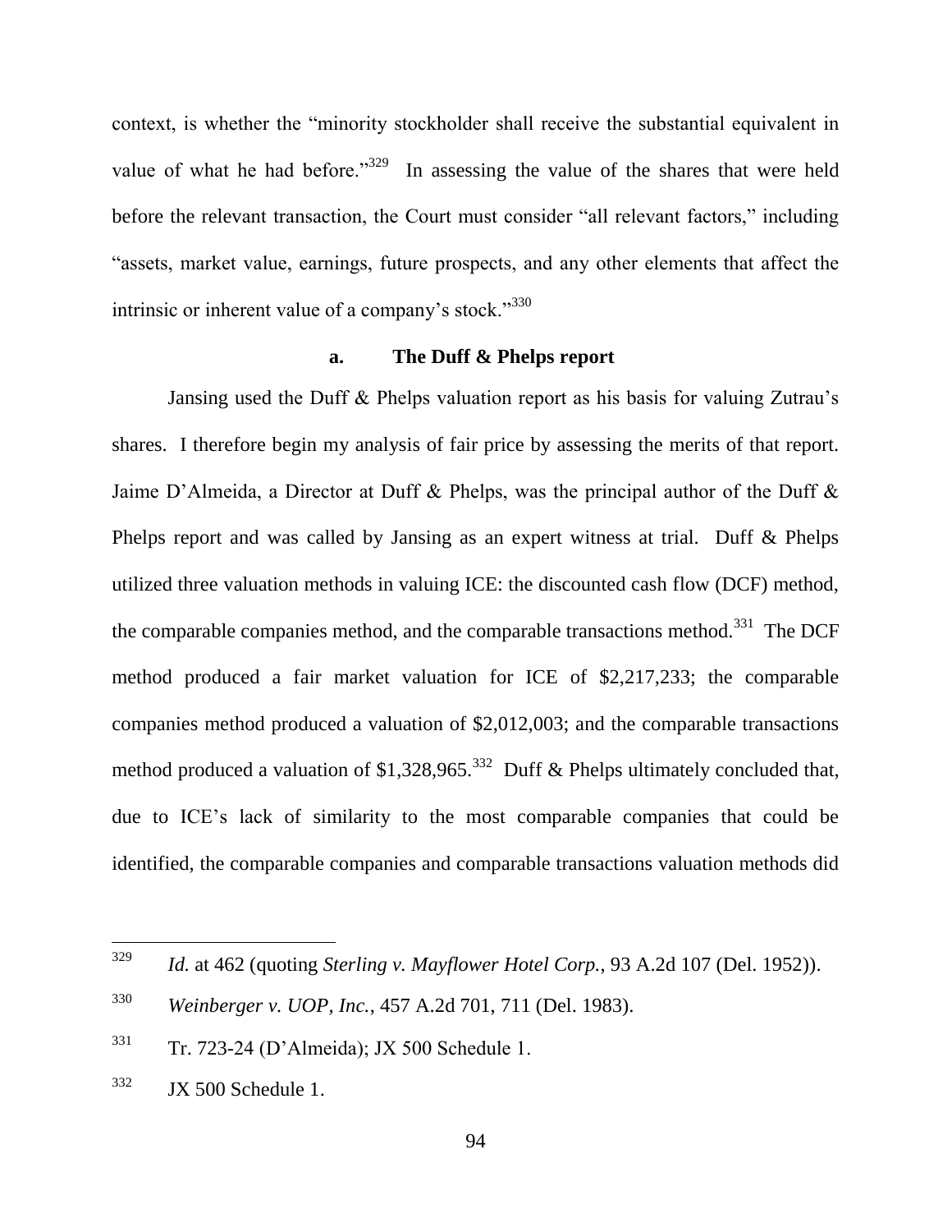context, is whether the "minority stockholder shall receive the substantial equivalent in value of what he had before."[329] In assessing the value of the shares that were held before the relevant transaction, the Court must consider "all relevant factors," including "assets, market value, earnings, future prospects, and any other elements that affect the intrinsic or inherent value of a company's stock."[330]

#### a. The Duff & Phelps report

Jansing used the Duff & Phelps valuation report as his basis for valuing Zutrau's shares. I therefore begin my analysis of fair price by assessing the merits of that report. Jaime D'Almeida, a Director at Duff & Phelps, was the principal author of the Duff & Phelps report and was called by Jansing as an expert witness at trial. Duff & Phelps utilized three valuation methods in valuing ICE: the discounted cash flow (DCF) method, the comparable companies method, and the comparable transactions method.[331] The DCF method produced a fair market valuation for ICE of $2,217,233; the comparable companies method produced a valuation of $2,012,003; and the comparable transactions method produced a valuation of $1,328,965.[332] Duff & Phelps ultimately concluded that, due to ICE's lack of similarity to the most comparable companies that could be identified, the comparable companies and comparable transactions valuation methods did

---

[329] *Id.* at 462 (quoting *Sterling v. Mayflower Hotel Corp.*, 93 A.2d 107 (Del. 1952)).

[330] *Weinberger v. UOP, Inc.*, 457 A.2d 701, 711 (Del. 1983).

[331] Tr. 723-24 (D'Almeida); JX 500 Schedule 1.

[332] JX 500 Schedule 1.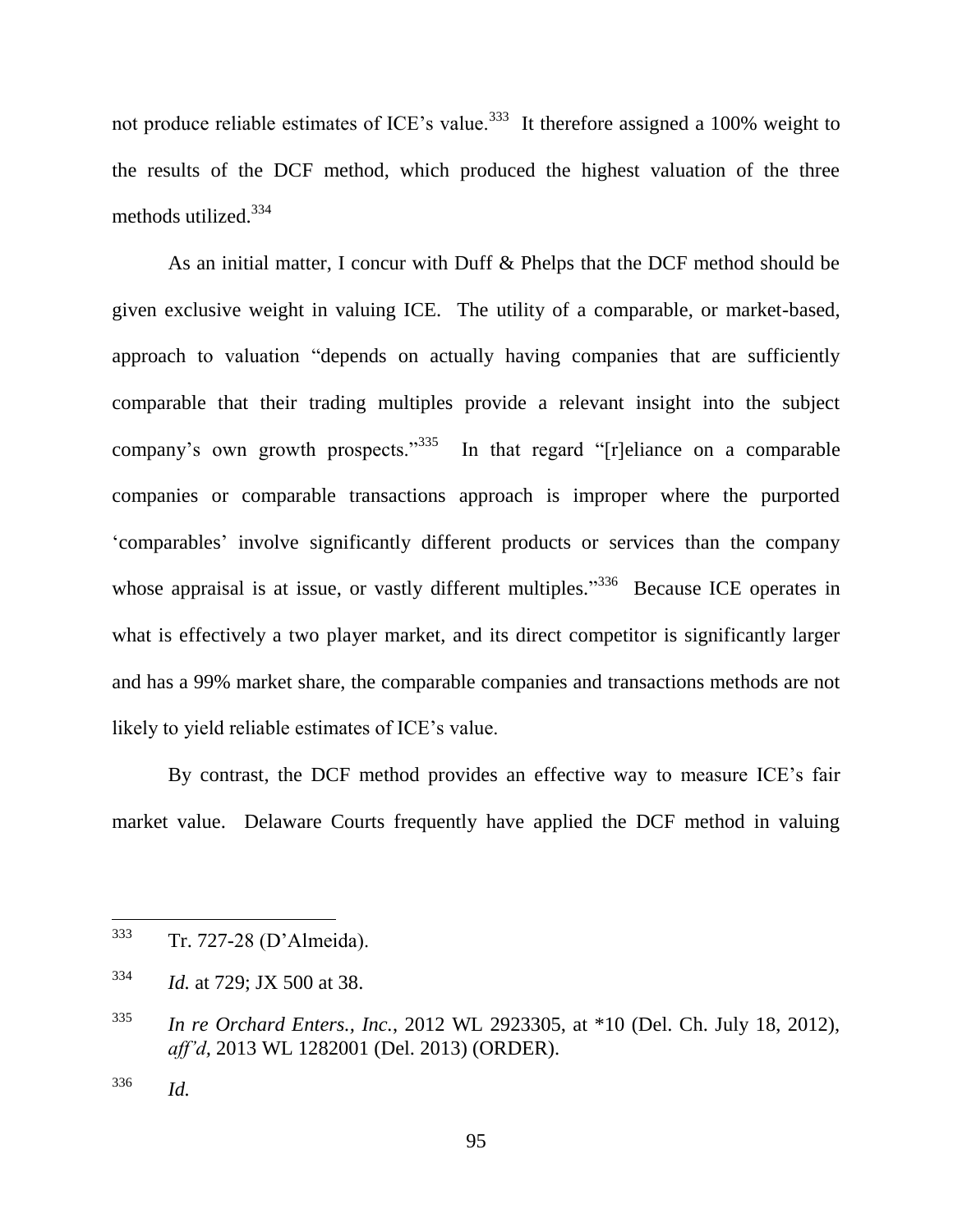not produce reliable estimates of ICE's value.[333] It therefore assigned a 100% weight to the results of the DCF method, which produced the highest valuation of the three methods utilized.[334]

As an initial matter, I concur with Duff & Phelps that the DCF method should be given exclusive weight in valuing ICE. The utility of a comparable, or market-based, approach to valuation "depends on actually having companies that are sufficiently comparable that their trading multiples provide a relevant insight into the subject company's own growth prospects."[335] In that regard "[r]eliance on a comparable companies or comparable transactions approach is improper where the purported 'comparables' involve significantly different products or services than the company whose appraisal is at issue, or vastly different multiples."[336] Because ICE operates in what is effectively a two player market, and its direct competitor is significantly larger and has a 99% market share, the comparable companies and transactions methods are not likely to yield reliable estimates of ICE's value.

By contrast, the DCF method provides an effective way to measure ICE's fair market value. Delaware Courts frequently have applied the DCF method in valuing

---

[333] Tr. 727-28 (D'Almeida).

[334] *Id.* at 729; JX 500 at 38.

[335] *In re Orchard Enters., Inc.*, 2012 WL 2923305, at *10 (Del. Ch. July 18, 2012), *aff'd*, 2013 WL 1282001 (Del. 2013) (ORDER).

[336] *Id.*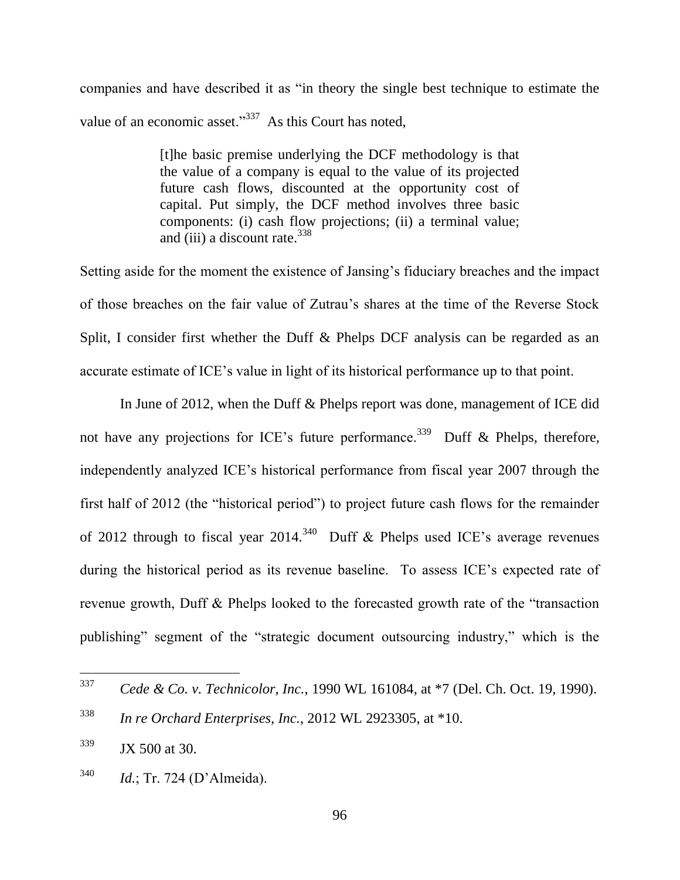companies and have described it as "in theory the single best technique to estimate the value of an economic asset."[337] As this Court has noted,

> [t]he basic premise underlying the DCF methodology is that the value of a company is equal to the value of its projected future cash flows, discounted at the opportunity cost of capital. Put simply, the DCF method involves three basic components: (i) cash flow projections; (ii) a terminal value; and (iii) a discount rate.[338]

Setting aside for the moment the existence of Jansing's fiduciary breaches and the impact of those breaches on the fair value of Zutrau's shares at the time of the Reverse Stock Split, I consider first whether the Duff & Phelps DCF analysis can be regarded as an accurate estimate of ICE's value in light of its historical performance up to that point.

In June of 2012, when the Duff & Phelps report was done, management of ICE did not have any projections for ICE's future performance.[339] Duff & Phelps, therefore, independently analyzed ICE's historical performance from fiscal year 2007 through the first half of 2012 (the "historical period") to project future cash flows for the remainder of 2012 through to fiscal year 2014.[340] Duff & Phelps used ICE's average revenues during the historical period as its revenue baseline. To assess ICE's expected rate of revenue growth, Duff & Phelps looked to the forecasted growth rate of the "transaction publishing" segment of the "strategic document outsourcing industry," which is the

---

[337] *Cede & Co. v. Technicolor, Inc.*, 1990 WL 161084, at *7 (Del. Ch. Oct. 19, 1990).

[338] *In re Orchard Enterprises, Inc.*, 2012 WL 2923305, at *10.

[339] JX 500 at 30.

[340] *Id.*; Tr. 724 (D'Almeida).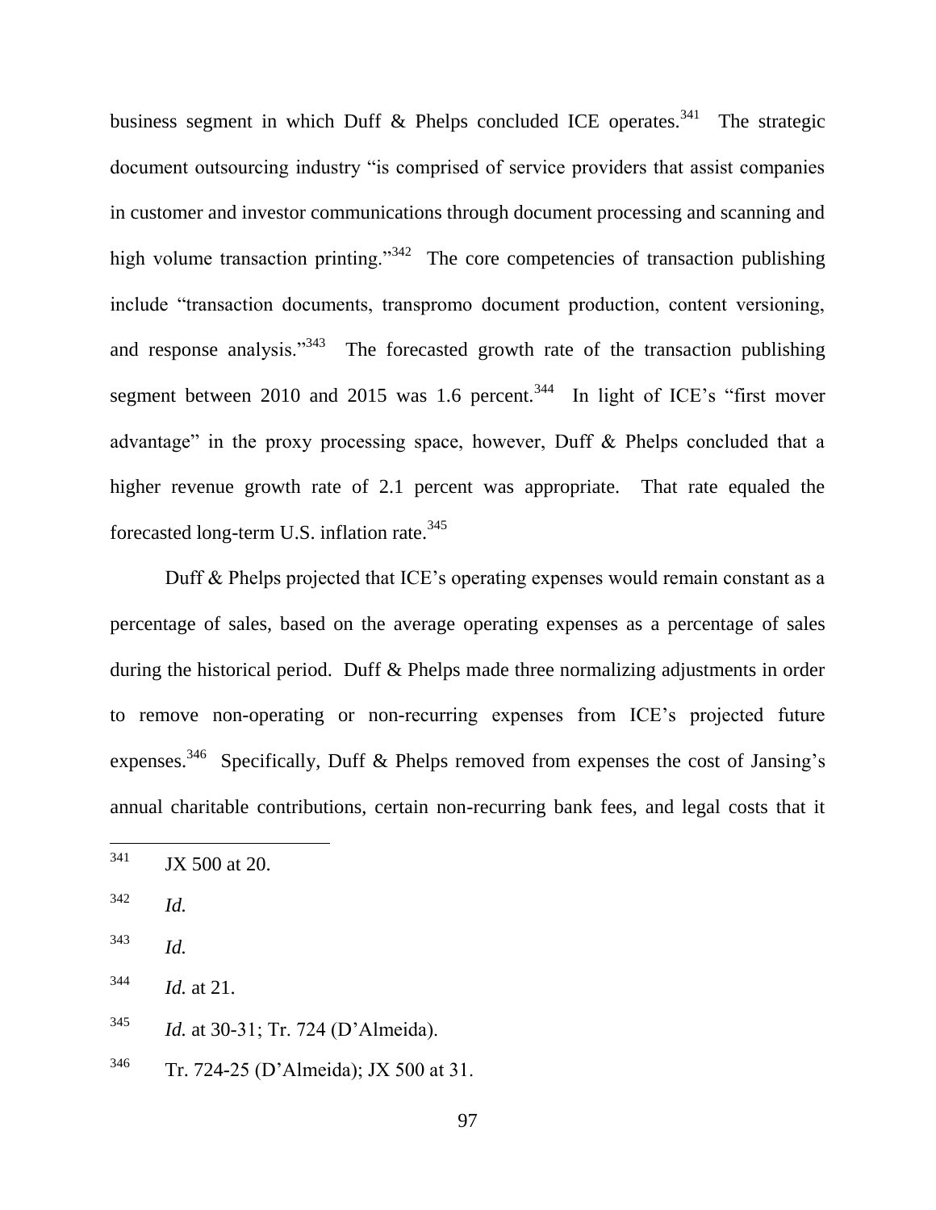business segment in which Duff & Phelps concluded ICE operates.[341] The strategic document outsourcing industry "is comprised of service providers that assist companies in customer and investor communications through document processing and scanning and high volume transaction printing."[342] The core competencies of transaction publishing include "transaction documents, transpromo document production, content versioning, and response analysis."[343] The forecasted growth rate of the transaction publishing segment between 2010 and 2015 was 1.6 percent.[344] In light of ICE's "first mover advantage" in the proxy processing space, however, Duff & Phelps concluded that a higher revenue growth rate of 2.1 percent was appropriate. That rate equaled the forecasted long-term U.S. inflation rate.[345]

Duff & Phelps projected that ICE's operating expenses would remain constant as a percentage of sales, based on the average operating expenses as a percentage of sales during the historical period. Duff & Phelps made three normalizing adjustments in order to remove non-operating or non-recurring expenses from ICE's projected future expenses.[346] Specifically, Duff & Phelps removed from expenses the cost of Jansing's annual charitable contributions, certain non-recurring bank fees, and legal costs that it

---

[341] JX 500 at 20.

[342] *Id.*

[343] *Id.*

[344] *Id.* at 21.

[345] *Id.* at 30-31; Tr. 724 (D'Almeida).

[346] Tr. 724-25 (D'Almeida); JX 500 at 31.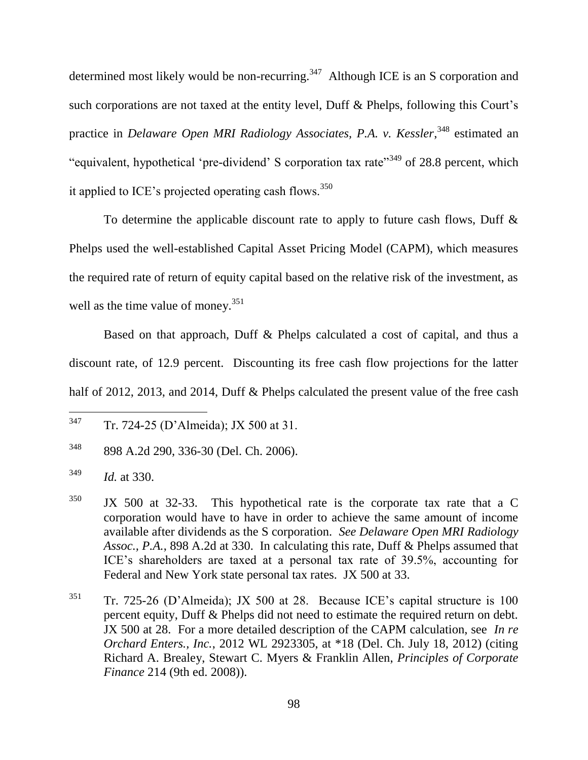determined most likely would be non-recurring.[347] Although ICE is an S corporation and such corporations are not taxed at the entity level, Duff & Phelps, following this Court's practice in *Delaware Open MRI Radiology Associates, P.A. v. Kessler*,[348] estimated an "equivalent, hypothetical 'pre-dividend' S corporation tax rate"[349] of 28.8 percent, which it applied to ICE's projected operating cash flows.[350]

To determine the applicable discount rate to apply to future cash flows, Duff & Phelps used the well-established Capital Asset Pricing Model (CAPM), which measures the required rate of return of equity capital based on the relative risk of the investment, as well as the time value of money.[351]

Based on that approach, Duff & Phelps calculated a cost of capital, and thus a discount rate, of 12.9 percent. Discounting its free cash flow projections for the latter half of 2012, 2013, and 2014, Duff & Phelps calculated the present value of the free cash

---

[347] Tr. 724-25 (D'Almeida); JX 500 at 31.

[348] 898 A.2d 290, 336-30 (Del. Ch. 2006).

[349] *Id.* at 330.

[350] JX 500 at 32-33. This hypothetical rate is the corporate tax rate that a C corporation would have to have in order to achieve the same amount of income available after dividends as the S corporation. *See Delaware Open MRI Radiology Assoc., P.A.*, 898 A.2d at 330. In calculating this rate, Duff & Phelps assumed that ICE's shareholders are taxed at a personal tax rate of 39.5%, accounting for Federal and New York state personal tax rates. JX 500 at 33.

[351] Tr. 725-26 (D'Almeida); JX 500 at 28. Because ICE's capital structure is 100 percent equity, Duff & Phelps did not need to estimate the required return on debt. JX 500 at 28. For a more detailed description of the CAPM calculation, see *In re Orchard Enters., Inc.*, 2012 WL 2923305, at \*18 (Del. Ch. July 18, 2012) (citing Richard A. Brealey, Stewart C. Myers & Franklin Allen, *Principles of Corporate Finance* 214 (9th ed. 2008)).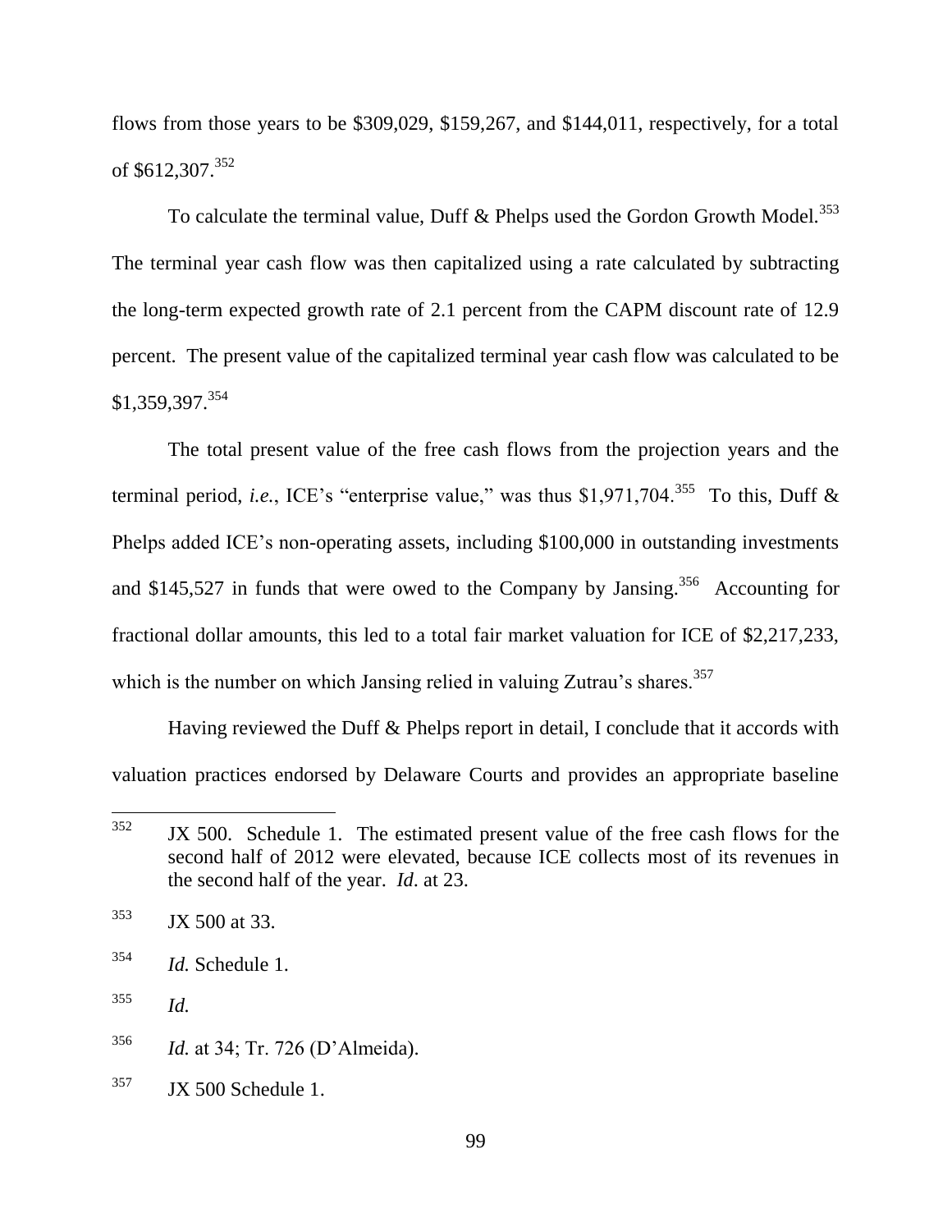flows from those years to be $309,029, $159,267, and $144,011, respectively, for a total of $612,307.[352]

To calculate the terminal value, Duff & Phelps used the Gordon Growth Model.[353] The terminal year cash flow was then capitalized using a rate calculated by subtracting the long-term expected growth rate of 2.1 percent from the CAPM discount rate of 12.9 percent. The present value of the capitalized terminal year cash flow was calculated to be $1,359,397.[354]

The total present value of the free cash flows from the projection years and the terminal period, *i.e.*, ICE's "enterprise value," was thus $1,971,704.[355] To this, Duff & Phelps added ICE's non-operating assets, including $100,000 in outstanding investments and $145,527 in funds that were owed to the Company by Jansing.[356] Accounting for fractional dollar amounts, this led to a total fair market valuation for ICE of $2,217,233, which is the number on which Jansing relied in valuing Zutrau's shares.[357]

Having reviewed the Duff & Phelps report in detail, I conclude that it accords with valuation practices endorsed by Delaware Courts and provides an appropriate baseline

---

[352] JX 500. Schedule 1. The estimated present value of the free cash flows for the second half of 2012 were elevated, because ICE collects most of its revenues in the second half of the year. *Id.* at 23.

[353] JX 500 at 33.

[354] *Id.* Schedule 1.

[355] *Id.*

[356] *Id.* at 34; Tr. 726 (D'Almeida).

[357] JX 500 Schedule 1.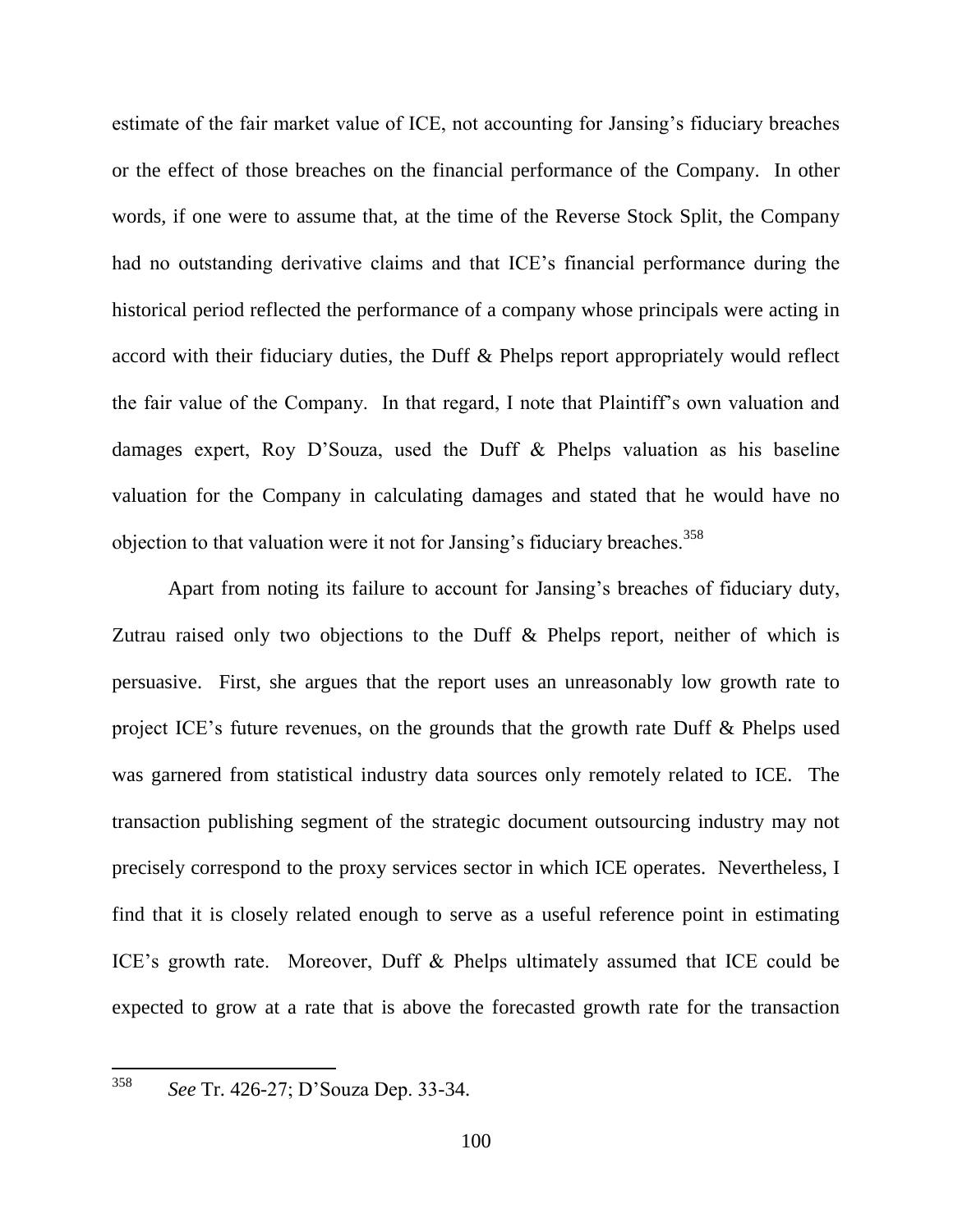estimate of the fair market value of ICE, not accounting for Jansing's fiduciary breaches or the effect of those breaches on the financial performance of the Company. In other words, if one were to assume that, at the time of the Reverse Stock Split, the Company had no outstanding derivative claims and that ICE's financial performance during the historical period reflected the performance of a company whose principals were acting in accord with their fiduciary duties, the Duff & Phelps report appropriately would reflect the fair value of the Company. In that regard, I note that Plaintiff's own valuation and damages expert, Roy D'Souza, used the Duff & Phelps valuation as his baseline valuation for the Company in calculating damages and stated that he would have no objection to that valuation were it not for Jansing's fiduciary breaches.[358]

Apart from noting its failure to account for Jansing's breaches of fiduciary duty, Zutrau raised only two objections to the Duff & Phelps report, neither of which is persuasive. First, she argues that the report uses an unreasonably low growth rate to project ICE's future revenues, on the grounds that the growth rate Duff & Phelps used was garnered from statistical industry data sources only remotely related to ICE. The transaction publishing segment of the strategic document outsourcing industry may not precisely correspond to the proxy services sector in which ICE operates. Nevertheless, I find that it is closely related enough to serve as a useful reference point in estimating ICE's growth rate. Moreover, Duff & Phelps ultimately assumed that ICE could be expected to grow at a rate that is above the forecasted growth rate for the transaction

---

[358] *See* Tr. 426-27; D'Souza Dep. 33-34.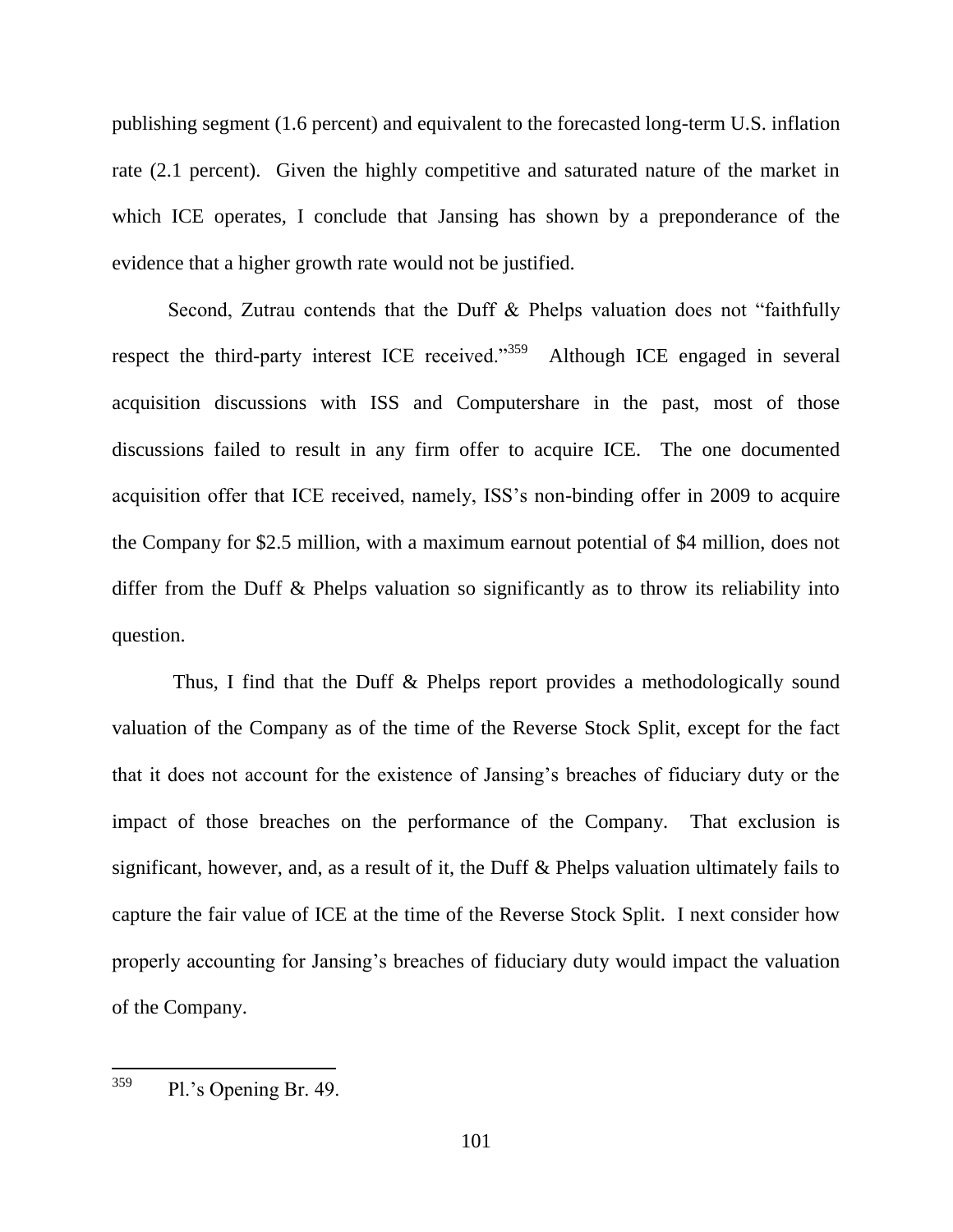publishing segment (1.6 percent) and equivalent to the forecasted long-term U.S. inflation rate (2.1 percent). Given the highly competitive and saturated nature of the market in which ICE operates, I conclude that Jansing has shown by a preponderance of the evidence that a higher growth rate would not be justified.

Second, Zutrau contends that the Duff & Phelps valuation does not "faithfully respect the third-party interest ICE received."[359] Although ICE engaged in several acquisition discussions with ISS and Computershare in the past, most of those discussions failed to result in any firm offer to acquire ICE. The one documented acquisition offer that ICE received, namely, ISS's non-binding offer in 2009 to acquire the Company for $2.5 million, with a maximum earnout potential of $4 million, does not differ from the Duff & Phelps valuation so significantly as to throw its reliability into question.

Thus, I find that the Duff & Phelps report provides a methodologically sound valuation of the Company as of the time of the Reverse Stock Split, except for the fact that it does not account for the existence of Jansing's breaches of fiduciary duty or the impact of those breaches on the performance of the Company. That exclusion is significant, however, and, as a result of it, the Duff & Phelps valuation ultimately fails to capture the fair value of ICE at the time of the Reverse Stock Split. I next consider how properly accounting for Jansing's breaches of fiduciary duty would impact the valuation of the Company.

---

[359] Pl.'s Opening Br. 49.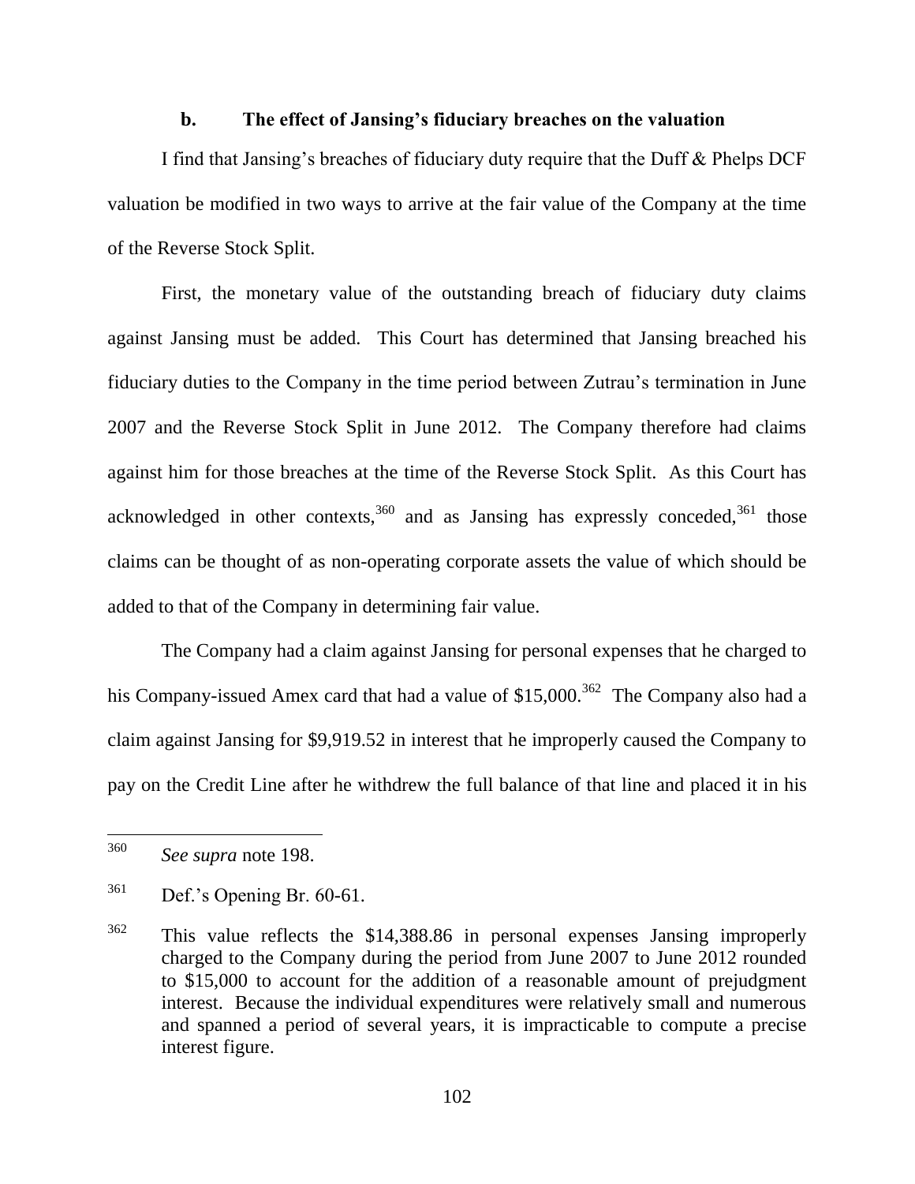### b. The effect of Jansing's fiduciary breaches on the valuation

I find that Jansing's breaches of fiduciary duty require that the Duff & Phelps DCF valuation be modified in two ways to arrive at the fair value of the Company at the time of the Reverse Stock Split.

First, the monetary value of the outstanding breach of fiduciary duty claims against Jansing must be added. This Court has determined that Jansing breached his fiduciary duties to the Company in the time period between Zutrau's termination in June 2007 and the Reverse Stock Split in June 2012. The Company therefore had claims against him for those breaches at the time of the Reverse Stock Split. As this Court has acknowledged in other contexts,[360] and as Jansing has expressly conceded,[361] those claims can be thought of as non-operating corporate assets the value of which should be added to that of the Company in determining fair value.

The Company had a claim against Jansing for personal expenses that he charged to his Company-issued Amex card that had a value of $15,000.[362] The Company also had a claim against Jansing for $9,919.52 in interest that he improperly caused the Company to pay on the Credit Line after he withdrew the full balance of that line and placed it in his

---

[360] *See supra* note 198.

[361] Def.'s Opening Br. 60-61.

[362] This value reflects the $14,388.86 in personal expenses Jansing improperly charged to the Company during the period from June 2007 to June 2012 rounded to $15,000 to account for the addition of a reasonable amount of prejudgment interest. Because the individual expenditures were relatively small and numerous and spanned a period of several years, it is impracticable to compute a precise interest figure.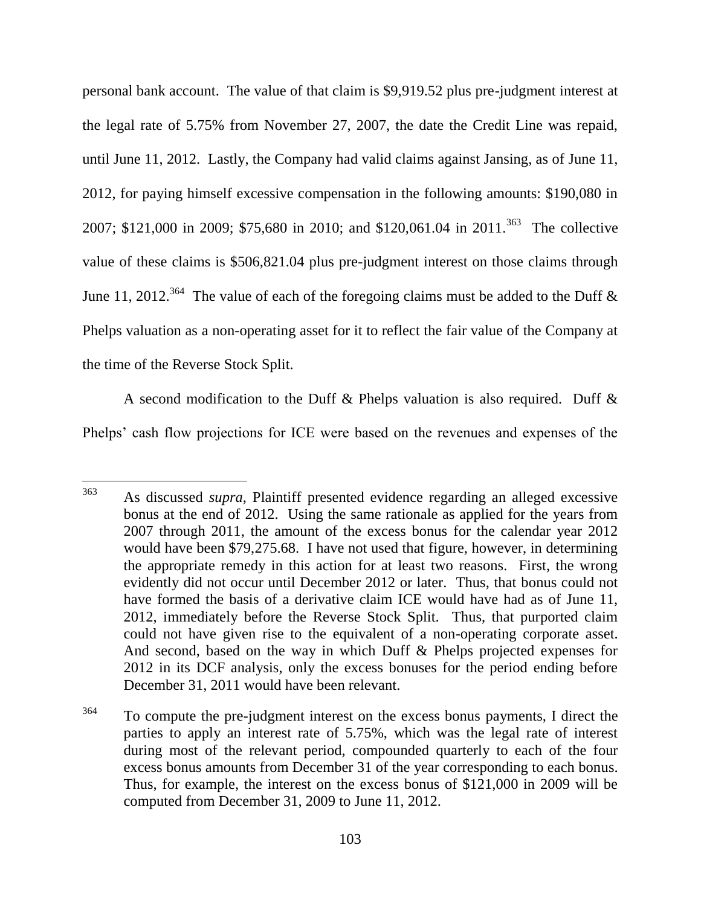personal bank account. The value of that claim is $9,919.52 plus pre-judgment interest at the legal rate of 5.75% from November 27, 2007, the date the Credit Line was repaid, until June 11, 2012. Lastly, the Company had valid claims against Jansing, as of June 11, 2012, for paying himself excessive compensation in the following amounts: $190,080 in 2007; $121,000 in 2009; $75,680 in 2010; and $120,061.04 in 2011.[363] The collective value of these claims is $506,821.04 plus pre-judgment interest on those claims through June 11, 2012.[364] The value of each of the foregoing claims must be added to the Duff & Phelps valuation as a non-operating asset for it to reflect the fair value of the Company at the time of the Reverse Stock Split.

A second modification to the Duff & Phelps valuation is also required. Duff & Phelps' cash flow projections for ICE were based on the revenues and expenses of the

---

[363] As discussed *supra*, Plaintiff presented evidence regarding an alleged excessive bonus at the end of 2012. Using the same rationale as applied for the years from 2007 through 2011, the amount of the excess bonus for the calendar year 2012 would have been $79,275.68. I have not used that figure, however, in determining the appropriate remedy in this action for at least two reasons. First, the wrong evidently did not occur until December 2012 or later. Thus, that bonus could not have formed the basis of a derivative claim ICE would have had as of June 11, 2012, immediately before the Reverse Stock Split. Thus, that purported claim could not have given rise to the equivalent of a non-operating corporate asset. And second, based on the way in which Duff & Phelps projected expenses for 2012 in its DCF analysis, only the excess bonuses for the period ending before December 31, 2011 would have been relevant.

[364] To compute the pre-judgment interest on the excess bonus payments, I direct the parties to apply an interest rate of 5.75%, which was the legal rate of interest during most of the relevant period, compounded quarterly to each of the four excess bonus amounts from December 31 of the year corresponding to each bonus. Thus, for example, the interest on the excess bonus of $121,000 in 2009 will be computed from December 31, 2009 to June 11, 2012.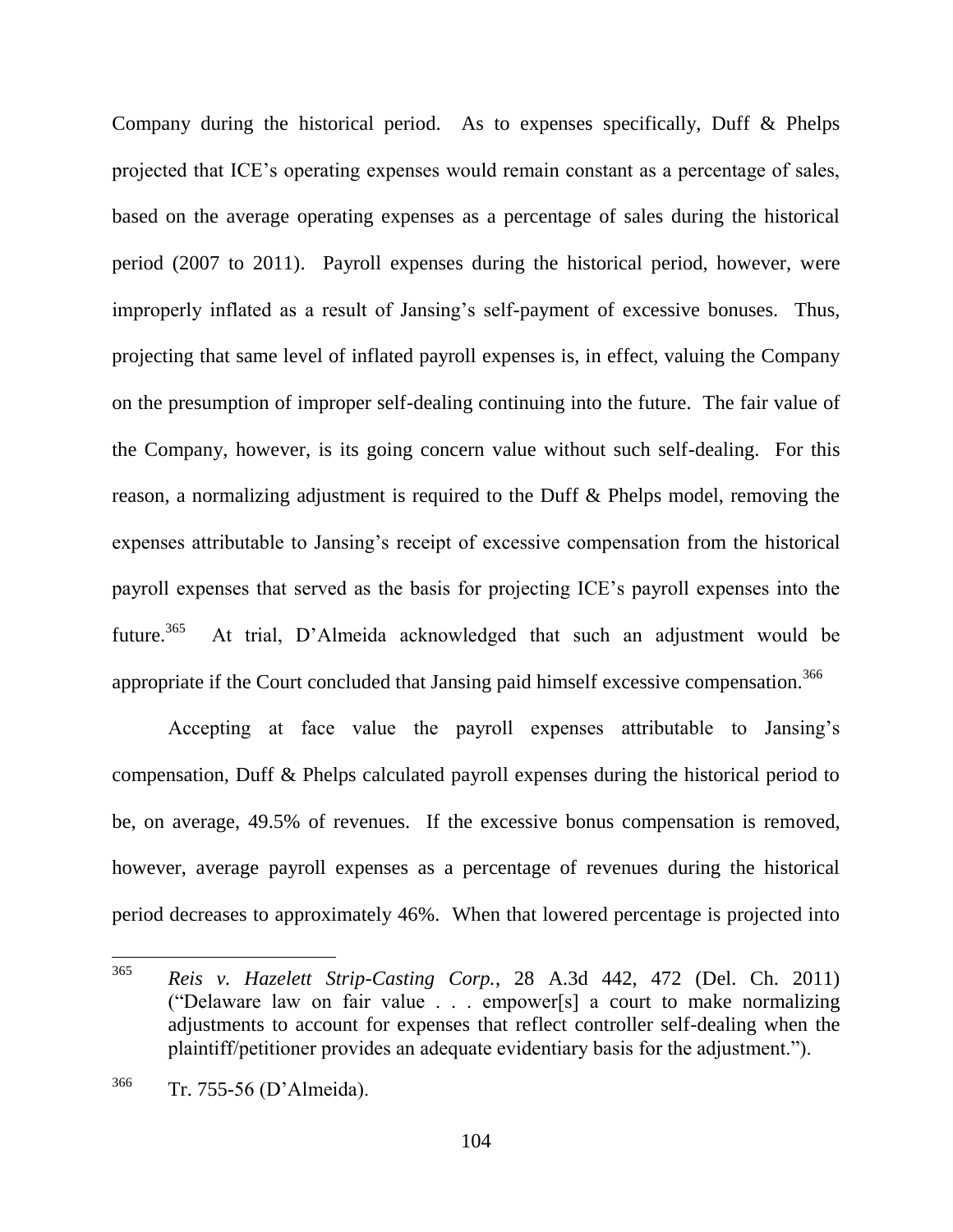Company during the historical period. As to expenses specifically, Duff & Phelps projected that ICE's operating expenses would remain constant as a percentage of sales, based on the average operating expenses as a percentage of sales during the historical period (2007 to 2011). Payroll expenses during the historical period, however, were improperly inflated as a result of Jansing's self-payment of excessive bonuses. Thus, projecting that same level of inflated payroll expenses is, in effect, valuing the Company on the presumption of improper self-dealing continuing into the future. The fair value of the Company, however, is its going concern value without such self-dealing. For this reason, a normalizing adjustment is required to the Duff & Phelps model, removing the expenses attributable to Jansing's receipt of excessive compensation from the historical payroll expenses that served as the basis for projecting ICE's payroll expenses into the future.[365] At trial, D'Almeida acknowledged that such an adjustment would be appropriate if the Court concluded that Jansing paid himself excessive compensation.[366]

Accepting at face value the payroll expenses attributable to Jansing's compensation, Duff & Phelps calculated payroll expenses during the historical period to be, on average, 49.5% of revenues. If the excessive bonus compensation is removed, however, average payroll expenses as a percentage of revenues during the historical period decreases to approximately 46%. When that lowered percentage is projected into

---

[365] *Reis v. Hazelett Strip-Casting Corp.*, 28 A.3d 442, 472 (Del. Ch. 2011) ("Delaware law on fair value . . . empower[s] a court to make normalizing adjustments to account for expenses that reflect controller self-dealing when the plaintiff/petitioner provides an adequate evidentiary basis for the adjustment.").

[366] Tr. 755-56 (D'Almeida).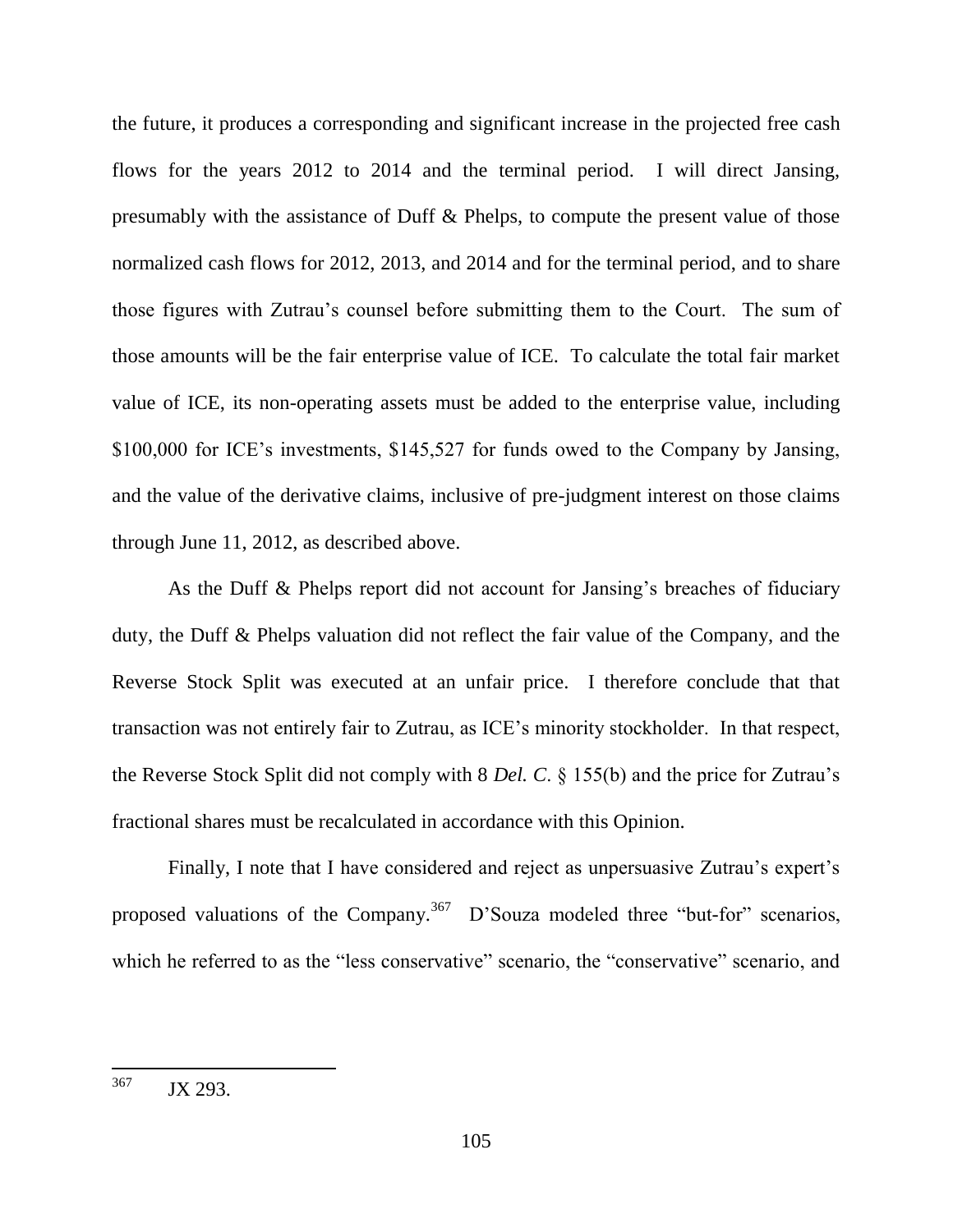the future, it produces a corresponding and significant increase in the projected free cash flows for the years 2012 to 2014 and the terminal period. I will direct Jansing, presumably with the assistance of Duff & Phelps, to compute the present value of those normalized cash flows for 2012, 2013, and 2014 and for the terminal period, and to share those figures with Zutrau's counsel before submitting them to the Court. The sum of those amounts will be the fair enterprise value of ICE. To calculate the total fair market value of ICE, its non-operating assets must be added to the enterprise value, including \$100,000 for ICE's investments, \$145,527 for funds owed to the Company by Jansing, and the value of the derivative claims, inclusive of pre-judgment interest on those claims through June 11, 2012, as described above.

As the Duff & Phelps report did not account for Jansing's breaches of fiduciary duty, the Duff & Phelps valuation did not reflect the fair value of the Company, and the Reverse Stock Split was executed at an unfair price. I therefore conclude that that transaction was not entirely fair to Zutrau, as ICE's minority stockholder. In that respect, the Reverse Stock Split did not comply with 8 *Del. C*. § 155(b) and the price for Zutrau's fractional shares must be recalculated in accordance with this Opinion.

Finally, I note that I have considered and reject as unpersuasive Zutrau's expert's proposed valuations of the Company.[367] D'Souza modeled three "but-for" scenarios, which he referred to as the "less conservative" scenario, the "conservative" scenario, and

---

[367] JX 293.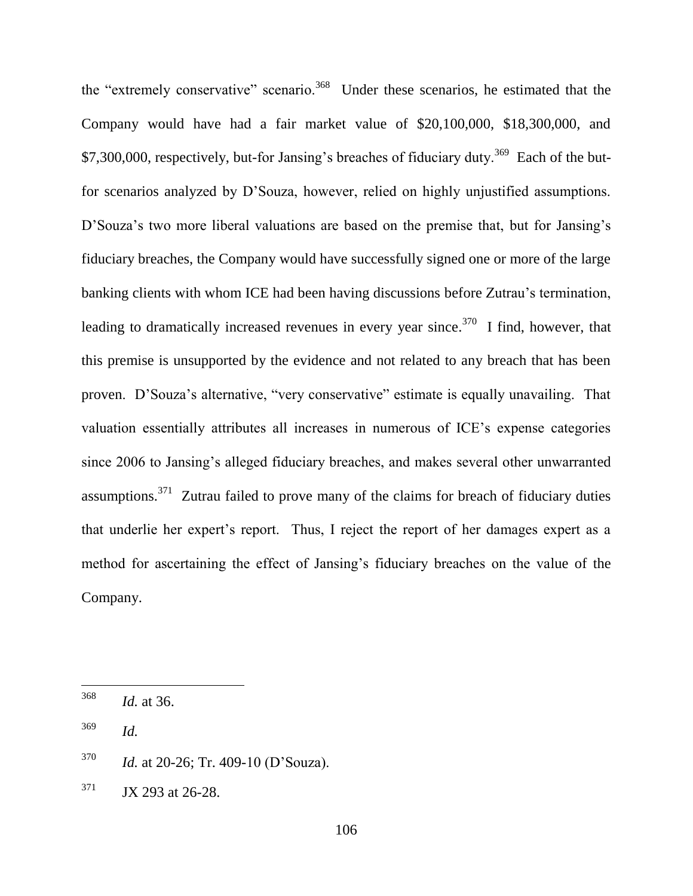the "extremely conservative" scenario.[368] Under these scenarios, he estimated that the Company would have had a fair market value of $20,100,000, $18,300,000, and $7,300,000, respectively, but-for Jansing's breaches of fiduciary duty.[369] Each of the but-for scenarios analyzed by D'Souza, however, relied on highly unjustified assumptions. D'Souza's two more liberal valuations are based on the premise that, but for Jansing's fiduciary breaches, the Company would have successfully signed one or more of the large banking clients with whom ICE had been having discussions before Zutrau's termination, leading to dramatically increased revenues in every year since.[370] I find, however, that this premise is unsupported by the evidence and not related to any breach that has been proven. D'Souza's alternative, "very conservative" estimate is equally unavailing. That valuation essentially attributes all increases in numerous of ICE's expense categories since 2006 to Jansing's alleged fiduciary breaches, and makes several other unwarranted assumptions.[371] Zutrau failed to prove many of the claims for breach of fiduciary duties that underlie her expert's report. Thus, I reject the report of her damages expert as a method for ascertaining the effect of Jansing's fiduciary breaches on the value of the Company.

---

[368] *Id.* at 36.

[369] *Id.*

[370] *Id.* at 20-26; Tr. 409-10 (D'Souza).

[371] JX 293 at 26-28.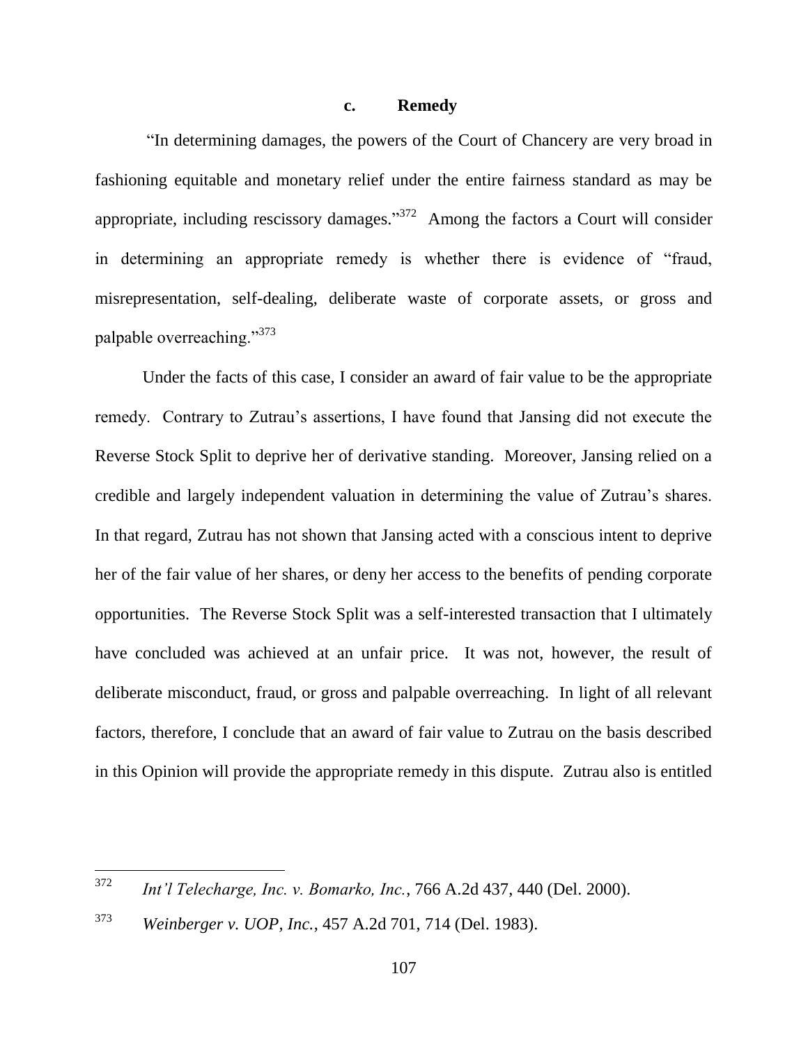### c. Remedy

"In determining damages, the powers of the Court of Chancery are very broad in fashioning equitable and monetary relief under the entire fairness standard as may be appropriate, including rescissory damages."[372] Among the factors a Court will consider in determining an appropriate remedy is whether there is evidence of "fraud, misrepresentation, self-dealing, deliberate waste of corporate assets, or gross and palpable overreaching."[373]

Under the facts of this case, I consider an award of fair value to be the appropriate remedy. Contrary to Zutrau's assertions, I have found that Jansing did not execute the Reverse Stock Split to deprive her of derivative standing. Moreover, Jansing relied on a credible and largely independent valuation in determining the value of Zutrau's shares. In that regard, Zutrau has not shown that Jansing acted with a conscious intent to deprive her of the fair value of her shares, or deny her access to the benefits of pending corporate opportunities. The Reverse Stock Split was a self-interested transaction that I ultimately have concluded was achieved at an unfair price. It was not, however, the result of deliberate misconduct, fraud, or gross and palpable overreaching. In light of all relevant factors, therefore, I conclude that an award of fair value to Zutrau on the basis described in this Opinion will provide the appropriate remedy in this dispute. Zutrau also is entitled

---

[372] *Int'l Telecharge, Inc. v. Bomarko, Inc.*, 766 A.2d 437, 440 (Del. 2000).

[373] *Weinberger v. UOP, Inc.*, 457 A.2d 701, 714 (Del. 1983).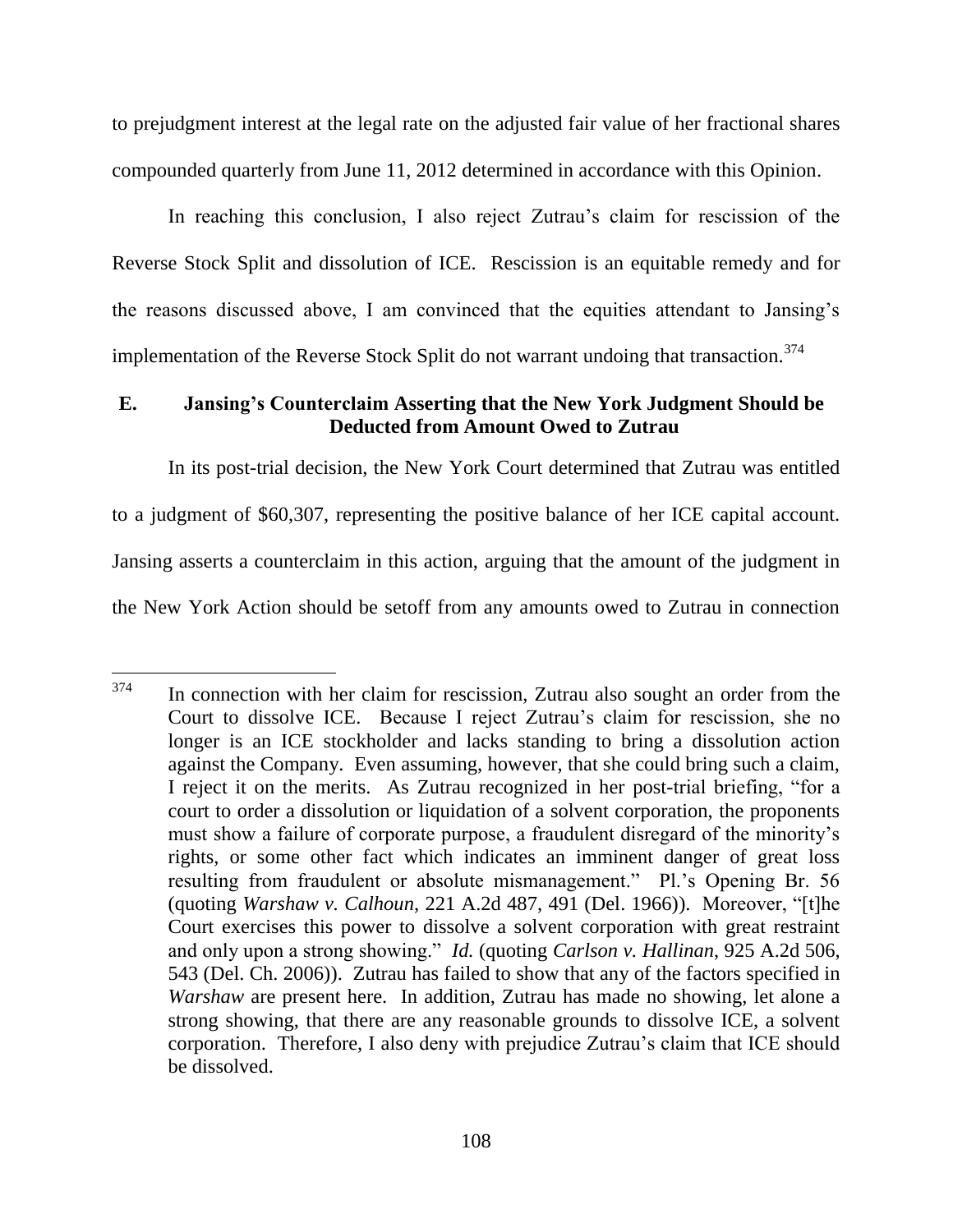to prejudgment interest at the legal rate on the adjusted fair value of her fractional shares compounded quarterly from June 11, 2012 determined in accordance with this Opinion.

In reaching this conclusion, I also reject Zutrau's claim for rescission of the Reverse Stock Split and dissolution of ICE. Rescission is an equitable remedy and for the reasons discussed above, I am convinced that the equities attendant to Jansing's implementation of the Reverse Stock Split do not warrant undoing that transaction.[374]

### E. Jansing's Counterclaim Asserting that the New York Judgment Should be Deducted from Amount Owed to Zutrau

In its post-trial decision, the New York Court determined that Zutrau was entitled to a judgment of $60,307, representing the positive balance of her ICE capital account. Jansing asserts a counterclaim in this action, arguing that the amount of the judgment in the New York Action should be setoff from any amounts owed to Zutrau in connection

---

[374] In connection with her claim for rescission, Zutrau also sought an order from the Court to dissolve ICE. Because I reject Zutrau's claim for rescission, she no longer is an ICE stockholder and lacks standing to bring a dissolution action against the Company. Even assuming, however, that she could bring such a claim, I reject it on the merits. As Zutrau recognized in her post-trial briefing, "for a court to order a dissolution or liquidation of a solvent corporation, the proponents must show a failure of corporate purpose, a fraudulent disregard of the minority's rights, or some other fact which indicates an imminent danger of great loss resulting from fraudulent or absolute mismanagement." Pl.'s Opening Br. 56 (quoting *Warshaw v. Calhoun*, 221 A.2d 487, 491 (Del. 1966)). Moreover, "[t]he Court exercises this power to dissolve a solvent corporation with great restraint and only upon a strong showing." *Id.* (quoting *Carlson v. Hallinan*, 925 A.2d 506, 543 (Del. Ch. 2006)). Zutrau has failed to show that any of the factors specified in *Warshaw* are present here. In addition, Zutrau has made no showing, let alone a strong showing, that there are any reasonable grounds to dissolve ICE, a solvent corporation. Therefore, I also deny with prejudice Zutrau's claim that ICE should be dissolved.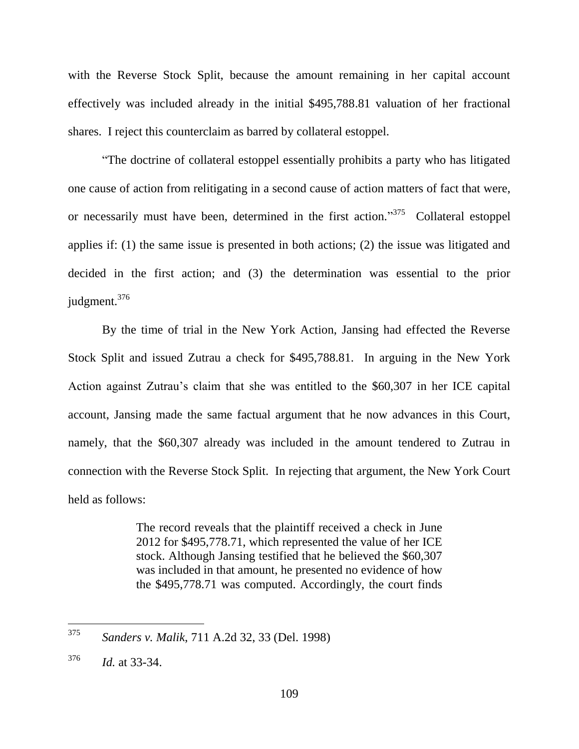with the Reverse Stock Split, because the amount remaining in her capital account effectively was included already in the initial $495,788.81 valuation of her fractional shares. I reject this counterclaim as barred by collateral estoppel.

"The doctrine of collateral estoppel essentially prohibits a party who has litigated one cause of action from relitigating in a second cause of action matters of fact that were, or necessarily must have been, determined in the first action."[375] Collateral estoppel applies if: (1) the same issue is presented in both actions; (2) the issue was litigated and decided in the first action; and (3) the determination was essential to the prior judgment.[376]

By the time of trial in the New York Action, Jansing had effected the Reverse Stock Split and issued Zutrau a check for $495,788.81. In arguing in the New York Action against Zutrau's claim that she was entitled to the $60,307 in her ICE capital account, Jansing made the same factual argument that he now advances in this Court, namely, that the $60,307 already was included in the amount tendered to Zutrau in connection with the Reverse Stock Split. In rejecting that argument, the New York Court held as follows:

> The record reveals that the plaintiff received a check in June 2012 for $495,778.71, which represented the value of her ICE stock. Although Jansing testified that he believed the $60,307 was included in that amount, he presented no evidence of how the $495,778.71 was computed. Accordingly, the court finds

---

[375] *Sanders v. Malik*, 711 A.2d 32, 33 (Del. 1998)

[376] *Id.* at 33-34.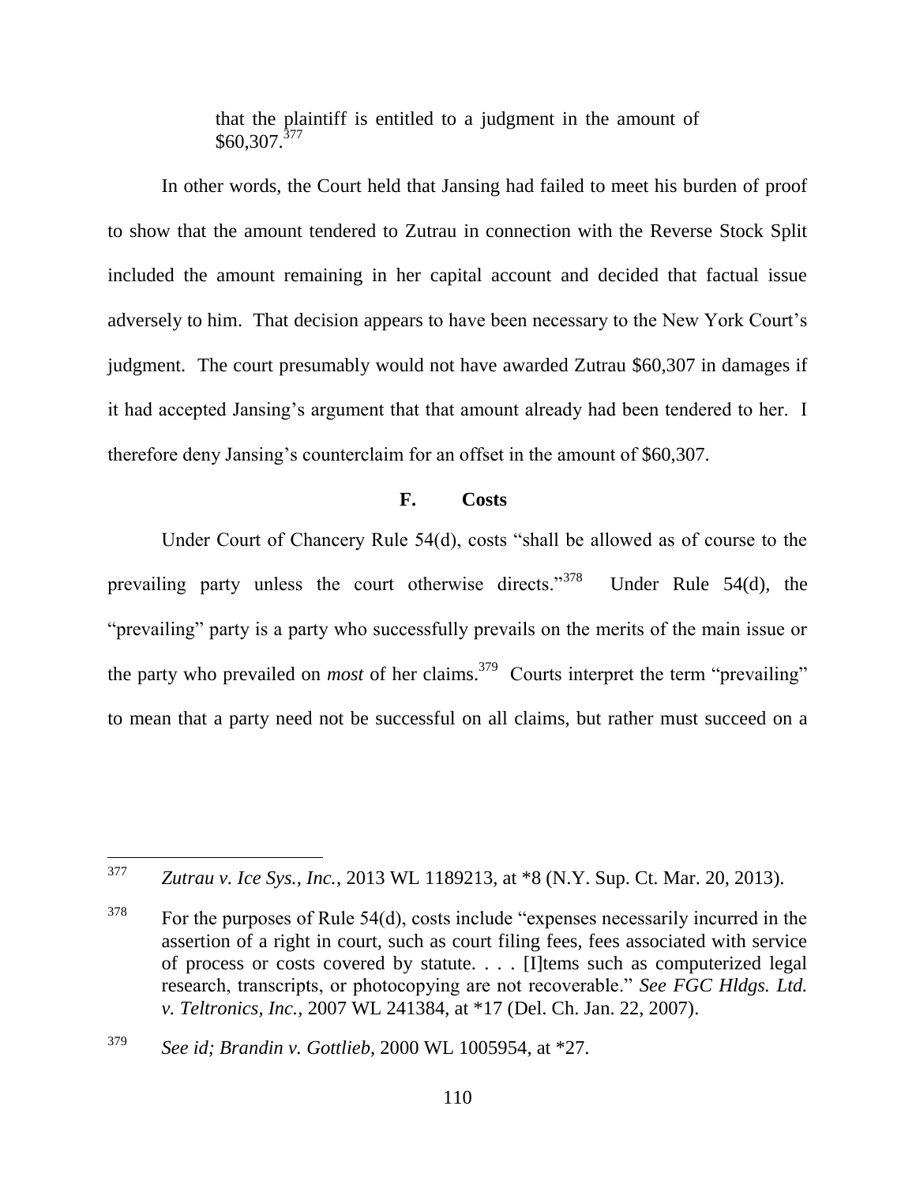> that the plaintiff is entitled to a judgment in the amount of $60,307.[377]

In other words, the Court held that Jansing had failed to meet his burden of proof to show that the amount tendered to Zutrau in connection with the Reverse Stock Split included the amount remaining in her capital account and decided that factual issue adversely to him. That decision appears to have been necessary to the New York Court's judgment. The court presumably would not have awarded Zutrau $60,307 in damages if it had accepted Jansing's argument that that amount already had been tendered to her. I therefore deny Jansing's counterclaim for an offset in the amount of $60,307.

### F. Costs

Under Court of Chancery Rule 54(d), costs "shall be allowed as of course to the prevailing party unless the court otherwise directs."[378] Under Rule 54(d), the "prevailing" party is a party who successfully prevails on the merits of the main issue or the party who prevailed on *most* of her claims.[379] Courts interpret the term "prevailing" to mean that a party need not be successful on all claims, but rather must succeed on a

---

[377] *Zutrau v. Ice Sys., Inc.*, 2013 WL 1189213, at *8 (N.Y. Sup. Ct. Mar. 20, 2013).

[378] For the purposes of Rule 54(d), costs include "expenses necessarily incurred in the assertion of a right in court, such as court filing fees, fees associated with service of process or costs covered by statute. . . . [I]tems such as computerized legal research, transcripts, or photocopying are not recoverable." *See FGC Hldgs. Ltd. v. Teltronics, Inc.*, 2007 WL 241384, at *17 (Del. Ch. Jan. 22, 2007).

[379] *See id; Brandin v. Gottlieb*, 2000 WL 1005954, at *27.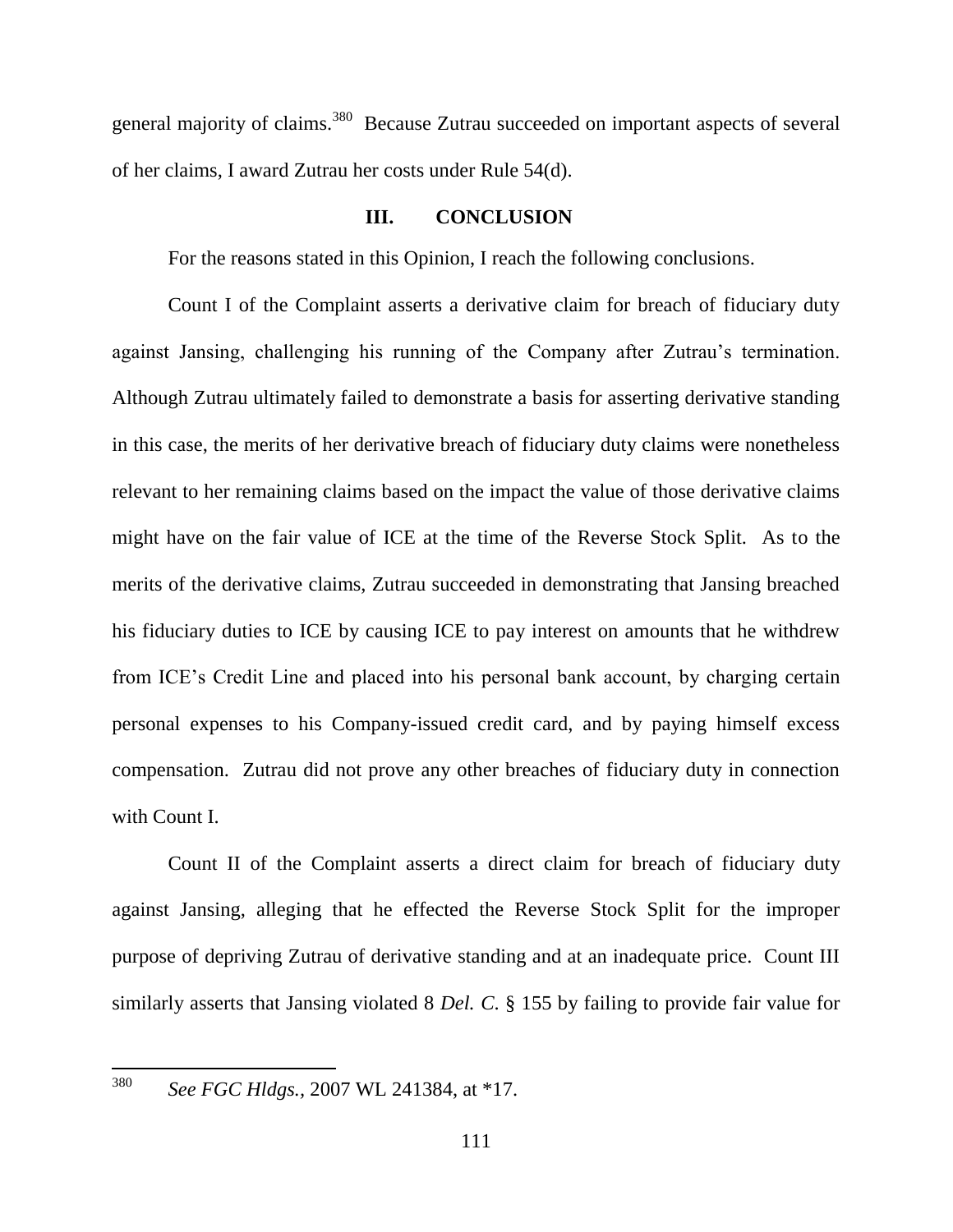general majority of claims.[380] Because Zutrau succeeded on important aspects of several of her claims, I award Zutrau her costs under Rule 54(d).

## III. CONCLUSION

For the reasons stated in this Opinion, I reach the following conclusions.

Count I of the Complaint asserts a derivative claim for breach of fiduciary duty against Jansing, challenging his running of the Company after Zutrau's termination. Although Zutrau ultimately failed to demonstrate a basis for asserting derivative standing in this case, the merits of her derivative breach of fiduciary duty claims were nonetheless relevant to her remaining claims based on the impact the value of those derivative claims might have on the fair value of ICE at the time of the Reverse Stock Split. As to the merits of the derivative claims, Zutrau succeeded in demonstrating that Jansing breached his fiduciary duties to ICE by causing ICE to pay interest on amounts that he withdrew from ICE's Credit Line and placed into his personal bank account, by charging certain personal expenses to his Company-issued credit card, and by paying himself excess compensation. Zutrau did not prove any other breaches of fiduciary duty in connection with Count I.

Count II of the Complaint asserts a direct claim for breach of fiduciary duty against Jansing, alleging that he effected the Reverse Stock Split for the improper purpose of depriving Zutrau of derivative standing and at an inadequate price. Count III similarly asserts that Jansing violated 8 *Del. C.* § 155 by failing to provide fair value for

---

[380] *See FGC Hldgs.*, 2007 WL 241384, at *17.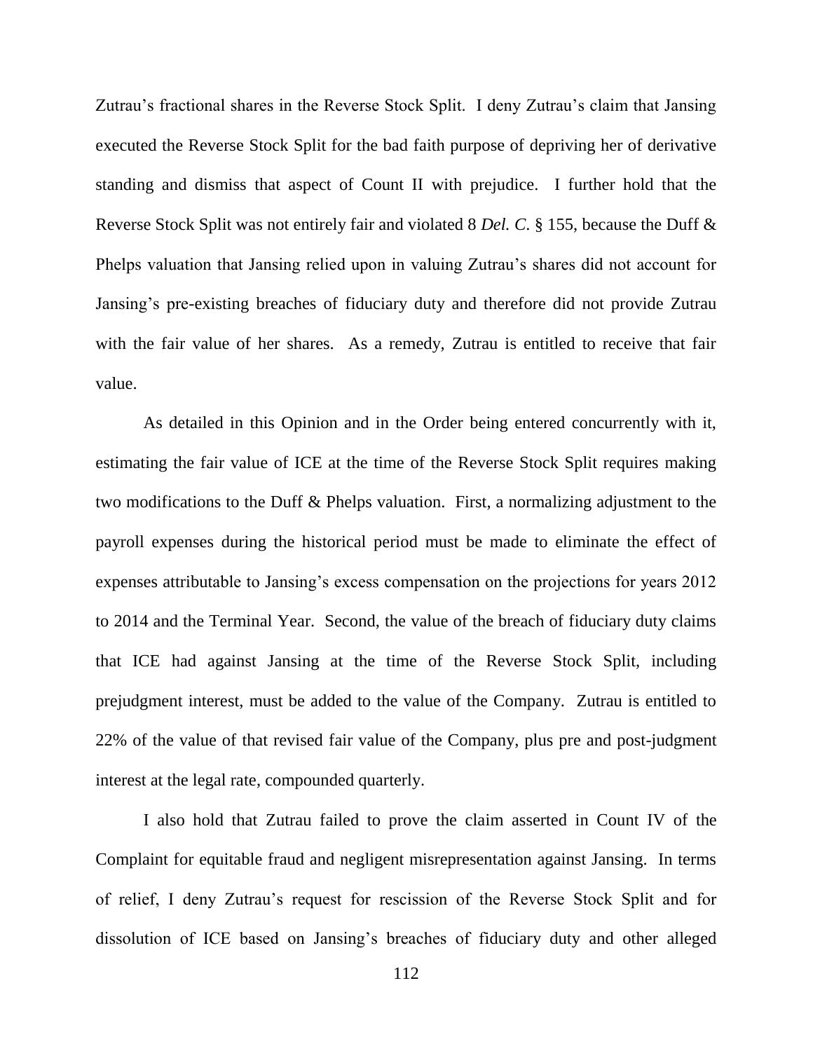Zutrau's fractional shares in the Reverse Stock Split. I deny Zutrau's claim that Jansing executed the Reverse Stock Split for the bad faith purpose of depriving her of derivative standing and dismiss that aspect of Count II with prejudice. I further hold that the Reverse Stock Split was not entirely fair and violated 8 *Del. C.* § 155, because the Duff & Phelps valuation that Jansing relied upon in valuing Zutrau's shares did not account for Jansing's pre-existing breaches of fiduciary duty and therefore did not provide Zutrau with the fair value of her shares. As a remedy, Zutrau is entitled to receive that fair value.

As detailed in this Opinion and in the Order being entered concurrently with it, estimating the fair value of ICE at the time of the Reverse Stock Split requires making two modifications to the Duff & Phelps valuation. First, a normalizing adjustment to the payroll expenses during the historical period must be made to eliminate the effect of expenses attributable to Jansing's excess compensation on the projections for years 2012 to 2014 and the Terminal Year. Second, the value of the breach of fiduciary duty claims that ICE had against Jansing at the time of the Reverse Stock Split, including prejudgment interest, must be added to the value of the Company. Zutrau is entitled to 22% of the value of that revised fair value of the Company, plus pre and post-judgment interest at the legal rate, compounded quarterly.

I also hold that Zutrau failed to prove the claim asserted in Count IV of the Complaint for equitable fraud and negligent misrepresentation against Jansing. In terms of relief, I deny Zutrau's request for rescission of the Reverse Stock Split and for dissolution of ICE based on Jansing's breaches of fiduciary duty and other alleged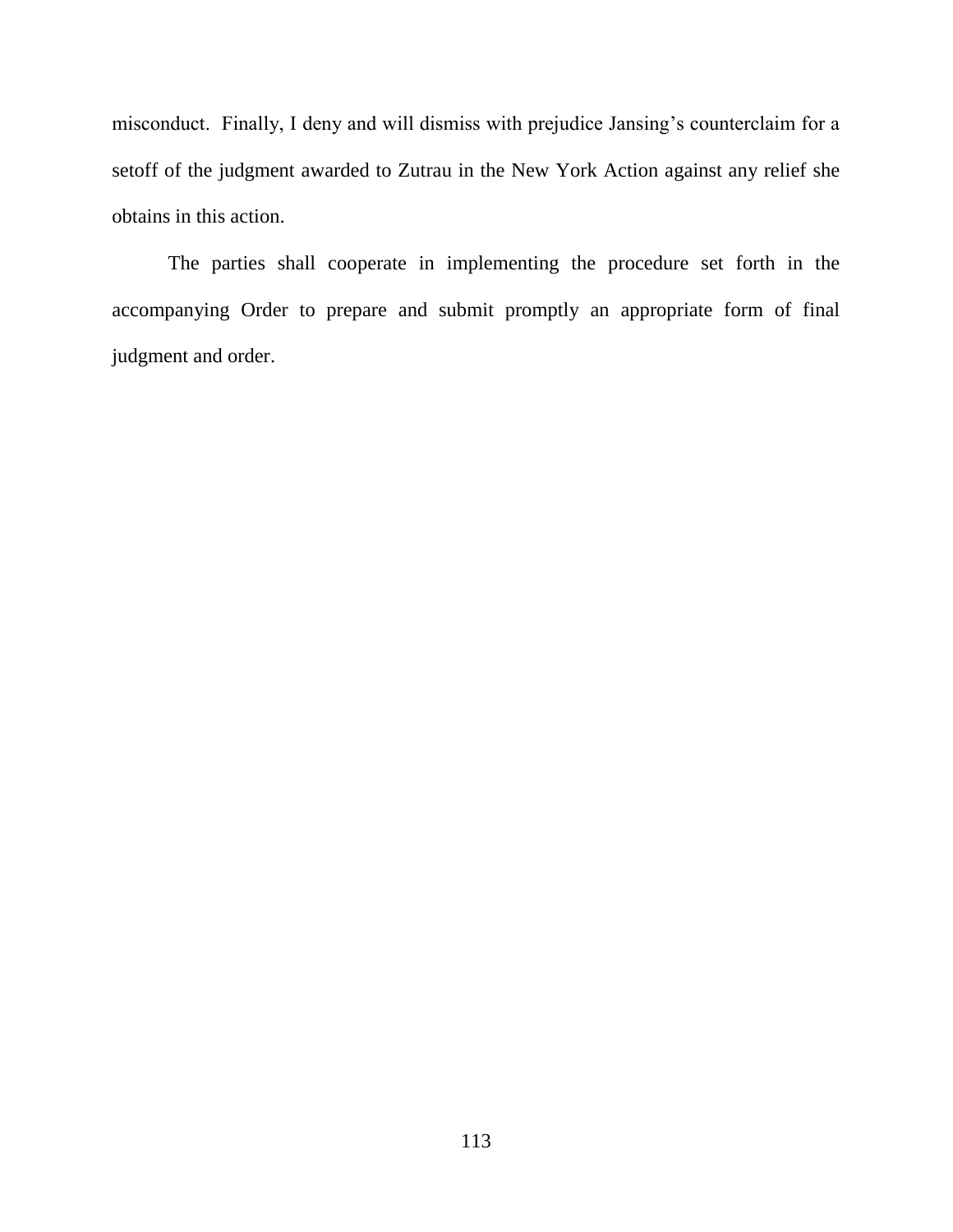misconduct. Finally, I deny and will dismiss with prejudice Jansing's counterclaim for a setoff of the judgment awarded to Zutrau in the New York Action against any relief she obtains in this action.

The parties shall cooperate in implementing the procedure set forth in the accompanying Order to prepare and submit promptly an appropriate form of final judgment and order.